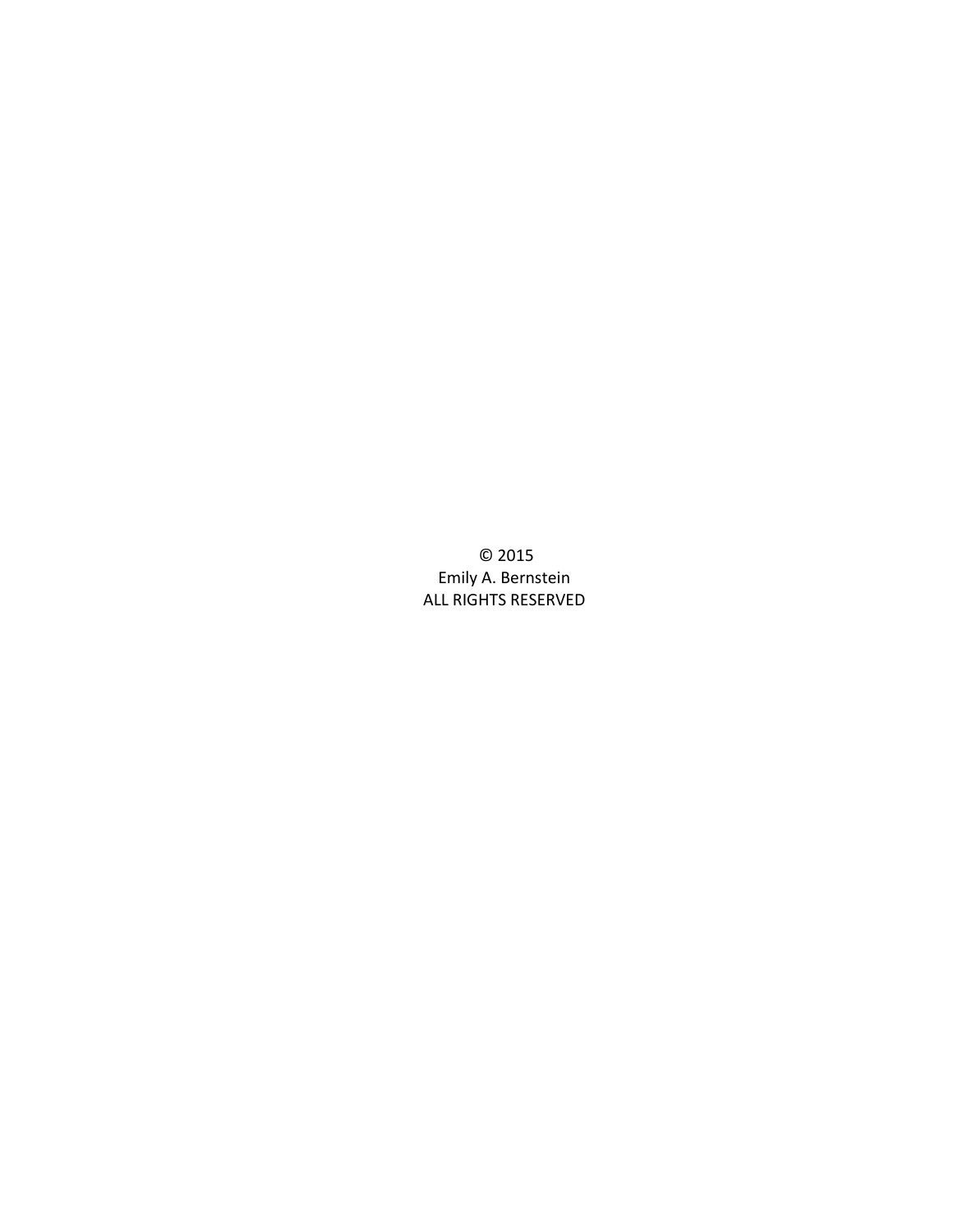© 2015
Emily A. Bernstein
ALL RIGHTS RESERVED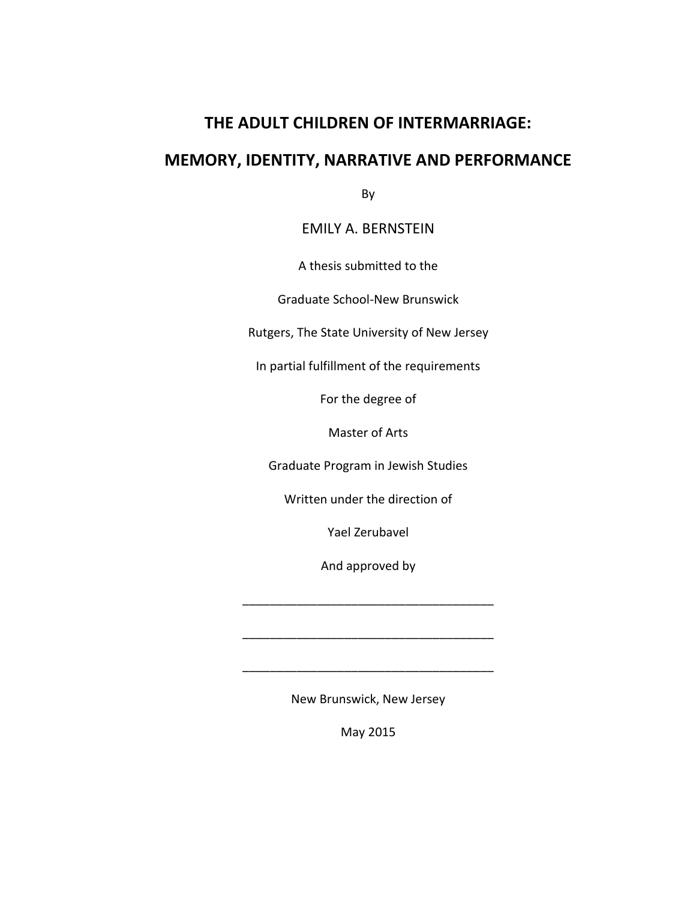# THE ADULT CHILDREN OF INTERMARRIAGE:

# MEMORY, IDENTITY, NARRATIVE AND PERFORMANCE

By

EMILY A. BERNSTEIN

A thesis submitted to the

Graduate School-New Brunswick

Rutgers, The State University of New Jersey

In partial fulfillment of the requirements

For the degree of

Master of Arts

Graduate Program in Jewish Studies

Written under the direction of

Yael Zerubavel

And approved by

\_\_\_\_\_\_\_\_\_\_\_\_\_\_\_\_\_\_\_\_\_\_\_\_\_\_\_\_\_\_\_\_\_\_\_\_

\_\_\_\_\_\_\_\_\_\_\_\_\_\_\_\_\_\_\_\_\_\_\_\_\_\_\_\_\_\_\_\_\_\_\_\_

\_\_\_\_\_\_\_\_\_\_\_\_\_\_\_\_\_\_\_\_\_\_\_\_\_\_\_\_\_\_\_\_\_\_\_\_

New Brunswick, New Jersey

May 2015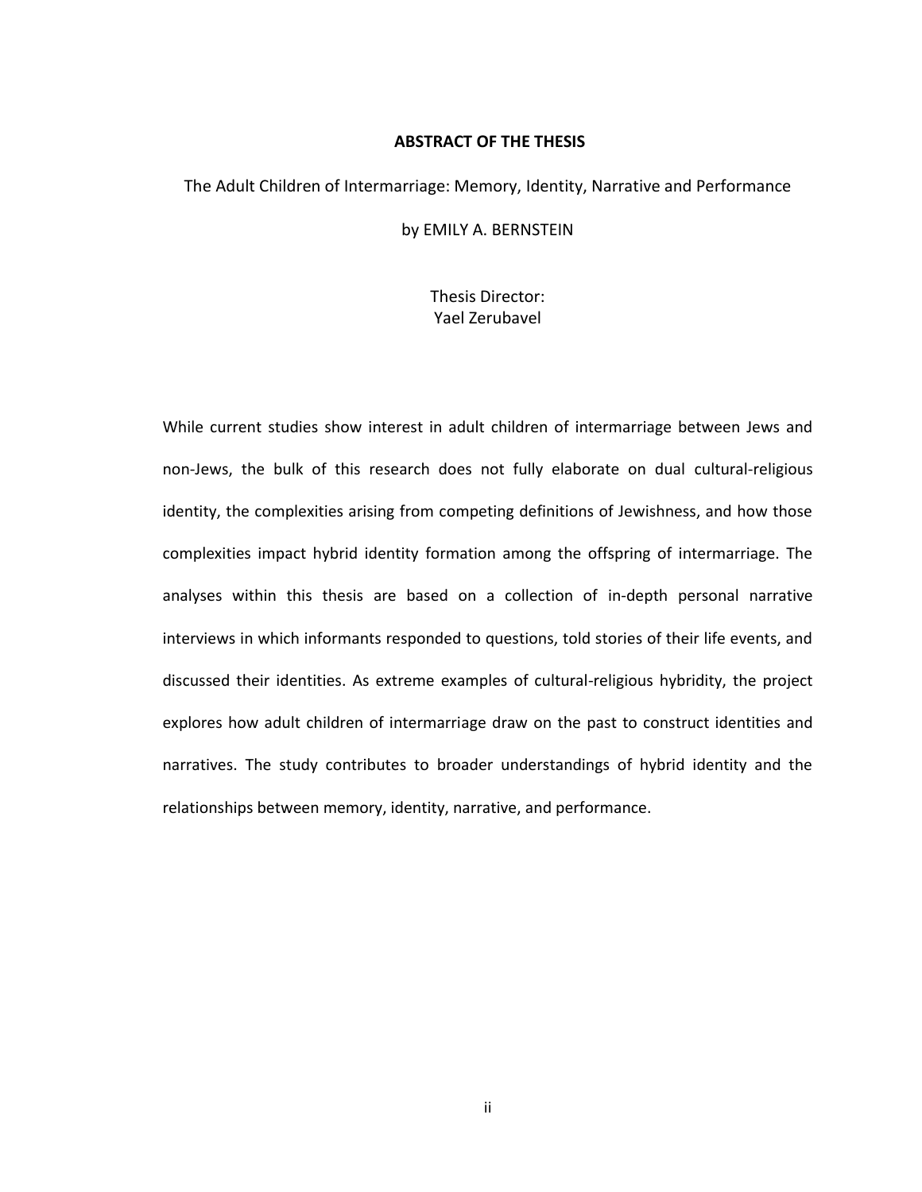## ABSTRACT OF THE THESIS

The Adult Children of Intermarriage: Memory, Identity, Narrative and Performance

by EMILY A. BERNSTEIN

Thesis Director:
Yael Zerubavel

While current studies show interest in adult children of intermarriage between Jews and non-Jews, the bulk of this research does not fully elaborate on dual cultural-religious identity, the complexities arising from competing definitions of Jewishness, and how those complexities impact hybrid identity formation among the offspring of intermarriage. The analyses within this thesis are based on a collection of in-depth personal narrative interviews in which informants responded to questions, told stories of their life events, and discussed their identities. As extreme examples of cultural-religious hybridity, the project explores how adult children of intermarriage draw on the past to construct identities and narratives. The study contributes to broader understandings of hybrid identity and the relationships between memory, identity, narrative, and performance.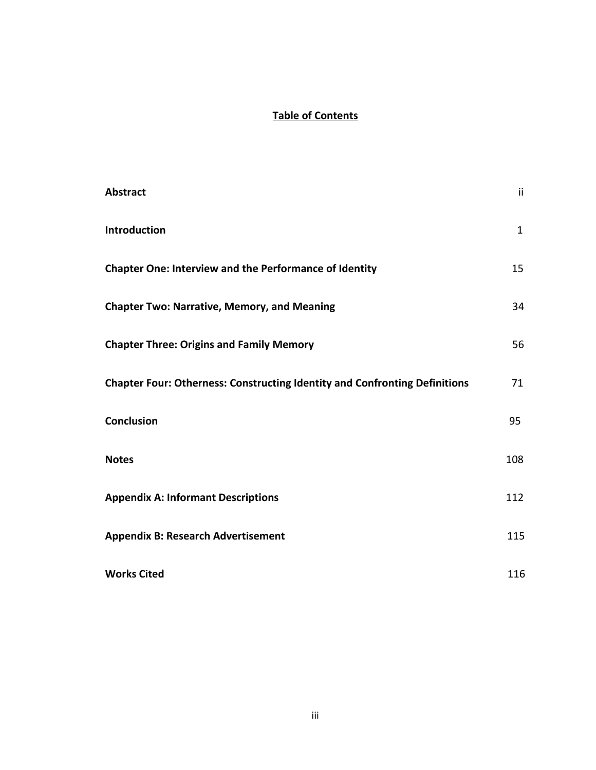## Table of Contents

| | |
|---|---|
| **Abstract** | ii |
| **Introduction** | 1 |
| **Chapter One: Interview and the Performance of Identity** | 15 |
| **Chapter Two: Narrative, Memory, and Meaning** | 34 |
| **Chapter Three: Origins and Family Memory** | 56 |
| **Chapter Four: Otherness: Constructing Identity and Confronting Definitions** | 71 |
| **Conclusion** | 95 |
| **Notes** | 108 |
| **Appendix A: Informant Descriptions** | 112 |
| **Appendix B: Research Advertisement** | 115 |
| **Works Cited** | 116 |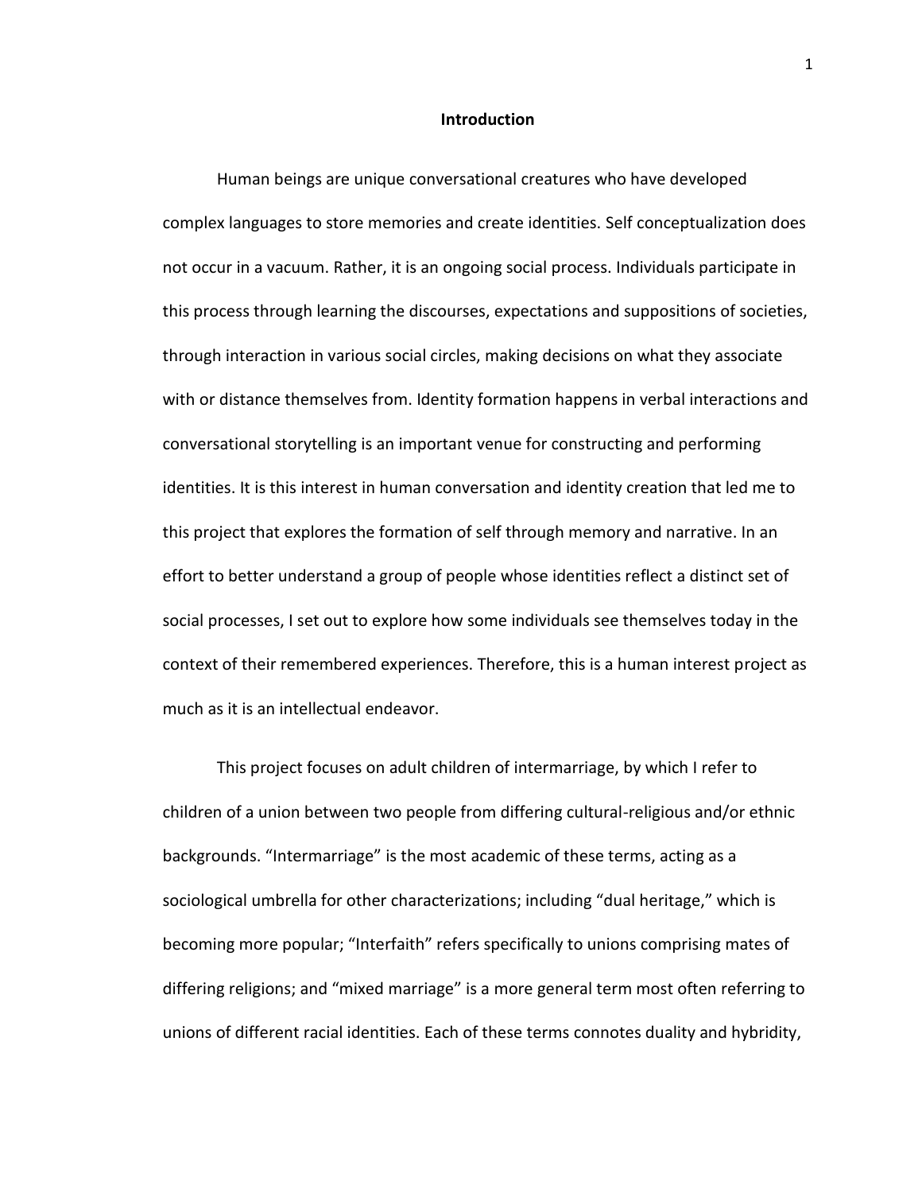# Introduction

Human beings are unique conversational creatures who have developed complex languages to store memories and create identities. Self conceptualization does not occur in a vacuum. Rather, it is an ongoing social process. Individuals participate in this process through learning the discourses, expectations and suppositions of societies, through interaction in various social circles, making decisions on what they associate with or distance themselves from. Identity formation happens in verbal interactions and conversational storytelling is an important venue for constructing and performing identities. It is this interest in human conversation and identity creation that led me to this project that explores the formation of self through memory and narrative. In an effort to better understand a group of people whose identities reflect a distinct set of social processes, I set out to explore how some individuals see themselves today in the context of their remembered experiences. Therefore, this is a human interest project as much as it is an intellectual endeavor.

This project focuses on adult children of intermarriage, by which I refer to children of a union between two people from differing cultural-religious and/or ethnic backgrounds. "Intermarriage" is the most academic of these terms, acting as a sociological umbrella for other characterizations; including "dual heritage," which is becoming more popular; "Interfaith" refers specifically to unions comprising mates of differing religions; and "mixed marriage" is a more general term most often referring to unions of different racial identities. Each of these terms connotes duality and hybridity,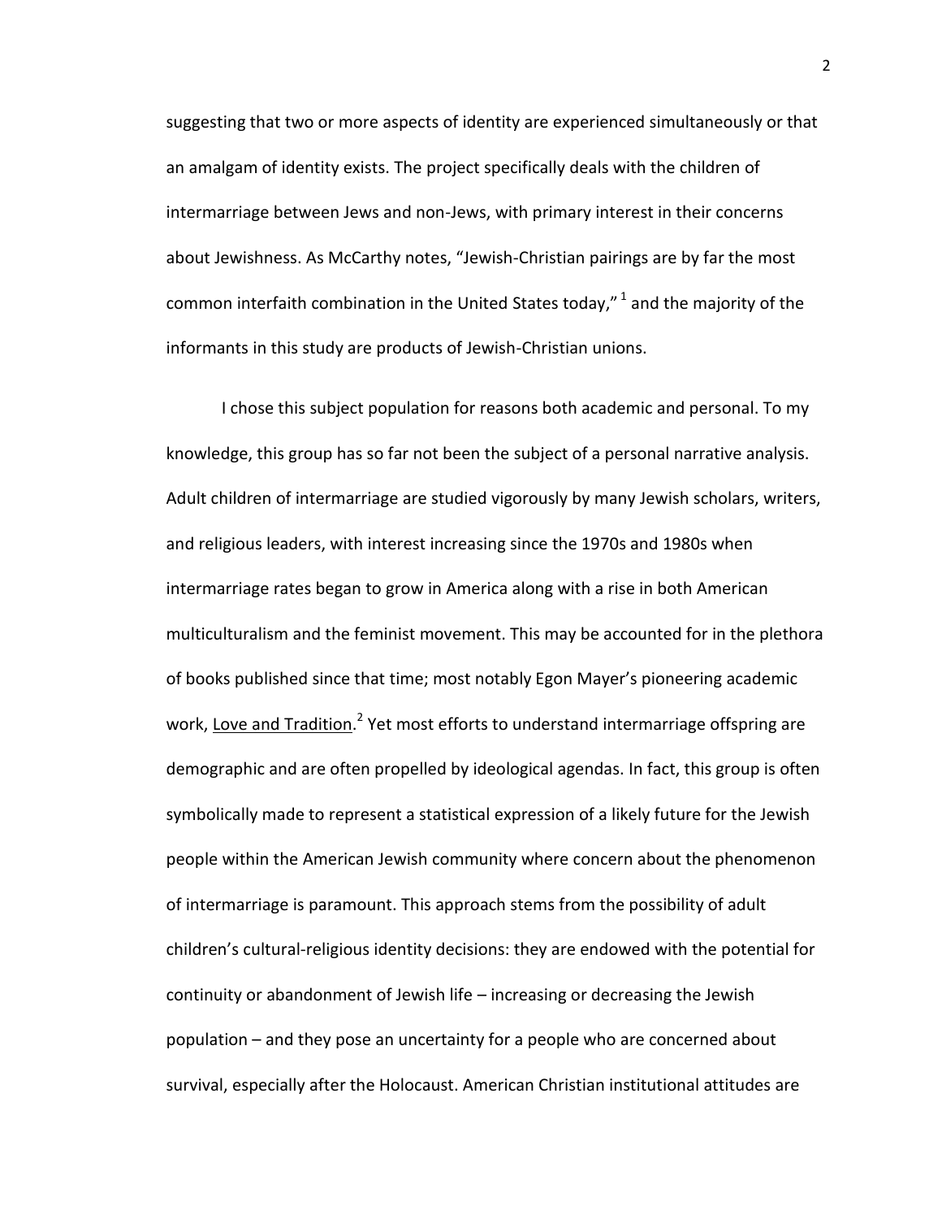suggesting that two or more aspects of identity are experienced simultaneously or that an amalgam of identity exists. The project specifically deals with the children of intermarriage between Jews and non-Jews, with primary interest in their concerns about Jewishness. As McCarthy notes, "Jewish-Christian pairings are by far the most common interfaith combination in the United States today,"[1] and the majority of the informants in this study are products of Jewish-Christian unions.

I chose this subject population for reasons both academic and personal. To my knowledge, this group has so far not been the subject of a personal narrative analysis. Adult children of intermarriage are studied vigorously by many Jewish scholars, writers, and religious leaders, with interest increasing since the 1970s and 1980s when intermarriage rates began to grow in America along with a rise in both American multiculturalism and the feminist movement. This may be accounted for in the plethora of books published since that time; most notably Egon Mayer's pioneering academic work, Love and Tradition.[2] Yet most efforts to understand intermarriage offspring are demographic and are often propelled by ideological agendas. In fact, this group is often symbolically made to represent a statistical expression of a likely future for the Jewish people within the American Jewish community where concern about the phenomenon of intermarriage is paramount. This approach stems from the possibility of adult children's cultural-religious identity decisions: they are endowed with the potential for continuity or abandonment of Jewish life – increasing or decreasing the Jewish population – and they pose an uncertainty for a people who are concerned about survival, especially after the Holocaust. American Christian institutional attitudes are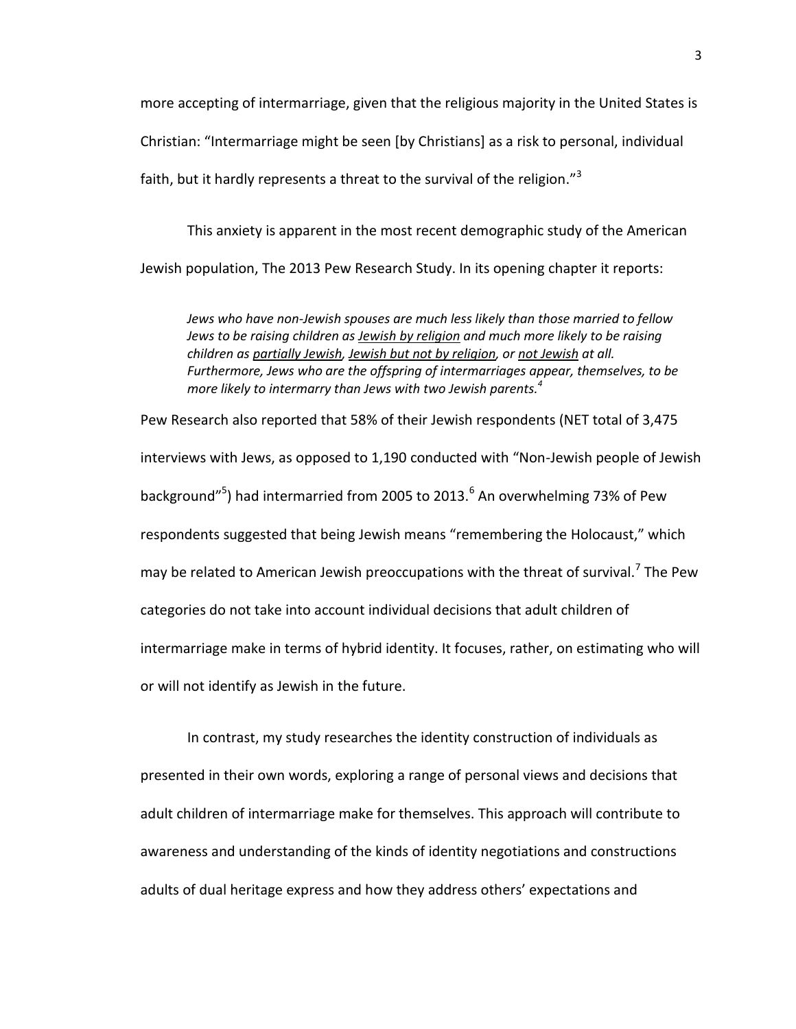more accepting of intermarriage, given that the religious majority in the United States is Christian: "Intermarriage might be seen [by Christians] as a risk to personal, individual faith, but it hardly represents a threat to the survival of the religion."[3]

This anxiety is apparent in the most recent demographic study of the American Jewish population, The 2013 Pew Research Study. In its opening chapter it reports:

> *Jews who have non-Jewish spouses are much less likely than those married to fellow Jews to be raising children as Jewish by religion and much more likely to be raising children as partially Jewish, Jewish but not by religion, or not Jewish at all. Furthermore, Jews who are the offspring of intermarriages appear, themselves, to be more likely to intermarry than Jews with two Jewish parents.*[4]

Pew Research also reported that 58% of their Jewish respondents (NET total of 3,475 interviews with Jews, as opposed to 1,190 conducted with "Non-Jewish people of Jewish background"[5]) had intermarried from 2005 to 2013.[6] An overwhelming 73% of Pew respondents suggested that being Jewish means "remembering the Holocaust," which may be related to American Jewish preoccupations with the threat of survival.[7] The Pew categories do not take into account individual decisions that adult children of intermarriage make in terms of hybrid identity. It focuses, rather, on estimating who will or will not identify as Jewish in the future.

In contrast, my study researches the identity construction of individuals as presented in their own words, exploring a range of personal views and decisions that adult children of intermarriage make for themselves. This approach will contribute to awareness and understanding of the kinds of identity negotiations and constructions adults of dual heritage express and how they address others' expectations and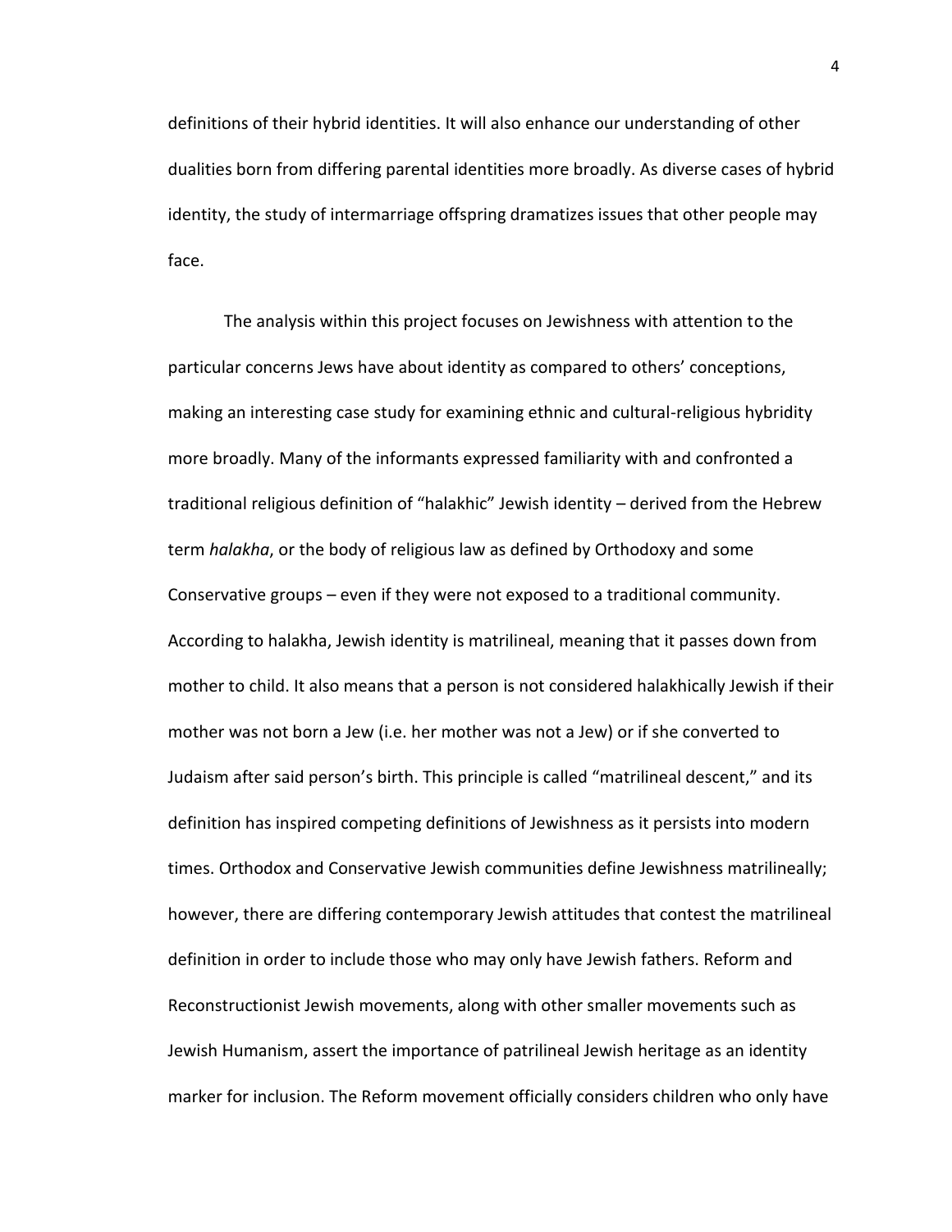definitions of their hybrid identities. It will also enhance our understanding of other dualities born from differing parental identities more broadly. As diverse cases of hybrid identity, the study of intermarriage offspring dramatizes issues that other people may face.

The analysis within this project focuses on Jewishness with attention to the particular concerns Jews have about identity as compared to others' conceptions, making an interesting case study for examining ethnic and cultural-religious hybridity more broadly. Many of the informants expressed familiarity with and confronted a traditional religious definition of "halakhic" Jewish identity – derived from the Hebrew term *halakha*, or the body of religious law as defined by Orthodoxy and some Conservative groups – even if they were not exposed to a traditional community. According to halakha, Jewish identity is matrilineal, meaning that it passes down from mother to child. It also means that a person is not considered halakhically Jewish if their mother was not born a Jew (i.e. her mother was not a Jew) or if she converted to Judaism after said person's birth. This principle is called "matrilineal descent," and its definition has inspired competing definitions of Jewishness as it persists into modern times. Orthodox and Conservative Jewish communities define Jewishness matrilineally; however, there are differing contemporary Jewish attitudes that contest the matrilineal definition in order to include those who may only have Jewish fathers. Reform and Reconstructionist Jewish movements, along with other smaller movements such as Jewish Humanism, assert the importance of patrilineal Jewish heritage as an identity marker for inclusion. The Reform movement officially considers children who only have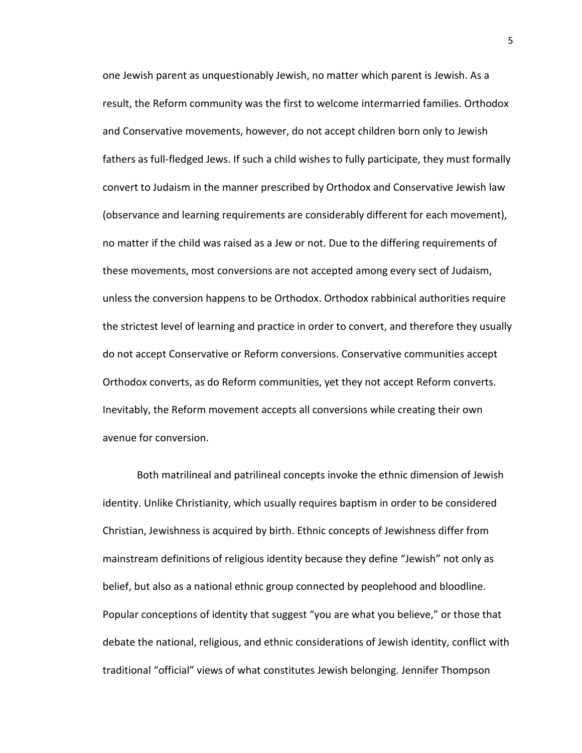one Jewish parent as unquestionably Jewish, no matter which parent is Jewish. As a result, the Reform community was the first to welcome intermarried families. Orthodox and Conservative movements, however, do not accept children born only to Jewish fathers as full-fledged Jews. If such a child wishes to fully participate, they must formally convert to Judaism in the manner prescribed by Orthodox and Conservative Jewish law (observance and learning requirements are considerably different for each movement), no matter if the child was raised as a Jew or not. Due to the differing requirements of these movements, most conversions are not accepted among every sect of Judaism, unless the conversion happens to be Orthodox. Orthodox rabbinical authorities require the strictest level of learning and practice in order to convert, and therefore they usually do not accept Conservative or Reform conversions. Conservative communities accept Orthodox converts, as do Reform communities, yet they not accept Reform converts. Inevitably, the Reform movement accepts all conversions while creating their own avenue for conversion.

Both matrilineal and patrilineal concepts invoke the ethnic dimension of Jewish identity. Unlike Christianity, which usually requires baptism in order to be considered Christian, Jewishness is acquired by birth. Ethnic concepts of Jewishness differ from mainstream definitions of religious identity because they define "Jewish" not only as belief, but also as a national ethnic group connected by peoplehood and bloodline. Popular conceptions of identity that suggest "you are what you believe," or those that debate the national, religious, and ethnic considerations of Jewish identity, conflict with traditional "official" views of what constitutes Jewish belonging. Jennifer Thompson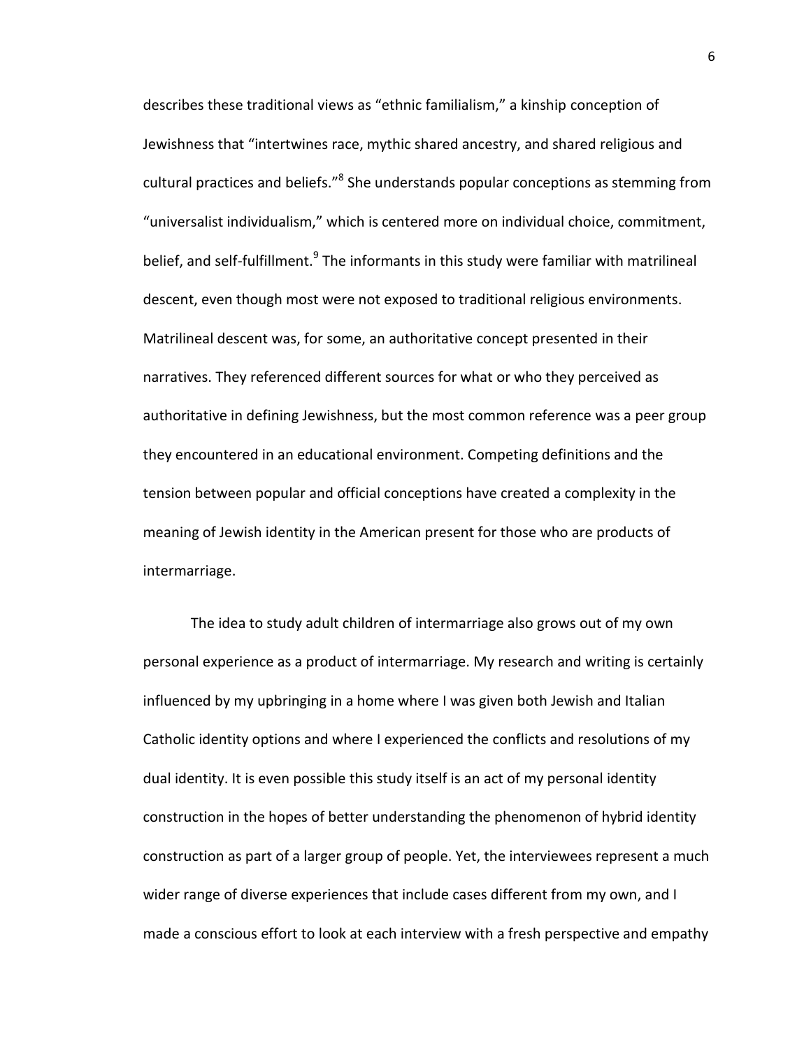describes these traditional views as "ethnic familialism," a kinship conception of Jewishness that "intertwines race, mythic shared ancestry, and shared religious and cultural practices and beliefs."[8] She understands popular conceptions as stemming from "universalist individualism," which is centered more on individual choice, commitment, belief, and self-fulfillment.[9] The informants in this study were familiar with matrilineal descent, even though most were not exposed to traditional religious environments. Matrilineal descent was, for some, an authoritative concept presented in their narratives. They referenced different sources for what or who they perceived as authoritative in defining Jewishness, but the most common reference was a peer group they encountered in an educational environment. Competing definitions and the tension between popular and official conceptions have created a complexity in the meaning of Jewish identity in the American present for those who are products of intermarriage.

The idea to study adult children of intermarriage also grows out of my own personal experience as a product of intermarriage. My research and writing is certainly influenced by my upbringing in a home where I was given both Jewish and Italian Catholic identity options and where I experienced the conflicts and resolutions of my dual identity. It is even possible this study itself is an act of my personal identity construction in the hopes of better understanding the phenomenon of hybrid identity construction as part of a larger group of people. Yet, the interviewees represent a much wider range of diverse experiences that include cases different from my own, and I made a conscious effort to look at each interview with a fresh perspective and empathy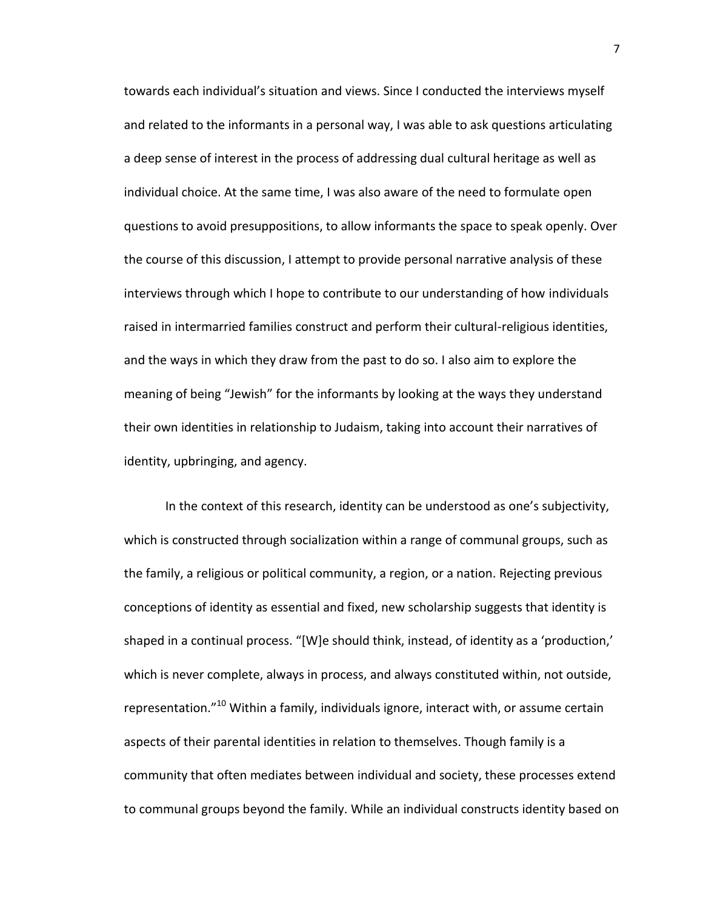towards each individual's situation and views. Since I conducted the interviews myself and related to the informants in a personal way, I was able to ask questions articulating a deep sense of interest in the process of addressing dual cultural heritage as well as individual choice. At the same time, I was also aware of the need to formulate open questions to avoid presuppositions, to allow informants the space to speak openly. Over the course of this discussion, I attempt to provide personal narrative analysis of these interviews through which I hope to contribute to our understanding of how individuals raised in intermarried families construct and perform their cultural-religious identities, and the ways in which they draw from the past to do so. I also aim to explore the meaning of being "Jewish" for the informants by looking at the ways they understand their own identities in relationship to Judaism, taking into account their narratives of identity, upbringing, and agency.

In the context of this research, identity can be understood as one's subjectivity, which is constructed through socialization within a range of communal groups, such as the family, a religious or political community, a region, or a nation. Rejecting previous conceptions of identity as essential and fixed, new scholarship suggests that identity is shaped in a continual process. "[W]e should think, instead, of identity as a 'production,' which is never complete, always in process, and always constituted within, not outside, representation."[10] Within a family, individuals ignore, interact with, or assume certain aspects of their parental identities in relation to themselves. Though family is a community that often mediates between individual and society, these processes extend to communal groups beyond the family. While an individual constructs identity based on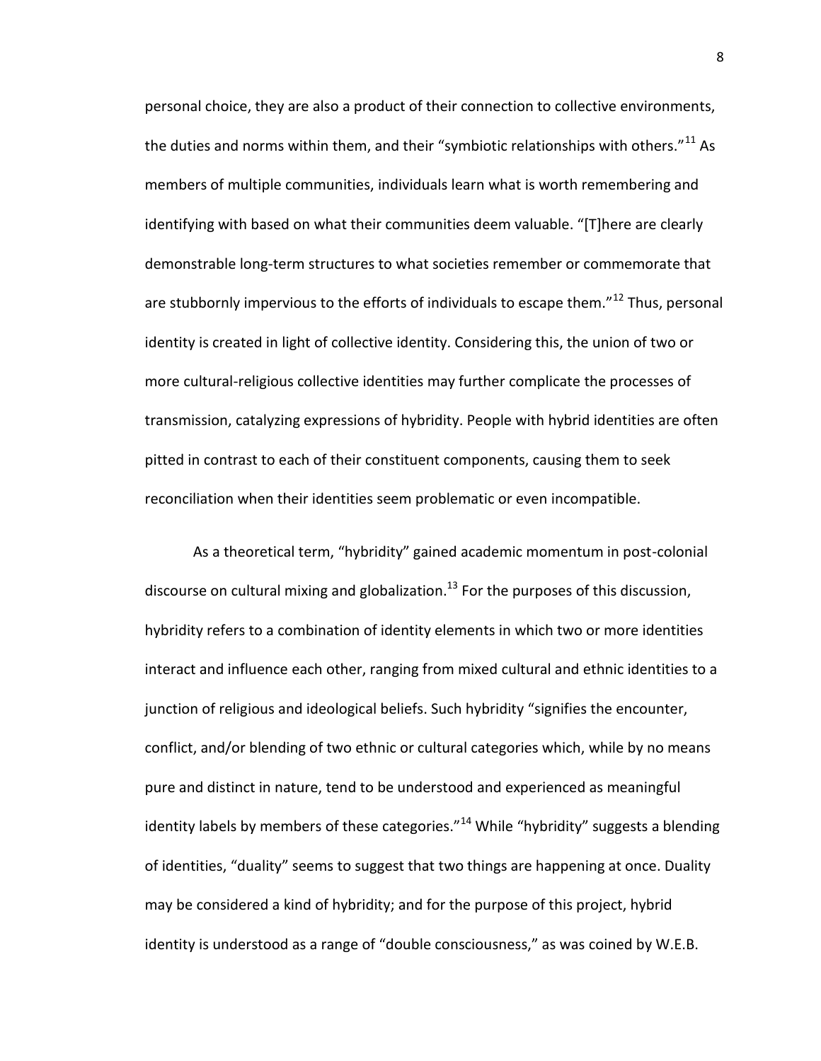personal choice, they are also a product of their connection to collective environments, the duties and norms within them, and their "symbiotic relationships with others."[11] As members of multiple communities, individuals learn what is worth remembering and identifying with based on what their communities deem valuable. "[T]here are clearly demonstrable long-term structures to what societies remember or commemorate that are stubbornly impervious to the efforts of individuals to escape them."[12] Thus, personal identity is created in light of collective identity. Considering this, the union of two or more cultural-religious collective identities may further complicate the processes of transmission, catalyzing expressions of hybridity. People with hybrid identities are often pitted in contrast to each of their constituent components, causing them to seek reconciliation when their identities seem problematic or even incompatible.

As a theoretical term, "hybridity" gained academic momentum in post-colonial discourse on cultural mixing and globalization.[13] For the purposes of this discussion, hybridity refers to a combination of identity elements in which two or more identities interact and influence each other, ranging from mixed cultural and ethnic identities to a junction of religious and ideological beliefs. Such hybridity "signifies the encounter, conflict, and/or blending of two ethnic or cultural categories which, while by no means pure and distinct in nature, tend to be understood and experienced as meaningful identity labels by members of these categories."[14] While "hybridity" suggests a blending of identities, "duality" seems to suggest that two things are happening at once. Duality may be considered a kind of hybridity; and for the purpose of this project, hybrid identity is understood as a range of "double consciousness," as was coined by W.E.B.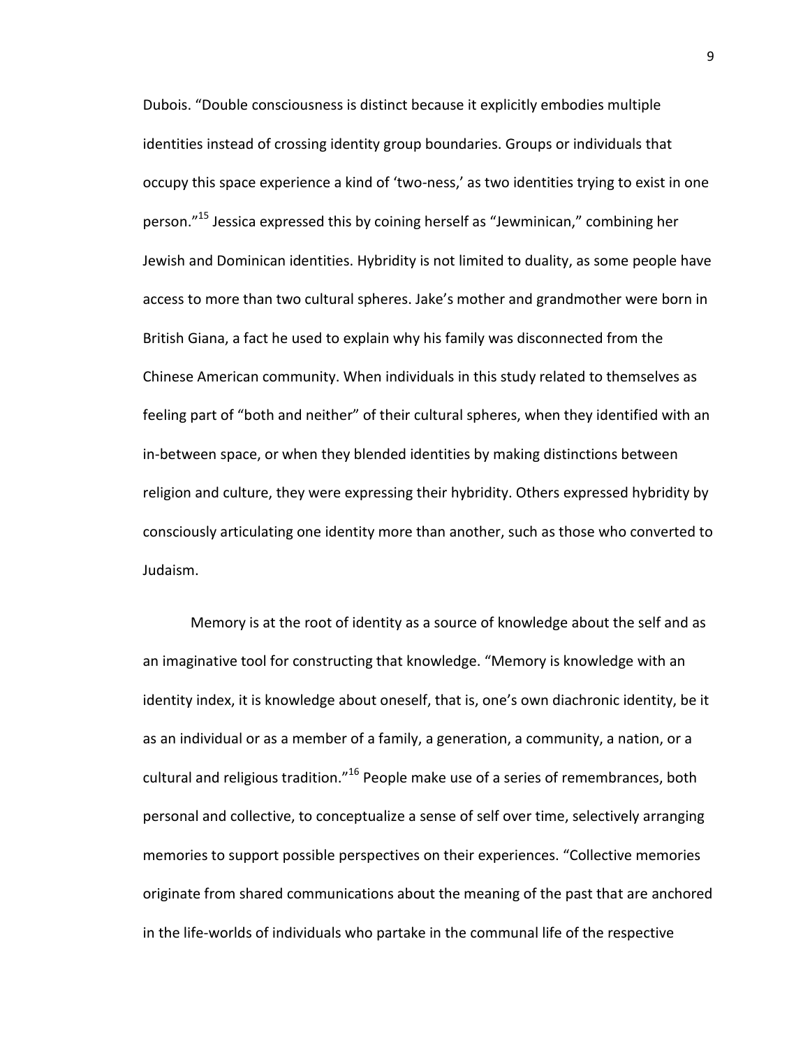Dubois. "Double consciousness is distinct because it explicitly embodies multiple identities instead of crossing identity group boundaries. Groups or individuals that occupy this space experience a kind of 'two-ness,' as two identities trying to exist in one person."[15] Jessica expressed this by coining herself as "Jewminican," combining her Jewish and Dominican identities. Hybridity is not limited to duality, as some people have access to more than two cultural spheres. Jake's mother and grandmother were born in British Giana, a fact he used to explain why his family was disconnected from the Chinese American community. When individuals in this study related to themselves as feeling part of "both and neither" of their cultural spheres, when they identified with an in-between space, or when they blended identities by making distinctions between religion and culture, they were expressing their hybridity. Others expressed hybridity by consciously articulating one identity more than another, such as those who converted to Judaism.

Memory is at the root of identity as a source of knowledge about the self and as an imaginative tool for constructing that knowledge. "Memory is knowledge with an identity index, it is knowledge about oneself, that is, one's own diachronic identity, be it as an individual or as a member of a family, a generation, a community, a nation, or a cultural and religious tradition."[16] People make use of a series of remembrances, both personal and collective, to conceptualize a sense of self over time, selectively arranging memories to support possible perspectives on their experiences. "Collective memories originate from shared communications about the meaning of the past that are anchored in the life-worlds of individuals who partake in the communal life of the respective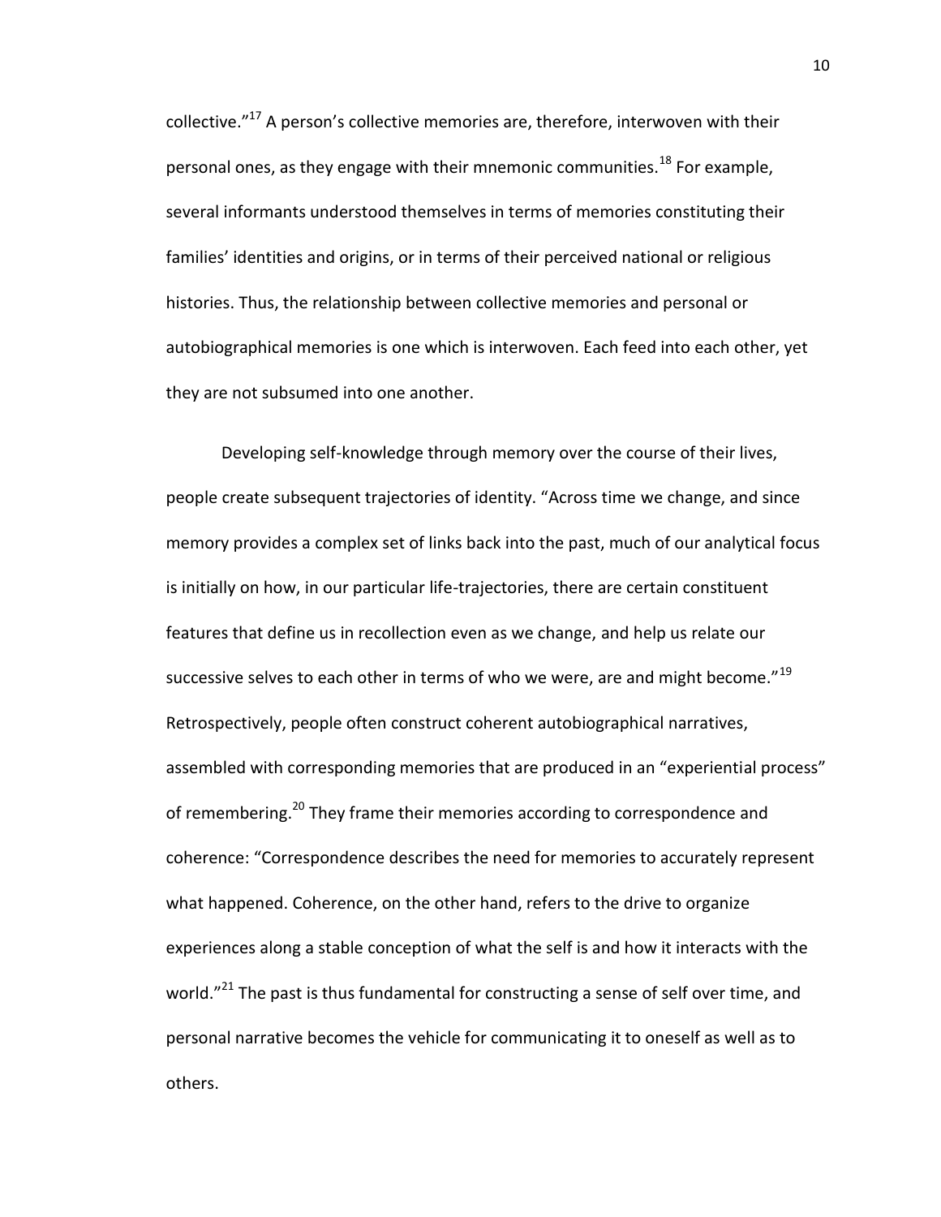collective."[17] A person's collective memories are, therefore, interwoven with their personal ones, as they engage with their mnemonic communities.[18] For example, several informants understood themselves in terms of memories constituting their families' identities and origins, or in terms of their perceived national or religious histories. Thus, the relationship between collective memories and personal or autobiographical memories is one which is interwoven. Each feed into each other, yet they are not subsumed into one another.

Developing self-knowledge through memory over the course of their lives, people create subsequent trajectories of identity. "Across time we change, and since memory provides a complex set of links back into the past, much of our analytical focus is initially on how, in our particular life-trajectories, there are certain constituent features that define us in recollection even as we change, and help us relate our successive selves to each other in terms of who we were, are and might become."[19] Retrospectively, people often construct coherent autobiographical narratives, assembled with corresponding memories that are produced in an "experiential process" of remembering.[20] They frame their memories according to correspondence and coherence: "Correspondence describes the need for memories to accurately represent what happened. Coherence, on the other hand, refers to the drive to organize experiences along a stable conception of what the self is and how it interacts with the world."[21] The past is thus fundamental for constructing a sense of self over time, and personal narrative becomes the vehicle for communicating it to oneself as well as to others.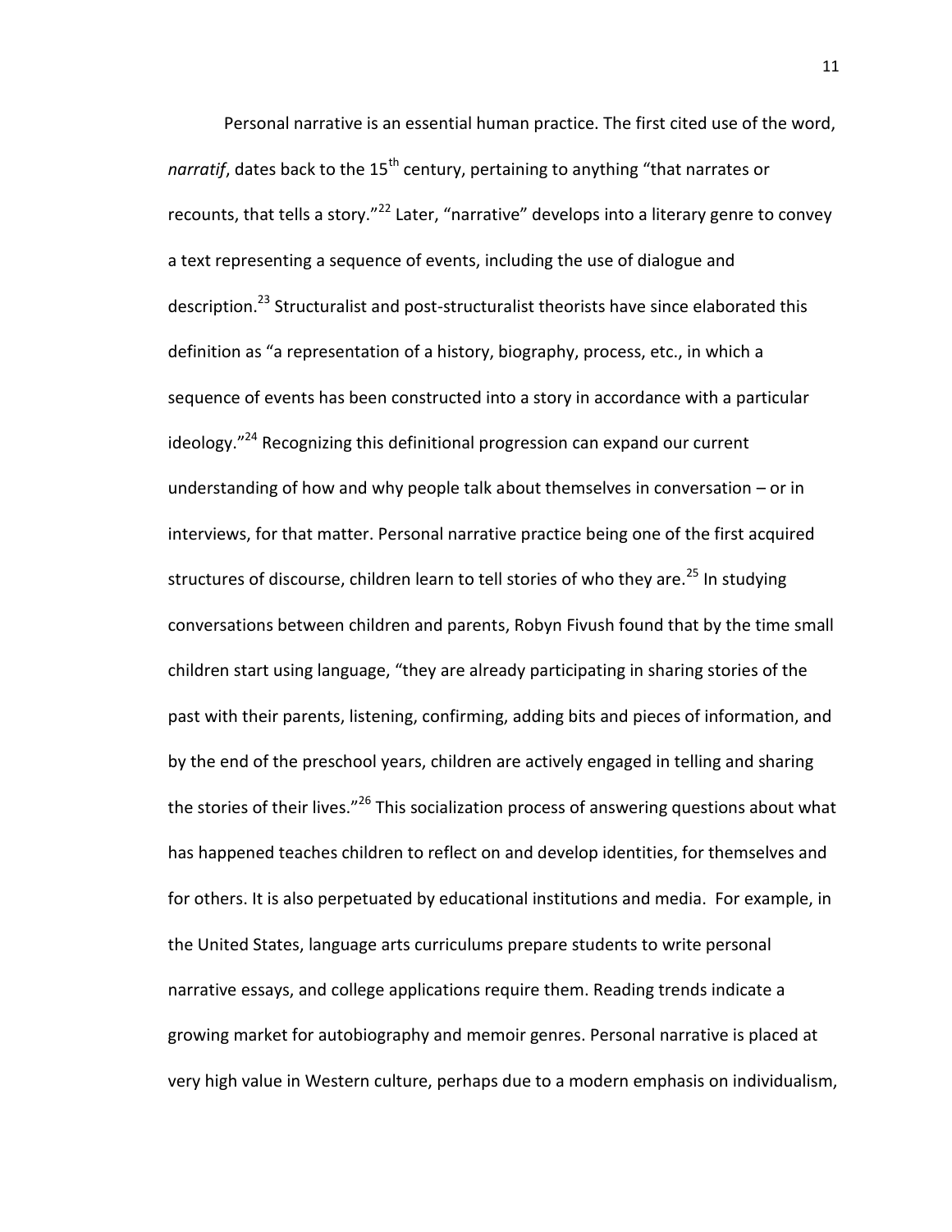Personal narrative is an essential human practice. The first cited use of the word, *narratif*, dates back to the 15th century, pertaining to anything "that narrates or recounts, that tells a story."[22] Later, "narrative" develops into a literary genre to convey a text representing a sequence of events, including the use of dialogue and description.[23] Structuralist and post-structuralist theorists have since elaborated this definition as "a representation of a history, biography, process, etc., in which a sequence of events has been constructed into a story in accordance with a particular ideology."[24] Recognizing this definitional progression can expand our current understanding of how and why people talk about themselves in conversation – or in interviews, for that matter. Personal narrative practice being one of the first acquired structures of discourse, children learn to tell stories of who they are.[25] In studying conversations between children and parents, Robyn Fivush found that by the time small children start using language, "they are already participating in sharing stories of the past with their parents, listening, confirming, adding bits and pieces of information, and by the end of the preschool years, children are actively engaged in telling and sharing the stories of their lives."[26] This socialization process of answering questions about what has happened teaches children to reflect on and develop identities, for themselves and for others. It is also perpetuated by educational institutions and media. For example, in the United States, language arts curriculums prepare students to write personal narrative essays, and college applications require them. Reading trends indicate a growing market for autobiography and memoir genres. Personal narrative is placed at very high value in Western culture, perhaps due to a modern emphasis on individualism,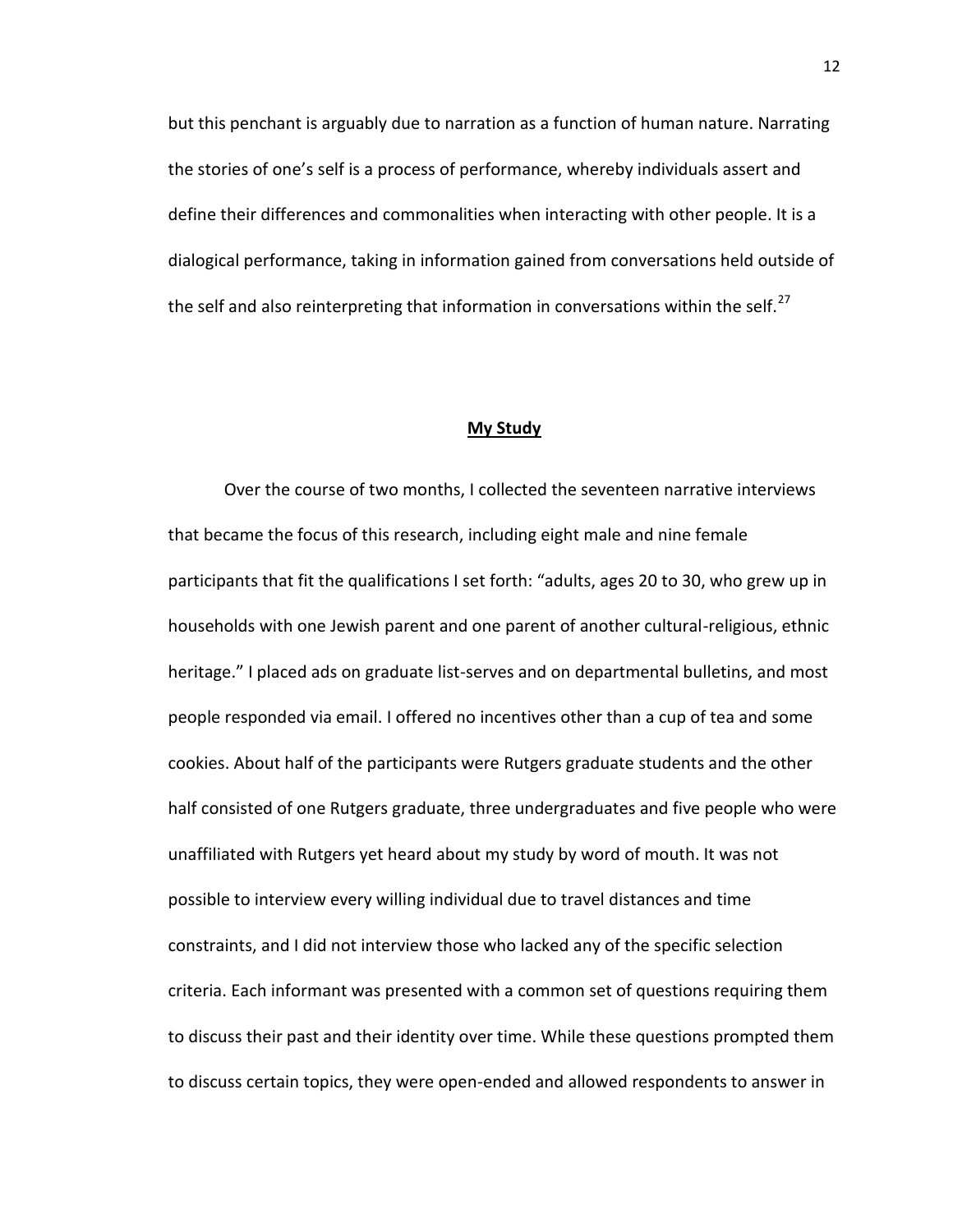but this penchant is arguably due to narration as a function of human nature. Narrating the stories of one's self is a process of performance, whereby individuals assert and define their differences and commonalities when interacting with other people. It is a dialogical performance, taking in information gained from conversations held outside of the self and also reinterpreting that information in conversations within the self.[27]

## My Study

Over the course of two months, I collected the seventeen narrative interviews that became the focus of this research, including eight male and nine female participants that fit the qualifications I set forth: "adults, ages 20 to 30, who grew up in households with one Jewish parent and one parent of another cultural-religious, ethnic heritage." I placed ads on graduate list-serves and on departmental bulletins, and most people responded via email. I offered no incentives other than a cup of tea and some cookies. About half of the participants were Rutgers graduate students and the other half consisted of one Rutgers graduate, three undergraduates and five people who were unaffiliated with Rutgers yet heard about my study by word of mouth. It was not possible to interview every willing individual due to travel distances and time constraints, and I did not interview those who lacked any of the specific selection criteria. Each informant was presented with a common set of questions requiring them to discuss their past and their identity over time. While these questions prompted them to discuss certain topics, they were open-ended and allowed respondents to answer in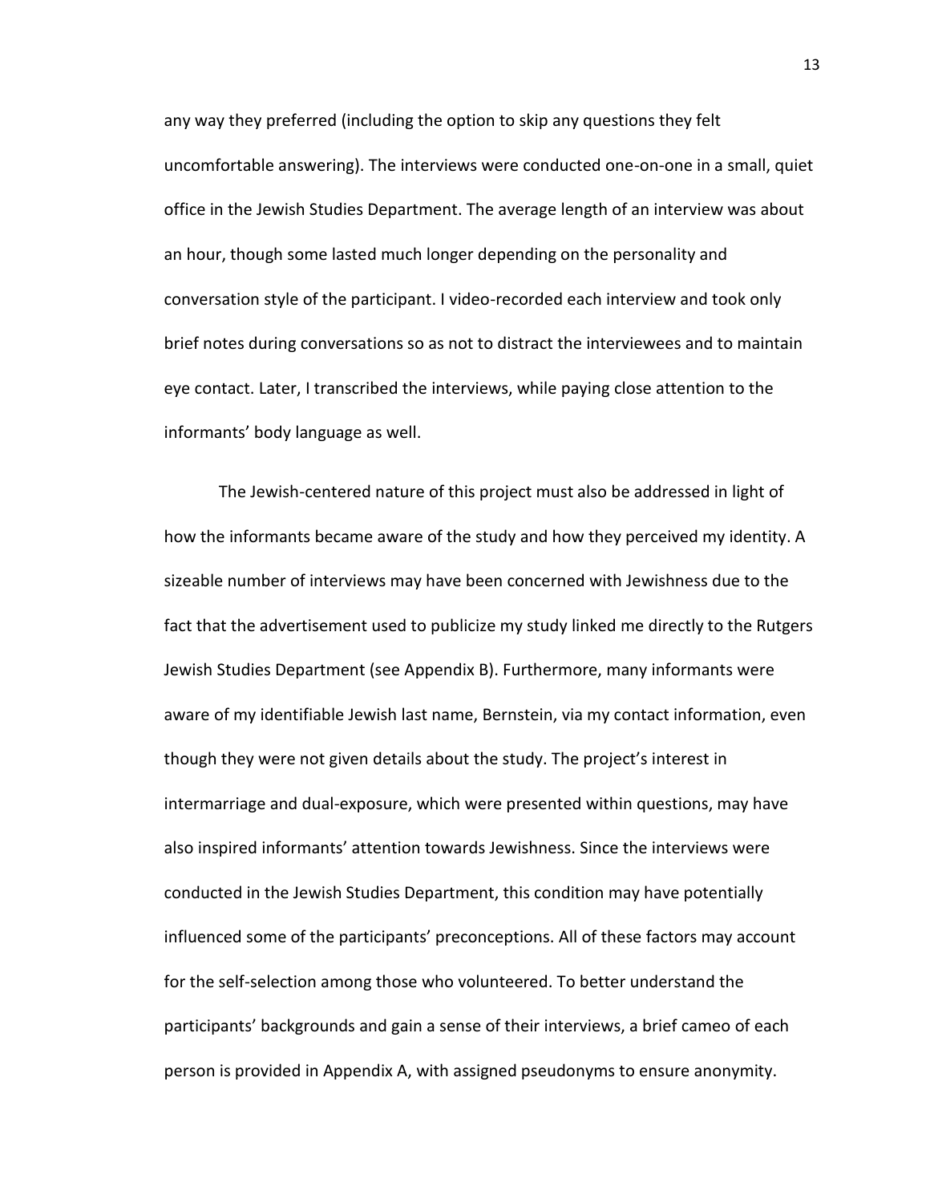any way they preferred (including the option to skip any questions they felt uncomfortable answering). The interviews were conducted one-on-one in a small, quiet office in the Jewish Studies Department. The average length of an interview was about an hour, though some lasted much longer depending on the personality and conversation style of the participant. I video-recorded each interview and took only brief notes during conversations so as not to distract the interviewees and to maintain eye contact. Later, I transcribed the interviews, while paying close attention to the informants' body language as well.

The Jewish-centered nature of this project must also be addressed in light of how the informants became aware of the study and how they perceived my identity. A sizeable number of interviews may have been concerned with Jewishness due to the fact that the advertisement used to publicize my study linked me directly to the Rutgers Jewish Studies Department (see Appendix B). Furthermore, many informants were aware of my identifiable Jewish last name, Bernstein, via my contact information, even though they were not given details about the study. The project's interest in intermarriage and dual-exposure, which were presented within questions, may have also inspired informants' attention towards Jewishness. Since the interviews were conducted in the Jewish Studies Department, this condition may have potentially influenced some of the participants' preconceptions. All of these factors may account for the self-selection among those who volunteered. To better understand the participants' backgrounds and gain a sense of their interviews, a brief cameo of each person is provided in Appendix A, with assigned pseudonyms to ensure anonymity.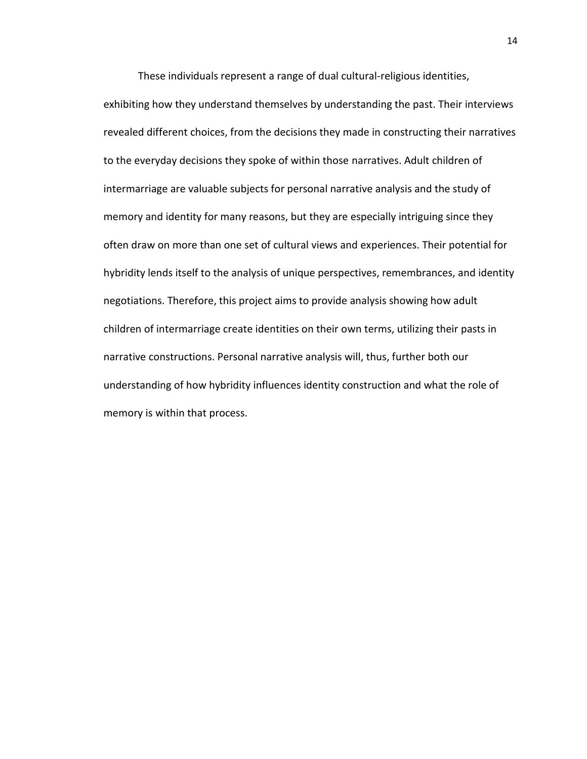These individuals represent a range of dual cultural-religious identities, exhibiting how they understand themselves by understanding the past. Their interviews revealed different choices, from the decisions they made in constructing their narratives to the everyday decisions they spoke of within those narratives. Adult children of intermarriage are valuable subjects for personal narrative analysis and the study of memory and identity for many reasons, but they are especially intriguing since they often draw on more than one set of cultural views and experiences. Their potential for hybridity lends itself to the analysis of unique perspectives, remembrances, and identity negotiations. Therefore, this project aims to provide analysis showing how adult children of intermarriage create identities on their own terms, utilizing their pasts in narrative constructions. Personal narrative analysis will, thus, further both our understanding of how hybridity influences identity construction and what the role of memory is within that process.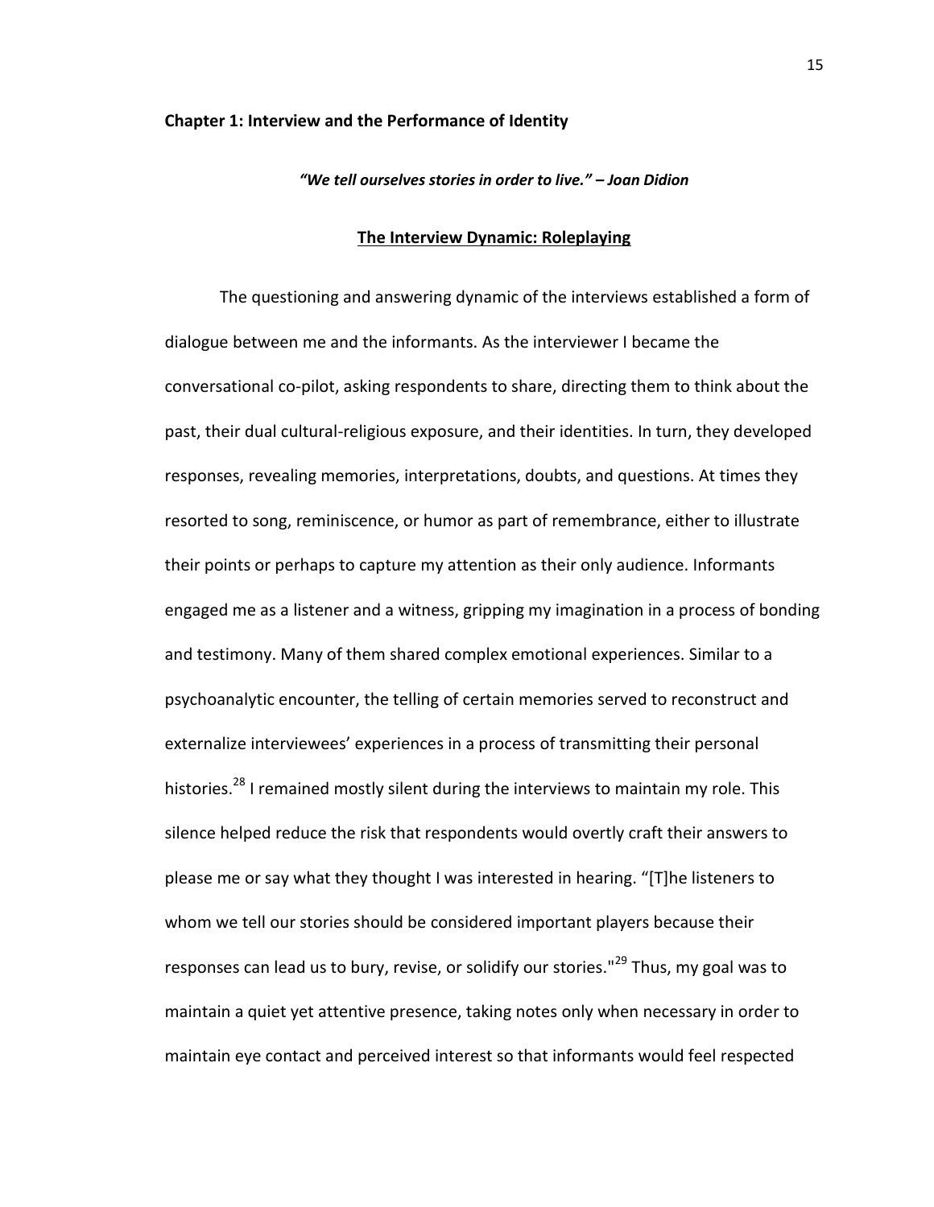## Chapter 1: Interview and the Performance of Identity

***"We tell ourselves stories in order to live." – Joan Didion***

### The Interview Dynamic: Roleplaying

The questioning and answering dynamic of the interviews established a form of dialogue between me and the informants. As the interviewer I became the conversational co-pilot, asking respondents to share, directing them to think about the past, their dual cultural-religious exposure, and their identities. In turn, they developed responses, revealing memories, interpretations, doubts, and questions. At times they resorted to song, reminiscence, or humor as part of remembrance, either to illustrate their points or perhaps to capture my attention as their only audience. Informants engaged me as a listener and a witness, gripping my imagination in a process of bonding and testimony. Many of them shared complex emotional experiences. Similar to a psychoanalytic encounter, the telling of certain memories served to reconstruct and externalize interviewees' experiences in a process of transmitting their personal histories.[28] I remained mostly silent during the interviews to maintain my role. This silence helped reduce the risk that respondents would overtly craft their answers to please me or say what they thought I was interested in hearing. "[T]he listeners to whom we tell our stories should be considered important players because their responses can lead us to bury, revise, or solidify our stories."[29] Thus, my goal was to maintain a quiet yet attentive presence, taking notes only when necessary in order to maintain eye contact and perceived interest so that informants would feel respected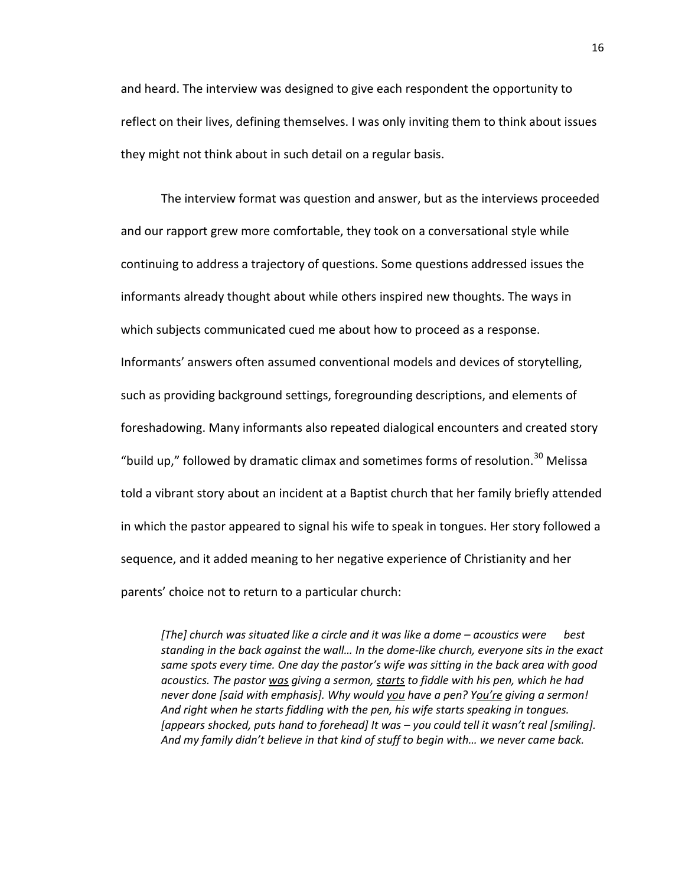and heard. The interview was designed to give each respondent the opportunity to reflect on their lives, defining themselves. I was only inviting them to think about issues they might not think about in such detail on a regular basis.

The interview format was question and answer, but as the interviews proceeded and our rapport grew more comfortable, they took on a conversational style while continuing to address a trajectory of questions. Some questions addressed issues the informants already thought about while others inspired new thoughts. The ways in which subjects communicated cued me about how to proceed as a response. Informants' answers often assumed conventional models and devices of storytelling, such as providing background settings, foregrounding descriptions, and elements of foreshadowing. Many informants also repeated dialogical encounters and created story "build up," followed by dramatic climax and sometimes forms of resolution.[30] Melissa told a vibrant story about an incident at a Baptist church that her family briefly attended in which the pastor appeared to signal his wife to speak in tongues. Her story followed a sequence, and it added meaning to her negative experience of Christianity and her parents' choice not to return to a particular church:

> *[The] church was situated like a circle and it was like a dome – acoustics were best standing in the back against the wall… In the dome-like church, everyone sits in the exact same spots every time. One day the pastor's wife was sitting in the back area with good acoustics. The pastor <u>was</u> giving a sermon, <u>starts</u> to fiddle with his pen, which he had never done [said with emphasis]. Why would <u>you</u> have a pen? Y<u>ou're</u> giving a sermon! And right when he starts fiddling with the pen, his wife starts speaking in tongues. [appears shocked, puts hand to forehead] It was – you could tell it wasn't real [smiling]. And my family didn't believe in that kind of stuff to begin with… we never came back.*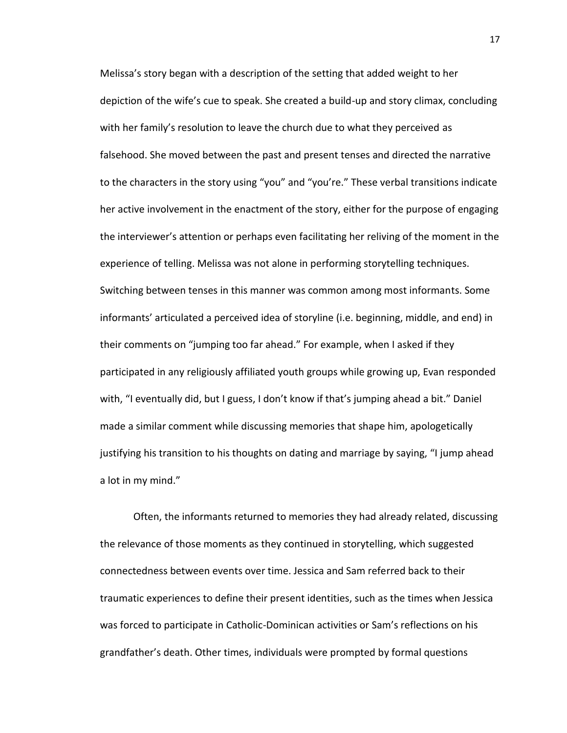Melissa's story began with a description of the setting that added weight to her depiction of the wife's cue to speak. She created a build-up and story climax, concluding with her family's resolution to leave the church due to what they perceived as falsehood. She moved between the past and present tenses and directed the narrative to the characters in the story using "you" and "you're." These verbal transitions indicate her active involvement in the enactment of the story, either for the purpose of engaging the interviewer's attention or perhaps even facilitating her reliving of the moment in the experience of telling. Melissa was not alone in performing storytelling techniques. Switching between tenses in this manner was common among most informants. Some informants' articulated a perceived idea of storyline (i.e. beginning, middle, and end) in their comments on "jumping too far ahead." For example, when I asked if they participated in any religiously affiliated youth groups while growing up, Evan responded with, "I eventually did, but I guess, I don't know if that's jumping ahead a bit." Daniel made a similar comment while discussing memories that shape him, apologetically justifying his transition to his thoughts on dating and marriage by saying, "I jump ahead a lot in my mind."

Often, the informants returned to memories they had already related, discussing the relevance of those moments as they continued in storytelling, which suggested connectedness between events over time. Jessica and Sam referred back to their traumatic experiences to define their present identities, such as the times when Jessica was forced to participate in Catholic-Dominican activities or Sam's reflections on his grandfather's death. Other times, individuals were prompted by formal questions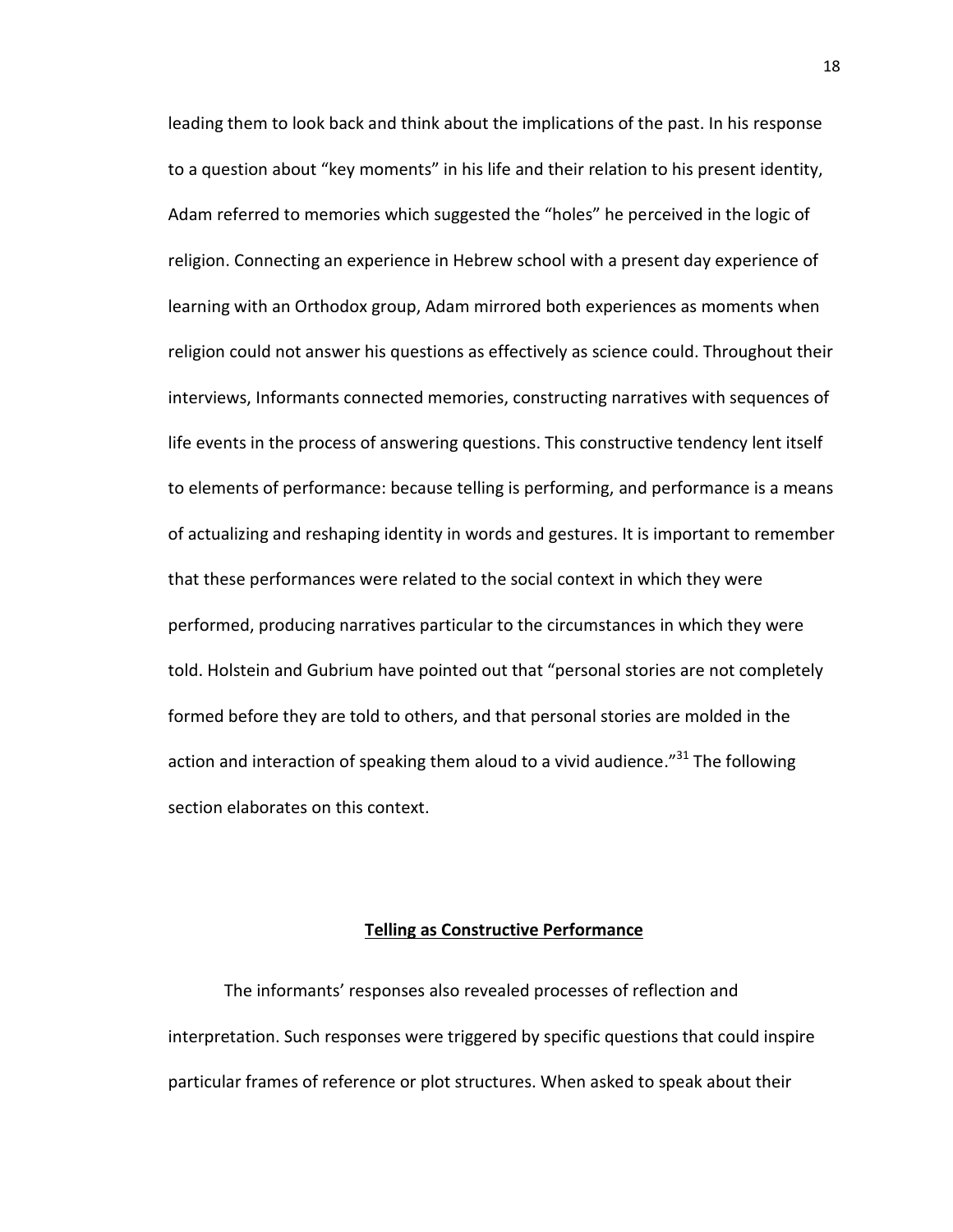leading them to look back and think about the implications of the past. In his response to a question about "key moments" in his life and their relation to his present identity, Adam referred to memories which suggested the "holes" he perceived in the logic of religion. Connecting an experience in Hebrew school with a present day experience of learning with an Orthodox group, Adam mirrored both experiences as moments when religion could not answer his questions as effectively as science could. Throughout their interviews, Informants connected memories, constructing narratives with sequences of life events in the process of answering questions. This constructive tendency lent itself to elements of performance: because telling is performing, and performance is a means of actualizing and reshaping identity in words and gestures. It is important to remember that these performances were related to the social context in which they were performed, producing narratives particular to the circumstances in which they were told. Holstein and Gubrium have pointed out that "personal stories are not completely formed before they are told to others, and that personal stories are molded in the action and interaction of speaking them aloud to a vivid audience."[31] The following section elaborates on this context.

## Telling as Constructive Performance

The informants' responses also revealed processes of reflection and interpretation. Such responses were triggered by specific questions that could inspire particular frames of reference or plot structures. When asked to speak about their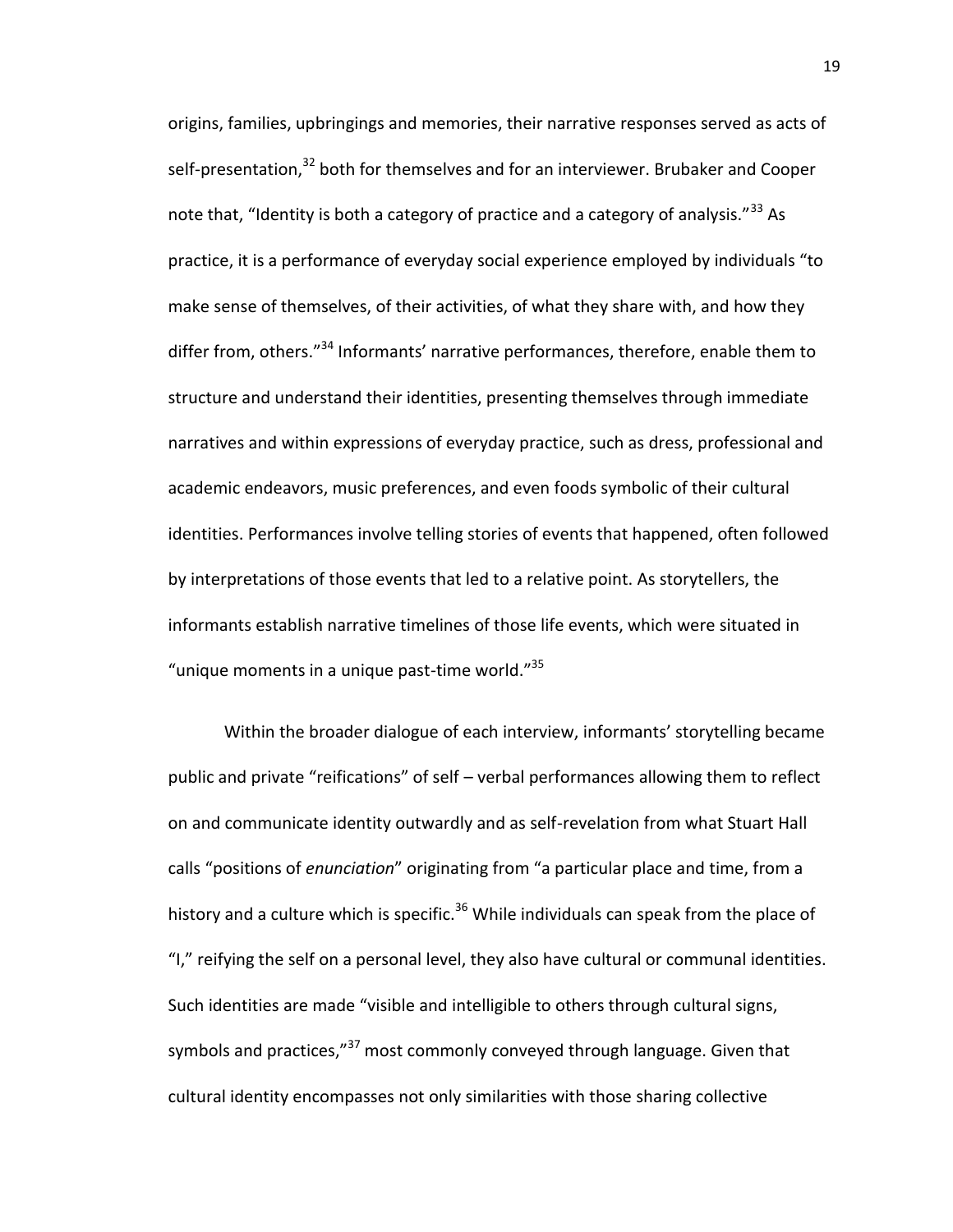origins, families, upbringings and memories, their narrative responses served as acts of self-presentation,[32] both for themselves and for an interviewer. Brubaker and Cooper note that, "Identity is both a category of practice and a category of analysis."[33] As practice, it is a performance of everyday social experience employed by individuals "to make sense of themselves, of their activities, of what they share with, and how they differ from, others."[34] Informants' narrative performances, therefore, enable them to structure and understand their identities, presenting themselves through immediate narratives and within expressions of everyday practice, such as dress, professional and academic endeavors, music preferences, and even foods symbolic of their cultural identities. Performances involve telling stories of events that happened, often followed by interpretations of those events that led to a relative point. As storytellers, the informants establish narrative timelines of those life events, which were situated in "unique moments in a unique past-time world."[35]

Within the broader dialogue of each interview, informants' storytelling became public and private "reifications" of self – verbal performances allowing them to reflect on and communicate identity outwardly and as self-revelation from what Stuart Hall calls "positions of *enunciation*" originating from "a particular place and time, from a history and a culture which is specific.[36] While individuals can speak from the place of "I," reifying the self on a personal level, they also have cultural or communal identities. Such identities are made "visible and intelligible to others through cultural signs, symbols and practices,"[37] most commonly conveyed through language. Given that cultural identity encompasses not only similarities with those sharing collective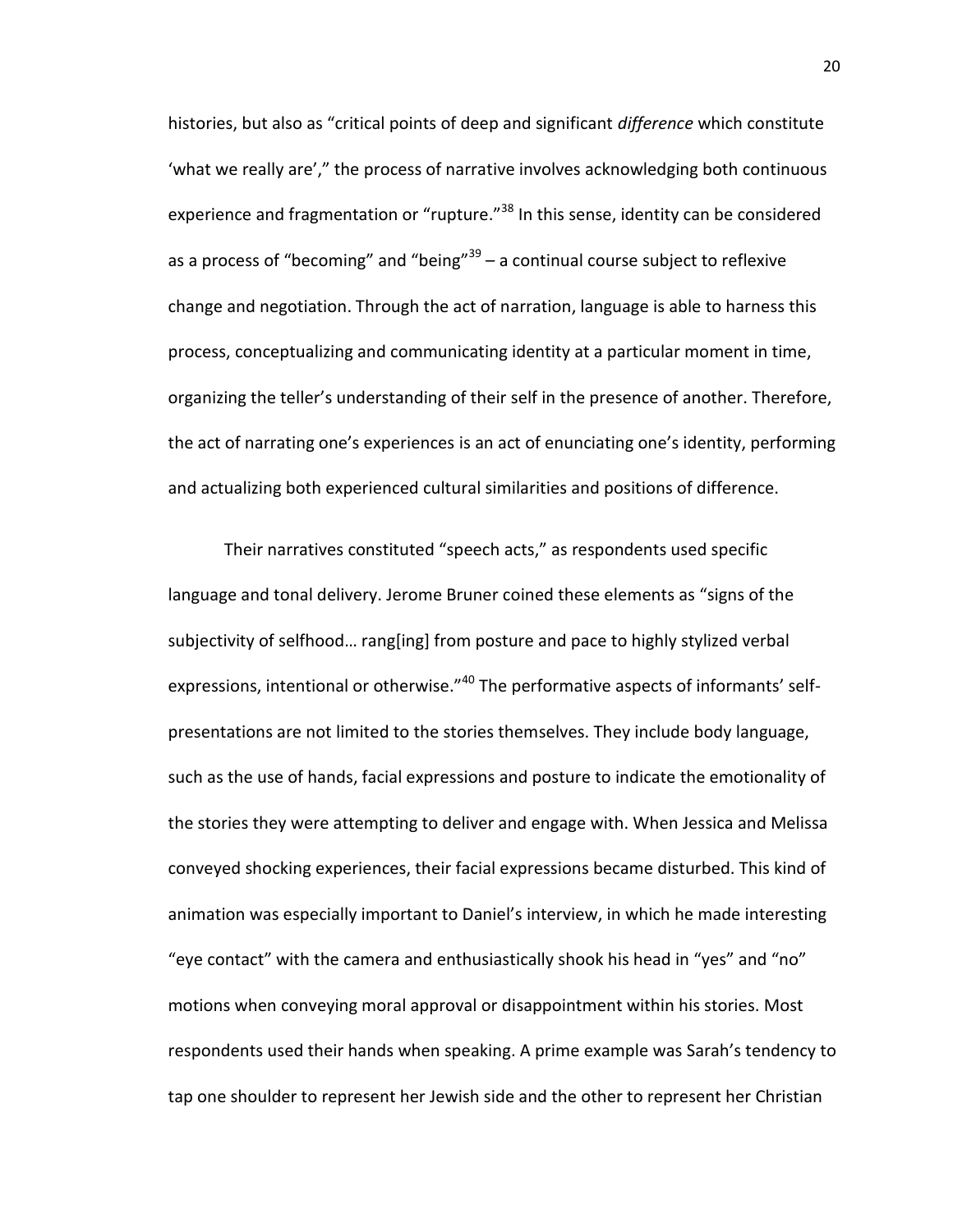histories, but also as "critical points of deep and significant *difference* which constitute 'what we really are'," the process of narrative involves acknowledging both continuous experience and fragmentation or "rupture."[38] In this sense, identity can be considered as a process of "becoming" and "being"[39] – a continual course subject to reflexive change and negotiation. Through the act of narration, language is able to harness this process, conceptualizing and communicating identity at a particular moment in time, organizing the teller's understanding of their self in the presence of another. Therefore, the act of narrating one's experiences is an act of enunciating one's identity, performing and actualizing both experienced cultural similarities and positions of difference.

Their narratives constituted "speech acts," as respondents used specific language and tonal delivery. Jerome Bruner coined these elements as "signs of the subjectivity of selfhood… rang[ing] from posture and pace to highly stylized verbal expressions, intentional or otherwise."[40] The performative aspects of informants' self-presentations are not limited to the stories themselves. They include body language, such as the use of hands, facial expressions and posture to indicate the emotionality of the stories they were attempting to deliver and engage with. When Jessica and Melissa conveyed shocking experiences, their facial expressions became disturbed. This kind of animation was especially important to Daniel's interview, in which he made interesting "eye contact" with the camera and enthusiastically shook his head in "yes" and "no" motions when conveying moral approval or disappointment within his stories. Most respondents used their hands when speaking. A prime example was Sarah's tendency to tap one shoulder to represent her Jewish side and the other to represent her Christian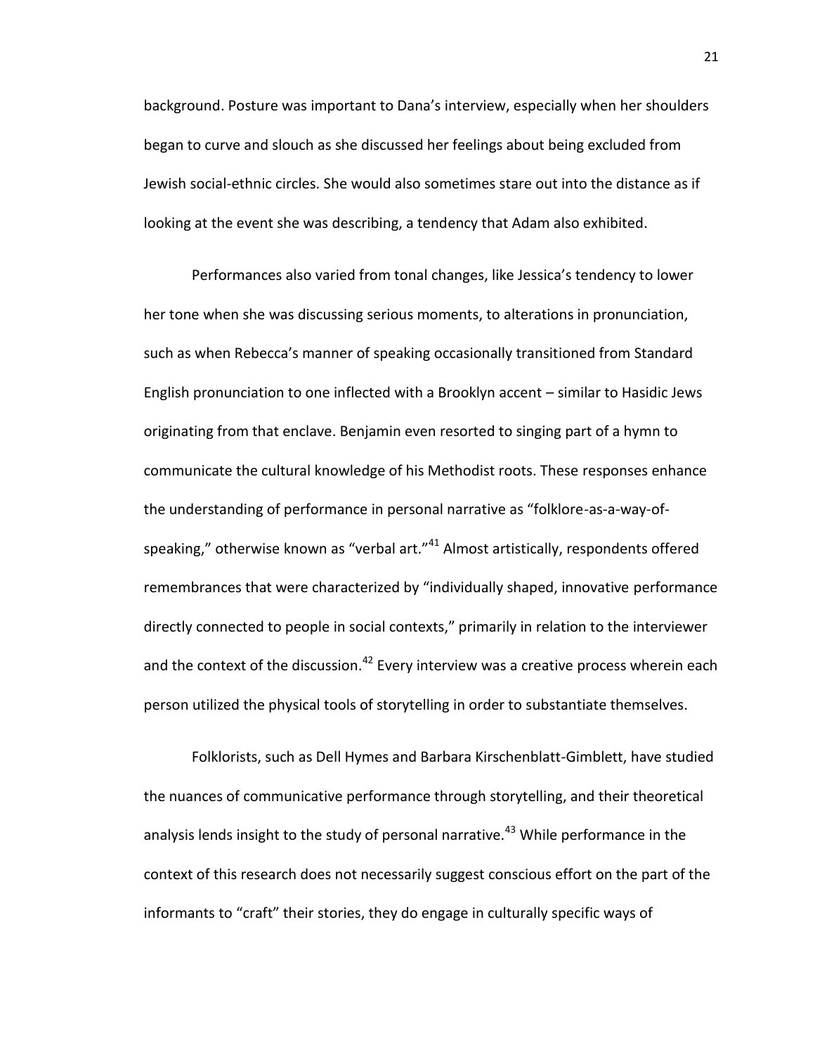background. Posture was important to Dana's interview, especially when her shoulders began to curve and slouch as she discussed her feelings about being excluded from Jewish social-ethnic circles. She would also sometimes stare out into the distance as if looking at the event she was describing, a tendency that Adam also exhibited.

Performances also varied from tonal changes, like Jessica's tendency to lower her tone when she was discussing serious moments, to alterations in pronunciation, such as when Rebecca's manner of speaking occasionally transitioned from Standard English pronunciation to one inflected with a Brooklyn accent – similar to Hasidic Jews originating from that enclave. Benjamin even resorted to singing part of a hymn to communicate the cultural knowledge of his Methodist roots. These responses enhance the understanding of performance in personal narrative as "folklore-as-a-way-of-speaking," otherwise known as "verbal art."[41] Almost artistically, respondents offered remembrances that were characterized by "individually shaped, innovative performance directly connected to people in social contexts," primarily in relation to the interviewer and the context of the discussion.[42] Every interview was a creative process wherein each person utilized the physical tools of storytelling in order to substantiate themselves.

Folklorists, such as Dell Hymes and Barbara Kirschenblatt-Gimblett, have studied the nuances of communicative performance through storytelling, and their theoretical analysis lends insight to the study of personal narrative.[43] While performance in the context of this research does not necessarily suggest conscious effort on the part of the informants to "craft" their stories, they do engage in culturally specific ways of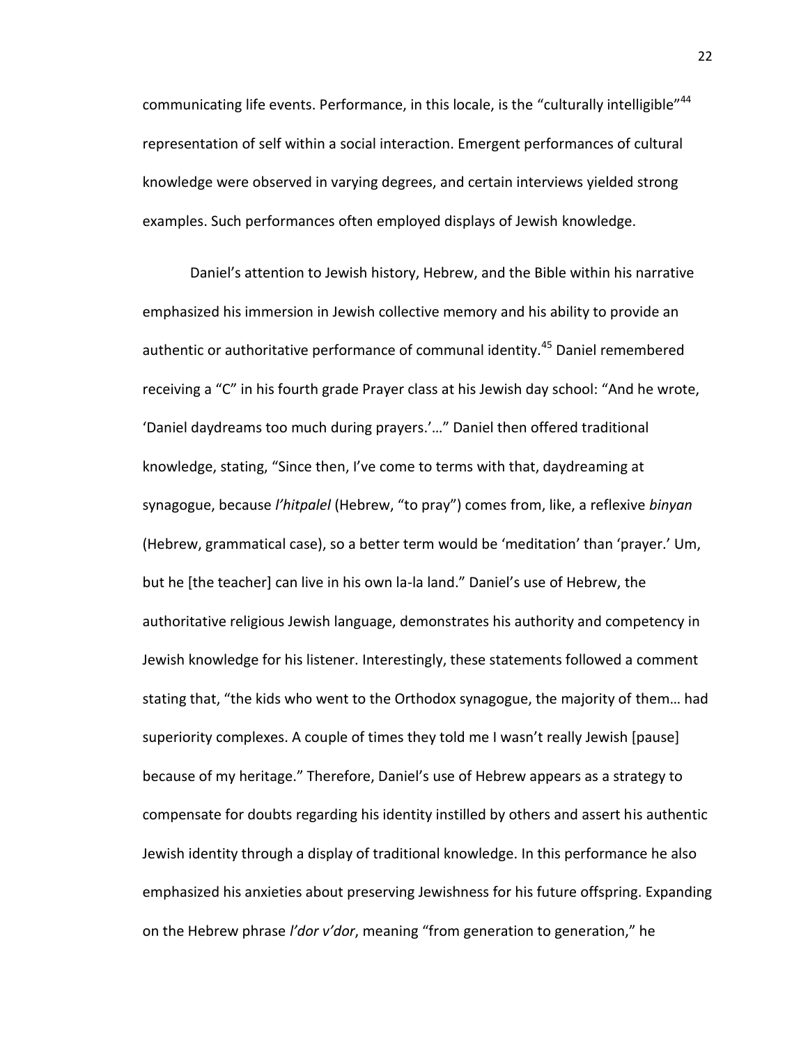communicating life events. Performance, in this locale, is the "culturally intelligible"[44] representation of self within a social interaction. Emergent performances of cultural knowledge were observed in varying degrees, and certain interviews yielded strong examples. Such performances often employed displays of Jewish knowledge.

Daniel's attention to Jewish history, Hebrew, and the Bible within his narrative emphasized his immersion in Jewish collective memory and his ability to provide an authentic or authoritative performance of communal identity.[45] Daniel remembered receiving a "C" in his fourth grade Prayer class at his Jewish day school: "And he wrote, 'Daniel daydreams too much during prayers.'…" Daniel then offered traditional knowledge, stating, "Since then, I've come to terms with that, daydreaming at synagogue, because *l'hitpalel* (Hebrew, "to pray") comes from, like, a reflexive *binyan* (Hebrew, grammatical case), so a better term would be 'meditation' than 'prayer.' Um, but he [the teacher] can live in his own la-la land." Daniel's use of Hebrew, the authoritative religious Jewish language, demonstrates his authority and competency in Jewish knowledge for his listener. Interestingly, these statements followed a comment stating that, "the kids who went to the Orthodox synagogue, the majority of them… had superiority complexes. A couple of times they told me I wasn't really Jewish [pause] because of my heritage." Therefore, Daniel's use of Hebrew appears as a strategy to compensate for doubts regarding his identity instilled by others and assert his authentic Jewish identity through a display of traditional knowledge. In this performance he also emphasized his anxieties about preserving Jewishness for his future offspring. Expanding on the Hebrew phrase *l'dor v'dor*, meaning "from generation to generation," he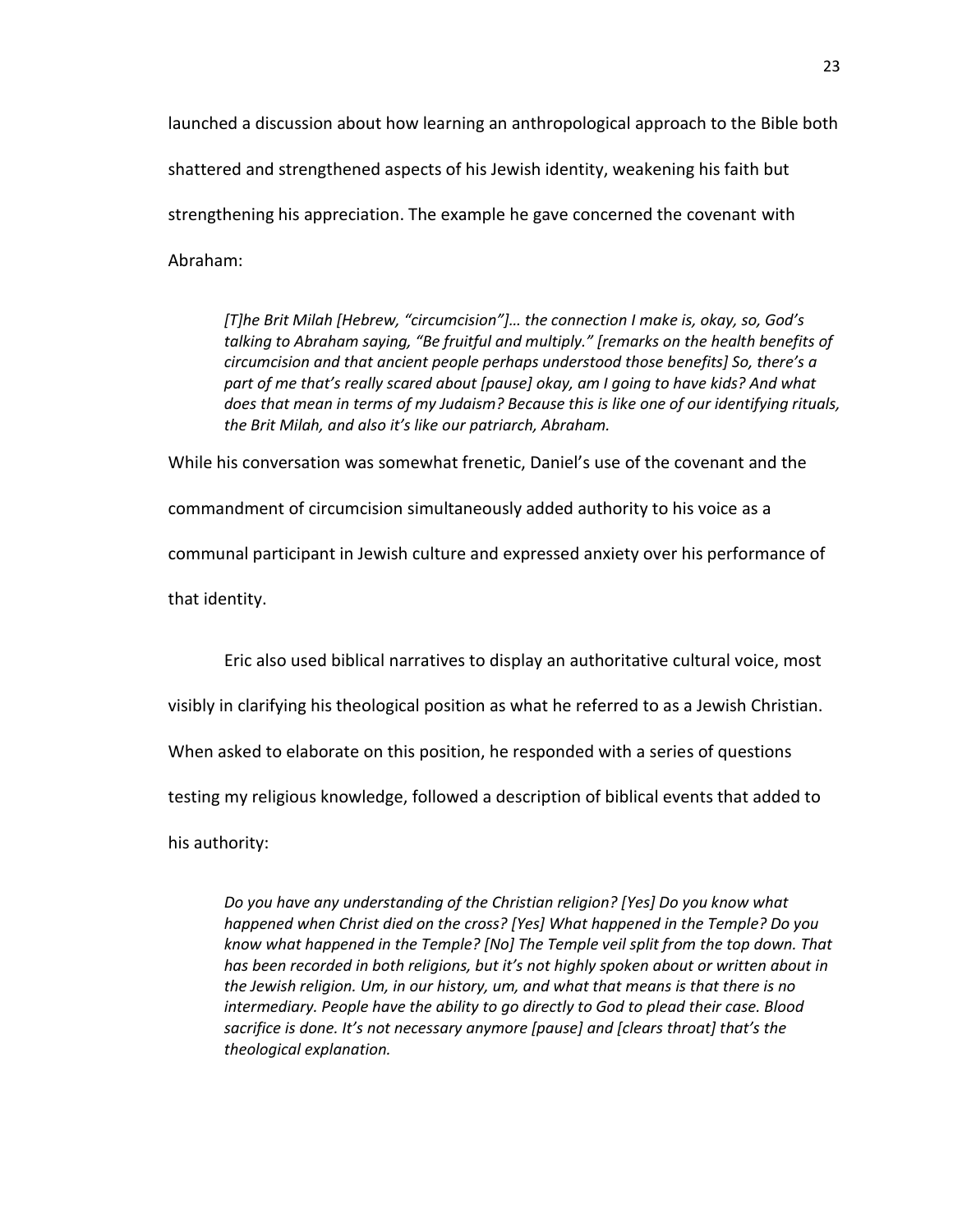launched a discussion about how learning an anthropological approach to the Bible both shattered and strengthened aspects of his Jewish identity, weakening his faith but strengthening his appreciation. The example he gave concerned the covenant with Abraham:

> *[T]he Brit Milah [Hebrew, "circumcision"]… the connection I make is, okay, so, God's talking to Abraham saying, "Be fruitful and multiply." [remarks on the health benefits of circumcision and that ancient people perhaps understood those benefits] So, there's a part of me that's really scared about [pause] okay, am I going to have kids? And what does that mean in terms of my Judaism? Because this is like one of our identifying rituals, the Brit Milah, and also it's like our patriarch, Abraham.*

While his conversation was somewhat frenetic, Daniel's use of the covenant and the commandment of circumcision simultaneously added authority to his voice as a communal participant in Jewish culture and expressed anxiety over his performance of that identity.

Eric also used biblical narratives to display an authoritative cultural voice, most visibly in clarifying his theological position as what he referred to as a Jewish Christian. When asked to elaborate on this position, he responded with a series of questions testing my religious knowledge, followed a description of biblical events that added to his authority:

> *Do you have any understanding of the Christian religion? [Yes] Do you know what happened when Christ died on the cross? [Yes] What happened in the Temple? Do you know what happened in the Temple? [No] The Temple veil split from the top down. That has been recorded in both religions, but it's not highly spoken about or written about in the Jewish religion. Um, in our history, um, and what that means is that there is no intermediary. People have the ability to go directly to God to plead their case. Blood sacrifice is done. It's not necessary anymore [pause] and [clears throat] that's the theological explanation.*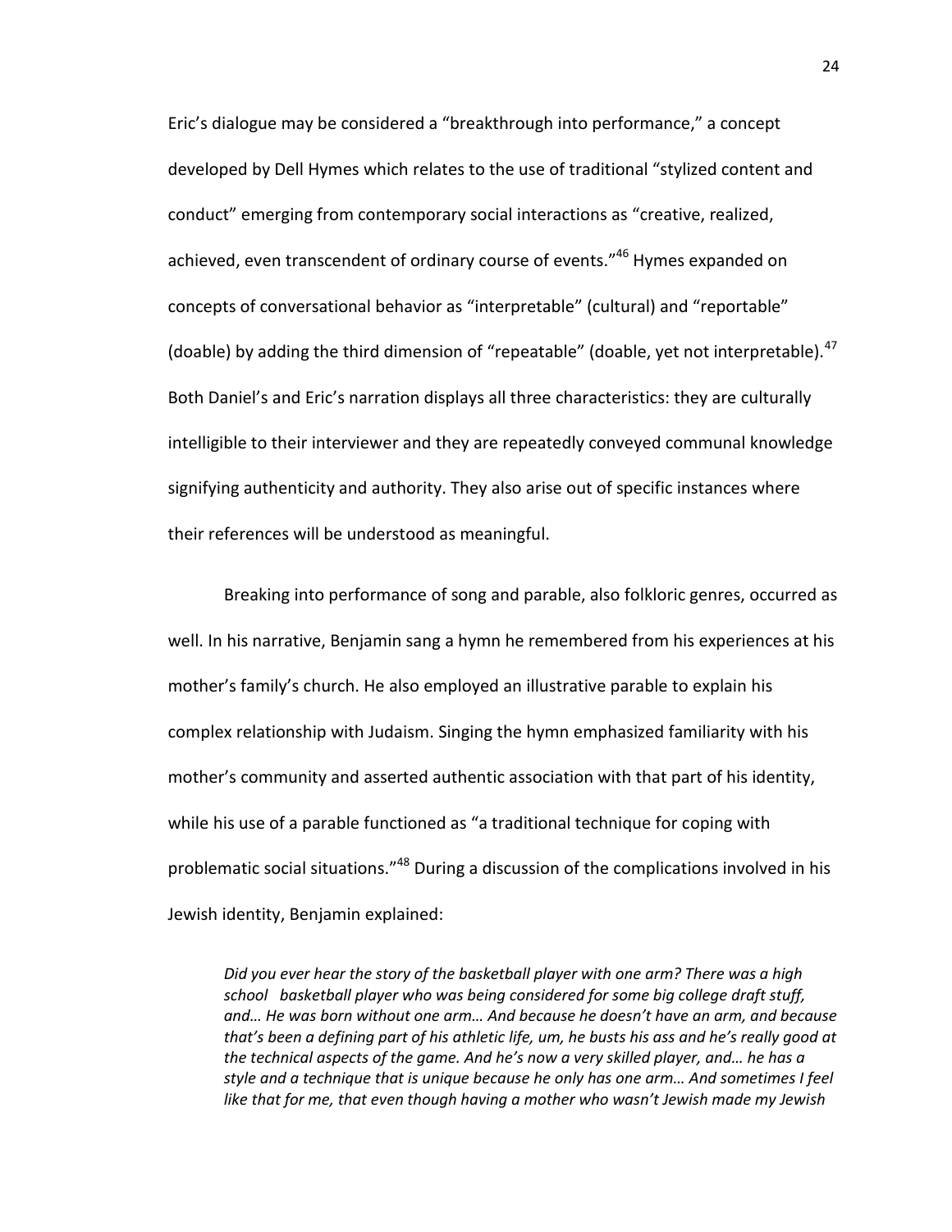Eric's dialogue may be considered a "breakthrough into performance," a concept developed by Dell Hymes which relates to the use of traditional "stylized content and conduct" emerging from contemporary social interactions as "creative, realized, achieved, even transcendent of ordinary course of events."[46] Hymes expanded on concepts of conversational behavior as "interpretable" (cultural) and "reportable" (doable) by adding the third dimension of "repeatable" (doable, yet not interpretable).[47] Both Daniel's and Eric's narration displays all three characteristics: they are culturally intelligible to their interviewer and they are repeatedly conveyed communal knowledge signifying authenticity and authority. They also arise out of specific instances where their references will be understood as meaningful.

Breaking into performance of song and parable, also folkloric genres, occurred as well. In his narrative, Benjamin sang a hymn he remembered from his experiences at his mother's family's church. He also employed an illustrative parable to explain his complex relationship with Judaism. Singing the hymn emphasized familiarity with his mother's community and asserted authentic association with that part of his identity, while his use of a parable functioned as "a traditional technique for coping with problematic social situations."[48] During a discussion of the complications involved in his Jewish identity, Benjamin explained:

> *Did you ever hear the story of the basketball player with one arm? There was a high school basketball player who was being considered for some big college draft stuff, and… He was born without one arm… And because he doesn't have an arm, and because that's been a defining part of his athletic life, um, he busts his ass and he's really good at the technical aspects of the game. And he's now a very skilled player, and… he has a style and a technique that is unique because he only has one arm… And sometimes I feel like that for me, that even though having a mother who wasn't Jewish made my Jewish*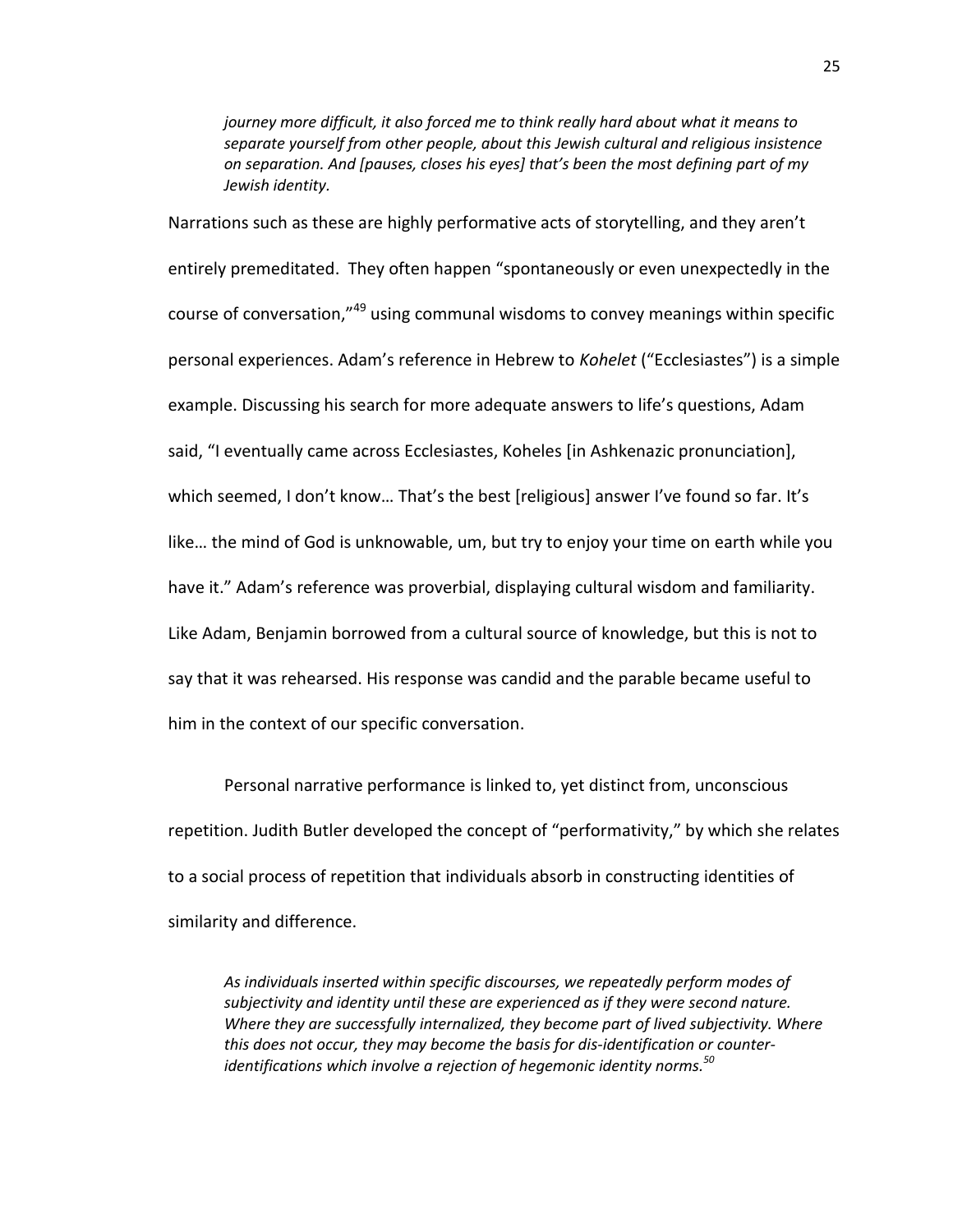> *journey more difficult, it also forced me to think really hard about what it means to separate yourself from other people, about this Jewish cultural and religious insistence on separation. And [pauses, closes his eyes] that's been the most defining part of my Jewish identity.*

Narrations such as these are highly performative acts of storytelling, and they aren't entirely premeditated. They often happen "spontaneously or even unexpectedly in the course of conversation,"[49] using communal wisdoms to convey meanings within specific personal experiences. Adam's reference in Hebrew to *Kohelet* ("Ecclesiastes") is a simple example. Discussing his search for more adequate answers to life's questions, Adam said, "I eventually came across Ecclesiastes, Koheles [in Ashkenazic pronunciation], which seemed, I don't know… That's the best [religious] answer I've found so far. It's like… the mind of God is unknowable, um, but try to enjoy your time on earth while you have it." Adam's reference was proverbial, displaying cultural wisdom and familiarity. Like Adam, Benjamin borrowed from a cultural source of knowledge, but this is not to say that it was rehearsed. His response was candid and the parable became useful to him in the context of our specific conversation.

Personal narrative performance is linked to, yet distinct from, unconscious repetition. Judith Butler developed the concept of "performativity," by which she relates to a social process of repetition that individuals absorb in constructing identities of similarity and difference.

> *As individuals inserted within specific discourses, we repeatedly perform modes of subjectivity and identity until these are experienced as if they were second nature. Where they are successfully internalized, they become part of lived subjectivity. Where this does not occur, they may become the basis for dis-identification or counter-identifications which involve a rejection of hegemonic identity norms.*[50]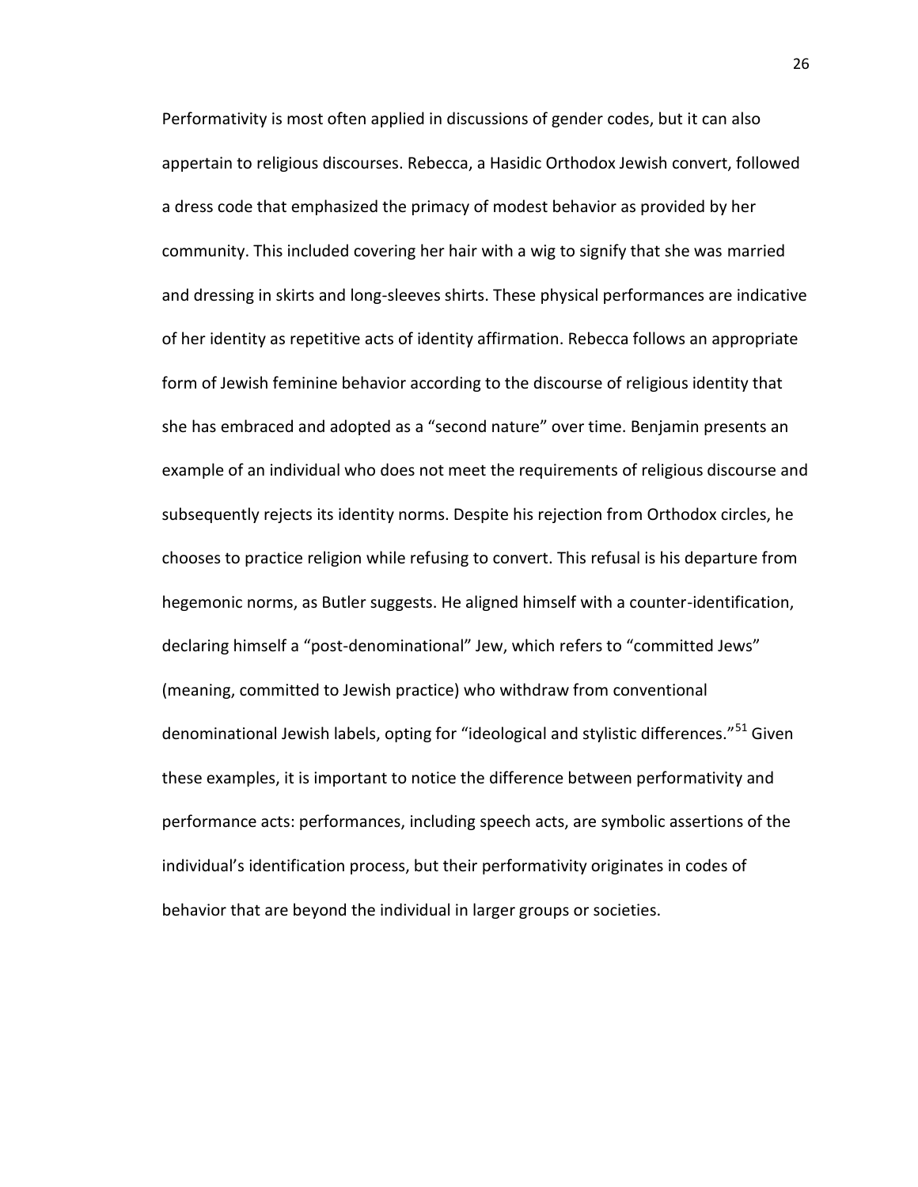Performativity is most often applied in discussions of gender codes, but it can also appertain to religious discourses. Rebecca, a Hasidic Orthodox Jewish convert, followed a dress code that emphasized the primacy of modest behavior as provided by her community. This included covering her hair with a wig to signify that she was married and dressing in skirts and long-sleeves shirts. These physical performances are indicative of her identity as repetitive acts of identity affirmation. Rebecca follows an appropriate form of Jewish feminine behavior according to the discourse of religious identity that she has embraced and adopted as a "second nature" over time. Benjamin presents an example of an individual who does not meet the requirements of religious discourse and subsequently rejects its identity norms. Despite his rejection from Orthodox circles, he chooses to practice religion while refusing to convert. This refusal is his departure from hegemonic norms, as Butler suggests. He aligned himself with a counter-identification, declaring himself a "post-denominational" Jew, which refers to "committed Jews" (meaning, committed to Jewish practice) who withdraw from conventional denominational Jewish labels, opting for "ideological and stylistic differences."[51] Given these examples, it is important to notice the difference between performativity and performance acts: performances, including speech acts, are symbolic assertions of the individual's identification process, but their performativity originates in codes of behavior that are beyond the individual in larger groups or societies.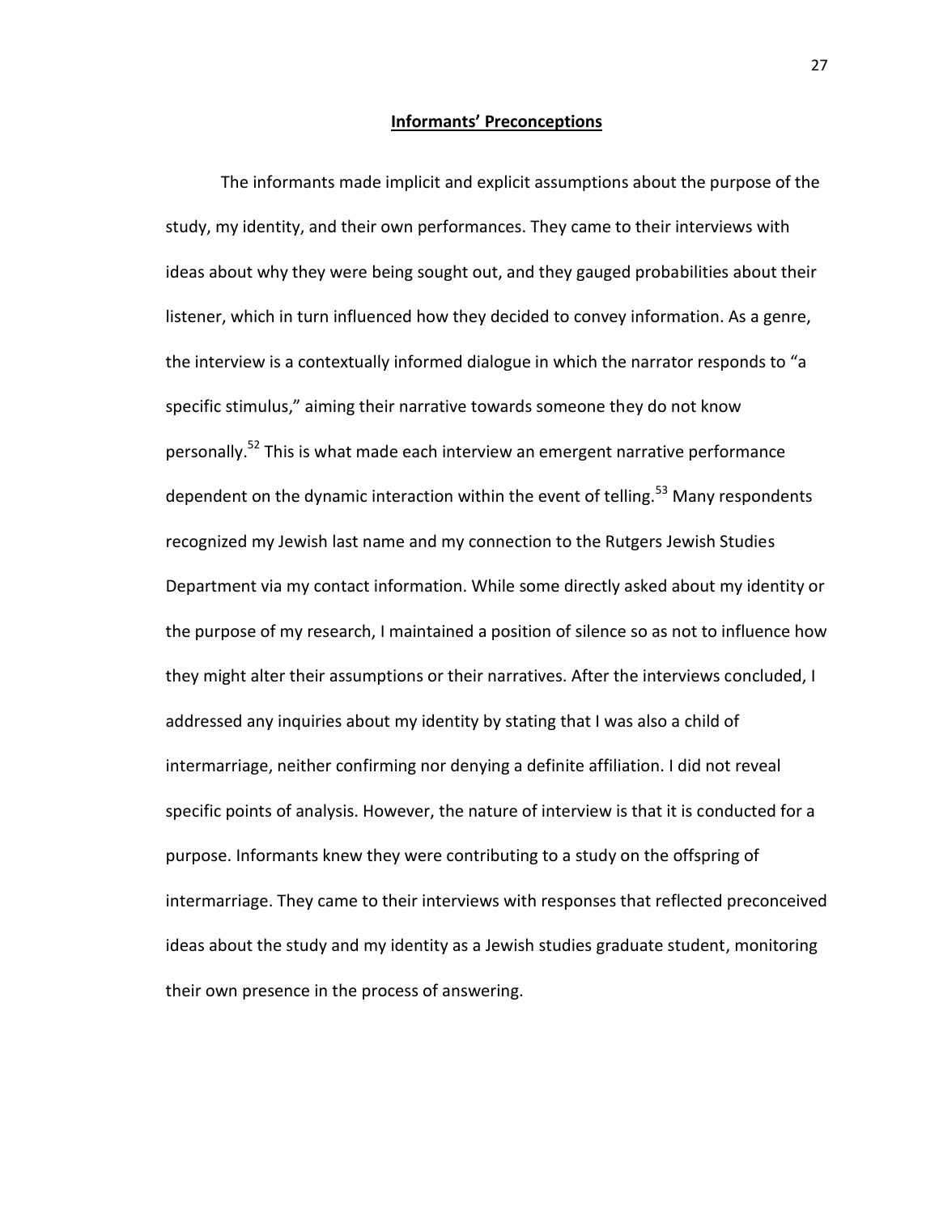## Informants' Preconceptions

The informants made implicit and explicit assumptions about the purpose of the study, my identity, and their own performances. They came to their interviews with ideas about why they were being sought out, and they gauged probabilities about their listener, which in turn influenced how they decided to convey information. As a genre, the interview is a contextually informed dialogue in which the narrator responds to "a specific stimulus," aiming their narrative towards someone they do not know personally.[52] This is what made each interview an emergent narrative performance dependent on the dynamic interaction within the event of telling.[53] Many respondents recognized my Jewish last name and my connection to the Rutgers Jewish Studies Department via my contact information. While some directly asked about my identity or the purpose of my research, I maintained a position of silence so as not to influence how they might alter their assumptions or their narratives. After the interviews concluded, I addressed any inquiries about my identity by stating that I was also a child of intermarriage, neither confirming nor denying a definite affiliation. I did not reveal specific points of analysis. However, the nature of interview is that it is conducted for a purpose. Informants knew they were contributing to a study on the offspring of intermarriage. They came to their interviews with responses that reflected preconceived ideas about the study and my identity as a Jewish studies graduate student, monitoring their own presence in the process of answering.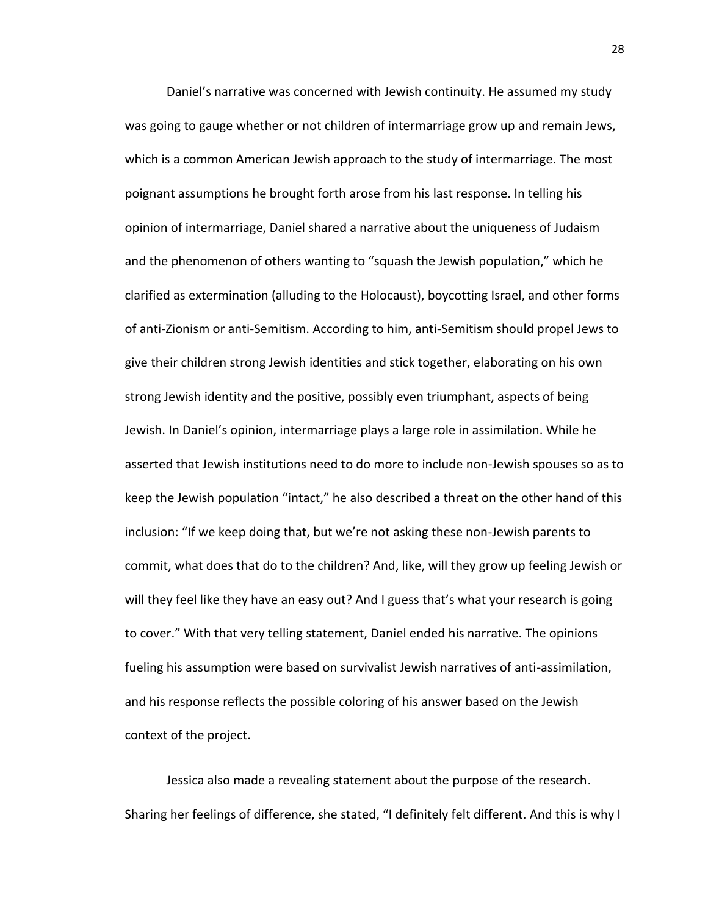Daniel's narrative was concerned with Jewish continuity. He assumed my study was going to gauge whether or not children of intermarriage grow up and remain Jews, which is a common American Jewish approach to the study of intermarriage. The most poignant assumptions he brought forth arose from his last response. In telling his opinion of intermarriage, Daniel shared a narrative about the uniqueness of Judaism and the phenomenon of others wanting to "squash the Jewish population," which he clarified as extermination (alluding to the Holocaust), boycotting Israel, and other forms of anti-Zionism or anti-Semitism. According to him, anti-Semitism should propel Jews to give their children strong Jewish identities and stick together, elaborating on his own strong Jewish identity and the positive, possibly even triumphant, aspects of being Jewish. In Daniel's opinion, intermarriage plays a large role in assimilation. While he asserted that Jewish institutions need to do more to include non-Jewish spouses so as to keep the Jewish population "intact," he also described a threat on the other hand of this inclusion: "If we keep doing that, but we're not asking these non-Jewish parents to commit, what does that do to the children? And, like, will they grow up feeling Jewish or will they feel like they have an easy out? And I guess that's what your research is going to cover." With that very telling statement, Daniel ended his narrative. The opinions fueling his assumption were based on survivalist Jewish narratives of anti-assimilation, and his response reflects the possible coloring of his answer based on the Jewish context of the project.

Jessica also made a revealing statement about the purpose of the research. Sharing her feelings of difference, she stated, "I definitely felt different. And this is why I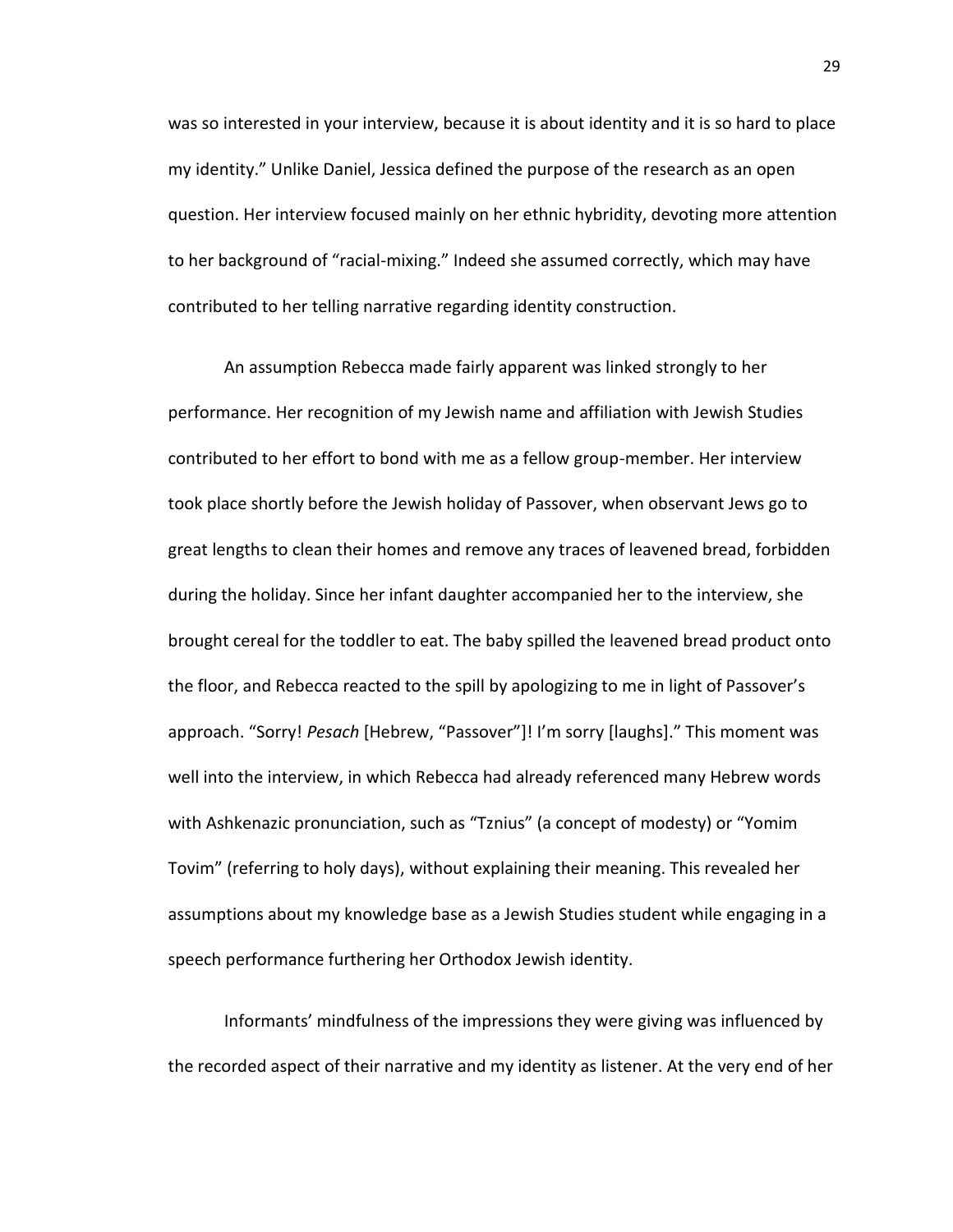was so interested in your interview, because it is about identity and it is so hard to place my identity." Unlike Daniel, Jessica defined the purpose of the research as an open question. Her interview focused mainly on her ethnic hybridity, devoting more attention to her background of "racial-mixing." Indeed she assumed correctly, which may have contributed to her telling narrative regarding identity construction.

An assumption Rebecca made fairly apparent was linked strongly to her performance. Her recognition of my Jewish name and affiliation with Jewish Studies contributed to her effort to bond with me as a fellow group-member. Her interview took place shortly before the Jewish holiday of Passover, when observant Jews go to great lengths to clean their homes and remove any traces of leavened bread, forbidden during the holiday. Since her infant daughter accompanied her to the interview, she brought cereal for the toddler to eat. The baby spilled the leavened bread product onto the floor, and Rebecca reacted to the spill by apologizing to me in light of Passover's approach. "Sorry! *Pesach* [Hebrew, "Passover"]! I'm sorry [laughs]." This moment was well into the interview, in which Rebecca had already referenced many Hebrew words with Ashkenazic pronunciation, such as "Tznius" (a concept of modesty) or "Yomim Tovim" (referring to holy days), without explaining their meaning. This revealed her assumptions about my knowledge base as a Jewish Studies student while engaging in a speech performance furthering her Orthodox Jewish identity.

Informants' mindfulness of the impressions they were giving was influenced by the recorded aspect of their narrative and my identity as listener. At the very end of her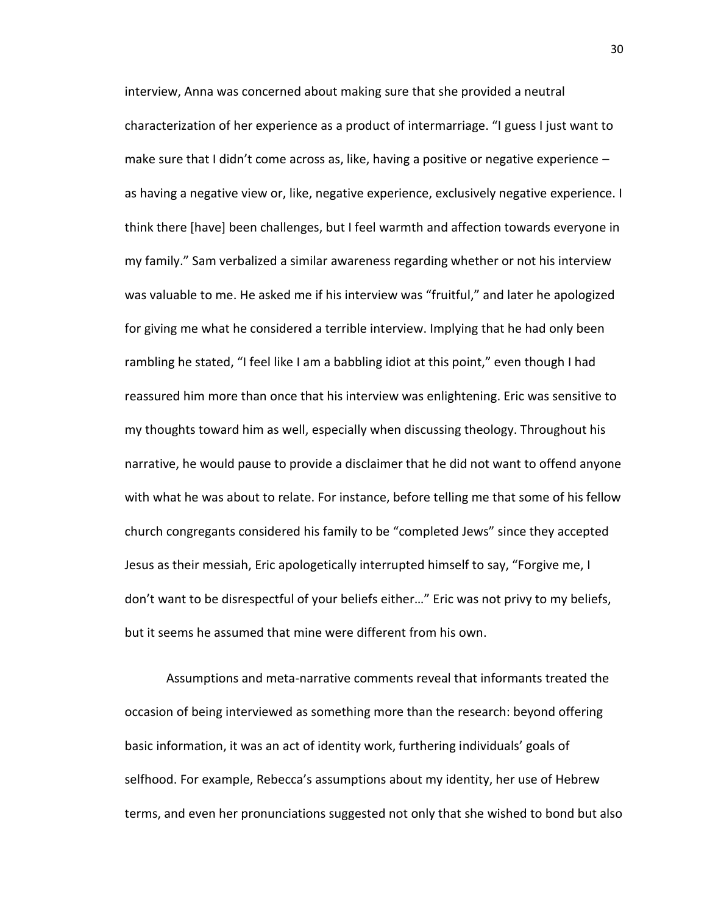interview, Anna was concerned about making sure that she provided a neutral characterization of her experience as a product of intermarriage. "I guess I just want to make sure that I didn't come across as, like, having a positive or negative experience – as having a negative view or, like, negative experience, exclusively negative experience. I think there [have] been challenges, but I feel warmth and affection towards everyone in my family." Sam verbalized a similar awareness regarding whether or not his interview was valuable to me. He asked me if his interview was "fruitful," and later he apologized for giving me what he considered a terrible interview. Implying that he had only been rambling he stated, "I feel like I am a babbling idiot at this point," even though I had reassured him more than once that his interview was enlightening. Eric was sensitive to my thoughts toward him as well, especially when discussing theology. Throughout his narrative, he would pause to provide a disclaimer that he did not want to offend anyone with what he was about to relate. For instance, before telling me that some of his fellow church congregants considered his family to be "completed Jews" since they accepted Jesus as their messiah, Eric apologetically interrupted himself to say, "Forgive me, I don't want to be disrespectful of your beliefs either…" Eric was not privy to my beliefs, but it seems he assumed that mine were different from his own.

Assumptions and meta-narrative comments reveal that informants treated the occasion of being interviewed as something more than the research: beyond offering basic information, it was an act of identity work, furthering individuals' goals of selfhood. For example, Rebecca's assumptions about my identity, her use of Hebrew terms, and even her pronunciations suggested not only that she wished to bond but also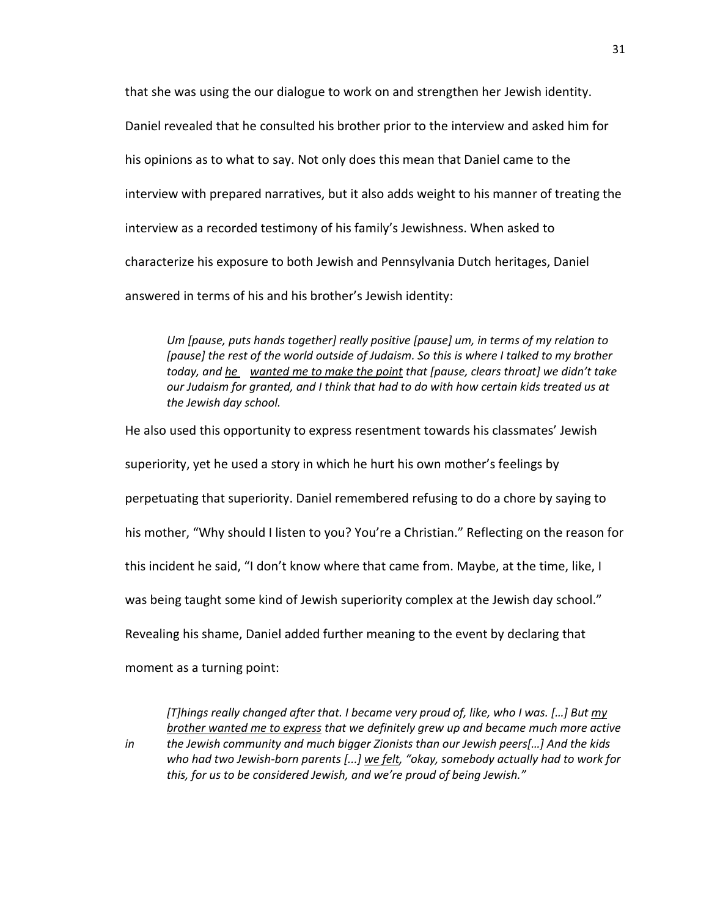that she was using the our dialogue to work on and strengthen her Jewish identity. Daniel revealed that he consulted his brother prior to the interview and asked him for his opinions as to what to say. Not only does this mean that Daniel came to the interview with prepared narratives, but it also adds weight to his manner of treating the interview as a recorded testimony of his family's Jewishness. When asked to characterize his exposure to both Jewish and Pennsylvania Dutch heritages, Daniel answered in terms of his and his brother's Jewish identity:

> *Um [pause, puts hands together] really positive [pause] um, in terms of my relation to [pause] the rest of the world outside of Judaism. So this is where I talked to my brother today, and <u>he wanted me to make the point</u> that [pause, clears throat] we didn't take our Judaism for granted, and I think that had to do with how certain kids treated us at the Jewish day school.*

He also used this opportunity to express resentment towards his classmates' Jewish superiority, yet he used a story in which he hurt his own mother's feelings by perpetuating that superiority. Daniel remembered refusing to do a chore by saying to his mother, "Why should I listen to you? You're a Christian." Reflecting on the reason for this incident he said, "I don't know where that came from. Maybe, at the time, like, I was being taught some kind of Jewish superiority complex at the Jewish day school." Revealing his shame, Daniel added further meaning to the event by declaring that moment as a turning point:

> *[T]hings really changed after that. I became very proud of, like, who I was. […] But <u>my brother wanted me to express</u> that we definitely grew up and became much more active in the Jewish community and much bigger Zionists than our Jewish peers[…] And the kids who had two Jewish-born parents [...] <u>we felt</u>, "okay, somebody actually had to work for this, for us to be considered Jewish, and we're proud of being Jewish."*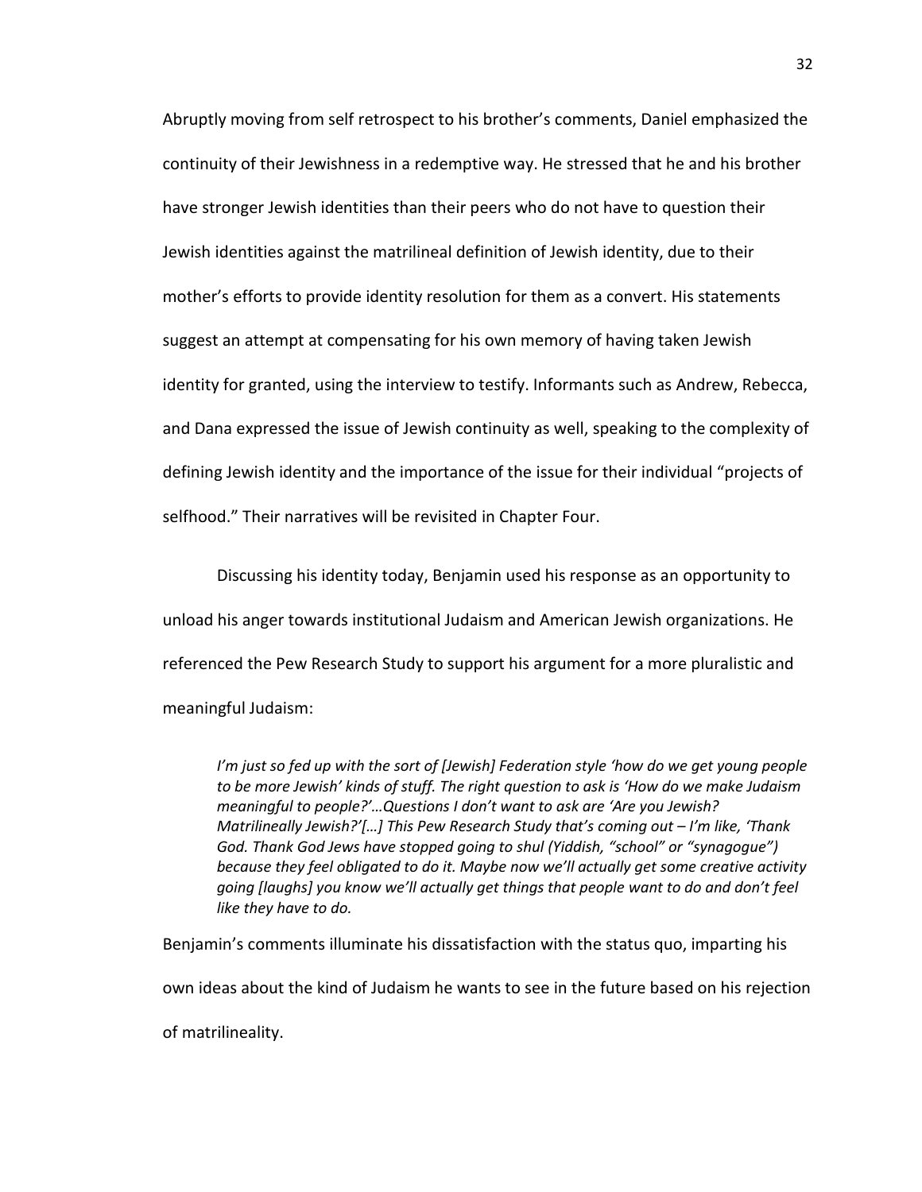Abruptly moving from self retrospect to his brother's comments, Daniel emphasized the continuity of their Jewishness in a redemptive way. He stressed that he and his brother have stronger Jewish identities than their peers who do not have to question their Jewish identities against the matrilineal definition of Jewish identity, due to their mother's efforts to provide identity resolution for them as a convert. His statements suggest an attempt at compensating for his own memory of having taken Jewish identity for granted, using the interview to testify. Informants such as Andrew, Rebecca, and Dana expressed the issue of Jewish continuity as well, speaking to the complexity of defining Jewish identity and the importance of the issue for their individual "projects of selfhood." Their narratives will be revisited in Chapter Four.

Discussing his identity today, Benjamin used his response as an opportunity to unload his anger towards institutional Judaism and American Jewish organizations. He referenced the Pew Research Study to support his argument for a more pluralistic and meaningful Judaism:

> *I'm just so fed up with the sort of [Jewish] Federation style 'how do we get young people to be more Jewish' kinds of stuff. The right question to ask is 'How do we make Judaism meaningful to people?'…Questions I don't want to ask are 'Are you Jewish? Matrilineally Jewish?'[…] This Pew Research Study that's coming out – I'm like, 'Thank God. Thank God Jews have stopped going to shul (Yiddish, "school" or "synagogue") because they feel obligated to do it. Maybe now we'll actually get some creative activity going [laughs] you know we'll actually get things that people want to do and don't feel like they have to do.*

Benjamin's comments illuminate his dissatisfaction with the status quo, imparting his own ideas about the kind of Judaism he wants to see in the future based on his rejection of matrilineality.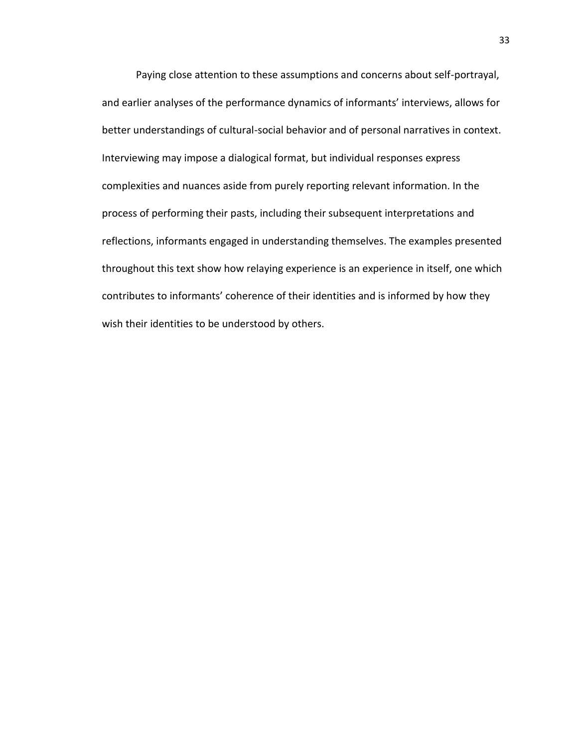Paying close attention to these assumptions and concerns about self-portrayal, and earlier analyses of the performance dynamics of informants' interviews, allows for better understandings of cultural-social behavior and of personal narratives in context. Interviewing may impose a dialogical format, but individual responses express complexities and nuances aside from purely reporting relevant information. In the process of performing their pasts, including their subsequent interpretations and reflections, informants engaged in understanding themselves. The examples presented throughout this text show how relaying experience is an experience in itself, one which contributes to informants' coherence of their identities and is informed by how they wish their identities to be understood by others.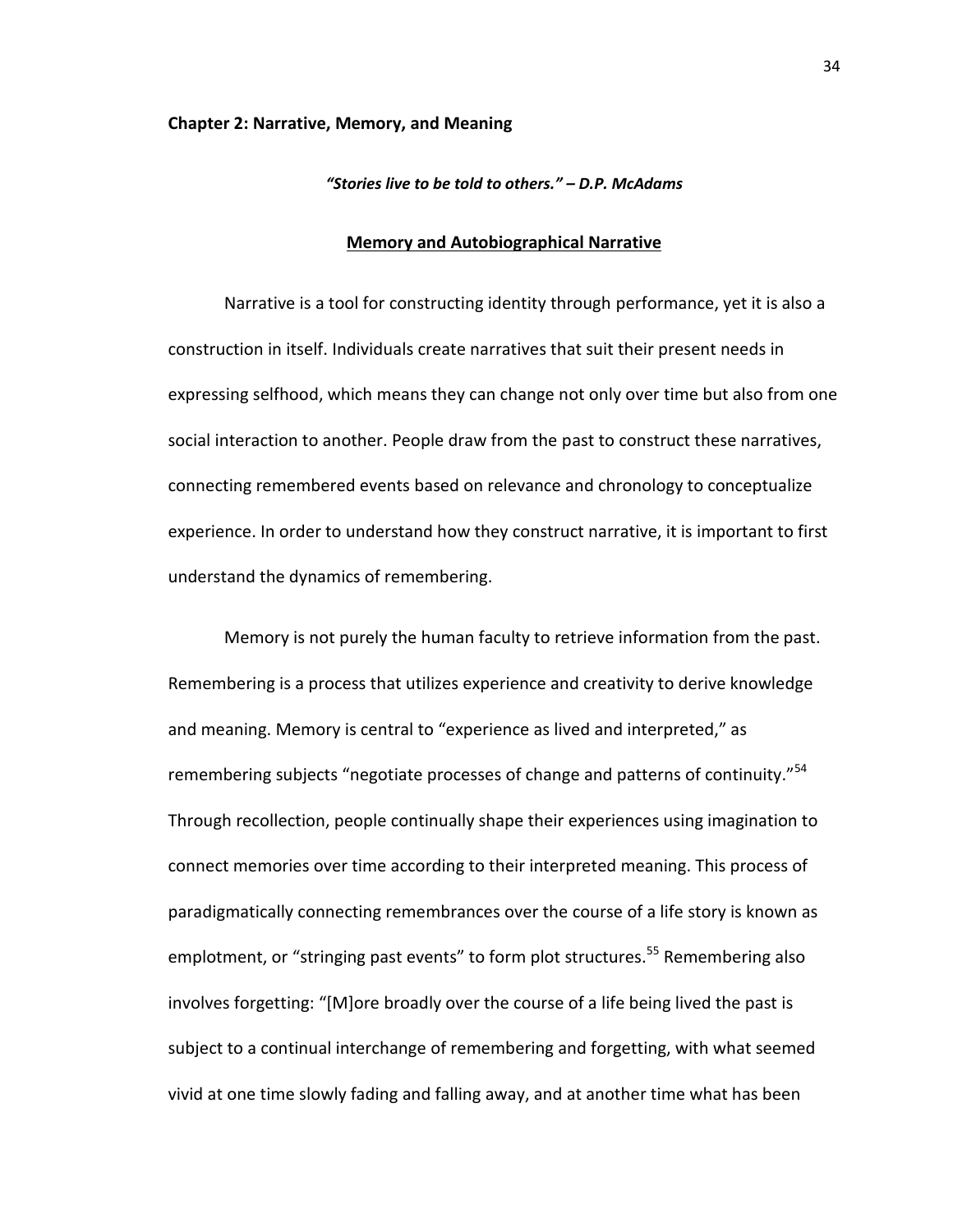**Chapter 2: Narrative, Memory, and Meaning**

***"Stories live to be told to others." – D.P. McAdams***

## Memory and Autobiographical Narrative

Narrative is a tool for constructing identity through performance, yet it is also a construction in itself. Individuals create narratives that suit their present needs in expressing selfhood, which means they can change not only over time but also from one social interaction to another. People draw from the past to construct these narratives, connecting remembered events based on relevance and chronology to conceptualize experience. In order to understand how they construct narrative, it is important to first understand the dynamics of remembering.

Memory is not purely the human faculty to retrieve information from the past. Remembering is a process that utilizes experience and creativity to derive knowledge and meaning. Memory is central to "experience as lived and interpreted," as remembering subjects "negotiate processes of change and patterns of continuity."[54] Through recollection, people continually shape their experiences using imagination to connect memories over time according to their interpreted meaning. This process of paradigmatically connecting remembrances over the course of a life story is known as emplotment, or "stringing past events" to form plot structures.[55] Remembering also involves forgetting: "[M]ore broadly over the course of a life being lived the past is subject to a continual interchange of remembering and forgetting, with what seemed vivid at one time slowly fading and falling away, and at another time what has been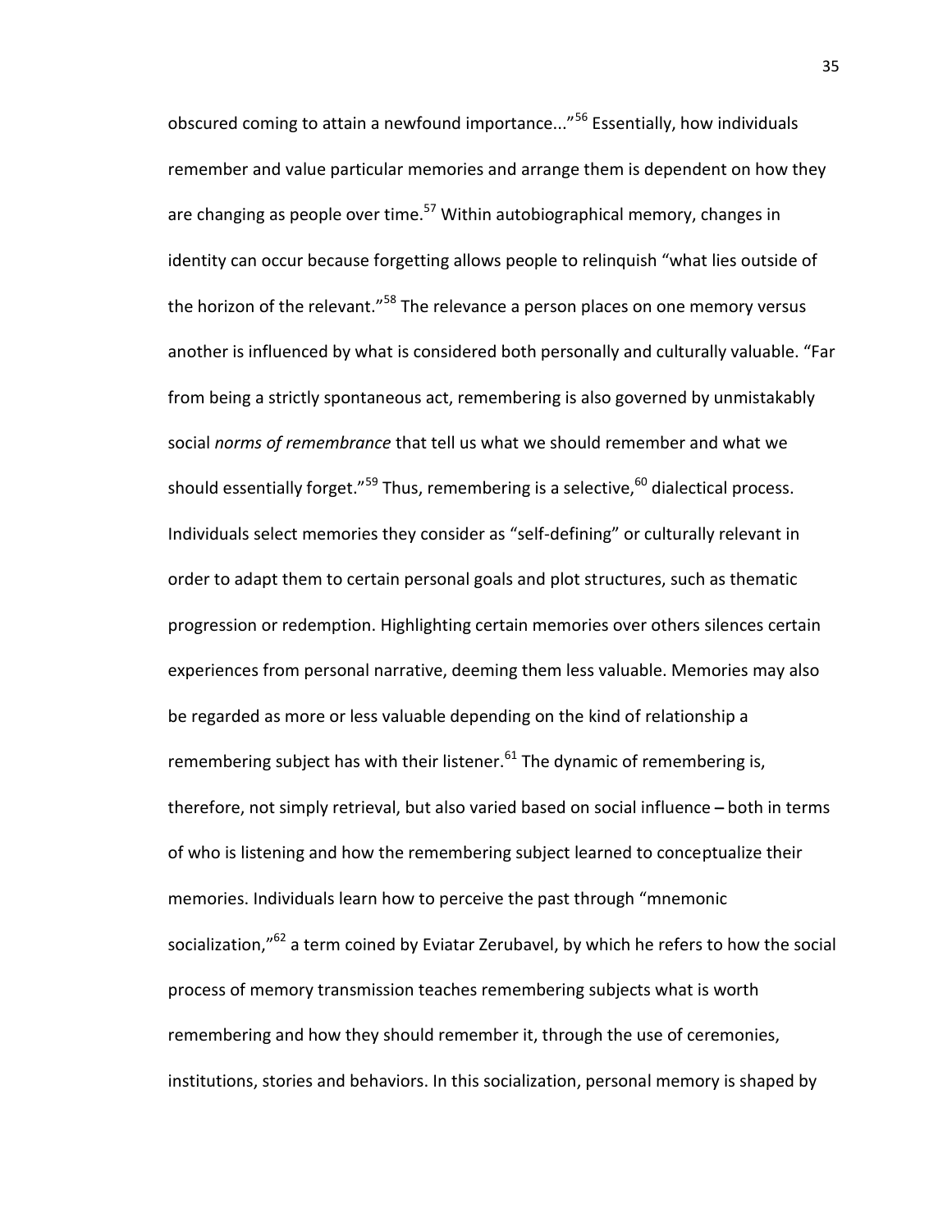obscured coming to attain a newfound importance..."[56] Essentially, how individuals remember and value particular memories and arrange them is dependent on how they are changing as people over time.[57] Within autobiographical memory, changes in identity can occur because forgetting allows people to relinquish "what lies outside of the horizon of the relevant."[58] The relevance a person places on one memory versus another is influenced by what is considered both personally and culturally valuable. "Far from being a strictly spontaneous act, remembering is also governed by unmistakably social *norms of remembrance* that tell us what we should remember and what we should essentially forget."[59] Thus, remembering is a selective,[60] dialectical process. Individuals select memories they consider as "self-defining" or culturally relevant in order to adapt them to certain personal goals and plot structures, such as thematic progression or redemption. Highlighting certain memories over others silences certain experiences from personal narrative, deeming them less valuable. Memories may also be regarded as more or less valuable depending on the kind of relationship a remembering subject has with their listener.[61] The dynamic of remembering is, therefore, not simply retrieval, but also varied based on social influence – both in terms of who is listening and how the remembering subject learned to conceptualize their memories. Individuals learn how to perceive the past through "mnemonic socialization,"[62] a term coined by Eviatar Zerubavel, by which he refers to how the social process of memory transmission teaches remembering subjects what is worth remembering and how they should remember it, through the use of ceremonies, institutions, stories and behaviors. In this socialization, personal memory is shaped by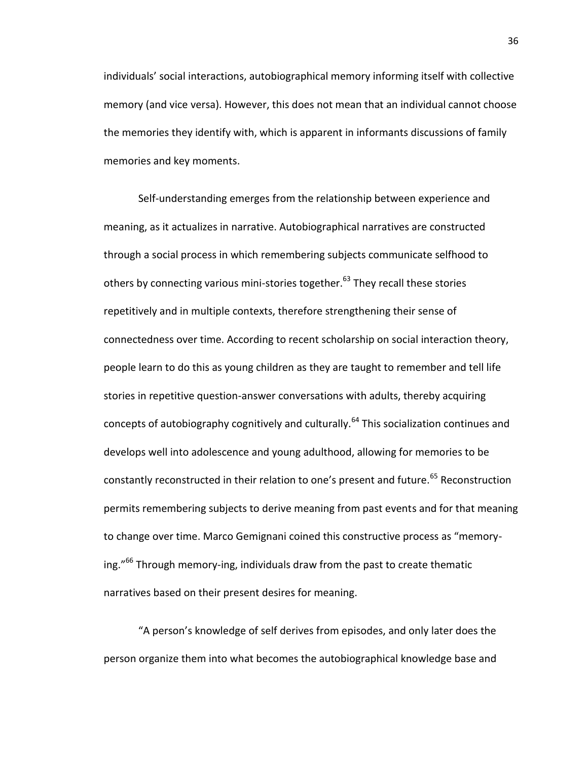individuals' social interactions, autobiographical memory informing itself with collective memory (and vice versa). However, this does not mean that an individual cannot choose the memories they identify with, which is apparent in informants discussions of family memories and key moments.

Self-understanding emerges from the relationship between experience and meaning, as it actualizes in narrative. Autobiographical narratives are constructed through a social process in which remembering subjects communicate selfhood to others by connecting various mini-stories together.[63] They recall these stories repetitively and in multiple contexts, therefore strengthening their sense of connectedness over time. According to recent scholarship on social interaction theory, people learn to do this as young children as they are taught to remember and tell life stories in repetitive question-answer conversations with adults, thereby acquiring concepts of autobiography cognitively and culturally.[64] This socialization continues and develops well into adolescence and young adulthood, allowing for memories to be constantly reconstructed in their relation to one's present and future.[65] Reconstruction permits remembering subjects to derive meaning from past events and for that meaning to change over time. Marco Gemignani coined this constructive process as "memory-ing."[66] Through memory-ing, individuals draw from the past to create thematic narratives based on their present desires for meaning.

"A person's knowledge of self derives from episodes, and only later does the person organize them into what becomes the autobiographical knowledge base and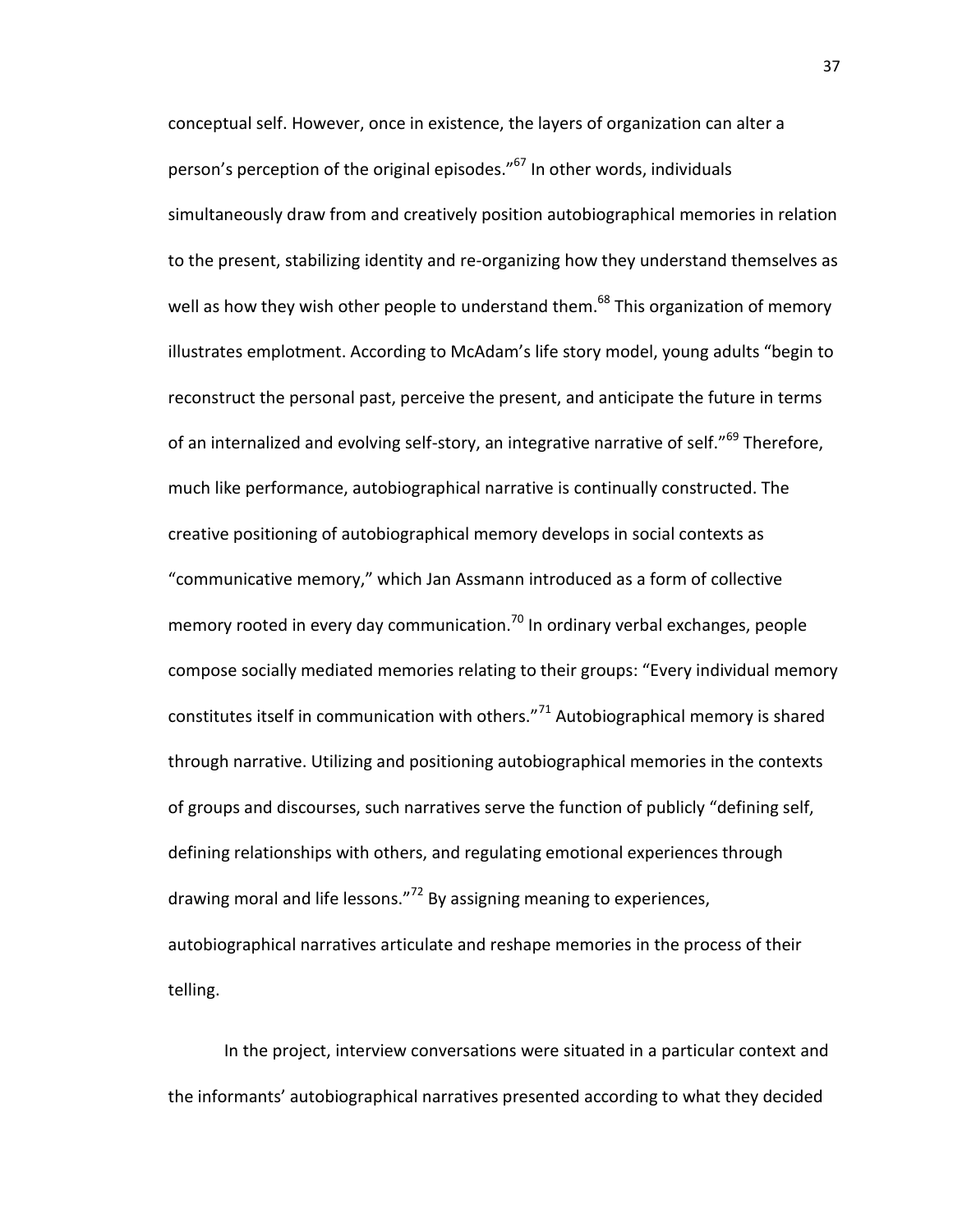conceptual self. However, once in existence, the layers of organization can alter a person's perception of the original episodes."[67] In other words, individuals simultaneously draw from and creatively position autobiographical memories in relation to the present, stabilizing identity and re-organizing how they understand themselves as well as how they wish other people to understand them.[68] This organization of memory illustrates emplotment. According to McAdam's life story model, young adults "begin to reconstruct the personal past, perceive the present, and anticipate the future in terms of an internalized and evolving self-story, an integrative narrative of self."[69] Therefore, much like performance, autobiographical narrative is continually constructed. The creative positioning of autobiographical memory develops in social contexts as "communicative memory," which Jan Assmann introduced as a form of collective memory rooted in every day communication.[70] In ordinary verbal exchanges, people compose socially mediated memories relating to their groups: "Every individual memory constitutes itself in communication with others."[71] Autobiographical memory is shared through narrative. Utilizing and positioning autobiographical memories in the contexts of groups and discourses, such narratives serve the function of publicly "defining self, defining relationships with others, and regulating emotional experiences through drawing moral and life lessons."[72] By assigning meaning to experiences, autobiographical narratives articulate and reshape memories in the process of their telling.

In the project, interview conversations were situated in a particular context and the informants' autobiographical narratives presented according to what they decided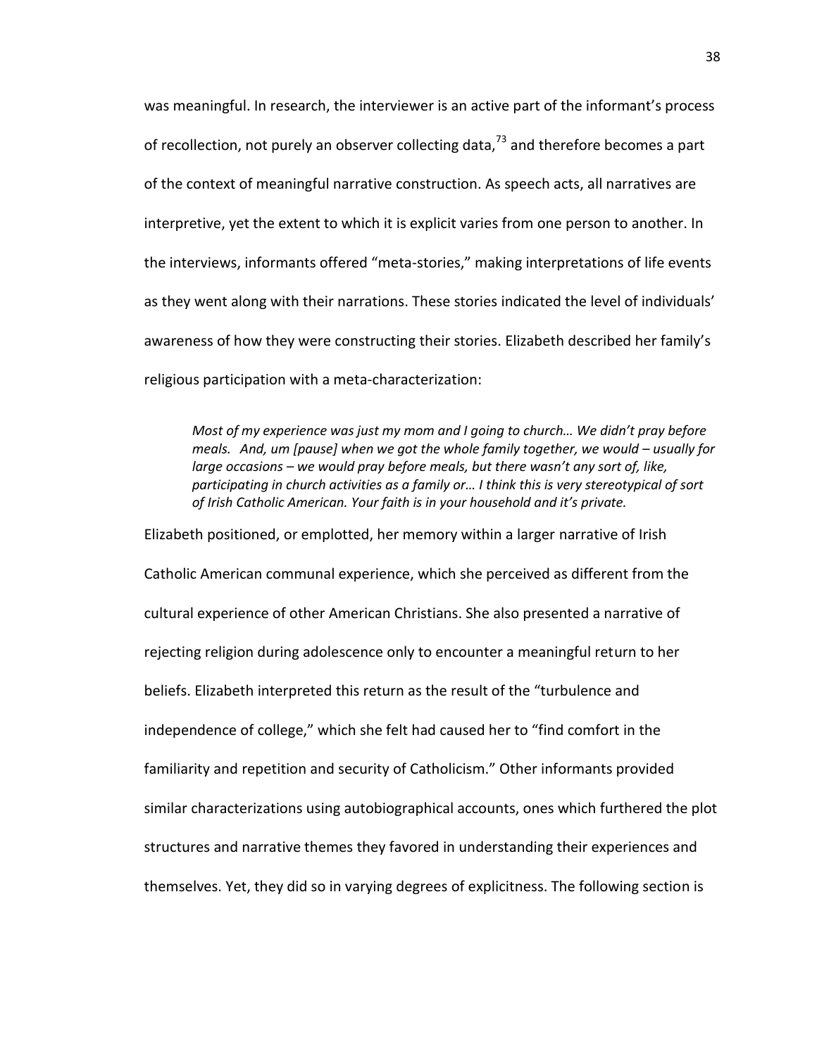was meaningful. In research, the interviewer is an active part of the informant's process of recollection, not purely an observer collecting data,[73] and therefore becomes a part of the context of meaningful narrative construction. As speech acts, all narratives are interpretive, yet the extent to which it is explicit varies from one person to another. In the interviews, informants offered "meta-stories," making interpretations of life events as they went along with their narrations. These stories indicated the level of individuals' awareness of how they were constructing their stories. Elizabeth described her family's religious participation with a meta-characterization:

> *Most of my experience was just my mom and I going to church… We didn't pray before meals. And, um [pause] when we got the whole family together, we would – usually for large occasions – we would pray before meals, but there wasn't any sort of, like, participating in church activities as a family or… I think this is very stereotypical of sort of Irish Catholic American. Your faith is in your household and it's private.*

Elizabeth positioned, or emplotted, her memory within a larger narrative of Irish Catholic American communal experience, which she perceived as different from the cultural experience of other American Christians. She also presented a narrative of rejecting religion during adolescence only to encounter a meaningful return to her beliefs. Elizabeth interpreted this return as the result of the "turbulence and independence of college," which she felt had caused her to "find comfort in the familiarity and repetition and security of Catholicism." Other informants provided similar characterizations using autobiographical accounts, ones which furthered the plot structures and narrative themes they favored in understanding their experiences and themselves. Yet, they did so in varying degrees of explicitness. The following section is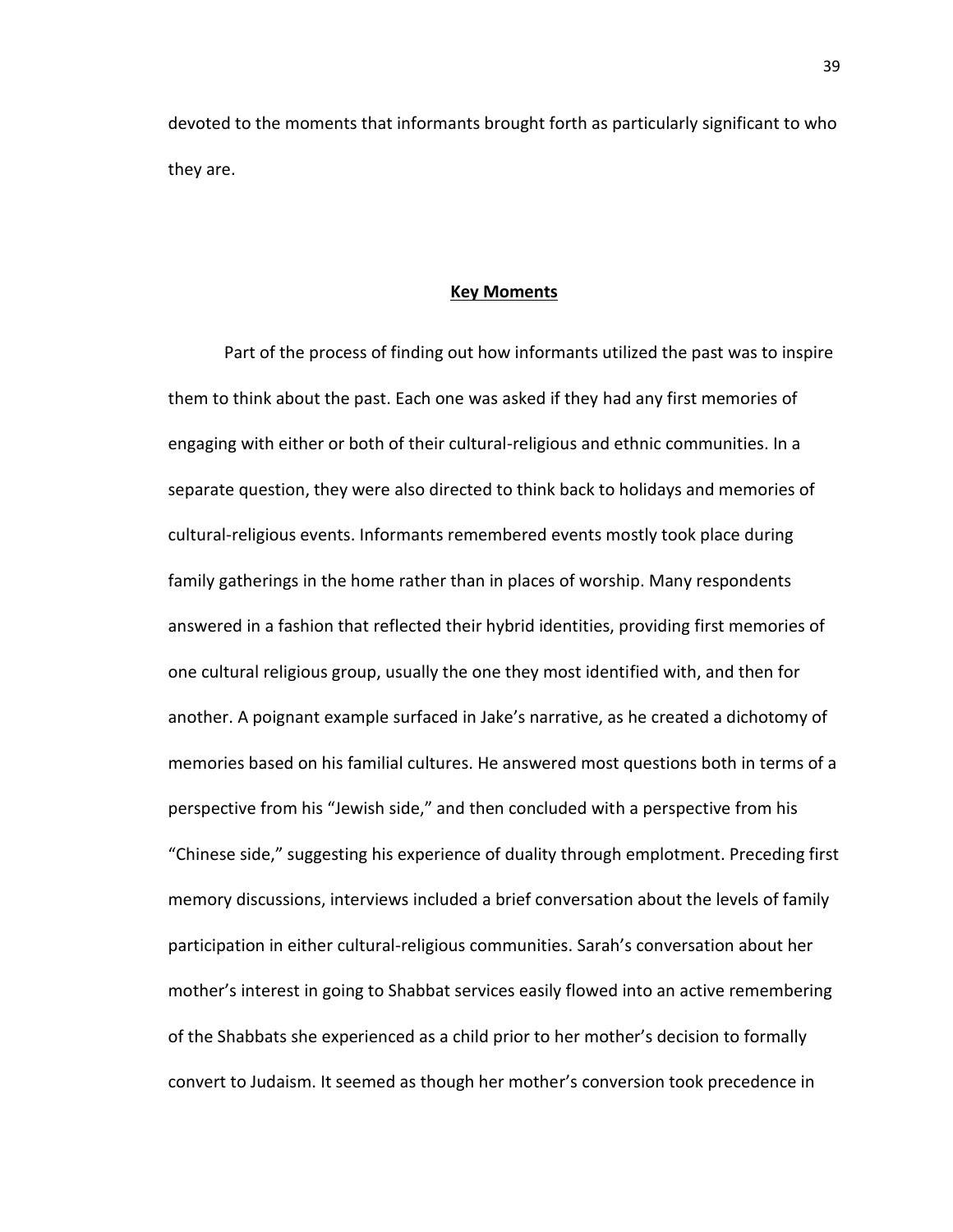devoted to the moments that informants brought forth as particularly significant to who they are.

## Key Moments

Part of the process of finding out how informants utilized the past was to inspire them to think about the past. Each one was asked if they had any first memories of engaging with either or both of their cultural-religious and ethnic communities. In a separate question, they were also directed to think back to holidays and memories of cultural-religious events. Informants remembered events mostly took place during family gatherings in the home rather than in places of worship. Many respondents answered in a fashion that reflected their hybrid identities, providing first memories of one cultural religious group, usually the one they most identified with, and then for another. A poignant example surfaced in Jake's narrative, as he created a dichotomy of memories based on his familial cultures. He answered most questions both in terms of a perspective from his "Jewish side," and then concluded with a perspective from his "Chinese side," suggesting his experience of duality through emplotment. Preceding first memory discussions, interviews included a brief conversation about the levels of family participation in either cultural-religious communities. Sarah's conversation about her mother's interest in going to Shabbat services easily flowed into an active remembering of the Shabbats she experienced as a child prior to her mother's decision to formally convert to Judaism. It seemed as though her mother's conversion took precedence in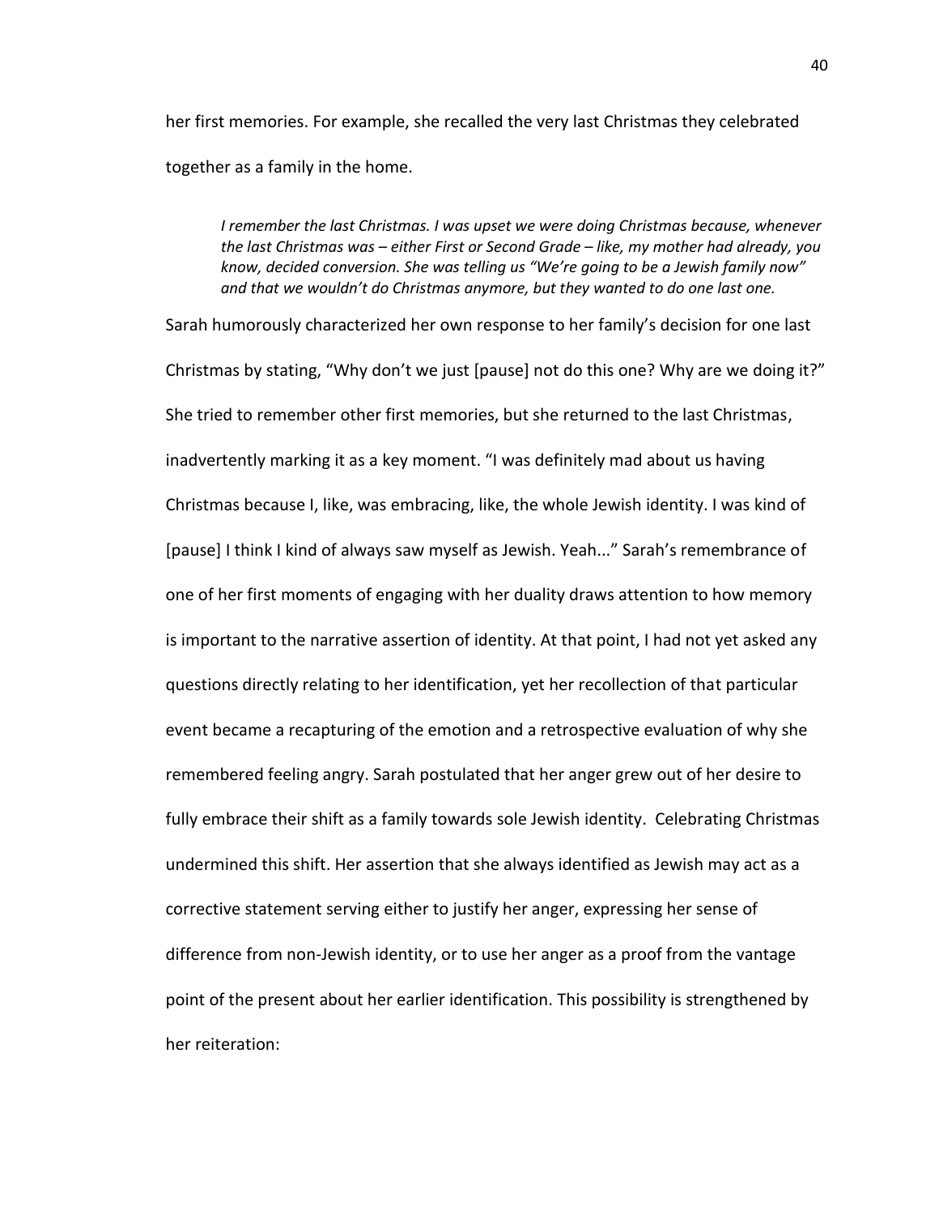her first memories. For example, she recalled the very last Christmas they celebrated together as a family in the home.

> *I remember the last Christmas. I was upset we were doing Christmas because, whenever the last Christmas was – either First or Second Grade – like, my mother had already, you know, decided conversion. She was telling us "We're going to be a Jewish family now" and that we wouldn't do Christmas anymore, but they wanted to do one last one.*

Sarah humorously characterized her own response to her family's decision for one last Christmas by stating, "Why don't we just [pause] not do this one? Why are we doing it?" She tried to remember other first memories, but she returned to the last Christmas, inadvertently marking it as a key moment. "I was definitely mad about us having Christmas because I, like, was embracing, like, the whole Jewish identity. I was kind of [pause] I think I kind of always saw myself as Jewish. Yeah..." Sarah's remembrance of one of her first moments of engaging with her duality draws attention to how memory is important to the narrative assertion of identity. At that point, I had not yet asked any questions directly relating to her identification, yet her recollection of that particular event became a recapturing of the emotion and a retrospective evaluation of why she remembered feeling angry. Sarah postulated that her anger grew out of her desire to fully embrace their shift as a family towards sole Jewish identity. Celebrating Christmas undermined this shift. Her assertion that she always identified as Jewish may act as a corrective statement serving either to justify her anger, expressing her sense of difference from non-Jewish identity, or to use her anger as a proof from the vantage point of the present about her earlier identification. This possibility is strengthened by her reiteration: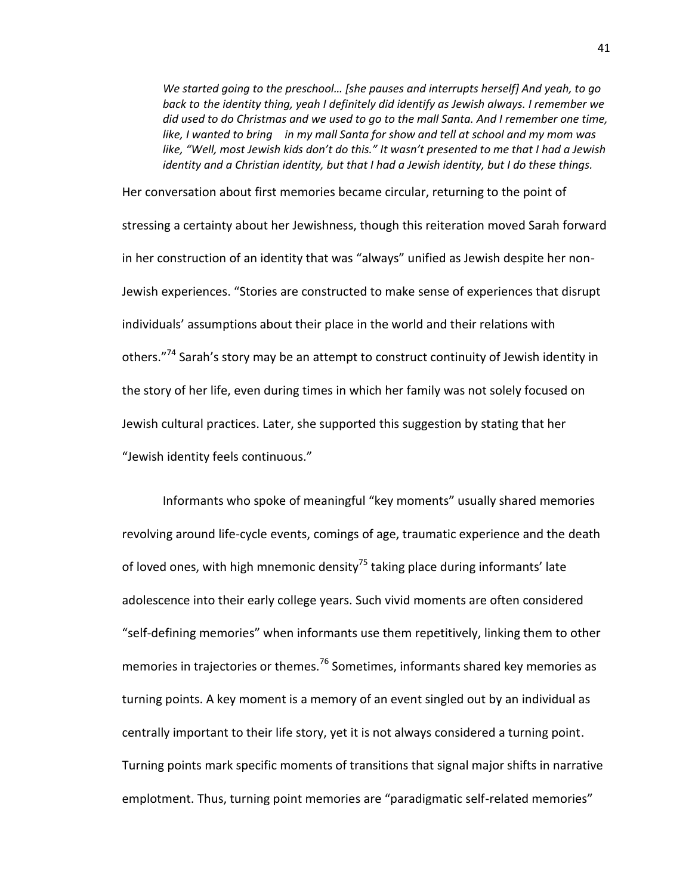> *We started going to the preschool… [she pauses and interrupts herself] And yeah, to go back to the identity thing, yeah I definitely did identify as Jewish always. I remember we did used to do Christmas and we used to go to the mall Santa. And I remember one time, like, I wanted to bring in my mall Santa for show and tell at school and my mom was like, "Well, most Jewish kids don't do this." It wasn't presented to me that I had a Jewish identity and a Christian identity, but that I had a Jewish identity, but I do these things.*

Her conversation about first memories became circular, returning to the point of stressing a certainty about her Jewishness, though this reiteration moved Sarah forward in her construction of an identity that was "always" unified as Jewish despite her non-Jewish experiences. "Stories are constructed to make sense of experiences that disrupt individuals' assumptions about their place in the world and their relations with others."[74] Sarah's story may be an attempt to construct continuity of Jewish identity in the story of her life, even during times in which her family was not solely focused on Jewish cultural practices. Later, she supported this suggestion by stating that her "Jewish identity feels continuous."

Informants who spoke of meaningful "key moments" usually shared memories revolving around life-cycle events, comings of age, traumatic experience and the death of loved ones, with high mnemonic density[75] taking place during informants' late adolescence into their early college years. Such vivid moments are often considered "self-defining memories" when informants use them repetitively, linking them to other memories in trajectories or themes.[76] Sometimes, informants shared key memories as turning points. A key moment is a memory of an event singled out by an individual as centrally important to their life story, yet it is not always considered a turning point. Turning points mark specific moments of transitions that signal major shifts in narrative emplotment. Thus, turning point memories are "paradigmatic self-related memories"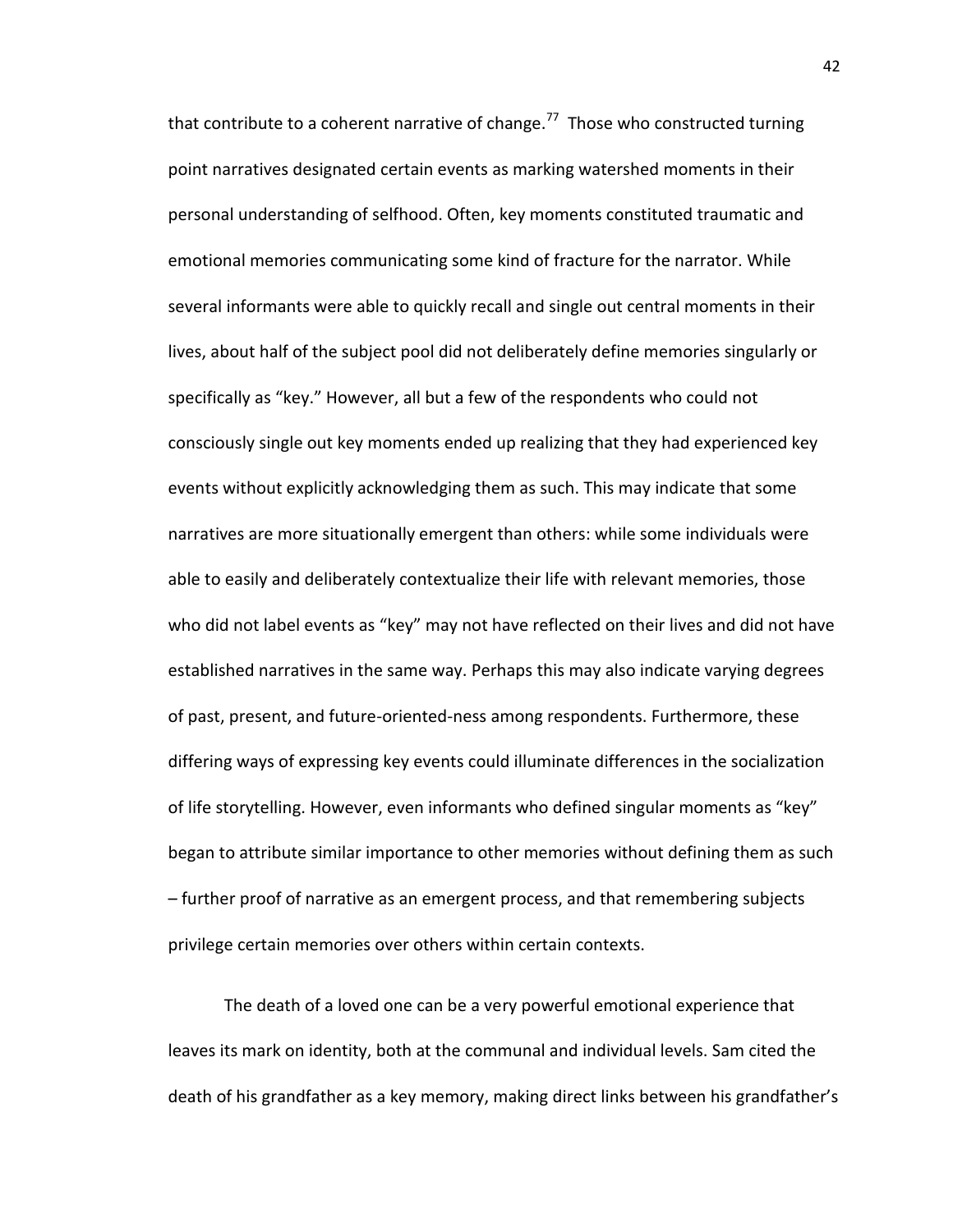that contribute to a coherent narrative of change.[77] Those who constructed turning point narratives designated certain events as marking watershed moments in their personal understanding of selfhood. Often, key moments constituted traumatic and emotional memories communicating some kind of fracture for the narrator. While several informants were able to quickly recall and single out central moments in their lives, about half of the subject pool did not deliberately define memories singularly or specifically as "key." However, all but a few of the respondents who could not consciously single out key moments ended up realizing that they had experienced key events without explicitly acknowledging them as such. This may indicate that some narratives are more situationally emergent than others: while some individuals were able to easily and deliberately contextualize their life with relevant memories, those who did not label events as "key" may not have reflected on their lives and did not have established narratives in the same way. Perhaps this may also indicate varying degrees of past, present, and future-oriented-ness among respondents. Furthermore, these differing ways of expressing key events could illuminate differences in the socialization of life storytelling. However, even informants who defined singular moments as "key" began to attribute similar importance to other memories without defining them as such – further proof of narrative as an emergent process, and that remembering subjects privilege certain memories over others within certain contexts.

The death of a loved one can be a very powerful emotional experience that leaves its mark on identity, both at the communal and individual levels. Sam cited the death of his grandfather as a key memory, making direct links between his grandfather's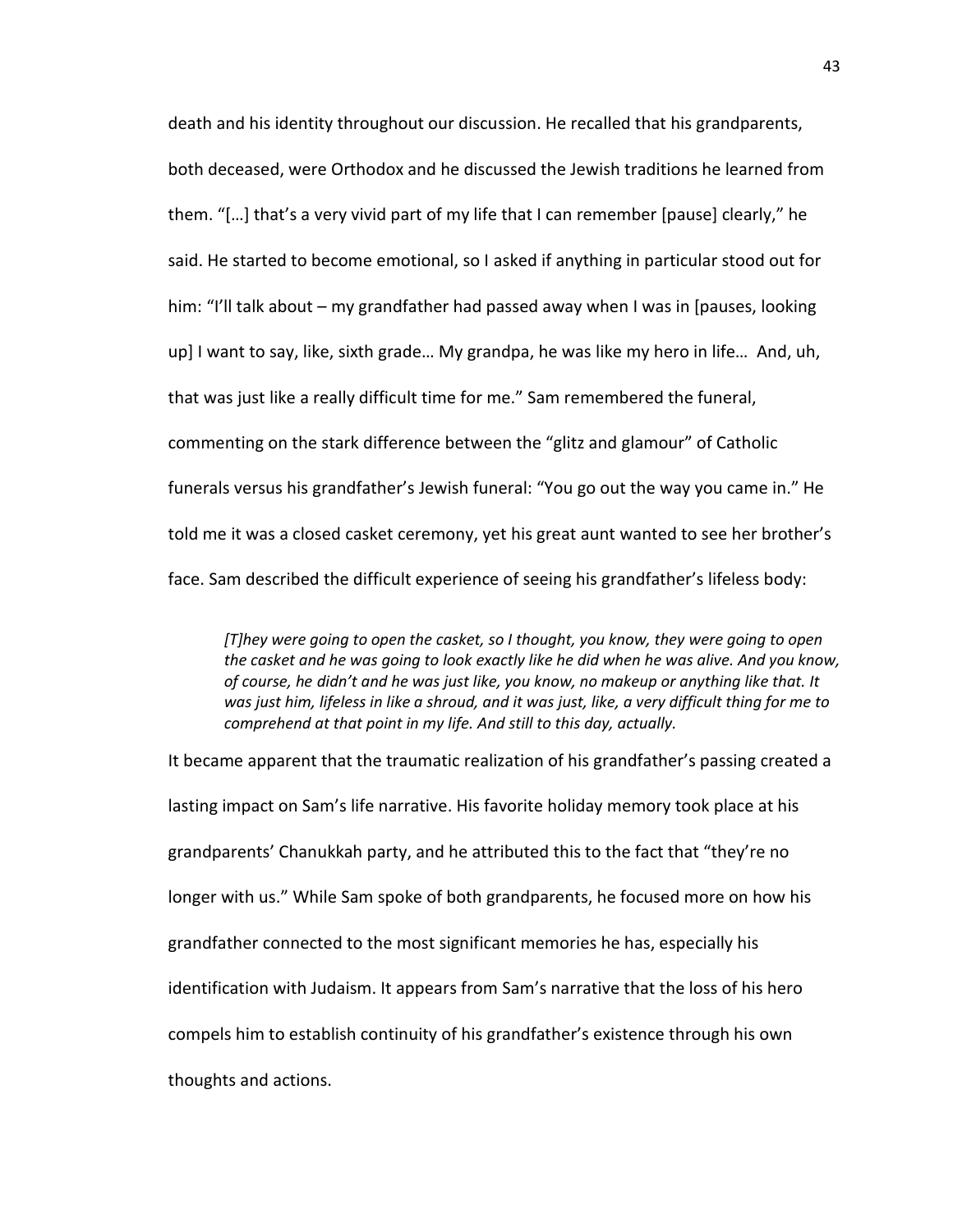death and his identity throughout our discussion. He recalled that his grandparents, both deceased, were Orthodox and he discussed the Jewish traditions he learned from them. "[…] that's a very vivid part of my life that I can remember [pause] clearly," he said. He started to become emotional, so I asked if anything in particular stood out for him: "I'll talk about – my grandfather had passed away when I was in [pauses, looking up] I want to say, like, sixth grade… My grandpa, he was like my hero in life… And, uh, that was just like a really difficult time for me." Sam remembered the funeral, commenting on the stark difference between the "glitz and glamour" of Catholic funerals versus his grandfather's Jewish funeral: "You go out the way you came in." He told me it was a closed casket ceremony, yet his great aunt wanted to see her brother's face. Sam described the difficult experience of seeing his grandfather's lifeless body:

> *[T]hey were going to open the casket, so I thought, you know, they were going to open the casket and he was going to look exactly like he did when he was alive. And you know, of course, he didn't and he was just like, you know, no makeup or anything like that. It was just him, lifeless in like a shroud, and it was just, like, a very difficult thing for me to comprehend at that point in my life. And still to this day, actually.*

It became apparent that the traumatic realization of his grandfather's passing created a lasting impact on Sam's life narrative. His favorite holiday memory took place at his grandparents' Chanukkah party, and he attributed this to the fact that "they're no longer with us." While Sam spoke of both grandparents, he focused more on how his grandfather connected to the most significant memories he has, especially his identification with Judaism. It appears from Sam's narrative that the loss of his hero compels him to establish continuity of his grandfather's existence through his own thoughts and actions.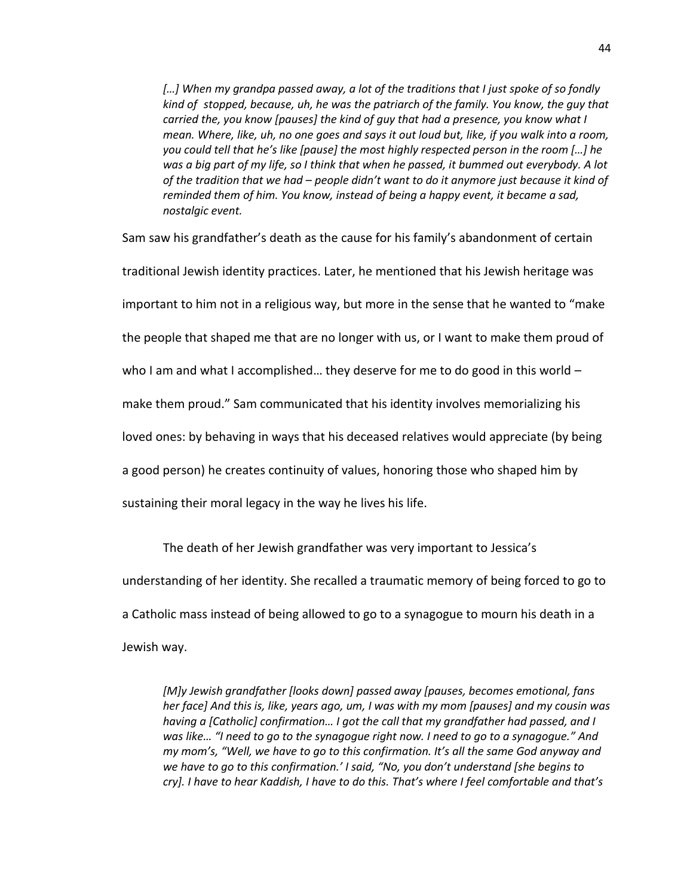*[…] When my grandpa passed away, a lot of the traditions that I just spoke of so fondly kind of stopped, because, uh, he was the patriarch of the family. You know, the guy that carried the, you know [pauses] the kind of guy that had a presence, you know what I mean. Where, like, uh, no one goes and says it out loud but, like, if you walk into a room, you could tell that he's like [pause] the most highly respected person in the room […] he was a big part of my life, so I think that when he passed, it bummed out everybody. A lot of the tradition that we had – people didn't want to do it anymore just because it kind of reminded them of him. You know, instead of being a happy event, it became a sad, nostalgic event.*

Sam saw his grandfather's death as the cause for his family's abandonment of certain traditional Jewish identity practices. Later, he mentioned that his Jewish heritage was important to him not in a religious way, but more in the sense that he wanted to "make the people that shaped me that are no longer with us, or I want to make them proud of who I am and what I accomplished… they deserve for me to do good in this world – make them proud." Sam communicated that his identity involves memorializing his loved ones: by behaving in ways that his deceased relatives would appreciate (by being a good person) he creates continuity of values, honoring those who shaped him by sustaining their moral legacy in the way he lives his life.

The death of her Jewish grandfather was very important to Jessica's understanding of her identity. She recalled a traumatic memory of being forced to go to a Catholic mass instead of being allowed to go to a synagogue to mourn his death in a Jewish way.

*[M]y Jewish grandfather [looks down] passed away [pauses, becomes emotional, fans her face] And this is, like, years ago, um, I was with my mom [pauses] and my cousin was having a [Catholic] confirmation… I got the call that my grandfather had passed, and I was like… "I need to go to the synagogue right now. I need to go to a synagogue." And my mom's, "Well, we have to go to this confirmation. It's all the same God anyway and we have to go to this confirmation.' I said, "No, you don't understand [she begins to cry]. I have to hear Kaddish, I have to do this. That's where I feel comfortable and that's*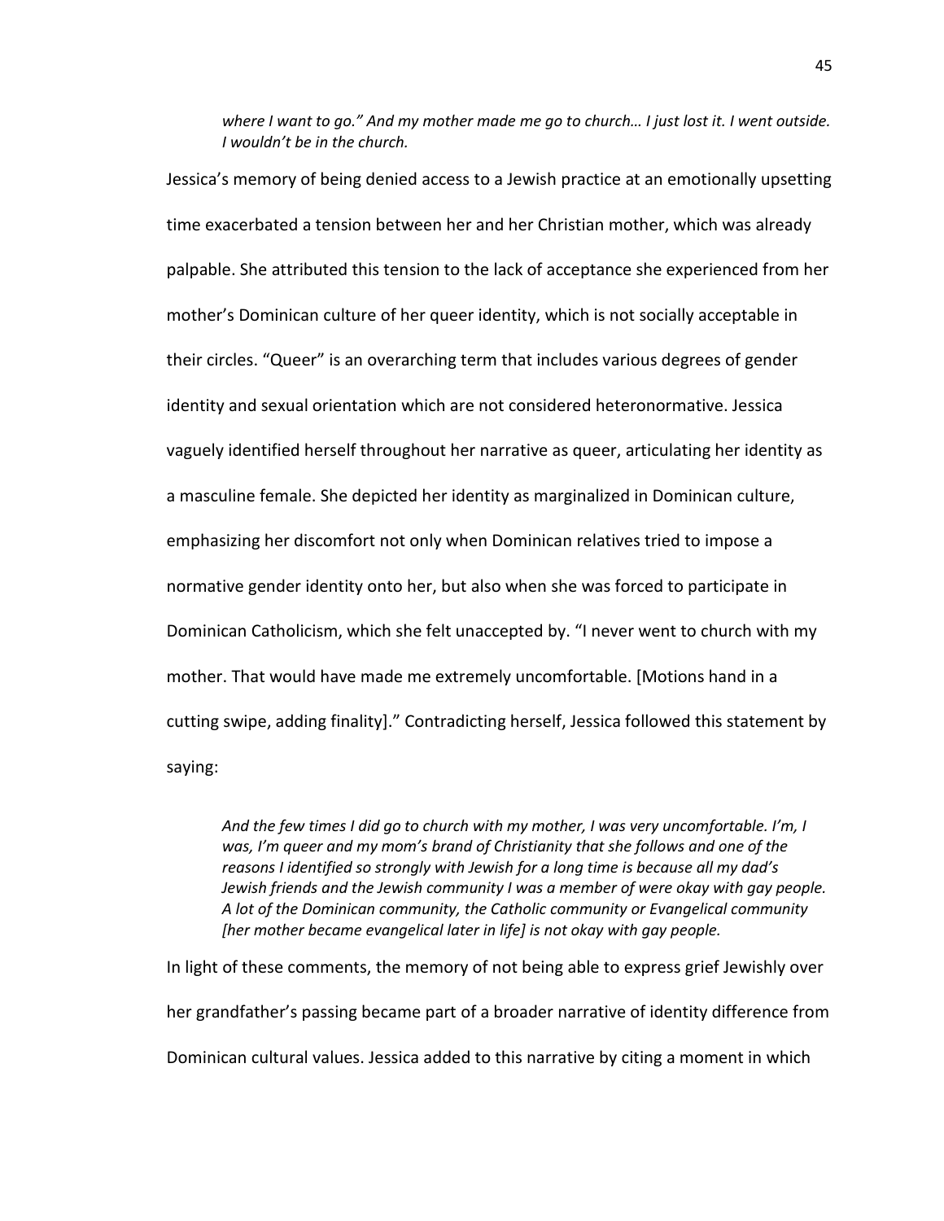> *where I want to go." And my mother made me go to church… I just lost it. I went outside. I wouldn't be in the church.*

Jessica's memory of being denied access to a Jewish practice at an emotionally upsetting time exacerbated a tension between her and her Christian mother, which was already palpable. She attributed this tension to the lack of acceptance she experienced from her mother's Dominican culture of her queer identity, which is not socially acceptable in their circles. "Queer" is an overarching term that includes various degrees of gender identity and sexual orientation which are not considered heteronormative. Jessica vaguely identified herself throughout her narrative as queer, articulating her identity as a masculine female. She depicted her identity as marginalized in Dominican culture, emphasizing her discomfort not only when Dominican relatives tried to impose a normative gender identity onto her, but also when she was forced to participate in Dominican Catholicism, which she felt unaccepted by. "I never went to church with my mother. That would have made me extremely uncomfortable. [Motions hand in a cutting swipe, adding finality]." Contradicting herself, Jessica followed this statement by saying:

> *And the few times I did go to church with my mother, I was very uncomfortable. I'm, I was, I'm queer and my mom's brand of Christianity that she follows and one of the reasons I identified so strongly with Jewish for a long time is because all my dad's Jewish friends and the Jewish community I was a member of were okay with gay people. A lot of the Dominican community, the Catholic community or Evangelical community [her mother became evangelical later in life] is not okay with gay people.*

In light of these comments, the memory of not being able to express grief Jewishly over her grandfather's passing became part of a broader narrative of identity difference from Dominican cultural values. Jessica added to this narrative by citing a moment in which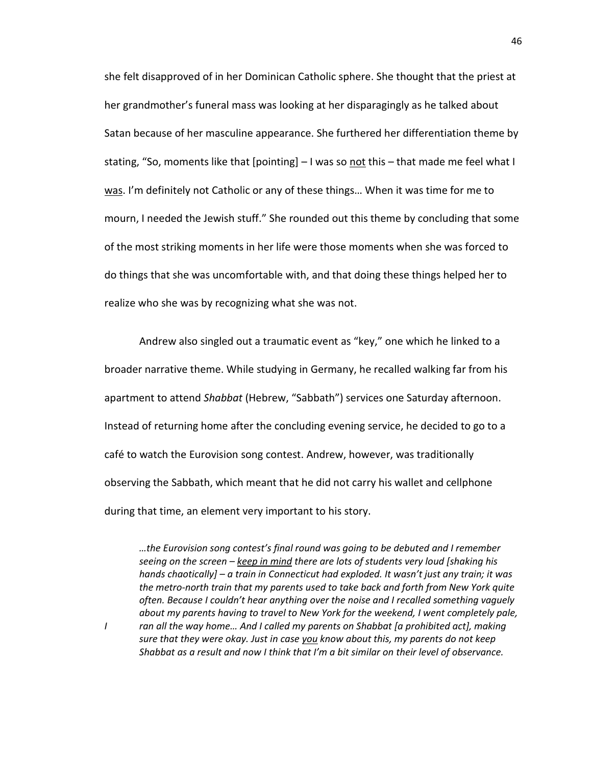she felt disapproved of in her Dominican Catholic sphere. She thought that the priest at her grandmother's funeral mass was looking at her disparagingly as he talked about Satan because of her masculine appearance. She furthered her differentiation theme by stating, "So, moments like that [pointing] – I was so <u>not</u> this – that made me feel what I <u>was</u>. I'm definitely not Catholic or any of these things… When it was time for me to mourn, I needed the Jewish stuff." She rounded out this theme by concluding that some of the most striking moments in her life were those moments when she was forced to do things that she was uncomfortable with, and that doing these things helped her to realize who she was by recognizing what she was not.

Andrew also singled out a traumatic event as "key," one which he linked to a broader narrative theme. While studying in Germany, he recalled walking far from his apartment to attend *Shabbat* (Hebrew, "Sabbath") services one Saturday afternoon. Instead of returning home after the concluding evening service, he decided to go to a café to watch the Eurovision song contest. Andrew, however, was traditionally observing the Sabbath, which meant that he did not carry his wallet and cellphone during that time, an element very important to his story.

> *…the Eurovision song contest's final round was going to be debuted and I remember seeing on the screen – <u>keep in mind</u> there are lots of students very loud [shaking his hands chaotically] – a train in Connecticut had exploded. It wasn't just any train; it was the metro-north train that my parents used to take back and forth from New York quite often. Because I couldn't hear anything over the noise and I recalled something vaguely about my parents having to travel to New York for the weekend, I went completely pale, I ran all the way home… And I called my parents on Shabbat [a prohibited act], making sure that they were okay. Just in case <u>you</u> know about this, my parents do not keep Shabbat as a result and now I think that I'm a bit similar on their level of observance.*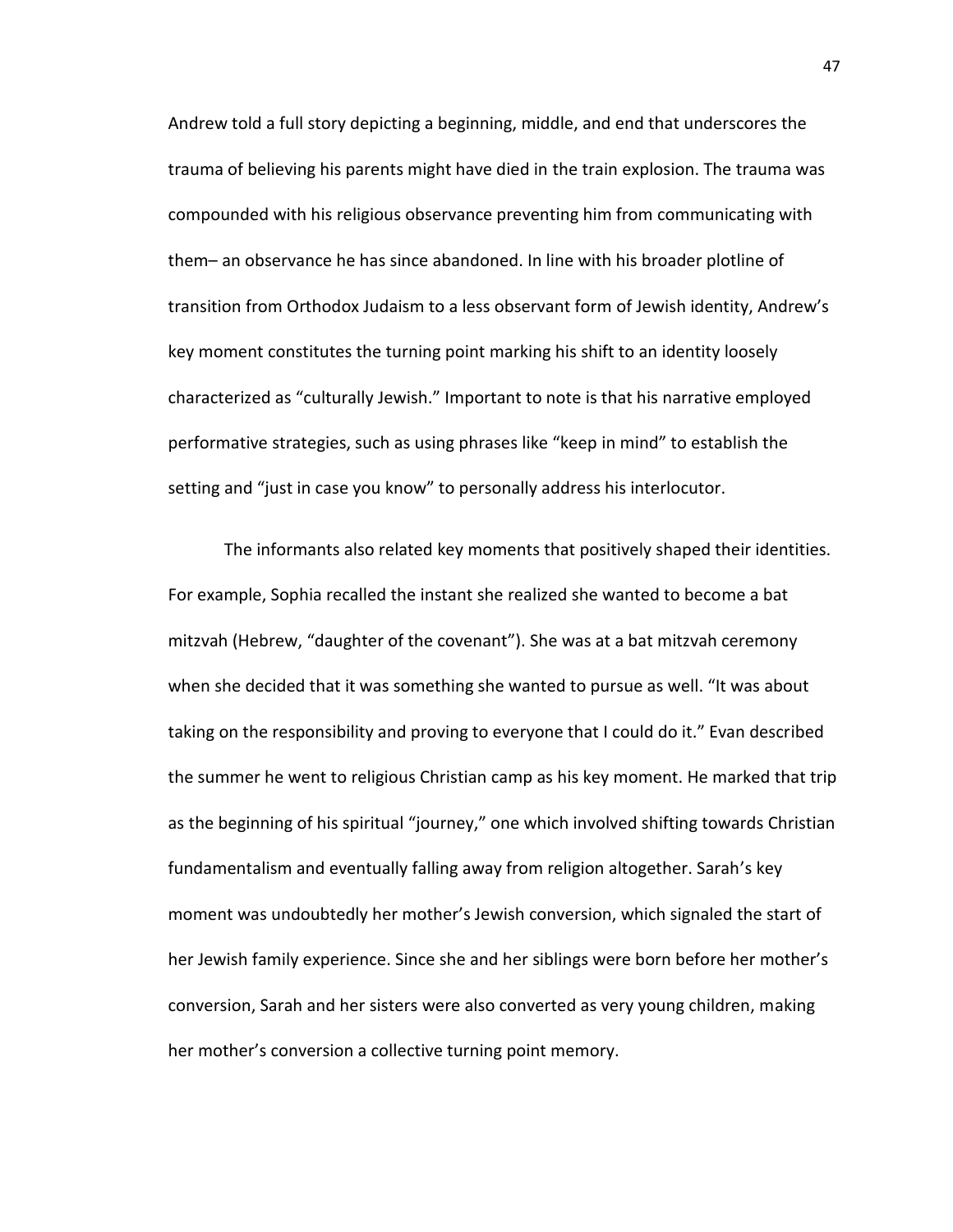Andrew told a full story depicting a beginning, middle, and end that underscores the trauma of believing his parents might have died in the train explosion. The trauma was compounded with his religious observance preventing him from communicating with them– an observance he has since abandoned. In line with his broader plotline of transition from Orthodox Judaism to a less observant form of Jewish identity, Andrew's key moment constitutes the turning point marking his shift to an identity loosely characterized as "culturally Jewish." Important to note is that his narrative employed performative strategies, such as using phrases like "keep in mind" to establish the setting and "just in case you know" to personally address his interlocutor.

The informants also related key moments that positively shaped their identities. For example, Sophia recalled the instant she realized she wanted to become a bat mitzvah (Hebrew, "daughter of the covenant"). She was at a bat mitzvah ceremony when she decided that it was something she wanted to pursue as well. "It was about taking on the responsibility and proving to everyone that I could do it." Evan described the summer he went to religious Christian camp as his key moment. He marked that trip as the beginning of his spiritual "journey," one which involved shifting towards Christian fundamentalism and eventually falling away from religion altogether. Sarah's key moment was undoubtedly her mother's Jewish conversion, which signaled the start of her Jewish family experience. Since she and her siblings were born before her mother's conversion, Sarah and her sisters were also converted as very young children, making her mother's conversion a collective turning point memory.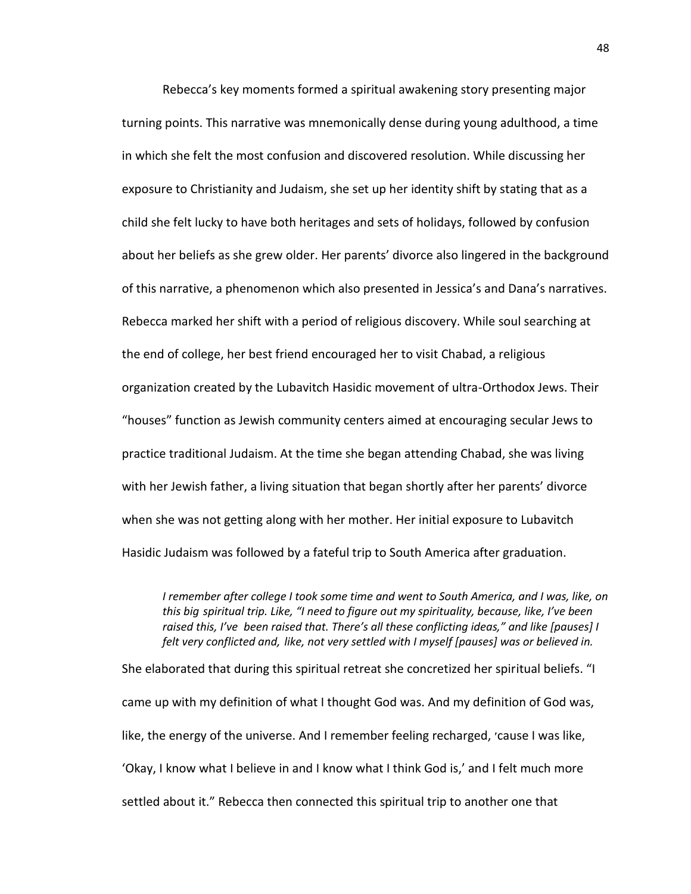Rebecca's key moments formed a spiritual awakening story presenting major turning points. This narrative was mnemonically dense during young adulthood, a time in which she felt the most confusion and discovered resolution. While discussing her exposure to Christianity and Judaism, she set up her identity shift by stating that as a child she felt lucky to have both heritages and sets of holidays, followed by confusion about her beliefs as she grew older. Her parents' divorce also lingered in the background of this narrative, a phenomenon which also presented in Jessica's and Dana's narratives. Rebecca marked her shift with a period of religious discovery. While soul searching at the end of college, her best friend encouraged her to visit Chabad, a religious organization created by the Lubavitch Hasidic movement of ultra-Orthodox Jews. Their "houses" function as Jewish community centers aimed at encouraging secular Jews to practice traditional Judaism. At the time she began attending Chabad, she was living with her Jewish father, a living situation that began shortly after her parents' divorce when she was not getting along with her mother. Her initial exposure to Lubavitch Hasidic Judaism was followed by a fateful trip to South America after graduation.

> *I remember after college I took some time and went to South America, and I was, like, on this big spiritual trip. Like, "I need to figure out my spirituality, because, like, I've been raised this, I've been raised that. There's all these conflicting ideas," and like [pauses] I felt very conflicted and, like, not very settled with I myself [pauses] was or believed in.*

She elaborated that during this spiritual retreat she concretized her spiritual beliefs. "I came up with my definition of what I thought God was. And my definition of God was, like, the energy of the universe. And I remember feeling recharged, 'cause I was like, 'Okay, I know what I believe in and I know what I think God is,' and I felt much more settled about it." Rebecca then connected this spiritual trip to another one that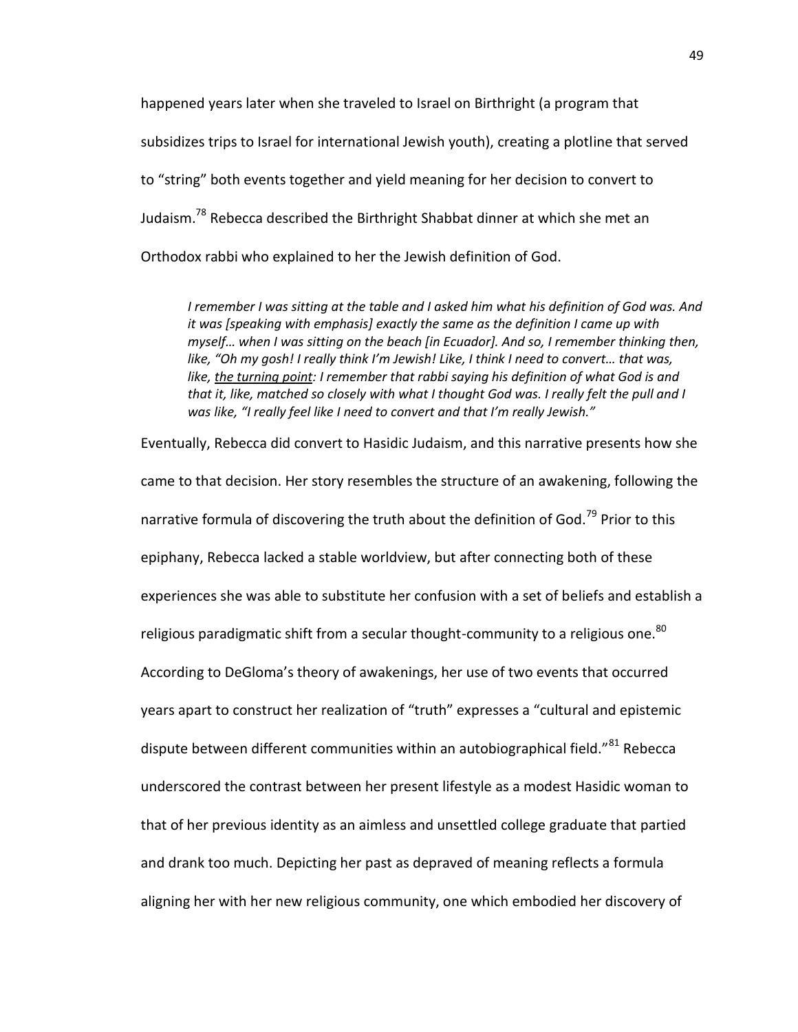happened years later when she traveled to Israel on Birthright (a program that subsidizes trips to Israel for international Jewish youth), creating a plotline that served to "string" both events together and yield meaning for her decision to convert to Judaism.[78] Rebecca described the Birthright Shabbat dinner at which she met an Orthodox rabbi who explained to her the Jewish definition of God.

> *I remember I was sitting at the table and I asked him what his definition of God was. And it was [speaking with emphasis] exactly the same as the definition I came up with myself… when I was sitting on the beach [in Ecuador]. And so, I remember thinking then, like, "Oh my gosh! I really think I'm Jewish! Like, I think I need to convert… that was, like, <u>the turning point</u>: I remember that rabbi saying his definition of what God is and that it, like, matched so closely with what I thought God was. I really felt the pull and I was like, "I really feel like I need to convert and that I'm really Jewish."*

Eventually, Rebecca did convert to Hasidic Judaism, and this narrative presents how she came to that decision. Her story resembles the structure of an awakening, following the narrative formula of discovering the truth about the definition of God.[79] Prior to this epiphany, Rebecca lacked a stable worldview, but after connecting both of these experiences she was able to substitute her confusion with a set of beliefs and establish a religious paradigmatic shift from a secular thought-community to a religious one.[80] According to DeGloma's theory of awakenings, her use of two events that occurred years apart to construct her realization of "truth" expresses a "cultural and epistemic dispute between different communities within an autobiographical field."[81] Rebecca underscored the contrast between her present lifestyle as a modest Hasidic woman to that of her previous identity as an aimless and unsettled college graduate that partied and drank too much. Depicting her past as depraved of meaning reflects a formula aligning her with her new religious community, one which embodied her discovery of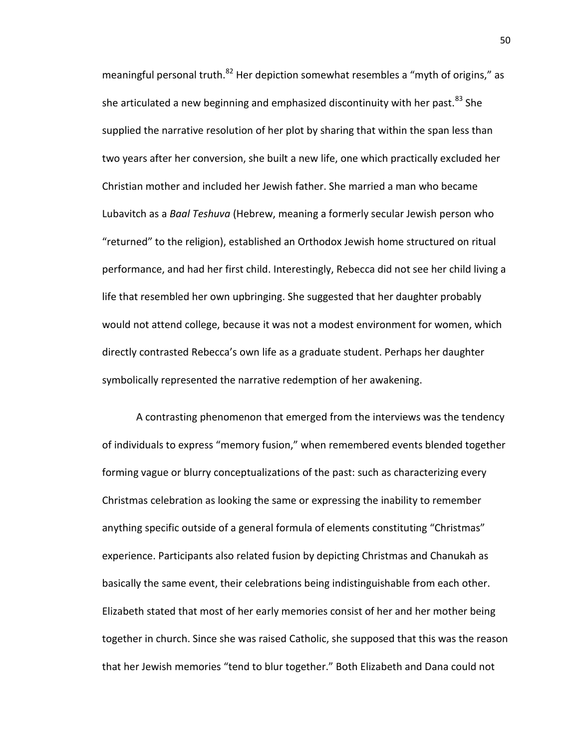meaningful personal truth.[82] Her depiction somewhat resembles a "myth of origins," as she articulated a new beginning and emphasized discontinuity with her past.[83] She supplied the narrative resolution of her plot by sharing that within the span less than two years after her conversion, she built a new life, one which practically excluded her Christian mother and included her Jewish father. She married a man who became Lubavitch as a *Baal Teshuva* (Hebrew, meaning a formerly secular Jewish person who "returned" to the religion), established an Orthodox Jewish home structured on ritual performance, and had her first child. Interestingly, Rebecca did not see her child living a life that resembled her own upbringing. She suggested that her daughter probably would not attend college, because it was not a modest environment for women, which directly contrasted Rebecca's own life as a graduate student. Perhaps her daughter symbolically represented the narrative redemption of her awakening.

A contrasting phenomenon that emerged from the interviews was the tendency of individuals to express "memory fusion," when remembered events blended together forming vague or blurry conceptualizations of the past: such as characterizing every Christmas celebration as looking the same or expressing the inability to remember anything specific outside of a general formula of elements constituting "Christmas" experience. Participants also related fusion by depicting Christmas and Chanukah as basically the same event, their celebrations being indistinguishable from each other. Elizabeth stated that most of her early memories consist of her and her mother being together in church. Since she was raised Catholic, she supposed that this was the reason that her Jewish memories "tend to blur together." Both Elizabeth and Dana could not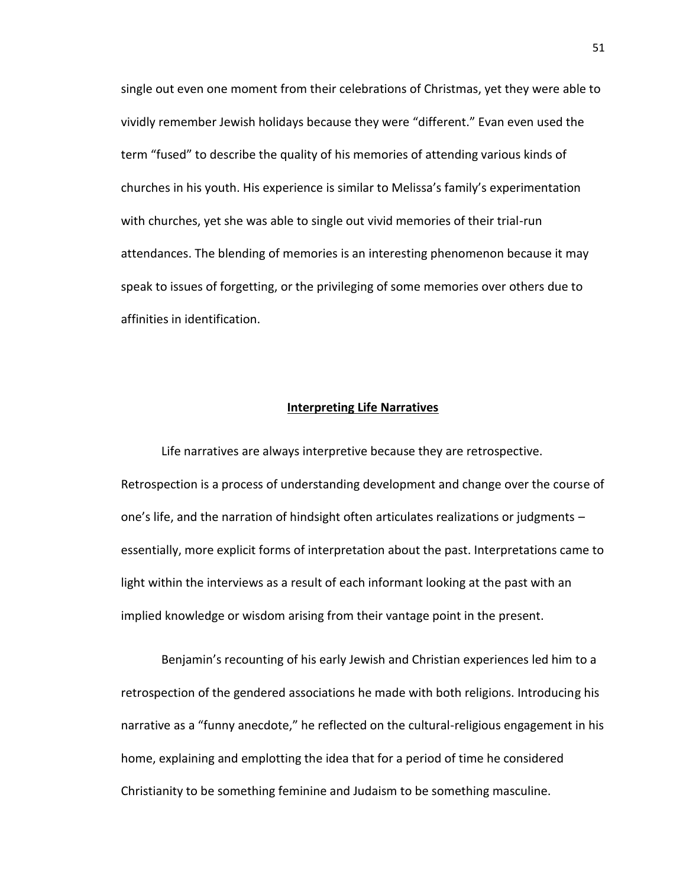single out even one moment from their celebrations of Christmas, yet they were able to vividly remember Jewish holidays because they were "different." Evan even used the term "fused" to describe the quality of his memories of attending various kinds of churches in his youth. His experience is similar to Melissa's family's experimentation with churches, yet she was able to single out vivid memories of their trial-run attendances. The blending of memories is an interesting phenomenon because it may speak to issues of forgetting, or the privileging of some memories over others due to affinities in identification.

## **Interpreting Life Narratives**

Life narratives are always interpretive because they are retrospective. Retrospection is a process of understanding development and change over the course of one's life, and the narration of hindsight often articulates realizations or judgments – essentially, more explicit forms of interpretation about the past. Interpretations came to light within the interviews as a result of each informant looking at the past with an implied knowledge or wisdom arising from their vantage point in the present.

Benjamin's recounting of his early Jewish and Christian experiences led him to a retrospection of the gendered associations he made with both religions. Introducing his narrative as a "funny anecdote," he reflected on the cultural-religious engagement in his home, explaining and emplotting the idea that for a period of time he considered Christianity to be something feminine and Judaism to be something masculine.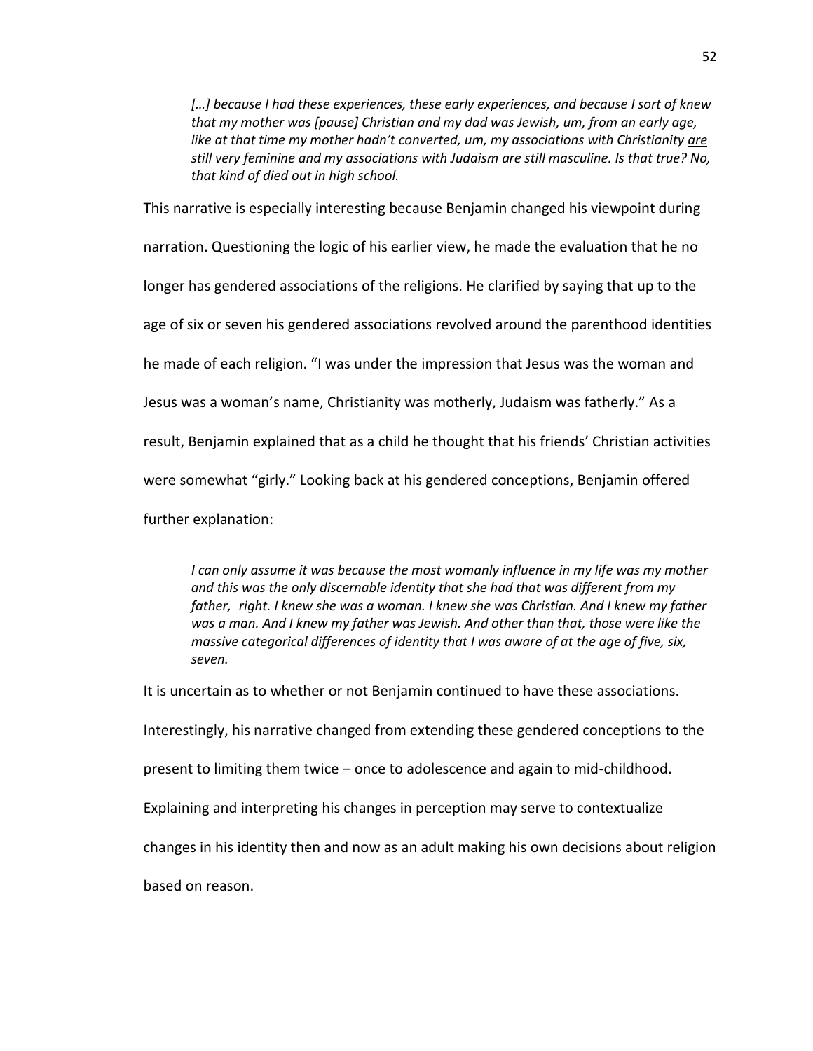> *[…] because I had these experiences, these early experiences, and because I sort of knew that my mother was [pause] Christian and my dad was Jewish, um, from an early age, like at that time my mother hadn't converted, um, my associations with Christianity <u>are still</u> very feminine and my associations with Judaism <u>are still</u> masculine. Is that true? No, that kind of died out in high school.*

This narrative is especially interesting because Benjamin changed his viewpoint during narration. Questioning the logic of his earlier view, he made the evaluation that he no longer has gendered associations of the religions. He clarified by saying that up to the age of six or seven his gendered associations revolved around the parenthood identities he made of each religion. "I was under the impression that Jesus was the woman and Jesus was a woman's name, Christianity was motherly, Judaism was fatherly." As a result, Benjamin explained that as a child he thought that his friends' Christian activities were somewhat "girly." Looking back at his gendered conceptions, Benjamin offered further explanation:

> *I can only assume it was because the most womanly influence in my life was my mother and this was the only discernable identity that she had that was different from my father, right. I knew she was a woman. I knew she was Christian. And I knew my father was a man. And I knew my father was Jewish. And other than that, those were like the massive categorical differences of identity that I was aware of at the age of five, six, seven.*

It is uncertain as to whether or not Benjamin continued to have these associations. Interestingly, his narrative changed from extending these gendered conceptions to the present to limiting them twice – once to adolescence and again to mid-childhood. Explaining and interpreting his changes in perception may serve to contextualize changes in his identity then and now as an adult making his own decisions about religion based on reason.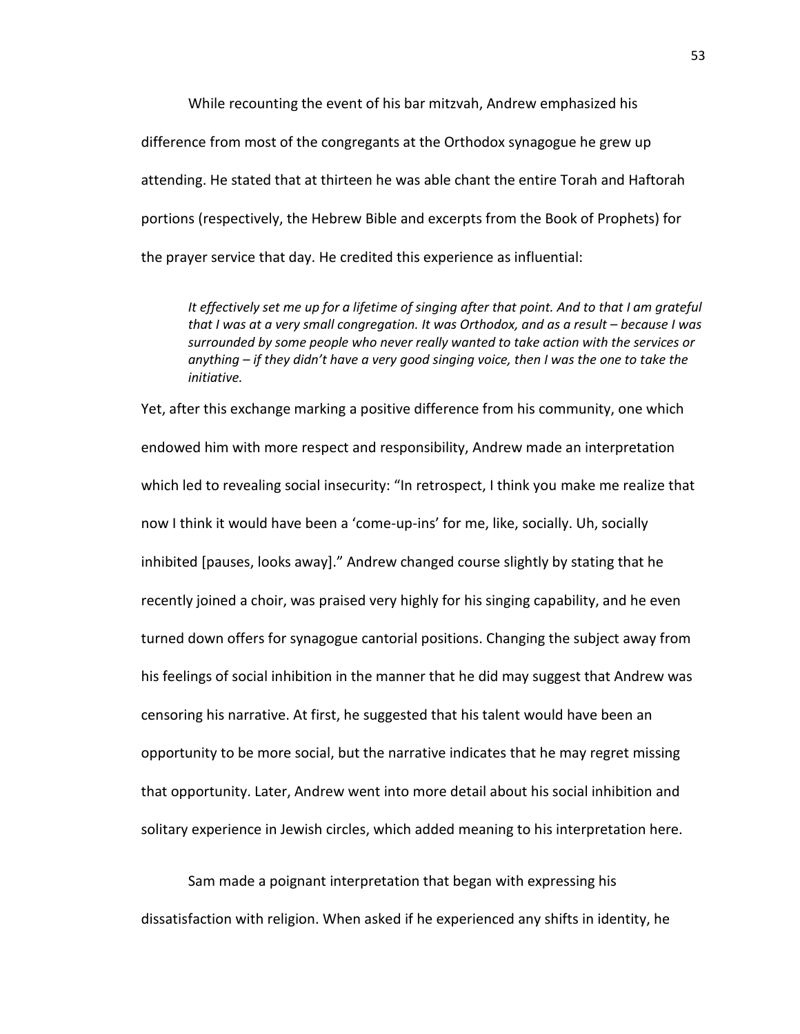While recounting the event of his bar mitzvah, Andrew emphasized his difference from most of the congregants at the Orthodox synagogue he grew up attending. He stated that at thirteen he was able chant the entire Torah and Haftorah portions (respectively, the Hebrew Bible and excerpts from the Book of Prophets) for the prayer service that day. He credited this experience as influential:

> *It effectively set me up for a lifetime of singing after that point. And to that I am grateful that I was at a very small congregation. It was Orthodox, and as a result – because I was surrounded by some people who never really wanted to take action with the services or anything – if they didn't have a very good singing voice, then I was the one to take the initiative.*

Yet, after this exchange marking a positive difference from his community, one which endowed him with more respect and responsibility, Andrew made an interpretation which led to revealing social insecurity: "In retrospect, I think you make me realize that now I think it would have been a 'come-up-ins' for me, like, socially. Uh, socially inhibited [pauses, looks away]." Andrew changed course slightly by stating that he recently joined a choir, was praised very highly for his singing capability, and he even turned down offers for synagogue cantorial positions. Changing the subject away from his feelings of social inhibition in the manner that he did may suggest that Andrew was censoring his narrative. At first, he suggested that his talent would have been an opportunity to be more social, but the narrative indicates that he may regret missing that opportunity. Later, Andrew went into more detail about his social inhibition and solitary experience in Jewish circles, which added meaning to his interpretation here.

Sam made a poignant interpretation that began with expressing his dissatisfaction with religion. When asked if he experienced any shifts in identity, he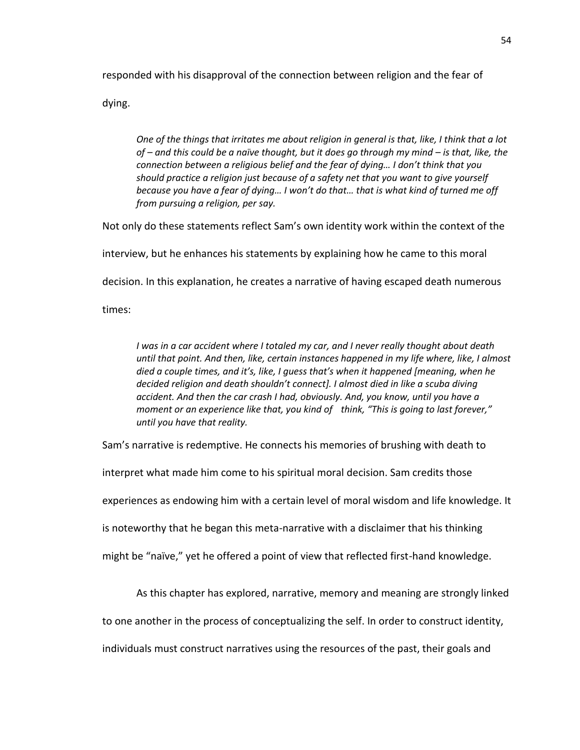responded with his disapproval of the connection between religion and the fear of dying.

> *One of the things that irritates me about religion in general is that, like, I think that a lot of – and this could be a naïve thought, but it does go through my mind – is that, like, the connection between a religious belief and the fear of dying… I don't think that you should practice a religion just because of a safety net that you want to give yourself because you have a fear of dying… I won't do that… that is what kind of turned me off from pursuing a religion, per say.*

Not only do these statements reflect Sam's own identity work within the context of the interview, but he enhances his statements by explaining how he came to this moral decision. In this explanation, he creates a narrative of having escaped death numerous times:

> *I was in a car accident where I totaled my car, and I never really thought about death until that point. And then, like, certain instances happened in my life where, like, I almost died a couple times, and it's, like, I guess that's when it happened [meaning, when he decided religion and death shouldn't connect]. I almost died in like a scuba diving accident. And then the car crash I had, obviously. And, you know, until you have a moment or an experience like that, you kind of think, "This is going to last forever," until you have that reality.*

Sam's narrative is redemptive. He connects his memories of brushing with death to interpret what made him come to his spiritual moral decision. Sam credits those experiences as endowing him with a certain level of moral wisdom and life knowledge. It is noteworthy that he began this meta-narrative with a disclaimer that his thinking might be "naïve," yet he offered a point of view that reflected first-hand knowledge.

As this chapter has explored, narrative, memory and meaning are strongly linked to one another in the process of conceptualizing the self. In order to construct identity, individuals must construct narratives using the resources of the past, their goals and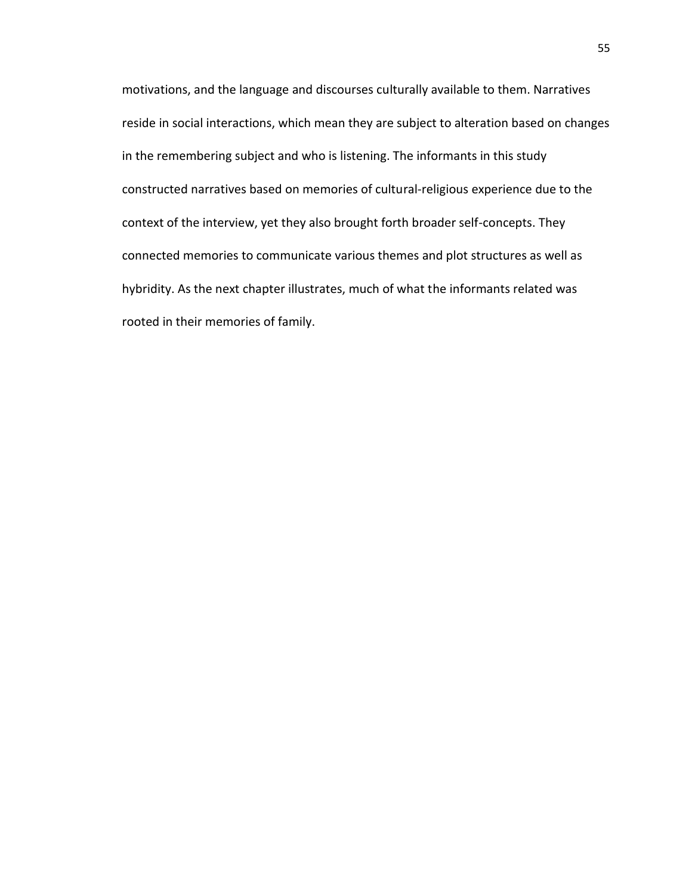motivations, and the language and discourses culturally available to them. Narratives reside in social interactions, which mean they are subject to alteration based on changes in the remembering subject and who is listening. The informants in this study constructed narratives based on memories of cultural-religious experience due to the context of the interview, yet they also brought forth broader self-concepts. They connected memories to communicate various themes and plot structures as well as hybridity. As the next chapter illustrates, much of what the informants related was rooted in their memories of family.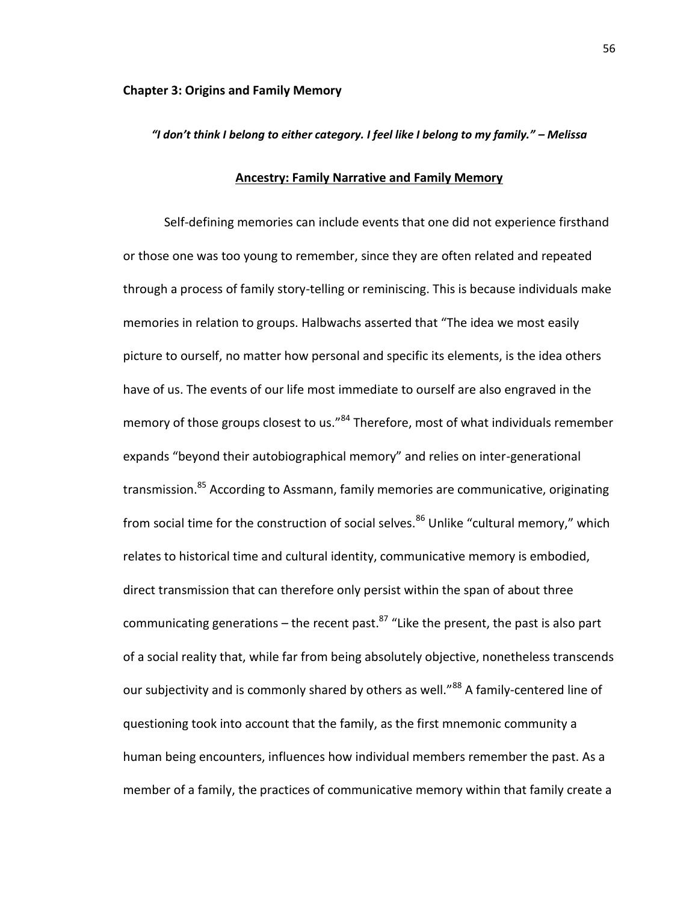## Chapter 3: Origins and Family Memory

***"I don't think I belong to either category. I feel like I belong to my family." – Melissa***

### Ancestry: Family Narrative and Family Memory

Self-defining memories can include events that one did not experience firsthand or those one was too young to remember, since they are often related and repeated through a process of family story-telling or reminiscing. This is because individuals make memories in relation to groups. Halbwachs asserted that "The idea we most easily picture to ourself, no matter how personal and specific its elements, is the idea others have of us. The events of our life most immediate to ourself are also engraved in the memory of those groups closest to us."[84] Therefore, most of what individuals remember expands "beyond their autobiographical memory" and relies on inter-generational transmission.[85] According to Assmann, family memories are communicative, originating from social time for the construction of social selves.[86] Unlike "cultural memory," which relates to historical time and cultural identity, communicative memory is embodied, direct transmission that can therefore only persist within the span of about three communicating generations – the recent past.[87] "Like the present, the past is also part of a social reality that, while far from being absolutely objective, nonetheless transcends our subjectivity and is commonly shared by others as well."[88] A family-centered line of questioning took into account that the family, as the first mnemonic community a human being encounters, influences how individual members remember the past. As a member of a family, the practices of communicative memory within that family create a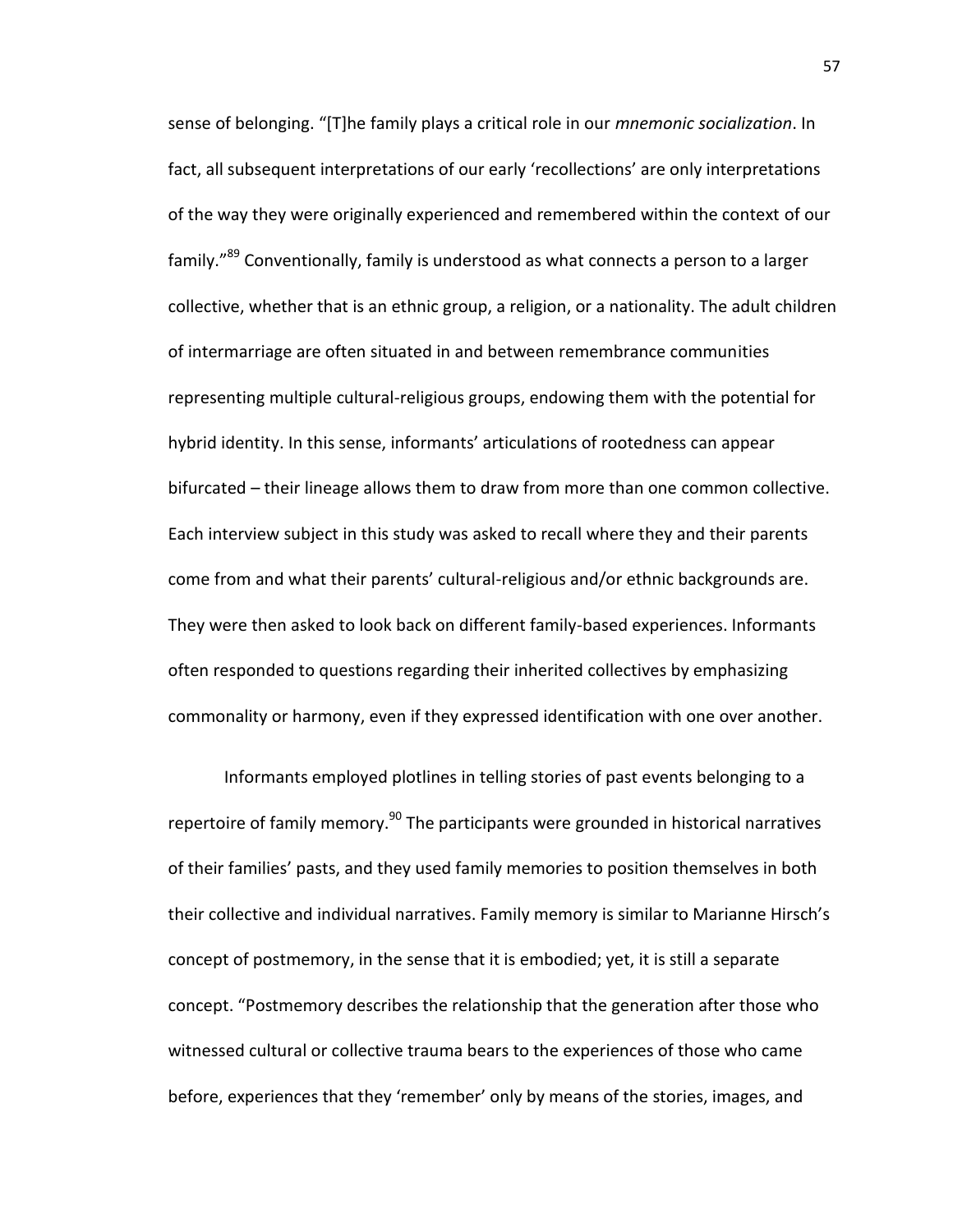sense of belonging. "[T]he family plays a critical role in our *mnemonic socialization*. In fact, all subsequent interpretations of our early 'recollections' are only interpretations of the way they were originally experienced and remembered within the context of our family."[89] Conventionally, family is understood as what connects a person to a larger collective, whether that is an ethnic group, a religion, or a nationality. The adult children of intermarriage are often situated in and between remembrance communities representing multiple cultural-religious groups, endowing them with the potential for hybrid identity. In this sense, informants' articulations of rootedness can appear bifurcated – their lineage allows them to draw from more than one common collective. Each interview subject in this study was asked to recall where they and their parents come from and what their parents' cultural-religious and/or ethnic backgrounds are. They were then asked to look back on different family-based experiences. Informants often responded to questions regarding their inherited collectives by emphasizing commonality or harmony, even if they expressed identification with one over another.

Informants employed plotlines in telling stories of past events belonging to a repertoire of family memory.[90] The participants were grounded in historical narratives of their families' pasts, and they used family memories to position themselves in both their collective and individual narratives. Family memory is similar to Marianne Hirsch's concept of postmemory, in the sense that it is embodied; yet, it is still a separate concept. "Postmemory describes the relationship that the generation after those who witnessed cultural or collective trauma bears to the experiences of those who came before, experiences that they 'remember' only by means of the stories, images, and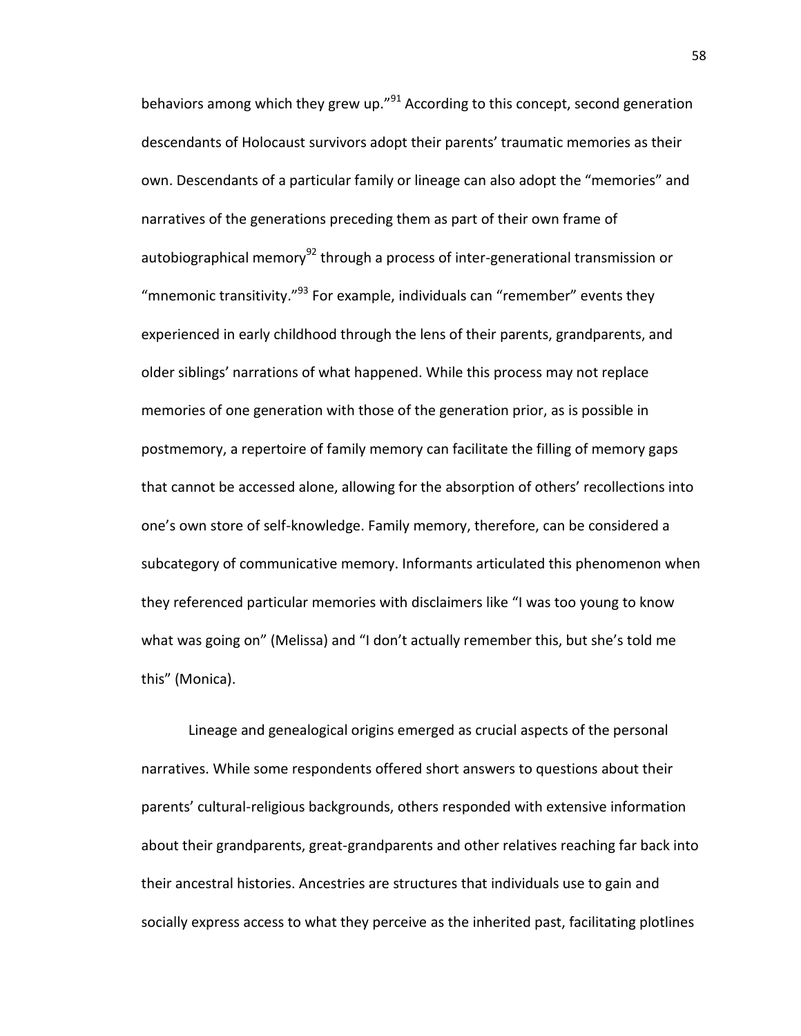behaviors among which they grew up."[91] According to this concept, second generation descendants of Holocaust survivors adopt their parents' traumatic memories as their own. Descendants of a particular family or lineage can also adopt the "memories" and narratives of the generations preceding them as part of their own frame of autobiographical memory[92] through a process of inter-generational transmission or "mnemonic transitivity."[93] For example, individuals can "remember" events they experienced in early childhood through the lens of their parents, grandparents, and older siblings' narrations of what happened. While this process may not replace memories of one generation with those of the generation prior, as is possible in postmemory, a repertoire of family memory can facilitate the filling of memory gaps that cannot be accessed alone, allowing for the absorption of others' recollections into one's own store of self-knowledge. Family memory, therefore, can be considered a subcategory of communicative memory. Informants articulated this phenomenon when they referenced particular memories with disclaimers like "I was too young to know what was going on" (Melissa) and "I don't actually remember this, but she's told me this" (Monica).

Lineage and genealogical origins emerged as crucial aspects of the personal narratives. While some respondents offered short answers to questions about their parents' cultural-religious backgrounds, others responded with extensive information about their grandparents, great-grandparents and other relatives reaching far back into their ancestral histories. Ancestries are structures that individuals use to gain and socially express access to what they perceive as the inherited past, facilitating plotlines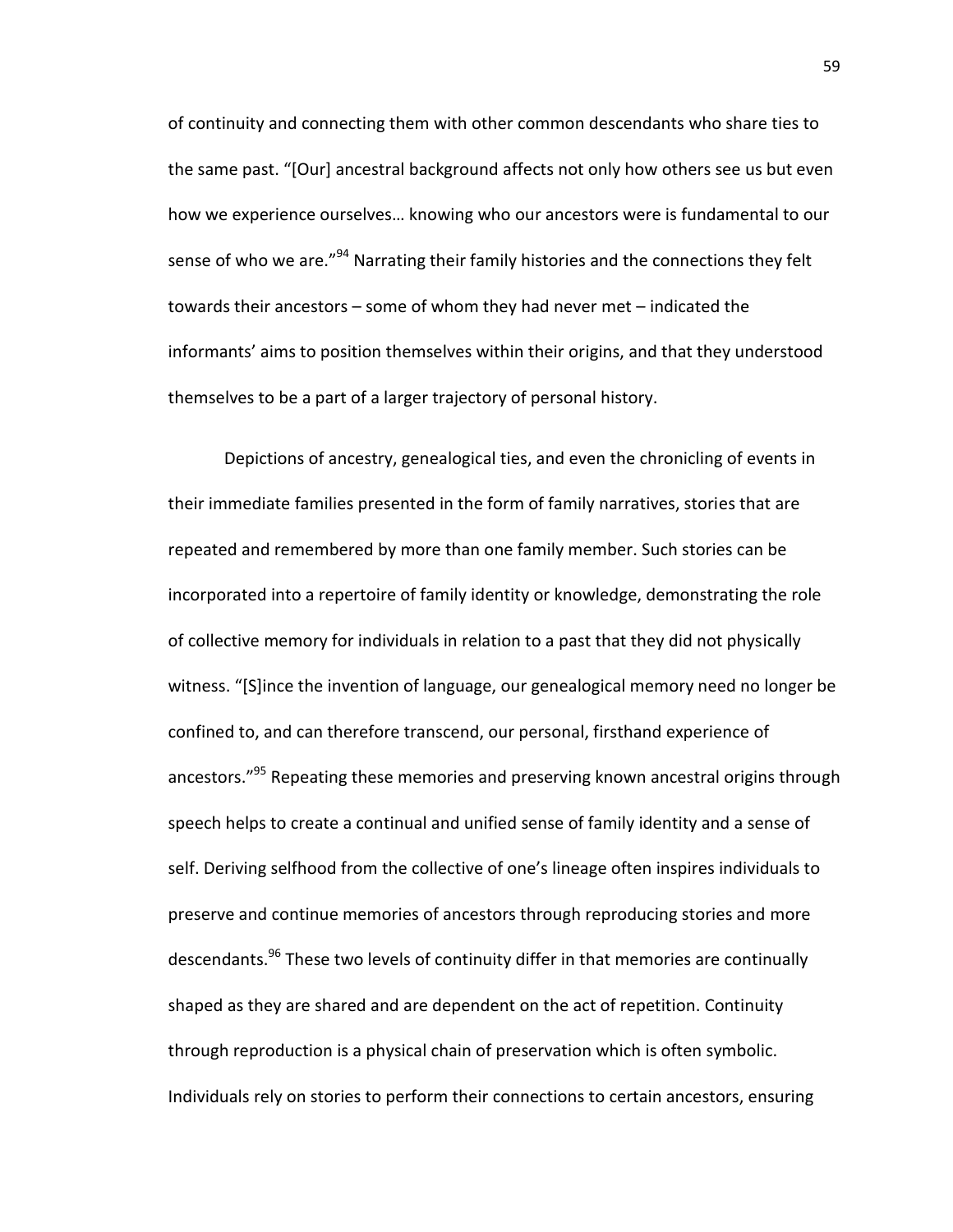of continuity and connecting them with other common descendants who share ties to the same past. "[Our] ancestral background affects not only how others see us but even how we experience ourselves… knowing who our ancestors were is fundamental to our sense of who we are."[94] Narrating their family histories and the connections they felt towards their ancestors – some of whom they had never met – indicated the informants' aims to position themselves within their origins, and that they understood themselves to be a part of a larger trajectory of personal history.

Depictions of ancestry, genealogical ties, and even the chronicling of events in their immediate families presented in the form of family narratives, stories that are repeated and remembered by more than one family member. Such stories can be incorporated into a repertoire of family identity or knowledge, demonstrating the role of collective memory for individuals in relation to a past that they did not physically witness. "[S]ince the invention of language, our genealogical memory need no longer be confined to, and can therefore transcend, our personal, firsthand experience of ancestors."[95] Repeating these memories and preserving known ancestral origins through speech helps to create a continual and unified sense of family identity and a sense of self. Deriving selfhood from the collective of one's lineage often inspires individuals to preserve and continue memories of ancestors through reproducing stories and more descendants.[96] These two levels of continuity differ in that memories are continually shaped as they are shared and are dependent on the act of repetition. Continuity through reproduction is a physical chain of preservation which is often symbolic. Individuals rely on stories to perform their connections to certain ancestors, ensuring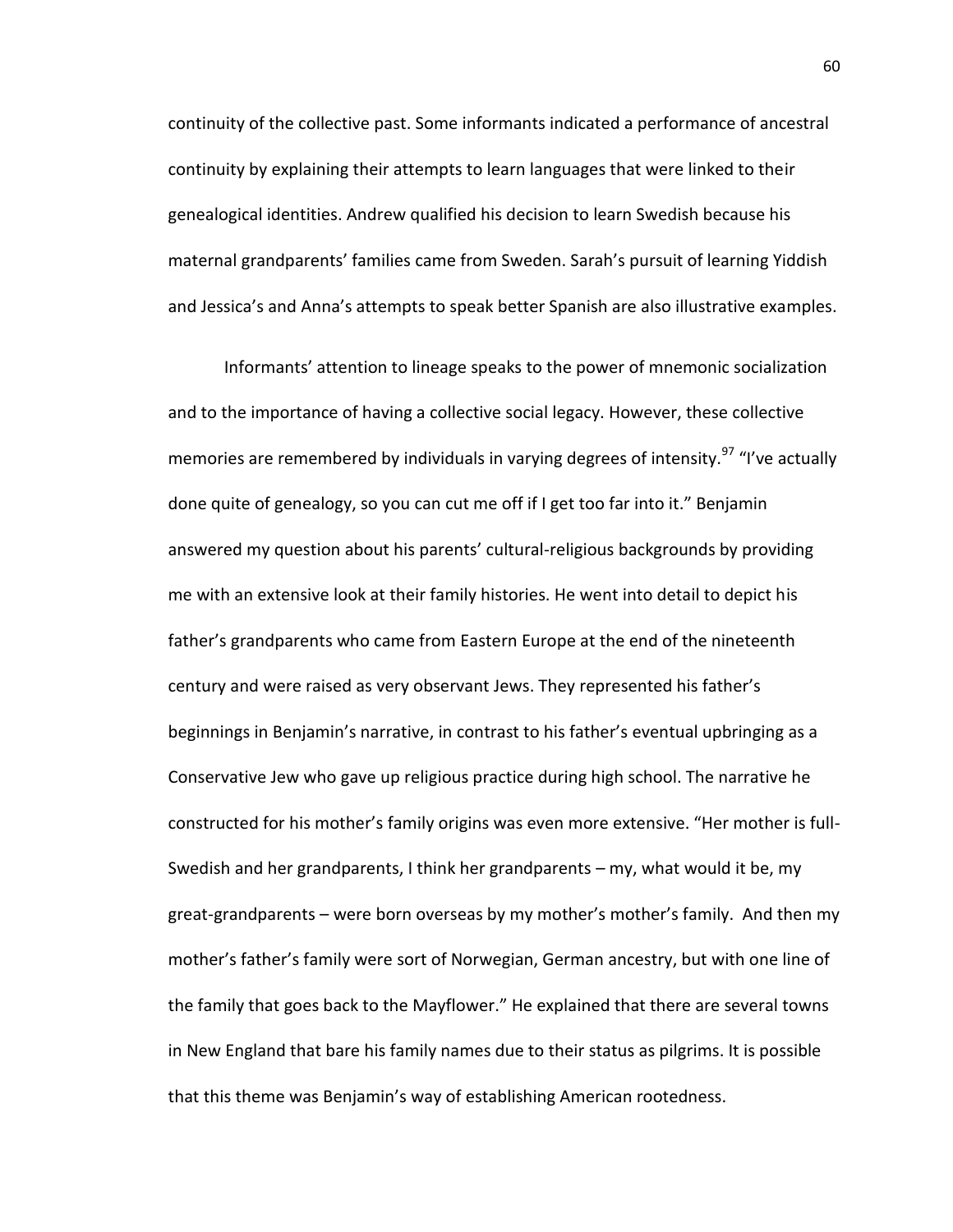continuity of the collective past. Some informants indicated a performance of ancestral continuity by explaining their attempts to learn languages that were linked to their genealogical identities. Andrew qualified his decision to learn Swedish because his maternal grandparents' families came from Sweden. Sarah's pursuit of learning Yiddish and Jessica's and Anna's attempts to speak better Spanish are also illustrative examples.

Informants' attention to lineage speaks to the power of mnemonic socialization and to the importance of having a collective social legacy. However, these collective memories are remembered by individuals in varying degrees of intensity.[97] "I've actually done quite of genealogy, so you can cut me off if I get too far into it." Benjamin answered my question about his parents' cultural-religious backgrounds by providing me with an extensive look at their family histories. He went into detail to depict his father's grandparents who came from Eastern Europe at the end of the nineteenth century and were raised as very observant Jews. They represented his father's beginnings in Benjamin's narrative, in contrast to his father's eventual upbringing as a Conservative Jew who gave up religious practice during high school. The narrative he constructed for his mother's family origins was even more extensive. "Her mother is full-Swedish and her grandparents, I think her grandparents – my, what would it be, my great-grandparents – were born overseas by my mother's mother's family. And then my mother's father's family were sort of Norwegian, German ancestry, but with one line of the family that goes back to the Mayflower." He explained that there are several towns in New England that bare his family names due to their status as pilgrims. It is possible that this theme was Benjamin's way of establishing American rootedness.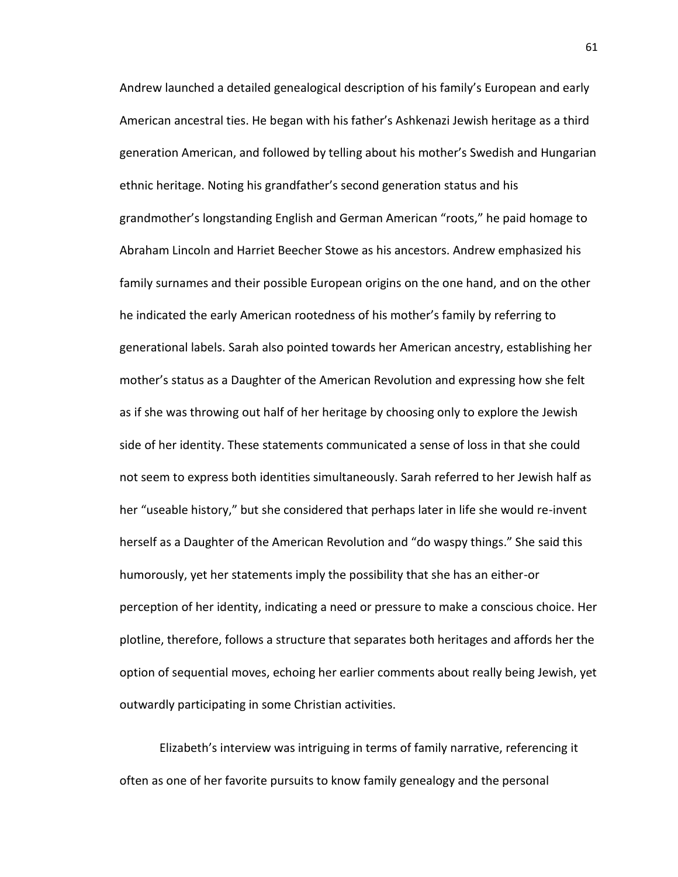Andrew launched a detailed genealogical description of his family's European and early American ancestral ties. He began with his father's Ashkenazi Jewish heritage as a third generation American, and followed by telling about his mother's Swedish and Hungarian ethnic heritage. Noting his grandfather's second generation status and his grandmother's longstanding English and German American "roots," he paid homage to Abraham Lincoln and Harriet Beecher Stowe as his ancestors. Andrew emphasized his family surnames and their possible European origins on the one hand, and on the other he indicated the early American rootedness of his mother's family by referring to generational labels. Sarah also pointed towards her American ancestry, establishing her mother's status as a Daughter of the American Revolution and expressing how she felt as if she was throwing out half of her heritage by choosing only to explore the Jewish side of her identity. These statements communicated a sense of loss in that she could not seem to express both identities simultaneously. Sarah referred to her Jewish half as her "useable history," but she considered that perhaps later in life she would re-invent herself as a Daughter of the American Revolution and "do waspy things." She said this humorously, yet her statements imply the possibility that she has an either-or perception of her identity, indicating a need or pressure to make a conscious choice. Her plotline, therefore, follows a structure that separates both heritages and affords her the option of sequential moves, echoing her earlier comments about really being Jewish, yet outwardly participating in some Christian activities.

Elizabeth's interview was intriguing in terms of family narrative, referencing it often as one of her favorite pursuits to know family genealogy and the personal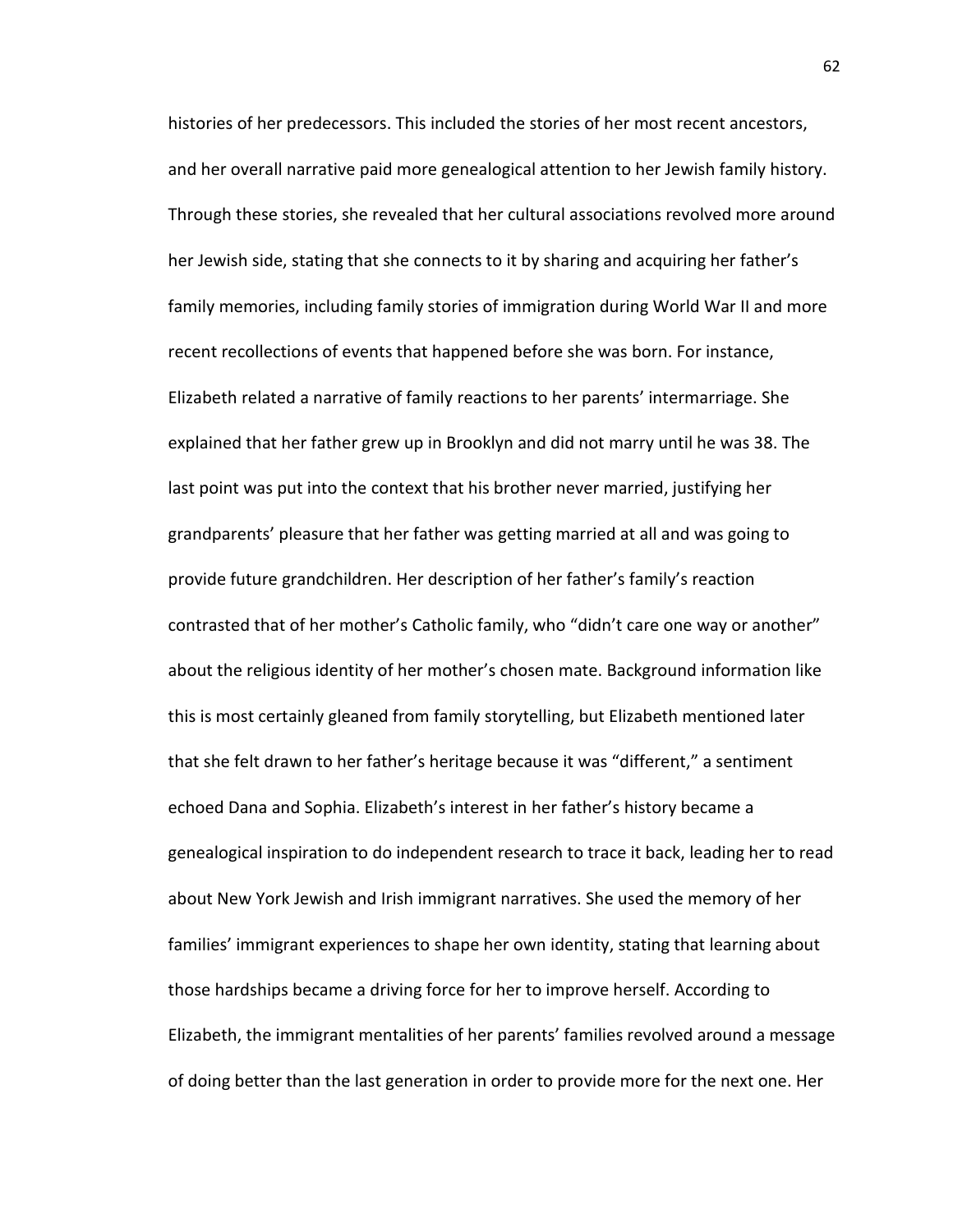histories of her predecessors. This included the stories of her most recent ancestors, and her overall narrative paid more genealogical attention to her Jewish family history. Through these stories, she revealed that her cultural associations revolved more around her Jewish side, stating that she connects to it by sharing and acquiring her father's family memories, including family stories of immigration during World War II and more recent recollections of events that happened before she was born. For instance, Elizabeth related a narrative of family reactions to her parents' intermarriage. She explained that her father grew up in Brooklyn and did not marry until he was 38. The last point was put into the context that his brother never married, justifying her grandparents' pleasure that her father was getting married at all and was going to provide future grandchildren. Her description of her father's family's reaction contrasted that of her mother's Catholic family, who "didn't care one way or another" about the religious identity of her mother's chosen mate. Background information like this is most certainly gleaned from family storytelling, but Elizabeth mentioned later that she felt drawn to her father's heritage because it was "different," a sentiment echoed Dana and Sophia. Elizabeth's interest in her father's history became a genealogical inspiration to do independent research to trace it back, leading her to read about New York Jewish and Irish immigrant narratives. She used the memory of her families' immigrant experiences to shape her own identity, stating that learning about those hardships became a driving force for her to improve herself. According to Elizabeth, the immigrant mentalities of her parents' families revolved around a message of doing better than the last generation in order to provide more for the next one. Her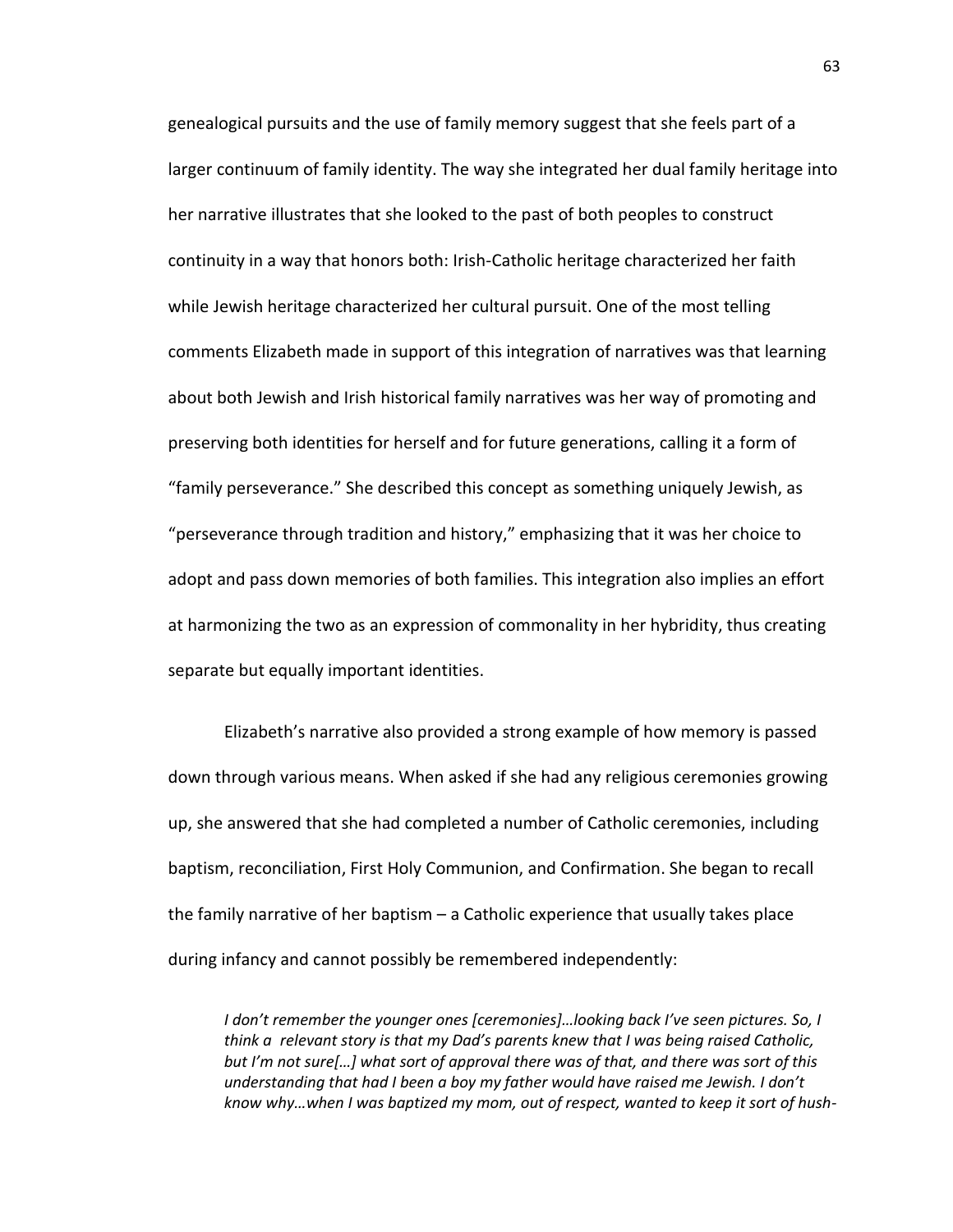genealogical pursuits and the use of family memory suggest that she feels part of a larger continuum of family identity. The way she integrated her dual family heritage into her narrative illustrates that she looked to the past of both peoples to construct continuity in a way that honors both: Irish-Catholic heritage characterized her faith while Jewish heritage characterized her cultural pursuit. One of the most telling comments Elizabeth made in support of this integration of narratives was that learning about both Jewish and Irish historical family narratives was her way of promoting and preserving both identities for herself and for future generations, calling it a form of "family perseverance." She described this concept as something uniquely Jewish, as "perseverance through tradition and history," emphasizing that it was her choice to adopt and pass down memories of both families. This integration also implies an effort at harmonizing the two as an expression of commonality in her hybridity, thus creating separate but equally important identities.

Elizabeth's narrative also provided a strong example of how memory is passed down through various means. When asked if she had any religious ceremonies growing up, she answered that she had completed a number of Catholic ceremonies, including baptism, reconciliation, First Holy Communion, and Confirmation. She began to recall the family narrative of her baptism – a Catholic experience that usually takes place during infancy and cannot possibly be remembered independently:

> *I don't remember the younger ones [ceremonies]…looking back I've seen pictures. So, I think a relevant story is that my Dad's parents knew that I was being raised Catholic, but I'm not sure[…] what sort of approval there was of that, and there was sort of this understanding that had I been a boy my father would have raised me Jewish. I don't know why…when I was baptized my mom, out of respect, wanted to keep it sort of hush-*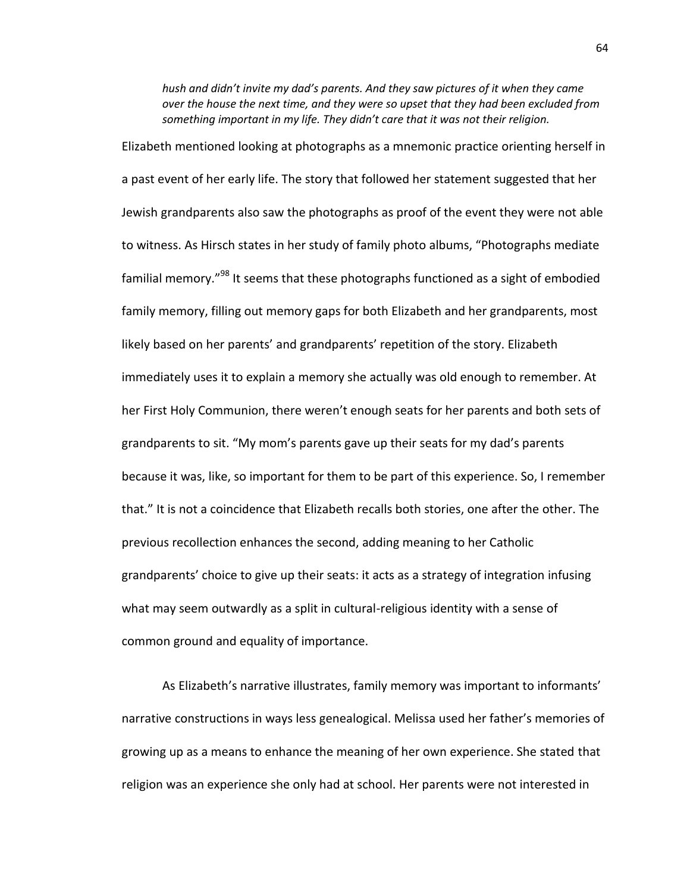*hush and didn't invite my dad's parents. And they saw pictures of it when they came over the house the next time, and they were so upset that they had been excluded from something important in my life. They didn't care that it was not their religion.*

Elizabeth mentioned looking at photographs as a mnemonic practice orienting herself in a past event of her early life. The story that followed her statement suggested that her Jewish grandparents also saw the photographs as proof of the event they were not able to witness. As Hirsch states in her study of family photo albums, "Photographs mediate familial memory."[98] It seems that these photographs functioned as a sight of embodied family memory, filling out memory gaps for both Elizabeth and her grandparents, most likely based on her parents' and grandparents' repetition of the story. Elizabeth immediately uses it to explain a memory she actually was old enough to remember. At her First Holy Communion, there weren't enough seats for her parents and both sets of grandparents to sit. "My mom's parents gave up their seats for my dad's parents because it was, like, so important for them to be part of this experience. So, I remember that." It is not a coincidence that Elizabeth recalls both stories, one after the other. The previous recollection enhances the second, adding meaning to her Catholic grandparents' choice to give up their seats: it acts as a strategy of integration infusing what may seem outwardly as a split in cultural-religious identity with a sense of common ground and equality of importance.

As Elizabeth's narrative illustrates, family memory was important to informants' narrative constructions in ways less genealogical. Melissa used her father's memories of growing up as a means to enhance the meaning of her own experience. She stated that religion was an experience she only had at school. Her parents were not interested in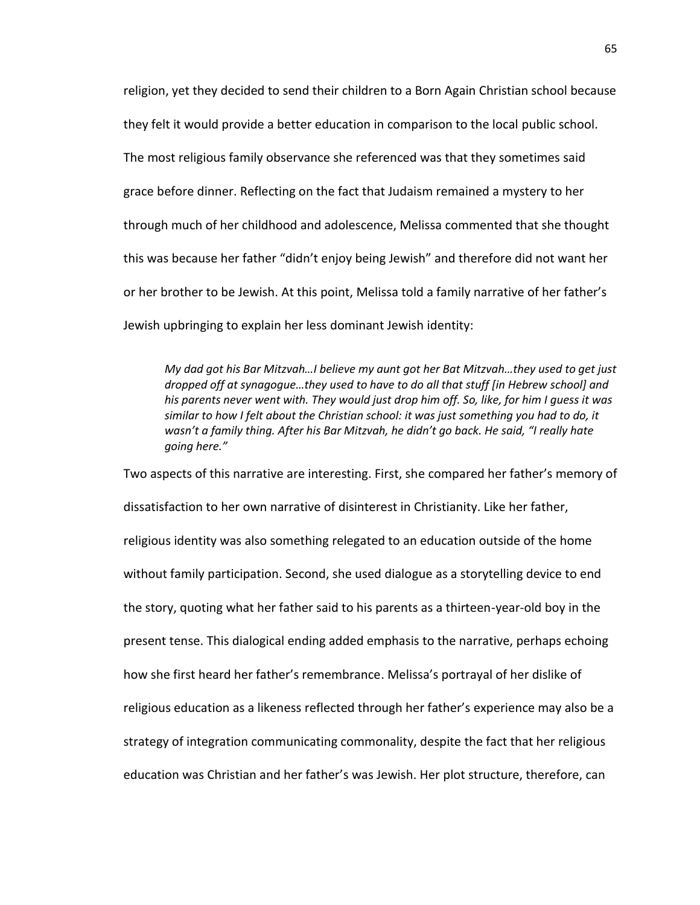religion, yet they decided to send their children to a Born Again Christian school because they felt it would provide a better education in comparison to the local public school. The most religious family observance she referenced was that they sometimes said grace before dinner. Reflecting on the fact that Judaism remained a mystery to her through much of her childhood and adolescence, Melissa commented that she thought this was because her father "didn't enjoy being Jewish" and therefore did not want her or her brother to be Jewish. At this point, Melissa told a family narrative of her father's Jewish upbringing to explain her less dominant Jewish identity:

> *My dad got his Bar Mitzvah…I believe my aunt got her Bat Mitzvah…they used to get just dropped off at synagogue…they used to have to do all that stuff [in Hebrew school] and his parents never went with. They would just drop him off. So, like, for him I guess it was similar to how I felt about the Christian school: it was just something you had to do, it wasn't a family thing. After his Bar Mitzvah, he didn't go back. He said, "I really hate going here."*

Two aspects of this narrative are interesting. First, she compared her father's memory of dissatisfaction to her own narrative of disinterest in Christianity. Like her father, religious identity was also something relegated to an education outside of the home without family participation. Second, she used dialogue as a storytelling device to end the story, quoting what her father said to his parents as a thirteen-year-old boy in the present tense. This dialogical ending added emphasis to the narrative, perhaps echoing how she first heard her father's remembrance. Melissa's portrayal of her dislike of religious education as a likeness reflected through her father's experience may also be a strategy of integration communicating commonality, despite the fact that her religious education was Christian and her father's was Jewish. Her plot structure, therefore, can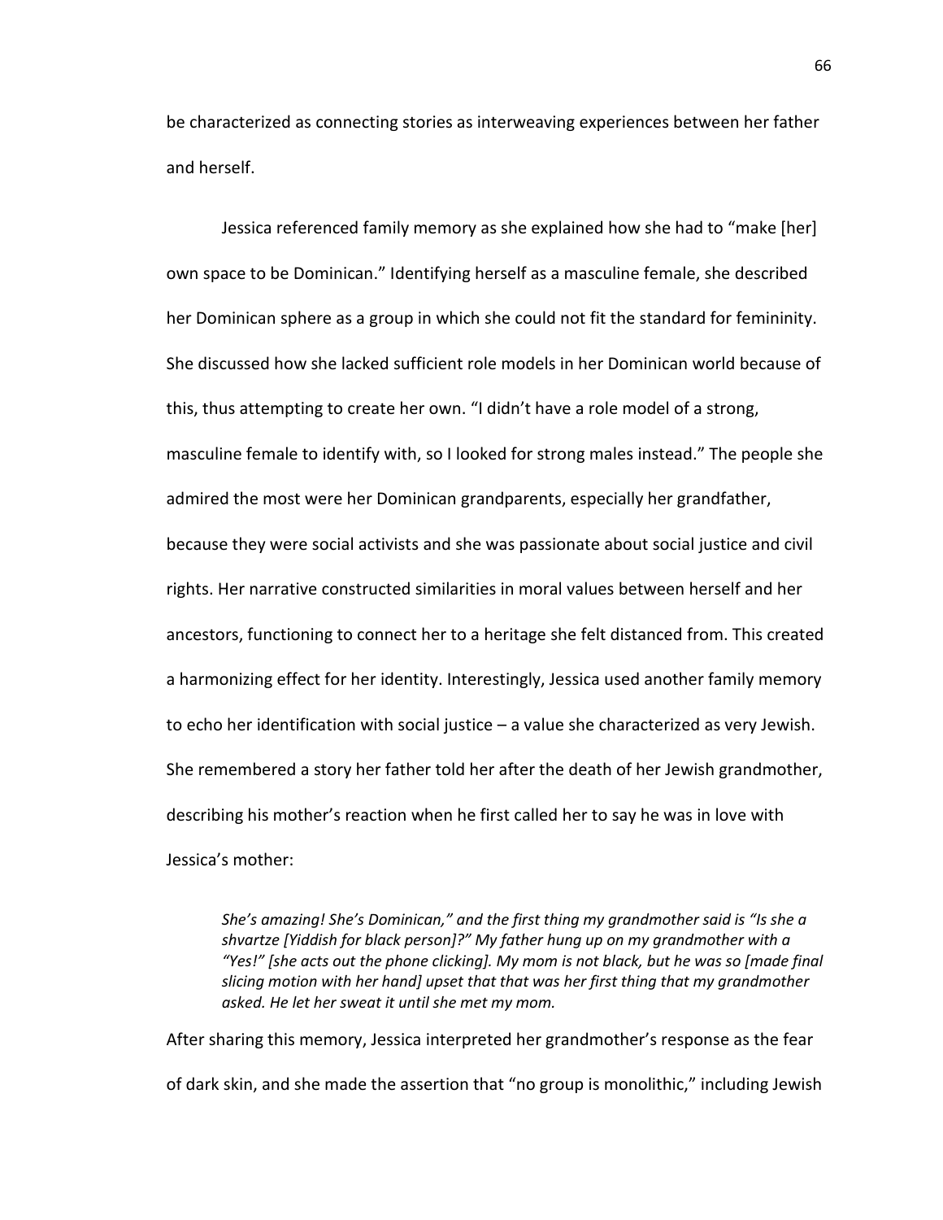be characterized as connecting stories as interweaving experiences between her father and herself.

Jessica referenced family memory as she explained how she had to "make [her] own space to be Dominican." Identifying herself as a masculine female, she described her Dominican sphere as a group in which she could not fit the standard for femininity. She discussed how she lacked sufficient role models in her Dominican world because of this, thus attempting to create her own. "I didn't have a role model of a strong, masculine female to identify with, so I looked for strong males instead." The people she admired the most were her Dominican grandparents, especially her grandfather, because they were social activists and she was passionate about social justice and civil rights. Her narrative constructed similarities in moral values between herself and her ancestors, functioning to connect her to a heritage she felt distanced from. This created a harmonizing effect for her identity. Interestingly, Jessica used another family memory to echo her identification with social justice – a value she characterized as very Jewish. She remembered a story her father told her after the death of her Jewish grandmother, describing his mother's reaction when he first called her to say he was in love with Jessica's mother:

> *She's amazing! She's Dominican," and the first thing my grandmother said is "Is she a shvartze [Yiddish for black person]?" My father hung up on my grandmother with a "Yes!" [she acts out the phone clicking]. My mom is not black, but he was so [made final slicing motion with her hand] upset that that was her first thing that my grandmother asked. He let her sweat it until she met my mom.*

After sharing this memory, Jessica interpreted her grandmother's response as the fear of dark skin, and she made the assertion that "no group is monolithic," including Jewish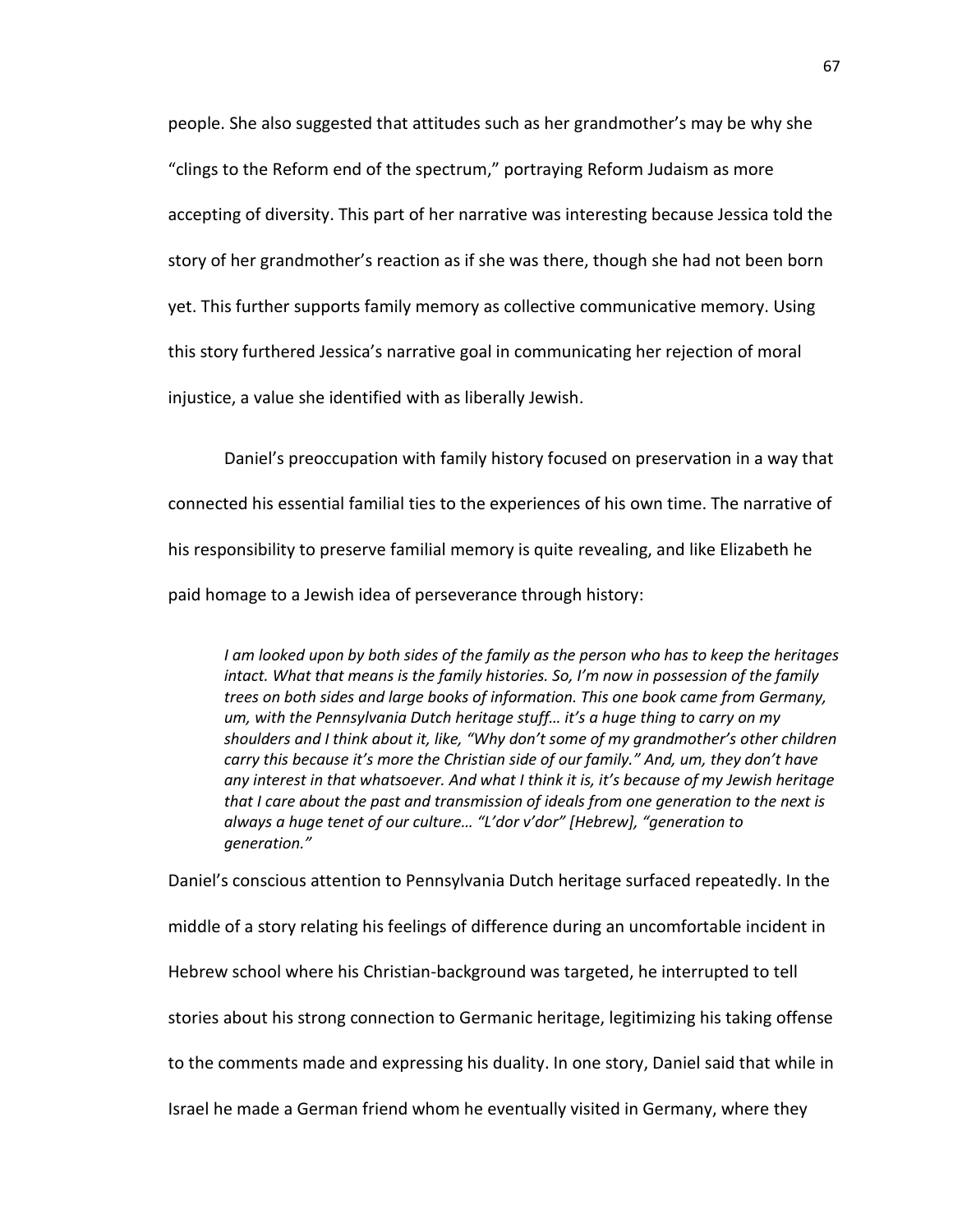people. She also suggested that attitudes such as her grandmother's may be why she "clings to the Reform end of the spectrum," portraying Reform Judaism as more accepting of diversity. This part of her narrative was interesting because Jessica told the story of her grandmother's reaction as if she was there, though she had not been born yet. This further supports family memory as collective communicative memory. Using this story furthered Jessica's narrative goal in communicating her rejection of moral injustice, a value she identified with as liberally Jewish.

Daniel's preoccupation with family history focused on preservation in a way that connected his essential familial ties to the experiences of his own time. The narrative of his responsibility to preserve familial memory is quite revealing, and like Elizabeth he paid homage to a Jewish idea of perseverance through history:

> *I am looked upon by both sides of the family as the person who has to keep the heritages intact. What that means is the family histories. So, I'm now in possession of the family trees on both sides and large books of information. This one book came from Germany, um, with the Pennsylvania Dutch heritage stuff… it's a huge thing to carry on my shoulders and I think about it, like, "Why don't some of my grandmother's other children carry this because it's more the Christian side of our family." And, um, they don't have any interest in that whatsoever. And what I think it is, it's because of my Jewish heritage that I care about the past and transmission of ideals from one generation to the next is always a huge tenet of our culture… "L'dor v'dor" [Hebrew], "generation to generation."*

Daniel's conscious attention to Pennsylvania Dutch heritage surfaced repeatedly. In the middle of a story relating his feelings of difference during an uncomfortable incident in Hebrew school where his Christian-background was targeted, he interrupted to tell stories about his strong connection to Germanic heritage, legitimizing his taking offense to the comments made and expressing his duality. In one story, Daniel said that while in Israel he made a German friend whom he eventually visited in Germany, where they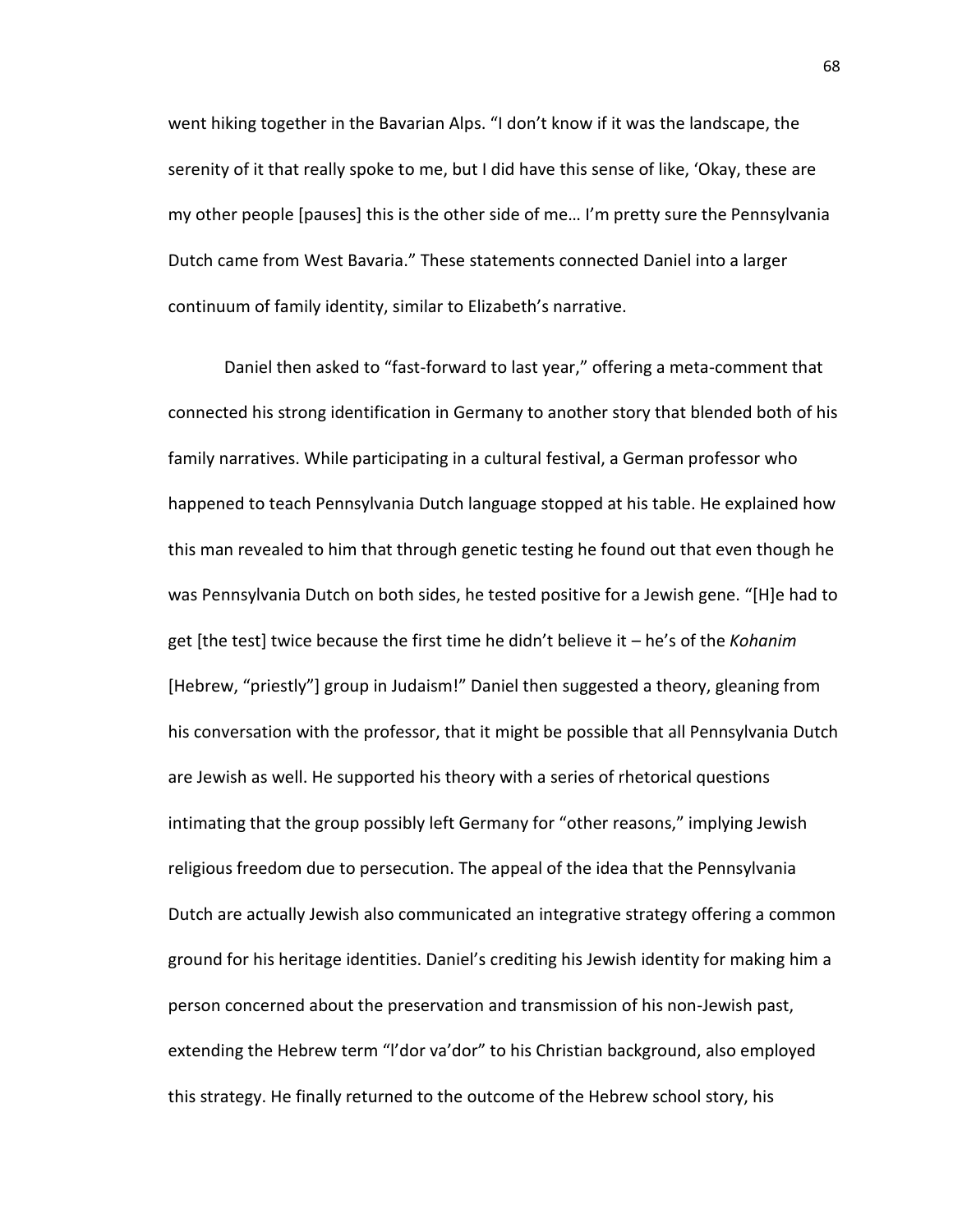went hiking together in the Bavarian Alps. "I don't know if it was the landscape, the serenity of it that really spoke to me, but I did have this sense of like, 'Okay, these are my other people [pauses] this is the other side of me… I'm pretty sure the Pennsylvania Dutch came from West Bavaria." These statements connected Daniel into a larger continuum of family identity, similar to Elizabeth's narrative.

Daniel then asked to "fast-forward to last year," offering a meta-comment that connected his strong identification in Germany to another story that blended both of his family narratives. While participating in a cultural festival, a German professor who happened to teach Pennsylvania Dutch language stopped at his table. He explained how this man revealed to him that through genetic testing he found out that even though he was Pennsylvania Dutch on both sides, he tested positive for a Jewish gene. "[H]e had to get [the test] twice because the first time he didn't believe it – he's of the *Kohanim* [Hebrew, "priestly"] group in Judaism!" Daniel then suggested a theory, gleaning from his conversation with the professor, that it might be possible that all Pennsylvania Dutch are Jewish as well. He supported his theory with a series of rhetorical questions intimating that the group possibly left Germany for "other reasons," implying Jewish religious freedom due to persecution. The appeal of the idea that the Pennsylvania Dutch are actually Jewish also communicated an integrative strategy offering a common ground for his heritage identities. Daniel's crediting his Jewish identity for making him a person concerned about the preservation and transmission of his non-Jewish past, extending the Hebrew term "l'dor va'dor" to his Christian background, also employed this strategy. He finally returned to the outcome of the Hebrew school story, his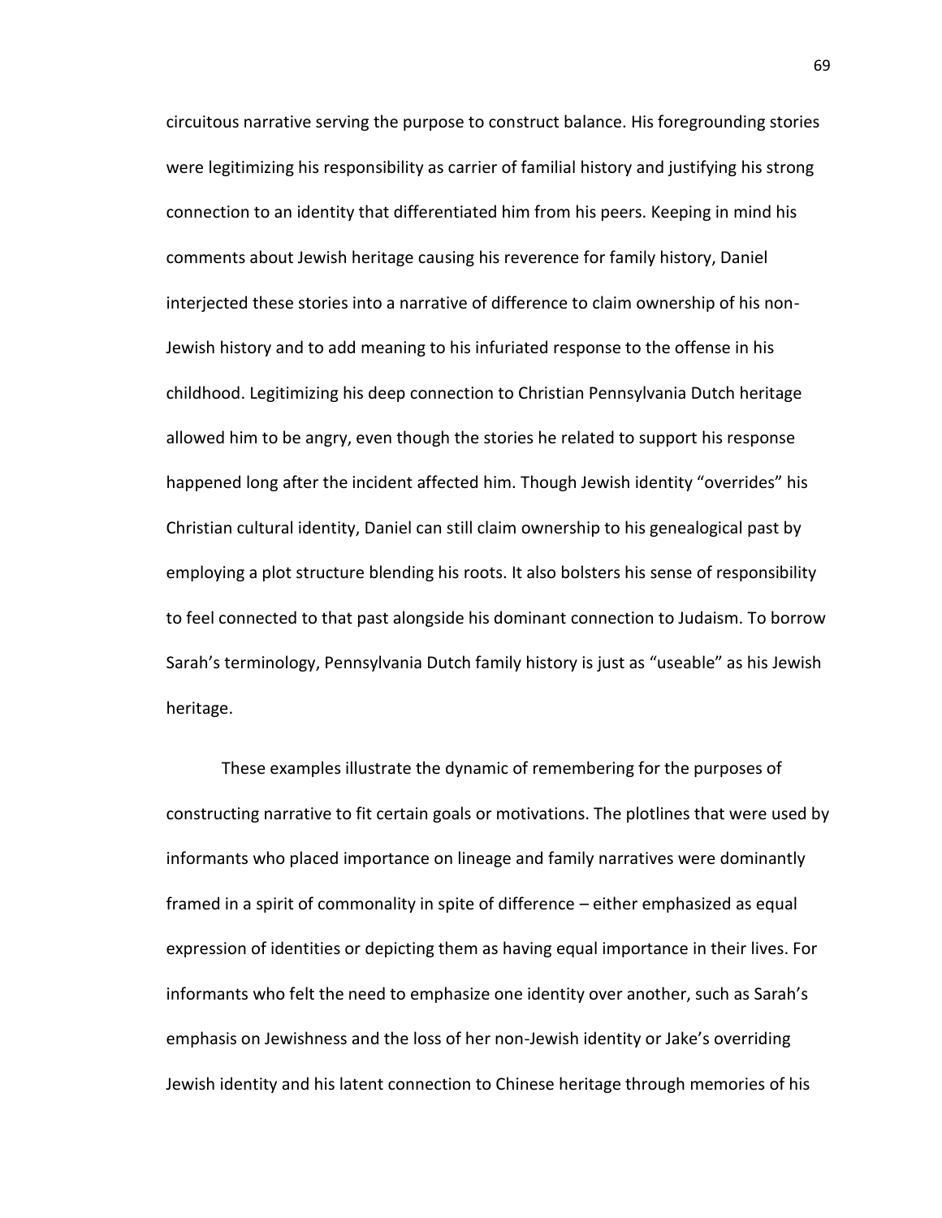circuitous narrative serving the purpose to construct balance. His foregrounding stories were legitimizing his responsibility as carrier of familial history and justifying his strong connection to an identity that differentiated him from his peers. Keeping in mind his comments about Jewish heritage causing his reverence for family history, Daniel interjected these stories into a narrative of difference to claim ownership of his non-Jewish history and to add meaning to his infuriated response to the offense in his childhood. Legitimizing his deep connection to Christian Pennsylvania Dutch heritage allowed him to be angry, even though the stories he related to support his response happened long after the incident affected him. Though Jewish identity "overrides" his Christian cultural identity, Daniel can still claim ownership to his genealogical past by employing a plot structure blending his roots. It also bolsters his sense of responsibility to feel connected to that past alongside his dominant connection to Judaism. To borrow Sarah's terminology, Pennsylvania Dutch family history is just as "useable" as his Jewish heritage.

These examples illustrate the dynamic of remembering for the purposes of constructing narrative to fit certain goals or motivations. The plotlines that were used by informants who placed importance on lineage and family narratives were dominantly framed in a spirit of commonality in spite of difference – either emphasized as equal expression of identities or depicting them as having equal importance in their lives. For informants who felt the need to emphasize one identity over another, such as Sarah's emphasis on Jewishness and the loss of her non-Jewish identity or Jake's overriding Jewish identity and his latent connection to Chinese heritage through memories of his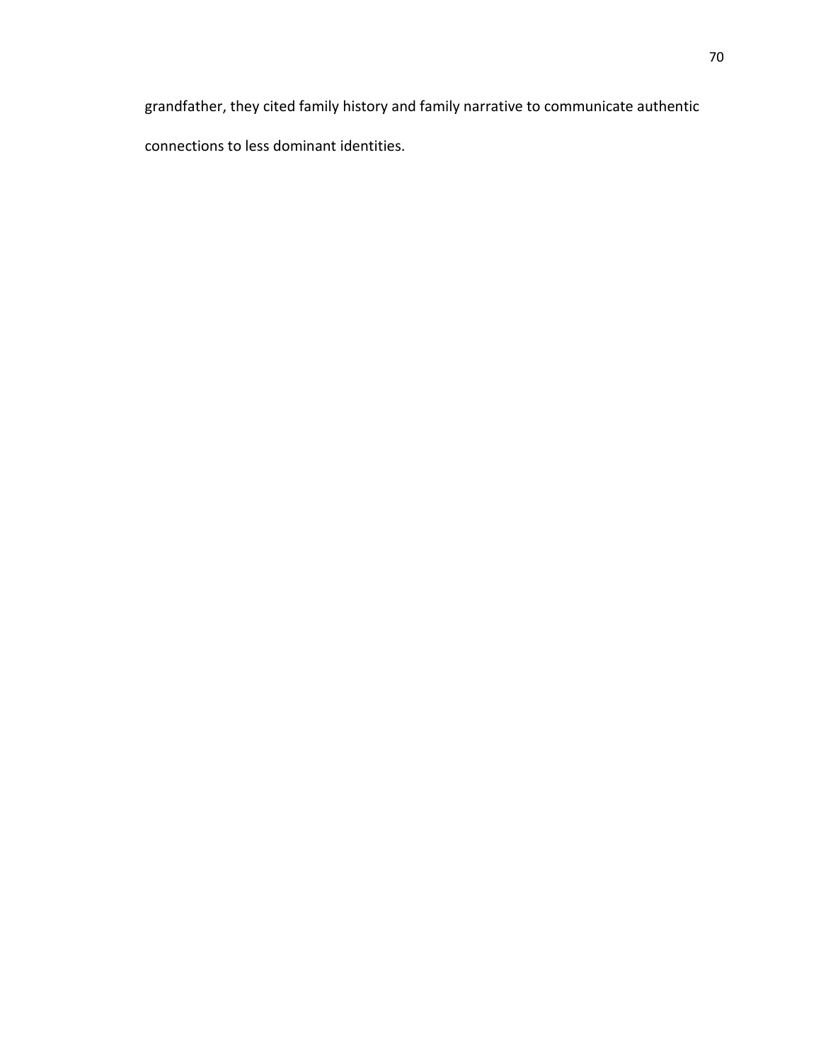grandfather, they cited family history and family narrative to communicate authentic connections to less dominant identities.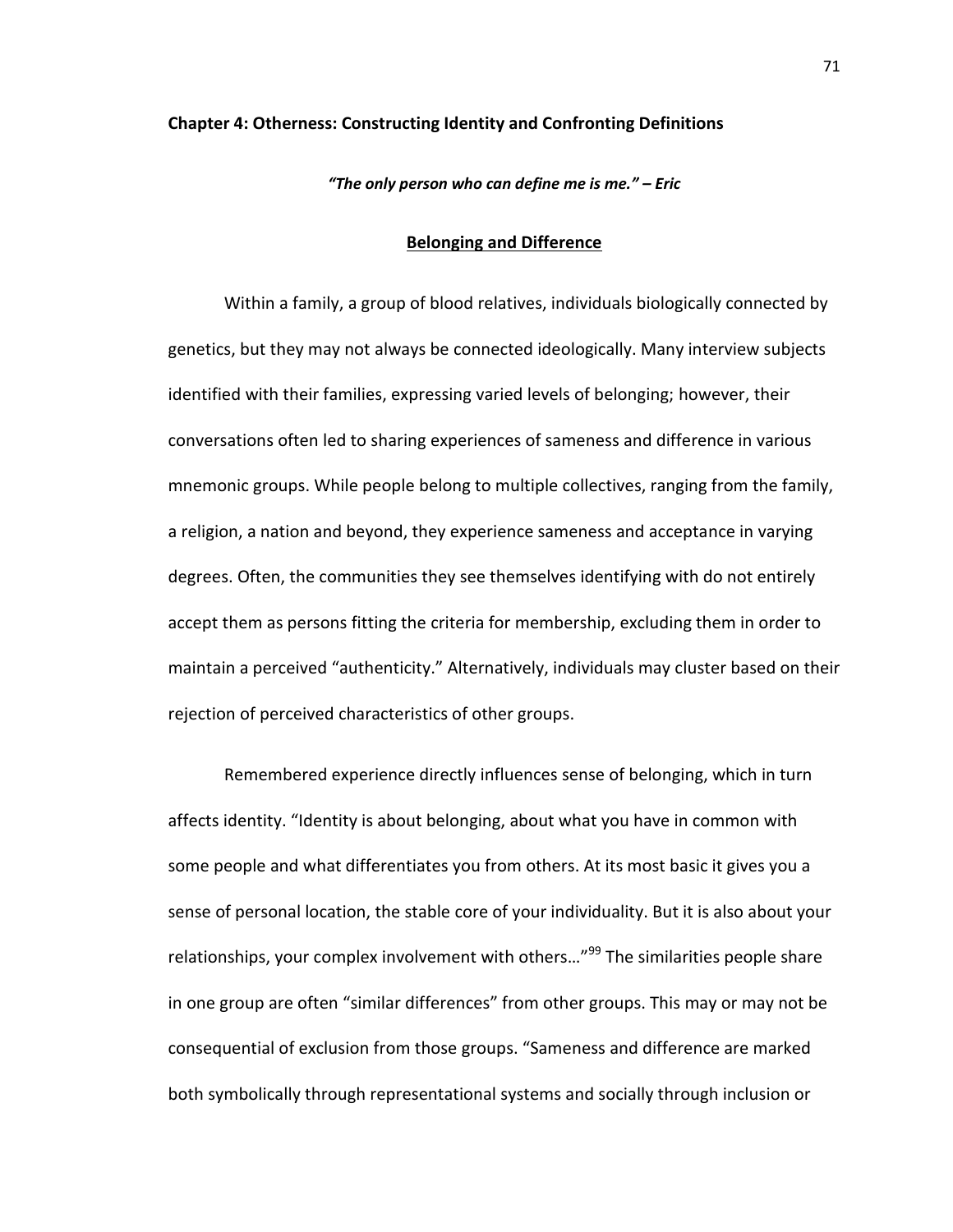## Chapter 4: Otherness: Constructing Identity and Confronting Definitions

***"The only person who can define me is me." – Eric***

### Belonging and Difference

Within a family, a group of blood relatives, individuals biologically connected by genetics, but they may not always be connected ideologically. Many interview subjects identified with their families, expressing varied levels of belonging; however, their conversations often led to sharing experiences of sameness and difference in various mnemonic groups. While people belong to multiple collectives, ranging from the family, a religion, a nation and beyond, they experience sameness and acceptance in varying degrees. Often, the communities they see themselves identifying with do not entirely accept them as persons fitting the criteria for membership, excluding them in order to maintain a perceived "authenticity." Alternatively, individuals may cluster based on their rejection of perceived characteristics of other groups.

Remembered experience directly influences sense of belonging, which in turn affects identity. "Identity is about belonging, about what you have in common with some people and what differentiates you from others. At its most basic it gives you a sense of personal location, the stable core of your individuality. But it is also about your relationships, your complex involvement with others…"[99] The similarities people share in one group are often "similar differences" from other groups. This may or may not be consequential of exclusion from those groups. "Sameness and difference are marked both symbolically through representational systems and socially through inclusion or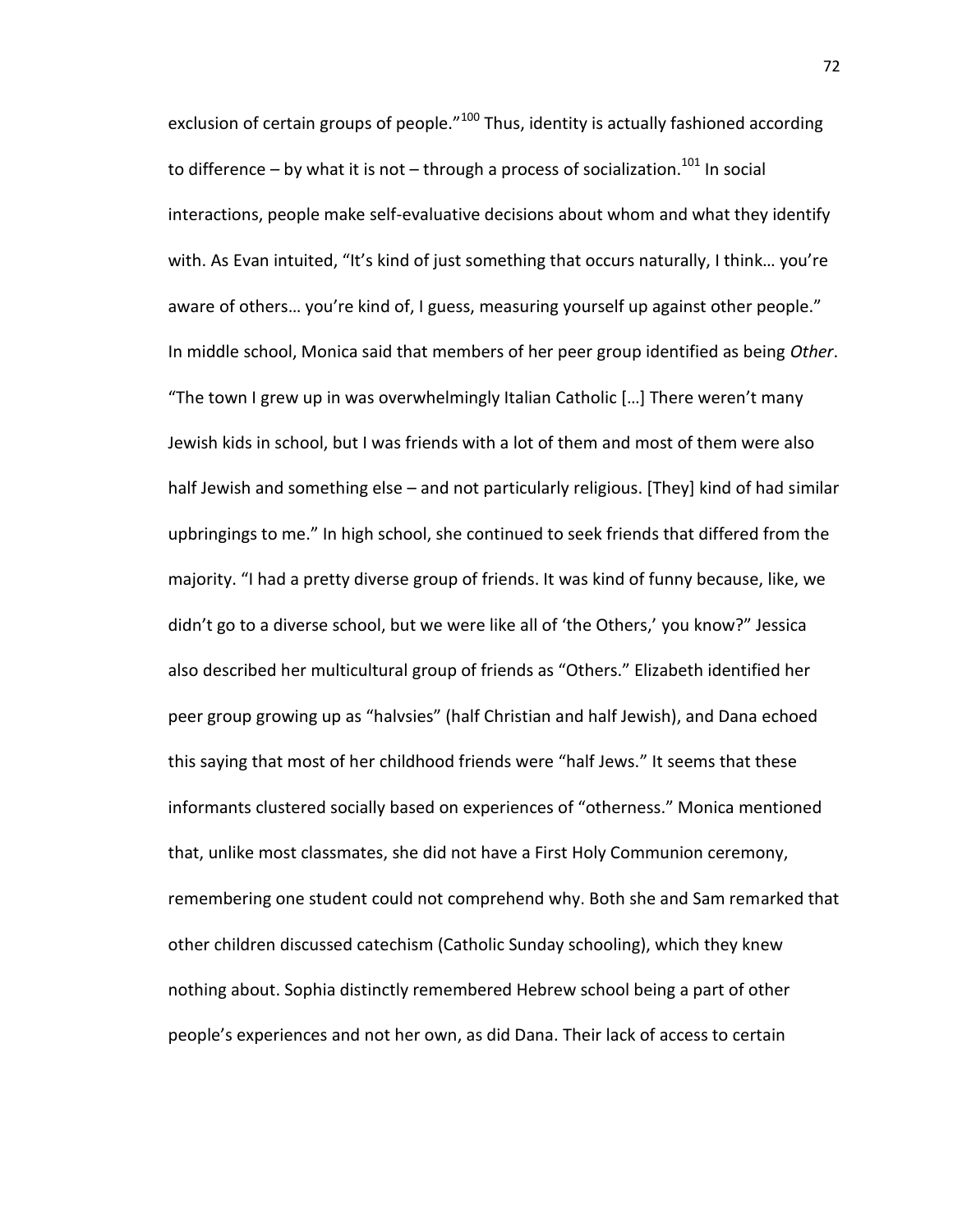exclusion of certain groups of people."[100] Thus, identity is actually fashioned according to difference – by what it is not – through a process of socialization.[101] In social interactions, people make self-evaluative decisions about whom and what they identify with. As Evan intuited, "It's kind of just something that occurs naturally, I think… you're aware of others… you're kind of, I guess, measuring yourself up against other people." In middle school, Monica said that members of her peer group identified as being *Other*. "The town I grew up in was overwhelmingly Italian Catholic […] There weren't many Jewish kids in school, but I was friends with a lot of them and most of them were also half Jewish and something else – and not particularly religious. [They] kind of had similar upbringings to me." In high school, she continued to seek friends that differed from the majority. "I had a pretty diverse group of friends. It was kind of funny because, like, we didn't go to a diverse school, but we were like all of 'the Others,' you know?" Jessica also described her multicultural group of friends as "Others." Elizabeth identified her peer group growing up as "halvsies" (half Christian and half Jewish), and Dana echoed this saying that most of her childhood friends were "half Jews." It seems that these informants clustered socially based on experiences of "otherness." Monica mentioned that, unlike most classmates, she did not have a First Holy Communion ceremony, remembering one student could not comprehend why. Both she and Sam remarked that other children discussed catechism (Catholic Sunday schooling), which they knew nothing about. Sophia distinctly remembered Hebrew school being a part of other people's experiences and not her own, as did Dana. Their lack of access to certain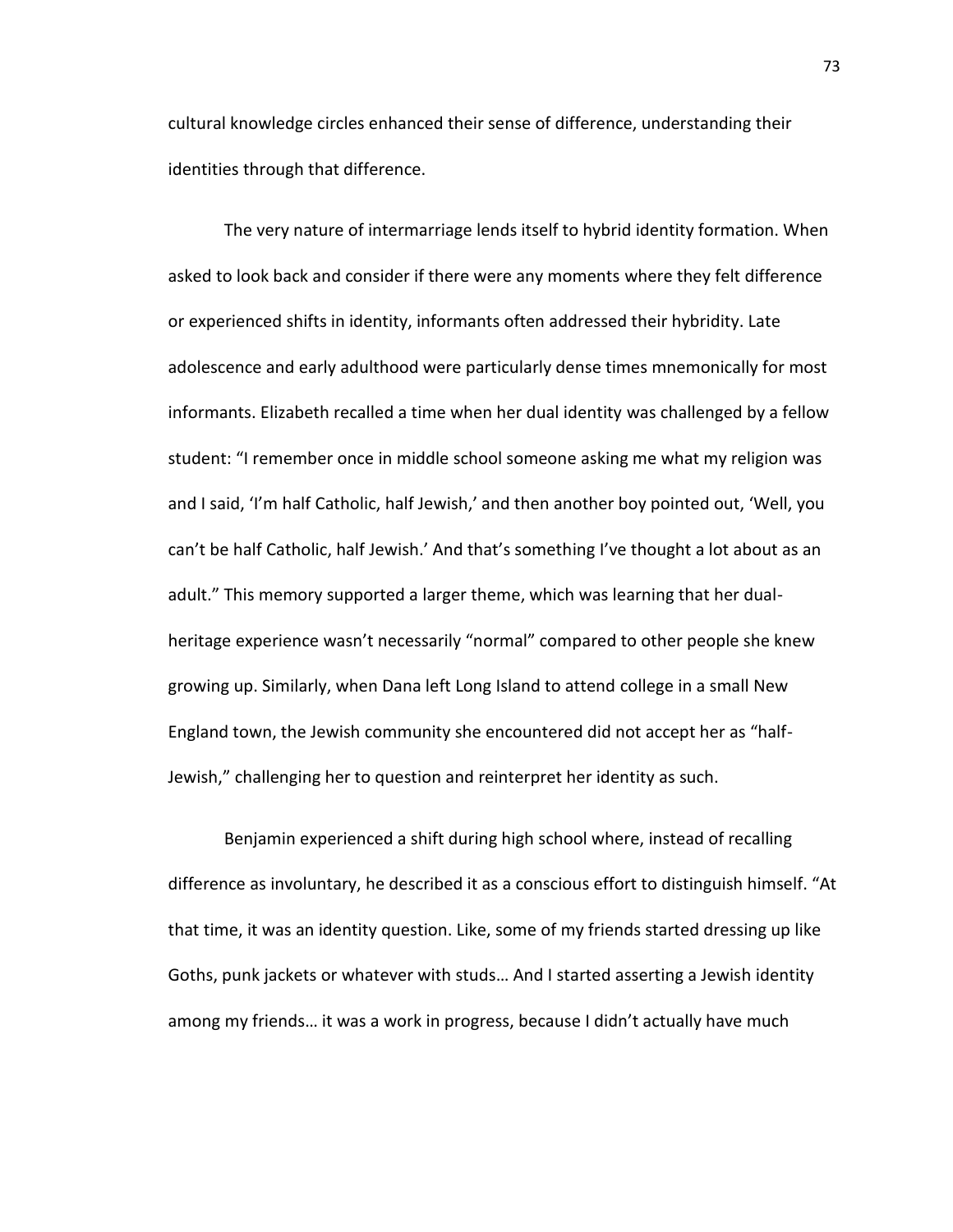cultural knowledge circles enhanced their sense of difference, understanding their identities through that difference.

The very nature of intermarriage lends itself to hybrid identity formation. When asked to look back and consider if there were any moments where they felt difference or experienced shifts in identity, informants often addressed their hybridity. Late adolescence and early adulthood were particularly dense times mnemonically for most informants. Elizabeth recalled a time when her dual identity was challenged by a fellow student: "I remember once in middle school someone asking me what my religion was and I said, 'I'm half Catholic, half Jewish,' and then another boy pointed out, 'Well, you can't be half Catholic, half Jewish.' And that's something I've thought a lot about as an adult." This memory supported a larger theme, which was learning that her dual-heritage experience wasn't necessarily "normal" compared to other people she knew growing up. Similarly, when Dana left Long Island to attend college in a small New England town, the Jewish community she encountered did not accept her as "half-Jewish," challenging her to question and reinterpret her identity as such.

Benjamin experienced a shift during high school where, instead of recalling difference as involuntary, he described it as a conscious effort to distinguish himself. "At that time, it was an identity question. Like, some of my friends started dressing up like Goths, punk jackets or whatever with studs… And I started asserting a Jewish identity among my friends… it was a work in progress, because I didn't actually have much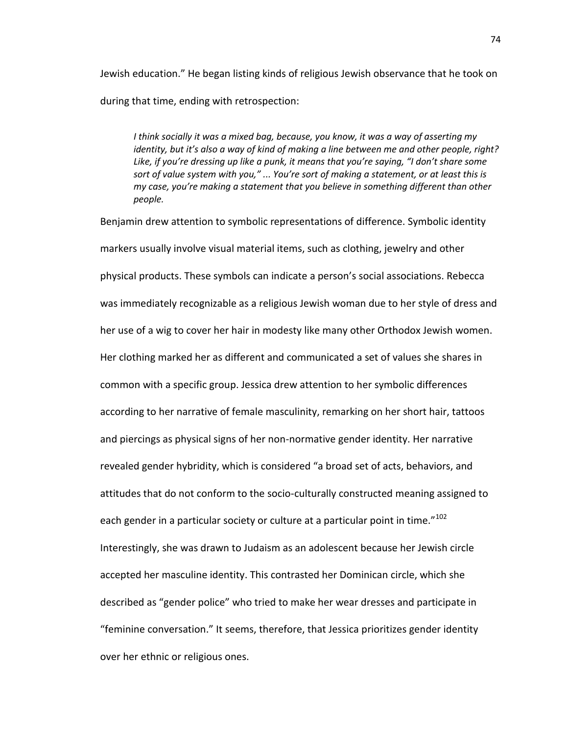Jewish education." He began listing kinds of religious Jewish observance that he took on during that time, ending with retrospection:

> *I think socially it was a mixed bag, because, you know, it was a way of asserting my identity, but it's also a way of kind of making a line between me and other people, right? Like, if you're dressing up like a punk, it means that you're saying, "I don't share some sort of value system with you," ... You're sort of making a statement, or at least this is my case, you're making a statement that you believe in something different than other people.*

Benjamin drew attention to symbolic representations of difference. Symbolic identity markers usually involve visual material items, such as clothing, jewelry and other physical products. These symbols can indicate a person's social associations. Rebecca was immediately recognizable as a religious Jewish woman due to her style of dress and her use of a wig to cover her hair in modesty like many other Orthodox Jewish women. Her clothing marked her as different and communicated a set of values she shares in common with a specific group. Jessica drew attention to her symbolic differences according to her narrative of female masculinity, remarking on her short hair, tattoos and piercings as physical signs of her non-normative gender identity. Her narrative revealed gender hybridity, which is considered "a broad set of acts, behaviors, and attitudes that do not conform to the socio-culturally constructed meaning assigned to each gender in a particular society or culture at a particular point in time."[102] Interestingly, she was drawn to Judaism as an adolescent because her Jewish circle accepted her masculine identity. This contrasted her Dominican circle, which she described as "gender police" who tried to make her wear dresses and participate in "feminine conversation." It seems, therefore, that Jessica prioritizes gender identity over her ethnic or religious ones.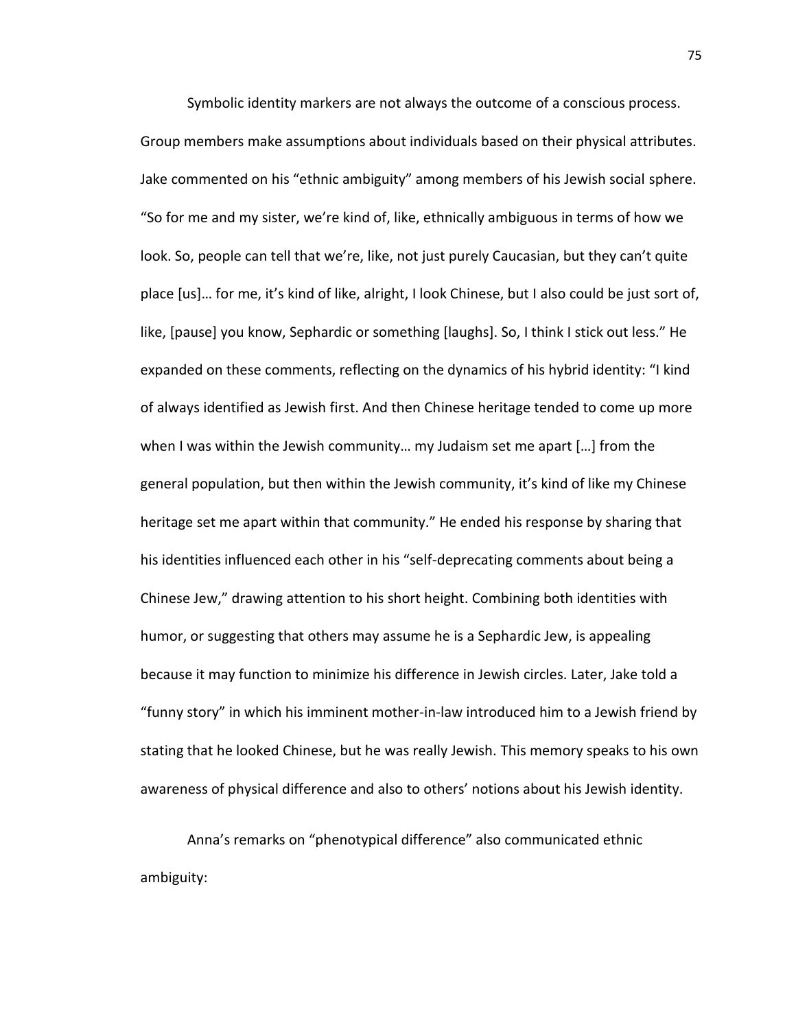Symbolic identity markers are not always the outcome of a conscious process. Group members make assumptions about individuals based on their physical attributes. Jake commented on his "ethnic ambiguity" among members of his Jewish social sphere. "So for me and my sister, we're kind of, like, ethnically ambiguous in terms of how we look. So, people can tell that we're, like, not just purely Caucasian, but they can't quite place [us]… for me, it's kind of like, alright, I look Chinese, but I also could be just sort of, like, [pause] you know, Sephardic or something [laughs]. So, I think I stick out less." He expanded on these comments, reflecting on the dynamics of his hybrid identity: "I kind of always identified as Jewish first. And then Chinese heritage tended to come up more when I was within the Jewish community… my Judaism set me apart […] from the general population, but then within the Jewish community, it's kind of like my Chinese heritage set me apart within that community." He ended his response by sharing that his identities influenced each other in his "self-deprecating comments about being a Chinese Jew," drawing attention to his short height. Combining both identities with humor, or suggesting that others may assume he is a Sephardic Jew, is appealing because it may function to minimize his difference in Jewish circles. Later, Jake told a "funny story" in which his imminent mother-in-law introduced him to a Jewish friend by stating that he looked Chinese, but he was really Jewish. This memory speaks to his own awareness of physical difference and also to others' notions about his Jewish identity.

Anna's remarks on "phenotypical difference" also communicated ethnic ambiguity: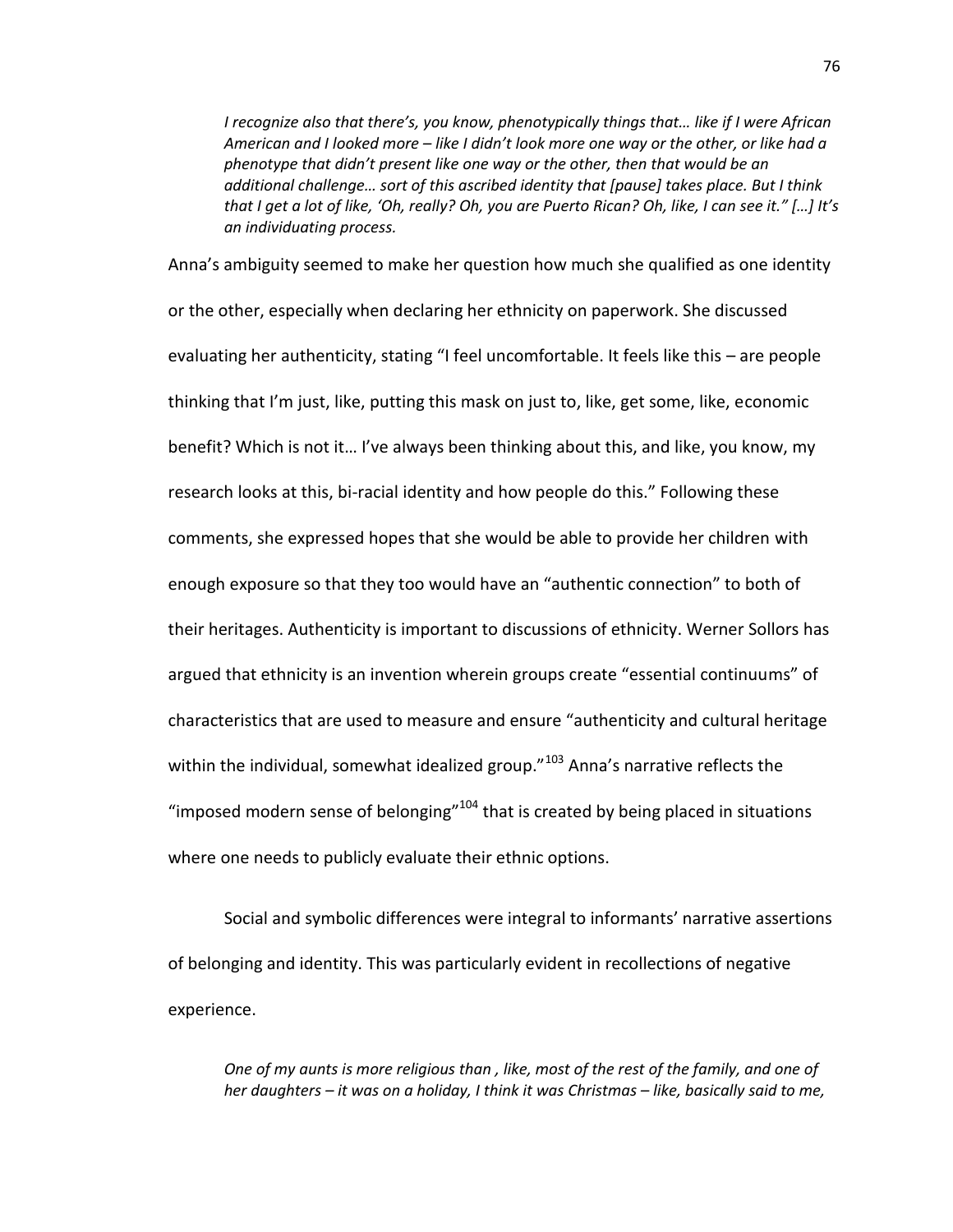> *I recognize also that there's, you know, phenotypically things that… like if I were African American and I looked more – like I didn't look more one way or the other, or like had a phenotype that didn't present like one way or the other, then that would be an additional challenge… sort of this ascribed identity that [pause] takes place. But I think that I get a lot of like, 'Oh, really? Oh, you are Puerto Rican? Oh, like, I can see it." […] It's an individuating process.*

Anna's ambiguity seemed to make her question how much she qualified as one identity or the other, especially when declaring her ethnicity on paperwork. She discussed evaluating her authenticity, stating "I feel uncomfortable. It feels like this – are people thinking that I'm just, like, putting this mask on just to, like, get some, like, economic benefit? Which is not it… I've always been thinking about this, and like, you know, my research looks at this, bi-racial identity and how people do this." Following these comments, she expressed hopes that she would be able to provide her children with enough exposure so that they too would have an "authentic connection" to both of their heritages. Authenticity is important to discussions of ethnicity. Werner Sollors has argued that ethnicity is an invention wherein groups create "essential continuums" of characteristics that are used to measure and ensure "authenticity and cultural heritage within the individual, somewhat idealized group."[103] Anna's narrative reflects the "imposed modern sense of belonging"[104] that is created by being placed in situations where one needs to publicly evaluate their ethnic options.

Social and symbolic differences were integral to informants' narrative assertions of belonging and identity. This was particularly evident in recollections of negative experience.

> *One of my aunts is more religious than , like, most of the rest of the family, and one of her daughters – it was on a holiday, I think it was Christmas – like, basically said to me,*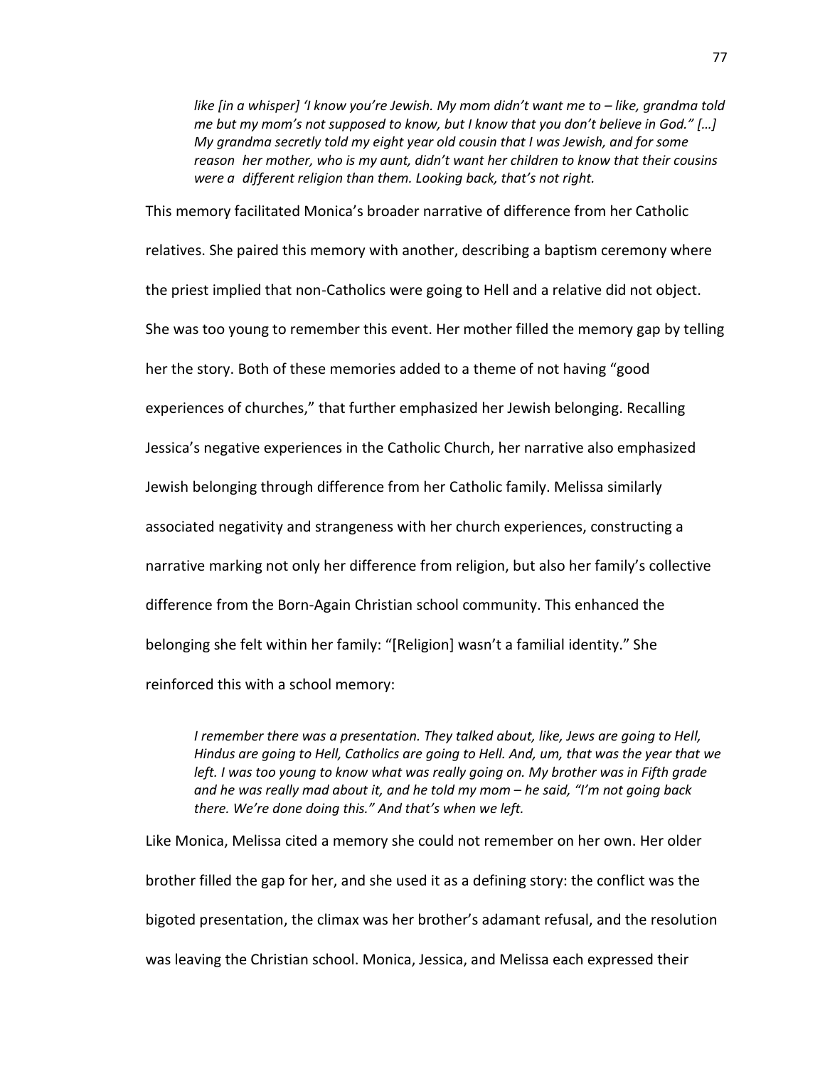> *like [in a whisper] 'I know you're Jewish. My mom didn't want me to – like, grandma told me but my mom's not supposed to know, but I know that you don't believe in God." […] My grandma secretly told my eight year old cousin that I was Jewish, and for some reason her mother, who is my aunt, didn't want her children to know that their cousins were a different religion than them. Looking back, that's not right.*

This memory facilitated Monica's broader narrative of difference from her Catholic relatives. She paired this memory with another, describing a baptism ceremony where the priest implied that non-Catholics were going to Hell and a relative did not object. She was too young to remember this event. Her mother filled the memory gap by telling her the story. Both of these memories added to a theme of not having "good experiences of churches," that further emphasized her Jewish belonging. Recalling Jessica's negative experiences in the Catholic Church, her narrative also emphasized Jewish belonging through difference from her Catholic family. Melissa similarly associated negativity and strangeness with her church experiences, constructing a narrative marking not only her difference from religion, but also her family's collective difference from the Born-Again Christian school community. This enhanced the belonging she felt within her family: "[Religion] wasn't a familial identity." She reinforced this with a school memory:

> *I remember there was a presentation. They talked about, like, Jews are going to Hell, Hindus are going to Hell, Catholics are going to Hell. And, um, that was the year that we left. I was too young to know what was really going on. My brother was in Fifth grade and he was really mad about it, and he told my mom – he said, "I'm not going back there. We're done doing this." And that's when we left.*

Like Monica, Melissa cited a memory she could not remember on her own. Her older brother filled the gap for her, and she used it as a defining story: the conflict was the bigoted presentation, the climax was her brother's adamant refusal, and the resolution was leaving the Christian school. Monica, Jessica, and Melissa each expressed their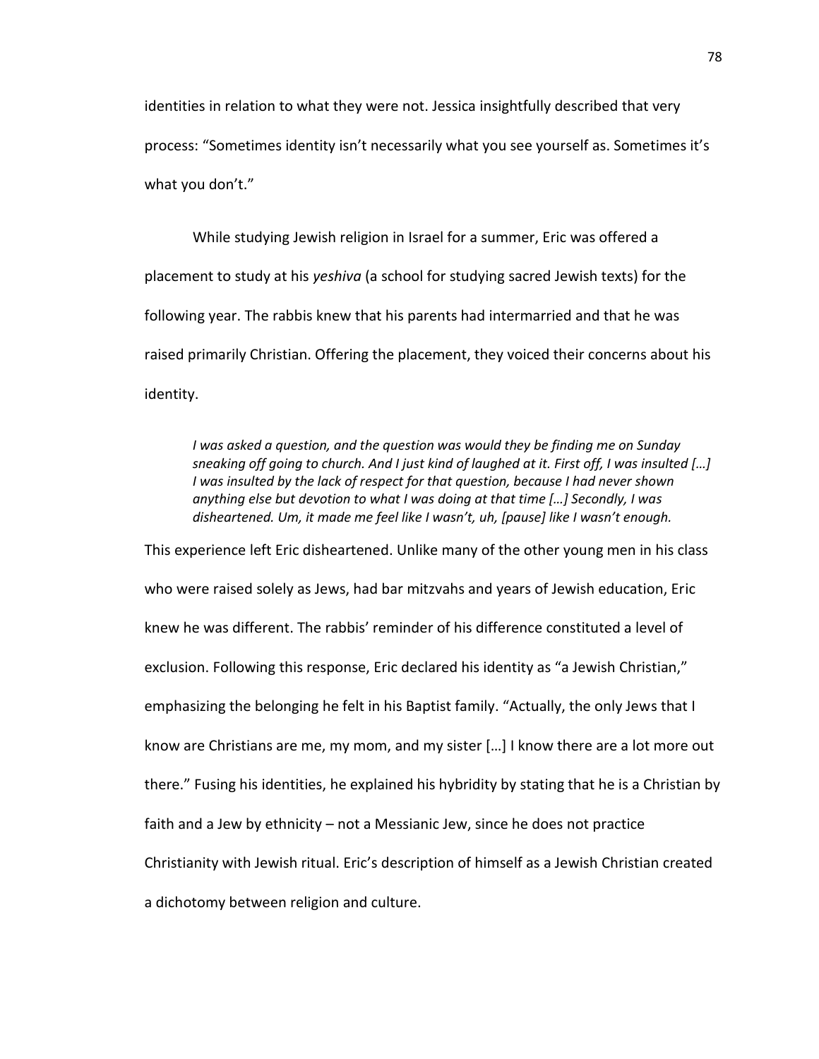identities in relation to what they were not. Jessica insightfully described that very process: "Sometimes identity isn't necessarily what you see yourself as. Sometimes it's what you don't."

While studying Jewish religion in Israel for a summer, Eric was offered a placement to study at his *yeshiva* (a school for studying sacred Jewish texts) for the following year. The rabbis knew that his parents had intermarried and that he was raised primarily Christian. Offering the placement, they voiced their concerns about his identity.

> *I was asked a question, and the question was would they be finding me on Sunday sneaking off going to church. And I just kind of laughed at it. First off, I was insulted […] I was insulted by the lack of respect for that question, because I had never shown anything else but devotion to what I was doing at that time […] Secondly, I was disheartened. Um, it made me feel like I wasn't, uh, [pause] like I wasn't enough.*

This experience left Eric disheartened. Unlike many of the other young men in his class who were raised solely as Jews, had bar mitzvahs and years of Jewish education, Eric knew he was different. The rabbis' reminder of his difference constituted a level of exclusion. Following this response, Eric declared his identity as "a Jewish Christian," emphasizing the belonging he felt in his Baptist family. "Actually, the only Jews that I know are Christians are me, my mom, and my sister […] I know there are a lot more out there." Fusing his identities, he explained his hybridity by stating that he is a Christian by faith and a Jew by ethnicity – not a Messianic Jew, since he does not practice Christianity with Jewish ritual. Eric's description of himself as a Jewish Christian created a dichotomy between religion and culture.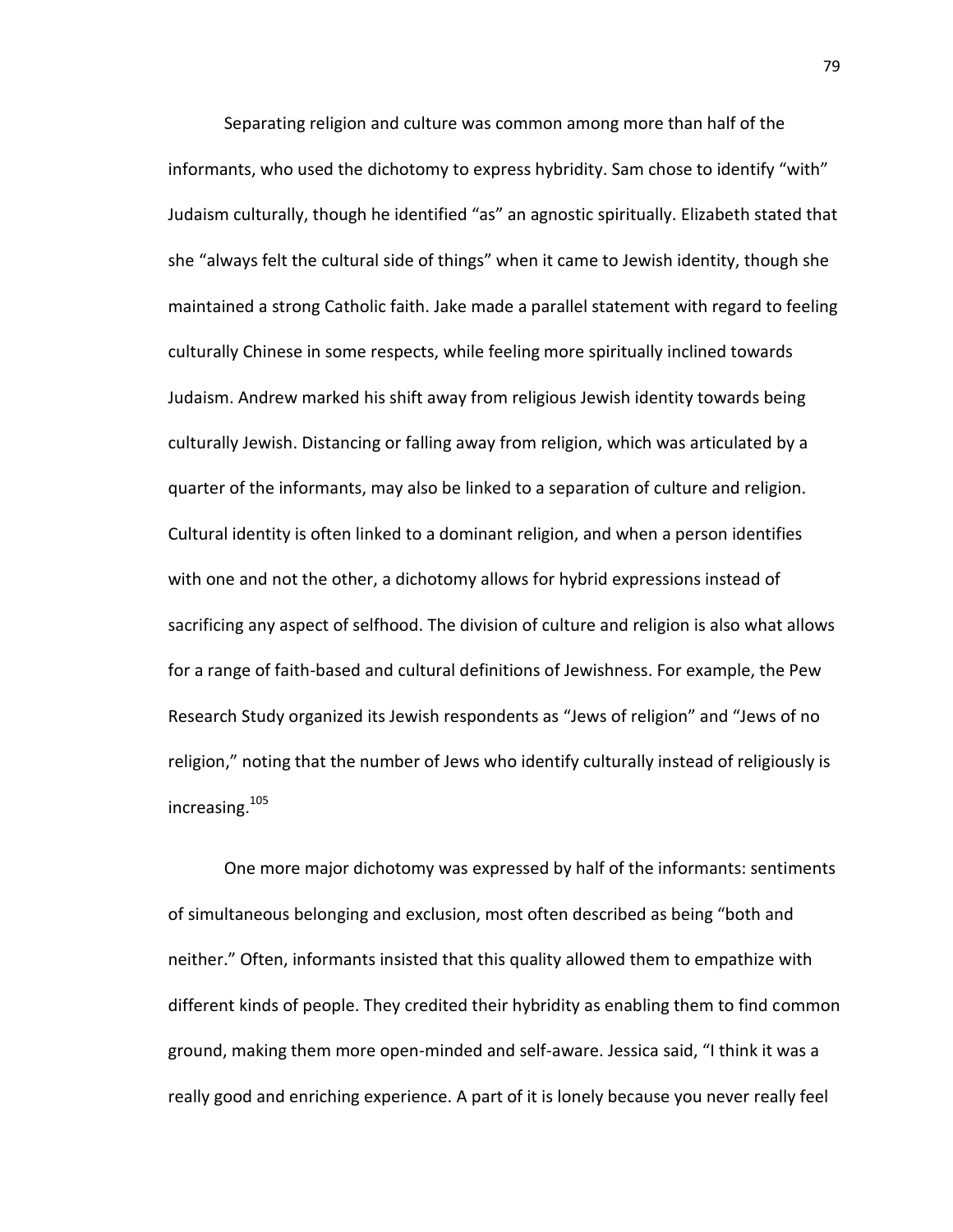Separating religion and culture was common among more than half of the informants, who used the dichotomy to express hybridity. Sam chose to identify "with" Judaism culturally, though he identified "as" an agnostic spiritually. Elizabeth stated that she "always felt the cultural side of things" when it came to Jewish identity, though she maintained a strong Catholic faith. Jake made a parallel statement with regard to feeling culturally Chinese in some respects, while feeling more spiritually inclined towards Judaism. Andrew marked his shift away from religious Jewish identity towards being culturally Jewish. Distancing or falling away from religion, which was articulated by a quarter of the informants, may also be linked to a separation of culture and religion. Cultural identity is often linked to a dominant religion, and when a person identifies with one and not the other, a dichotomy allows for hybrid expressions instead of sacrificing any aspect of selfhood. The division of culture and religion is also what allows for a range of faith-based and cultural definitions of Jewishness. For example, the Pew Research Study organized its Jewish respondents as "Jews of religion" and "Jews of no religion," noting that the number of Jews who identify culturally instead of religiously is increasing.[105]

One more major dichotomy was expressed by half of the informants: sentiments of simultaneous belonging and exclusion, most often described as being "both and neither." Often, informants insisted that this quality allowed them to empathize with different kinds of people. They credited their hybridity as enabling them to find common ground, making them more open-minded and self-aware. Jessica said, "I think it was a really good and enriching experience. A part of it is lonely because you never really feel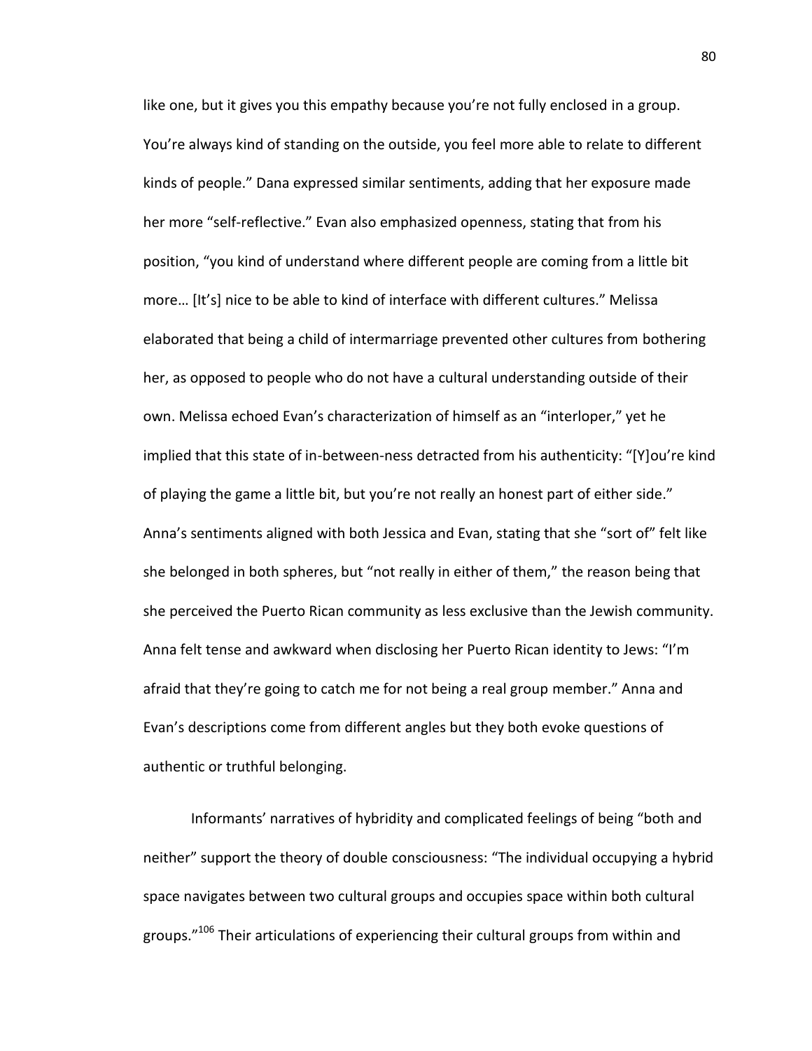like one, but it gives you this empathy because you're not fully enclosed in a group. You're always kind of standing on the outside, you feel more able to relate to different kinds of people." Dana expressed similar sentiments, adding that her exposure made her more "self-reflective." Evan also emphasized openness, stating that from his position, "you kind of understand where different people are coming from a little bit more… [It's] nice to be able to kind of interface with different cultures." Melissa elaborated that being a child of intermarriage prevented other cultures from bothering her, as opposed to people who do not have a cultural understanding outside of their own. Melissa echoed Evan's characterization of himself as an "interloper," yet he implied that this state of in-between-ness detracted from his authenticity: "[Y]ou're kind of playing the game a little bit, but you're not really an honest part of either side." Anna's sentiments aligned with both Jessica and Evan, stating that she "sort of" felt like she belonged in both spheres, but "not really in either of them," the reason being that she perceived the Puerto Rican community as less exclusive than the Jewish community. Anna felt tense and awkward when disclosing her Puerto Rican identity to Jews: "I'm afraid that they're going to catch me for not being a real group member." Anna and Evan's descriptions come from different angles but they both evoke questions of authentic or truthful belonging.

Informants' narratives of hybridity and complicated feelings of being "both and neither" support the theory of double consciousness: "The individual occupying a hybrid space navigates between two cultural groups and occupies space within both cultural groups."[106] Their articulations of experiencing their cultural groups from within and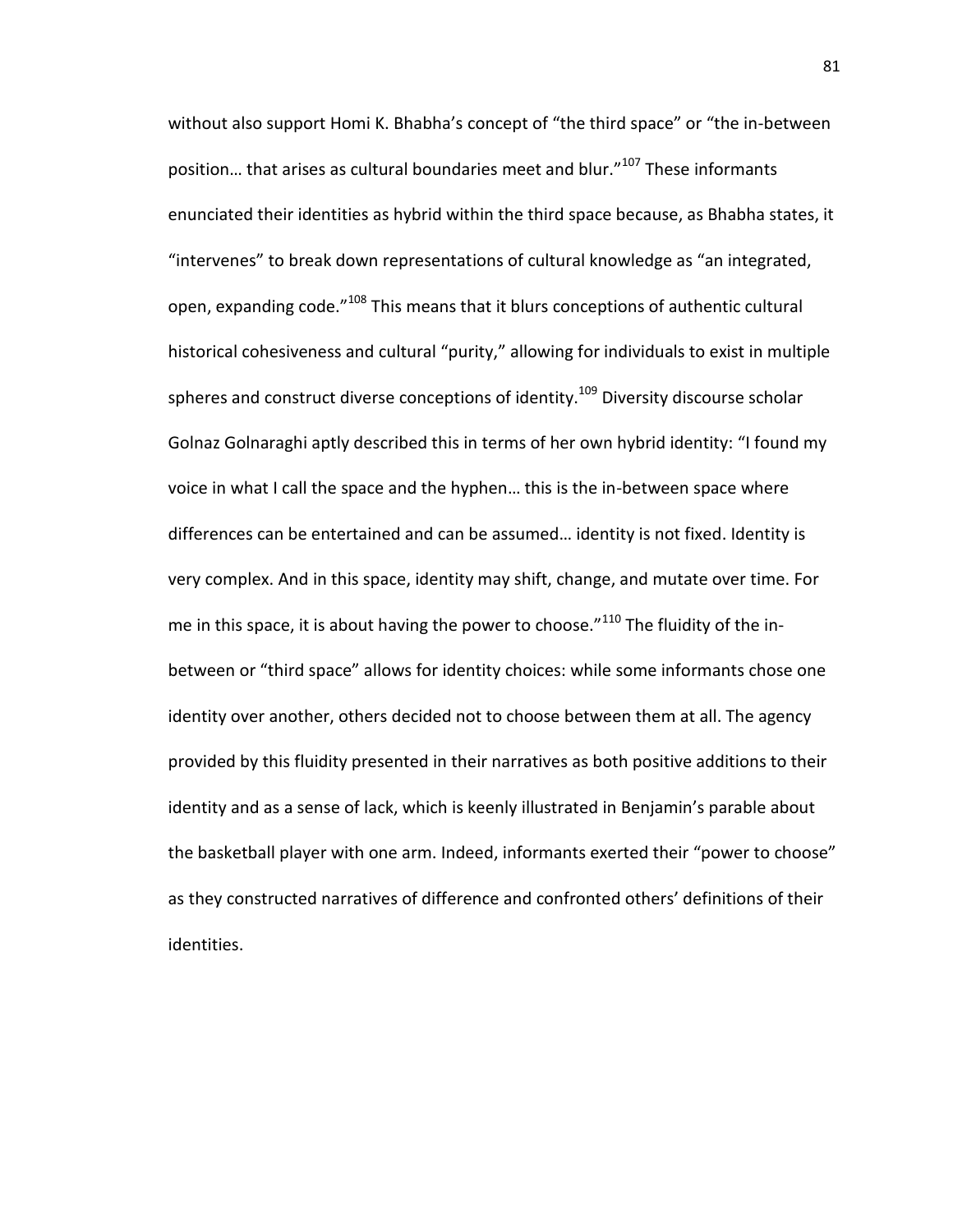without also support Homi K. Bhabha's concept of "the third space" or "the in-between position… that arises as cultural boundaries meet and blur."[107] These informants enunciated their identities as hybrid within the third space because, as Bhabha states, it "intervenes" to break down representations of cultural knowledge as "an integrated, open, expanding code."[108] This means that it blurs conceptions of authentic cultural historical cohesiveness and cultural "purity," allowing for individuals to exist in multiple spheres and construct diverse conceptions of identity.[109] Diversity discourse scholar Golnaz Golnaraghi aptly described this in terms of her own hybrid identity: "I found my voice in what I call the space and the hyphen… this is the in-between space where differences can be entertained and can be assumed… identity is not fixed. Identity is very complex. And in this space, identity may shift, change, and mutate over time. For me in this space, it is about having the power to choose."[110] The fluidity of the in-between or "third space" allows for identity choices: while some informants chose one identity over another, others decided not to choose between them at all. The agency provided by this fluidity presented in their narratives as both positive additions to their identity and as a sense of lack, which is keenly illustrated in Benjamin's parable about the basketball player with one arm. Indeed, informants exerted their "power to choose" as they constructed narratives of difference and confronted others' definitions of their identities.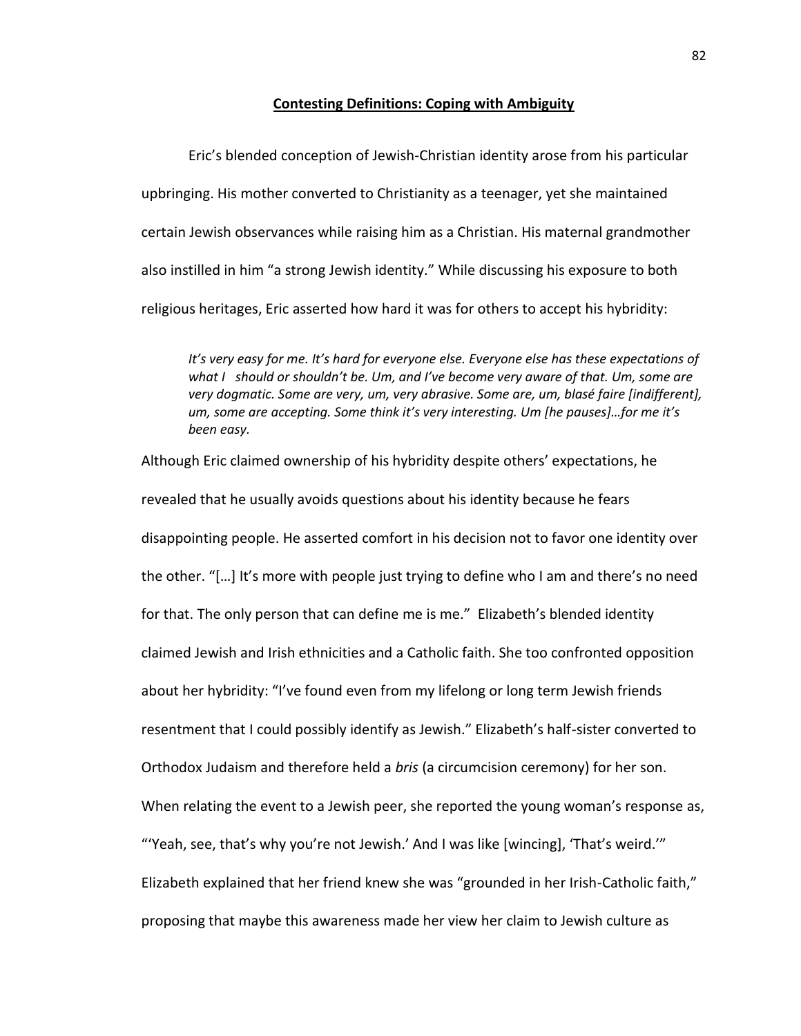**Contesting Definitions: Coping with Ambiguity**

Eric's blended conception of Jewish-Christian identity arose from his particular upbringing. His mother converted to Christianity as a teenager, yet she maintained certain Jewish observances while raising him as a Christian. His maternal grandmother also instilled in him "a strong Jewish identity." While discussing his exposure to both religious heritages, Eric asserted how hard it was for others to accept his hybridity:

> *It's very easy for me. It's hard for everyone else. Everyone else has these expectations of what I should or shouldn't be. Um, and I've become very aware of that. Um, some are very dogmatic. Some are very, um, very abrasive. Some are, um, blasé faire [indifferent], um, some are accepting. Some think it's very interesting. Um [he pauses]…for me it's been easy.*

Although Eric claimed ownership of his hybridity despite others' expectations, he revealed that he usually avoids questions about his identity because he fears disappointing people. He asserted comfort in his decision not to favor one identity over the other. "[…] It's more with people just trying to define who I am and there's no need for that. The only person that can define me is me." Elizabeth's blended identity claimed Jewish and Irish ethnicities and a Catholic faith. She too confronted opposition about her hybridity: "I've found even from my lifelong or long term Jewish friends resentment that I could possibly identify as Jewish." Elizabeth's half-sister converted to Orthodox Judaism and therefore held a *bris* (a circumcision ceremony) for her son. When relating the event to a Jewish peer, she reported the young woman's response as, "'Yeah, see, that's why you're not Jewish.' And I was like [wincing], 'That's weird.'" Elizabeth explained that her friend knew she was "grounded in her Irish-Catholic faith," proposing that maybe this awareness made her view her claim to Jewish culture as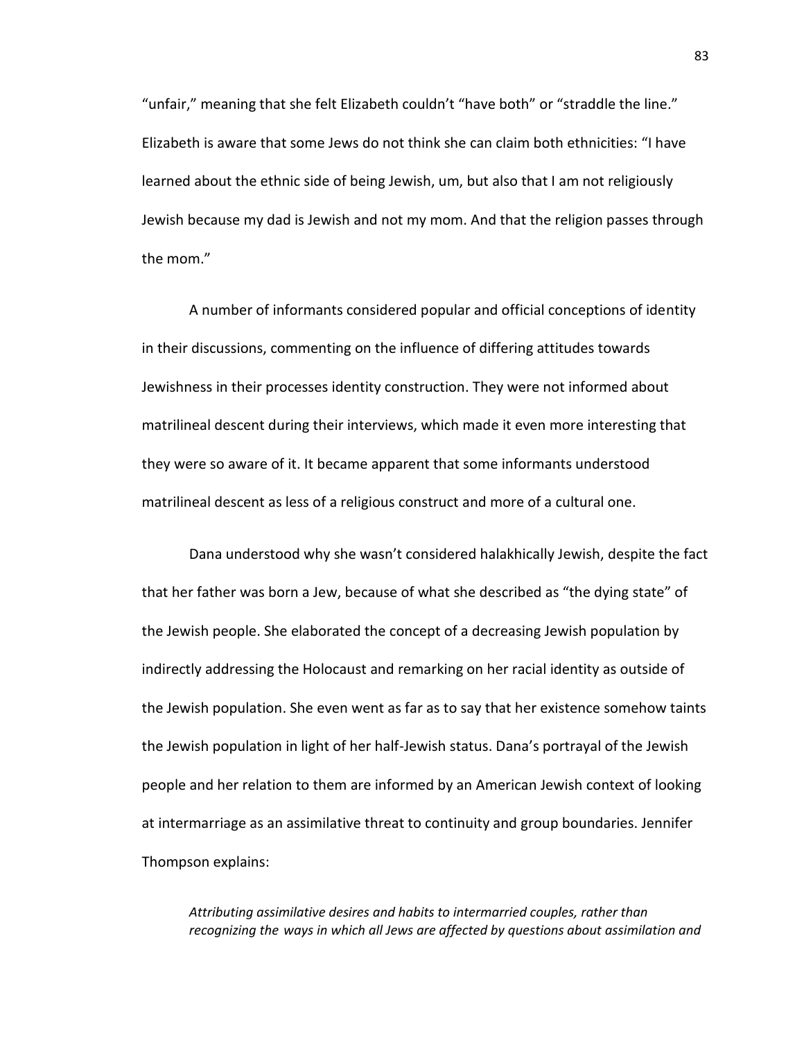"unfair," meaning that she felt Elizabeth couldn't "have both" or "straddle the line." Elizabeth is aware that some Jews do not think she can claim both ethnicities: "I have learned about the ethnic side of being Jewish, um, but also that I am not religiously Jewish because my dad is Jewish and not my mom. And that the religion passes through the mom."

A number of informants considered popular and official conceptions of identity in their discussions, commenting on the influence of differing attitudes towards Jewishness in their processes identity construction. They were not informed about matrilineal descent during their interviews, which made it even more interesting that they were so aware of it. It became apparent that some informants understood matrilineal descent as less of a religious construct and more of a cultural one.

Dana understood why she wasn't considered halakhically Jewish, despite the fact that her father was born a Jew, because of what she described as "the dying state" of the Jewish people. She elaborated the concept of a decreasing Jewish population by indirectly addressing the Holocaust and remarking on her racial identity as outside of the Jewish population. She even went as far as to say that her existence somehow taints the Jewish population in light of her half-Jewish status. Dana's portrayal of the Jewish people and her relation to them are informed by an American Jewish context of looking at intermarriage as an assimilative threat to continuity and group boundaries. Jennifer Thompson explains:

> *Attributing assimilative desires and habits to intermarried couples, rather than recognizing the ways in which all Jews are affected by questions about assimilation and*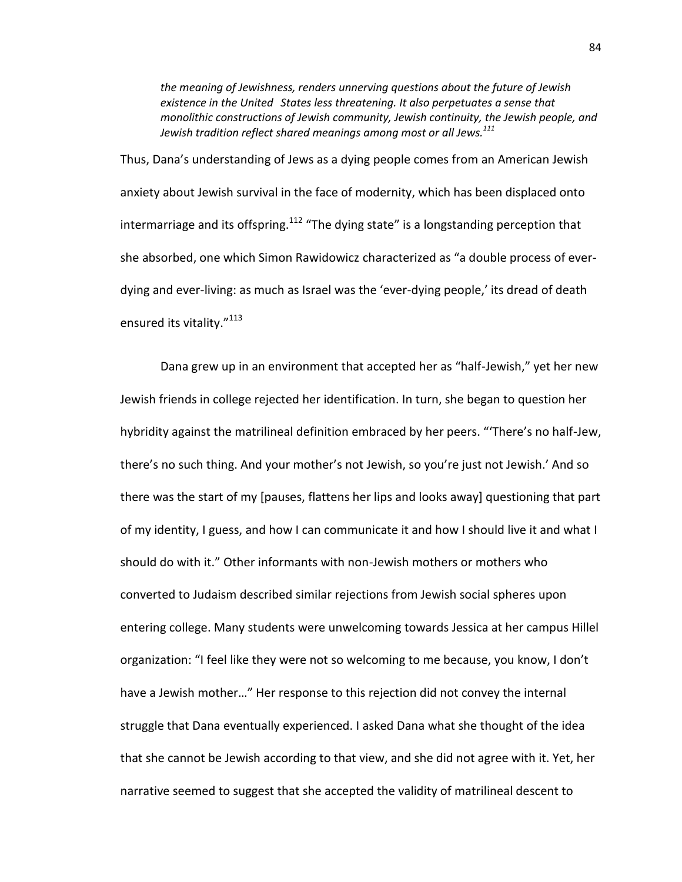> *the meaning of Jewishness, renders unnerving questions about the future of Jewish existence in the United States less threatening. It also perpetuates a sense that monolithic constructions of Jewish community, Jewish continuity, the Jewish people, and Jewish tradition reflect shared meanings among most or all Jews.*[111]

Thus, Dana's understanding of Jews as a dying people comes from an American Jewish anxiety about Jewish survival in the face of modernity, which has been displaced onto intermarriage and its offspring.[112] "The dying state" is a longstanding perception that she absorbed, one which Simon Rawidowicz characterized as "a double process of ever-dying and ever-living: as much as Israel was the 'ever-dying people,' its dread of death ensured its vitality."[113]

Dana grew up in an environment that accepted her as "half-Jewish," yet her new Jewish friends in college rejected her identification. In turn, she began to question her hybridity against the matrilineal definition embraced by her peers. "'There's no half-Jew, there's no such thing. And your mother's not Jewish, so you're just not Jewish.' And so there was the start of my [pauses, flattens her lips and looks away] questioning that part of my identity, I guess, and how I can communicate it and how I should live it and what I should do with it." Other informants with non-Jewish mothers or mothers who converted to Judaism described similar rejections from Jewish social spheres upon entering college. Many students were unwelcoming towards Jessica at her campus Hillel organization: "I feel like they were not so welcoming to me because, you know, I don't have a Jewish mother…" Her response to this rejection did not convey the internal struggle that Dana eventually experienced. I asked Dana what she thought of the idea that she cannot be Jewish according to that view, and she did not agree with it. Yet, her narrative seemed to suggest that she accepted the validity of matrilineal descent to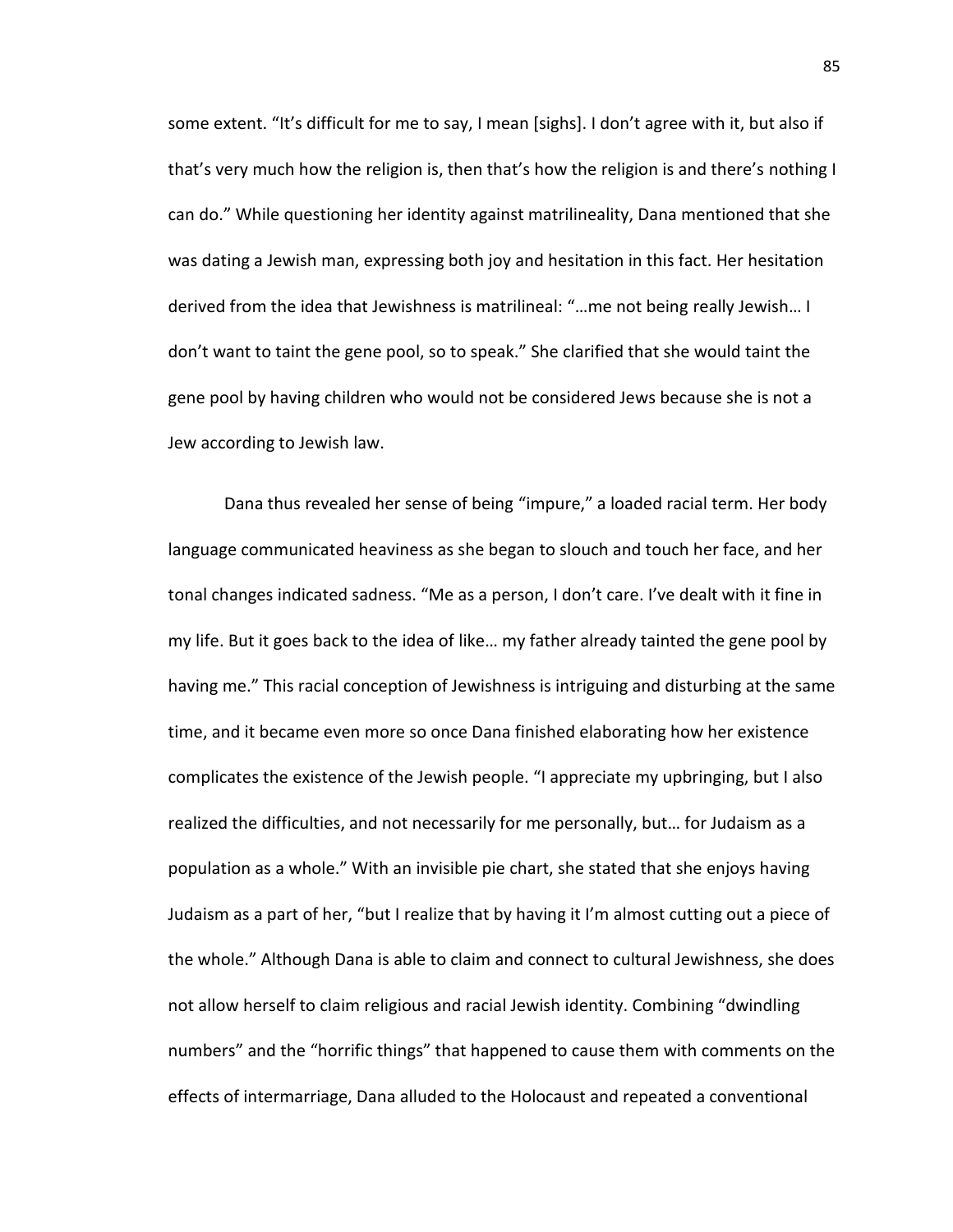some extent. "It's difficult for me to say, I mean [sighs]. I don't agree with it, but also if that's very much how the religion is, then that's how the religion is and there's nothing I can do." While questioning her identity against matrilineality, Dana mentioned that she was dating a Jewish man, expressing both joy and hesitation in this fact. Her hesitation derived from the idea that Jewishness is matrilineal: "…me not being really Jewish… I don't want to taint the gene pool, so to speak." She clarified that she would taint the gene pool by having children who would not be considered Jews because she is not a Jew according to Jewish law.

Dana thus revealed her sense of being "impure," a loaded racial term. Her body language communicated heaviness as she began to slouch and touch her face, and her tonal changes indicated sadness. "Me as a person, I don't care. I've dealt with it fine in my life. But it goes back to the idea of like… my father already tainted the gene pool by having me." This racial conception of Jewishness is intriguing and disturbing at the same time, and it became even more so once Dana finished elaborating how her existence complicates the existence of the Jewish people. "I appreciate my upbringing, but I also realized the difficulties, and not necessarily for me personally, but… for Judaism as a population as a whole." With an invisible pie chart, she stated that she enjoys having Judaism as a part of her, "but I realize that by having it I'm almost cutting out a piece of the whole." Although Dana is able to claim and connect to cultural Jewishness, she does not allow herself to claim religious and racial Jewish identity. Combining "dwindling numbers" and the "horrific things" that happened to cause them with comments on the effects of intermarriage, Dana alluded to the Holocaust and repeated a conventional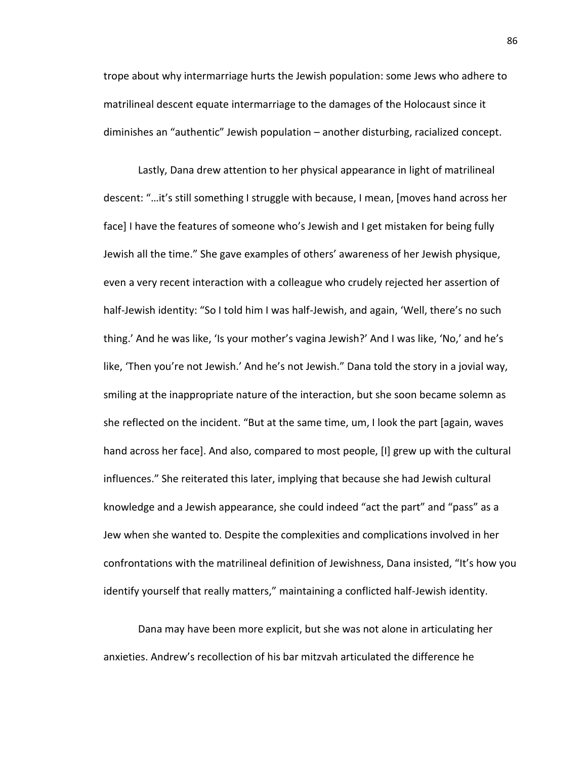trope about why intermarriage hurts the Jewish population: some Jews who adhere to matrilineal descent equate intermarriage to the damages of the Holocaust since it diminishes an "authentic" Jewish population – another disturbing, racialized concept.

Lastly, Dana drew attention to her physical appearance in light of matrilineal descent: "…it's still something I struggle with because, I mean, [moves hand across her face] I have the features of someone who's Jewish and I get mistaken for being fully Jewish all the time." She gave examples of others' awareness of her Jewish physique, even a very recent interaction with a colleague who crudely rejected her assertion of half-Jewish identity: "So I told him I was half-Jewish, and again, 'Well, there's no such thing.' And he was like, 'Is your mother's vagina Jewish?' And I was like, 'No,' and he's like, 'Then you're not Jewish.' And he's not Jewish." Dana told the story in a jovial way, smiling at the inappropriate nature of the interaction, but she soon became solemn as she reflected on the incident. "But at the same time, um, I look the part [again, waves hand across her face]. And also, compared to most people, [I] grew up with the cultural influences." She reiterated this later, implying that because she had Jewish cultural knowledge and a Jewish appearance, she could indeed "act the part" and "pass" as a Jew when she wanted to. Despite the complexities and complications involved in her confrontations with the matrilineal definition of Jewishness, Dana insisted, "It's how you identify yourself that really matters," maintaining a conflicted half-Jewish identity.

Dana may have been more explicit, but she was not alone in articulating her anxieties. Andrew's recollection of his bar mitzvah articulated the difference he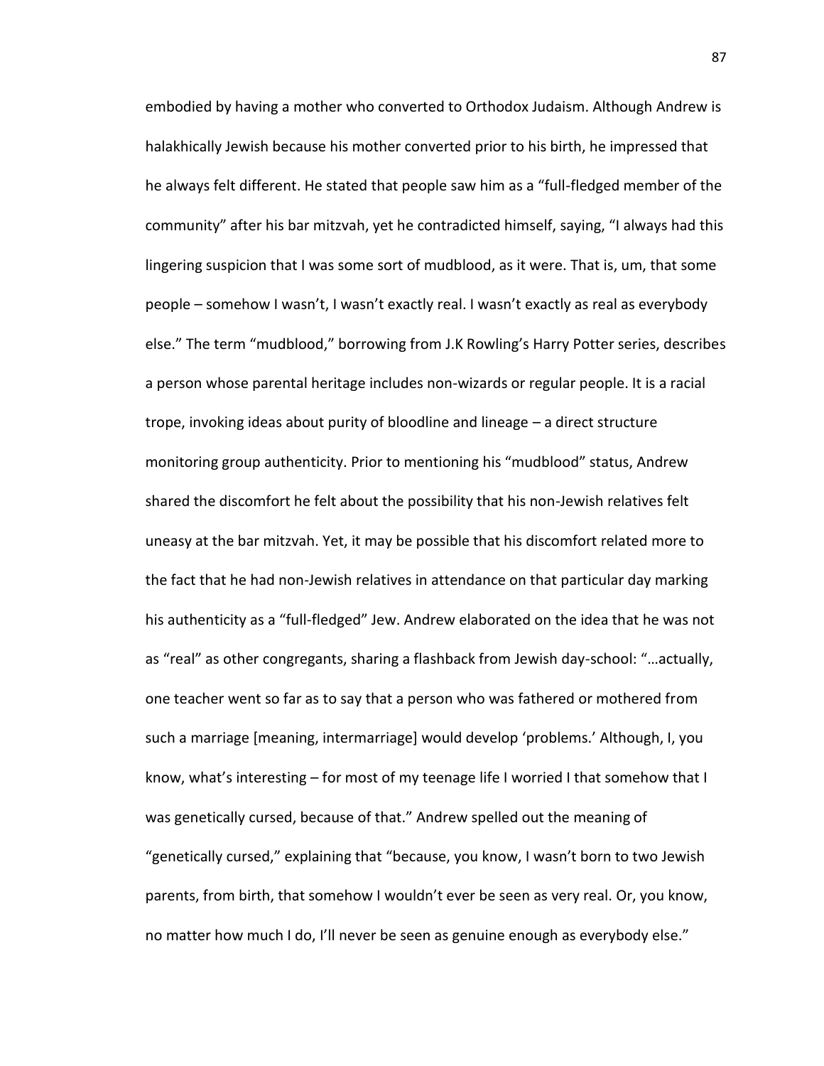embodied by having a mother who converted to Orthodox Judaism. Although Andrew is halakhically Jewish because his mother converted prior to his birth, he impressed that he always felt different. He stated that people saw him as a "full-fledged member of the community" after his bar mitzvah, yet he contradicted himself, saying, "I always had this lingering suspicion that I was some sort of mudblood, as it were. That is, um, that some people – somehow I wasn't, I wasn't exactly real. I wasn't exactly as real as everybody else." The term "mudblood," borrowing from J.K Rowling's Harry Potter series, describes a person whose parental heritage includes non-wizards or regular people. It is a racial trope, invoking ideas about purity of bloodline and lineage – a direct structure monitoring group authenticity. Prior to mentioning his "mudblood" status, Andrew shared the discomfort he felt about the possibility that his non-Jewish relatives felt uneasy at the bar mitzvah. Yet, it may be possible that his discomfort related more to the fact that he had non-Jewish relatives in attendance on that particular day marking his authenticity as a "full-fledged" Jew. Andrew elaborated on the idea that he was not as "real" as other congregants, sharing a flashback from Jewish day-school: "…actually, one teacher went so far as to say that a person who was fathered or mothered from such a marriage [meaning, intermarriage] would develop 'problems.' Although, I, you know, what's interesting – for most of my teenage life I worried I that somehow that I was genetically cursed, because of that." Andrew spelled out the meaning of "genetically cursed," explaining that "because, you know, I wasn't born to two Jewish parents, from birth, that somehow I wouldn't ever be seen as very real. Or, you know, no matter how much I do, I'll never be seen as genuine enough as everybody else."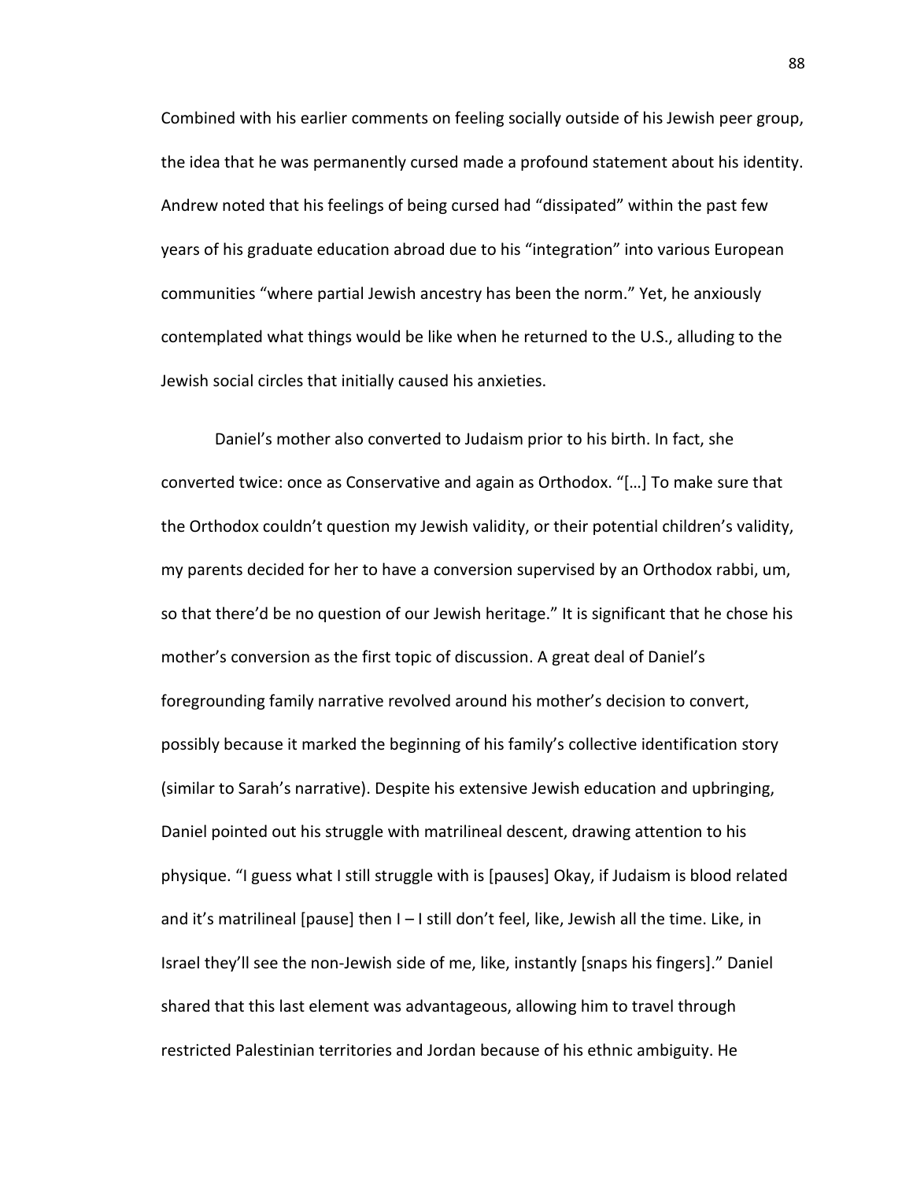Combined with his earlier comments on feeling socially outside of his Jewish peer group, the idea that he was permanently cursed made a profound statement about his identity. Andrew noted that his feelings of being cursed had "dissipated" within the past few years of his graduate education abroad due to his "integration" into various European communities "where partial Jewish ancestry has been the norm." Yet, he anxiously contemplated what things would be like when he returned to the U.S., alluding to the Jewish social circles that initially caused his anxieties.

Daniel's mother also converted to Judaism prior to his birth. In fact, she converted twice: once as Conservative and again as Orthodox. "[…] To make sure that the Orthodox couldn't question my Jewish validity, or their potential children's validity, my parents decided for her to have a conversion supervised by an Orthodox rabbi, um, so that there'd be no question of our Jewish heritage." It is significant that he chose his mother's conversion as the first topic of discussion. A great deal of Daniel's foregrounding family narrative revolved around his mother's decision to convert, possibly because it marked the beginning of his family's collective identification story (similar to Sarah's narrative). Despite his extensive Jewish education and upbringing, Daniel pointed out his struggle with matrilineal descent, drawing attention to his physique. "I guess what I still struggle with is [pauses] Okay, if Judaism is blood related and it's matrilineal [pause] then I – I still don't feel, like, Jewish all the time. Like, in Israel they'll see the non-Jewish side of me, like, instantly [snaps his fingers]." Daniel shared that this last element was advantageous, allowing him to travel through restricted Palestinian territories and Jordan because of his ethnic ambiguity. He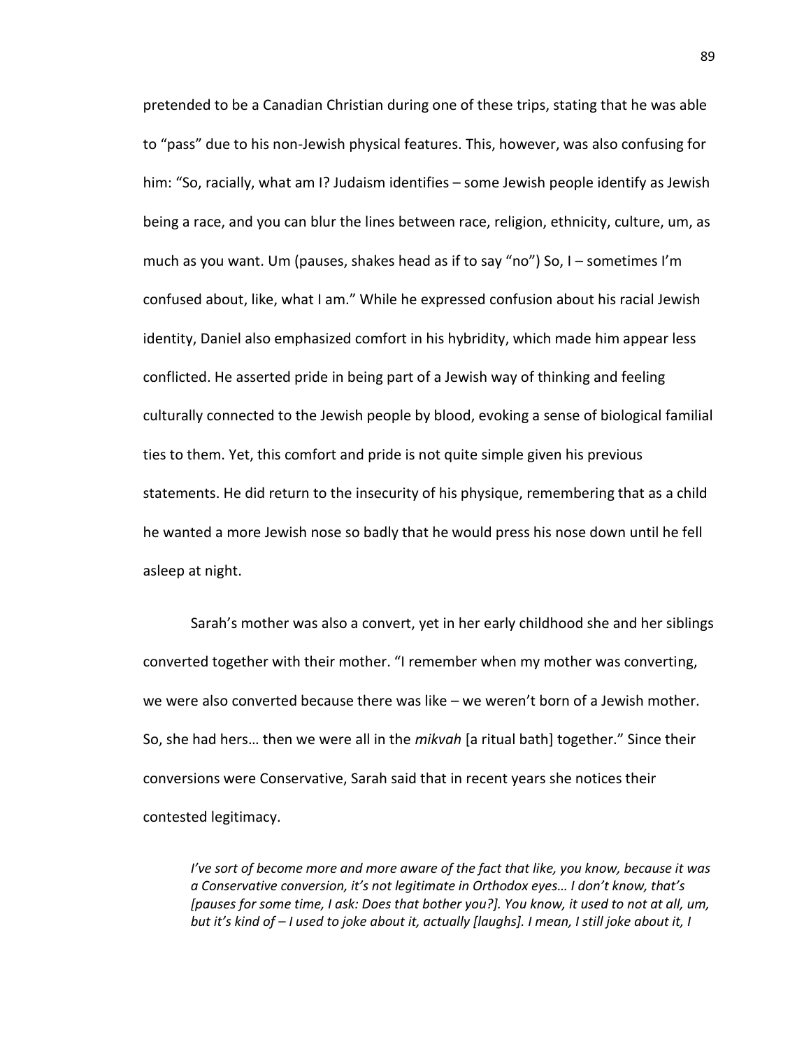pretended to be a Canadian Christian during one of these trips, stating that he was able to "pass" due to his non-Jewish physical features. This, however, was also confusing for him: "So, racially, what am I? Judaism identifies – some Jewish people identify as Jewish being a race, and you can blur the lines between race, religion, ethnicity, culture, um, as much as you want. Um (pauses, shakes head as if to say "no") So, I – sometimes I'm confused about, like, what I am." While he expressed confusion about his racial Jewish identity, Daniel also emphasized comfort in his hybridity, which made him appear less conflicted. He asserted pride in being part of a Jewish way of thinking and feeling culturally connected to the Jewish people by blood, evoking a sense of biological familial ties to them. Yet, this comfort and pride is not quite simple given his previous statements. He did return to the insecurity of his physique, remembering that as a child he wanted a more Jewish nose so badly that he would press his nose down until he fell asleep at night.

Sarah's mother was also a convert, yet in her early childhood she and her siblings converted together with their mother. "I remember when my mother was converting, we were also converted because there was like – we weren't born of a Jewish mother. So, she had hers… then we were all in the *mikvah* [a ritual bath] together." Since their conversions were Conservative, Sarah said that in recent years she notices their contested legitimacy.

> *I've sort of become more and more aware of the fact that like, you know, because it was a Conservative conversion, it's not legitimate in Orthodox eyes… I don't know, that's [pauses for some time, I ask: Does that bother you?]. You know, it used to not at all, um, but it's kind of – I used to joke about it, actually [laughs]. I mean, I still joke about it, I*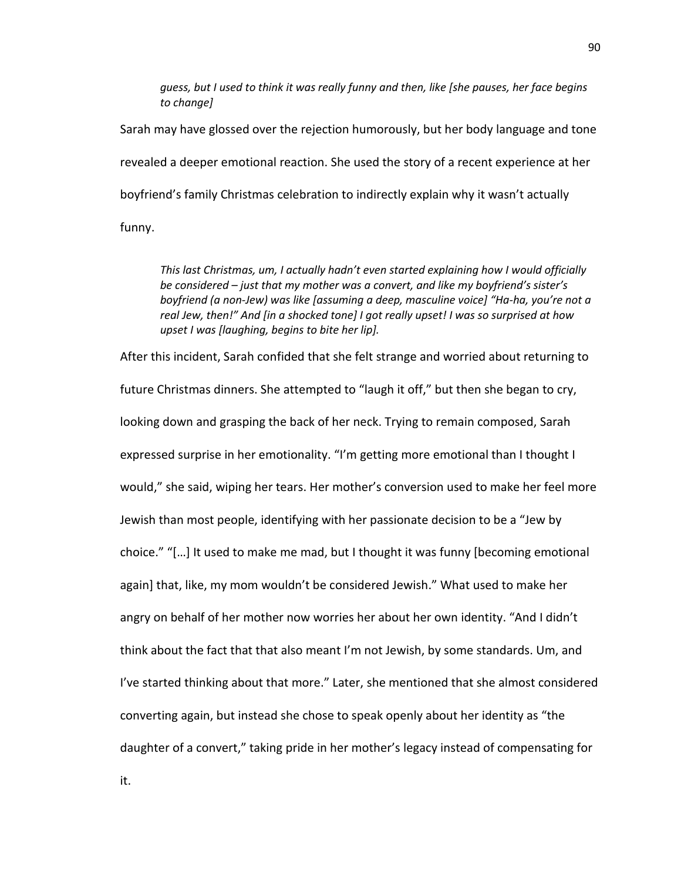> *guess, but I used to think it was really funny and then, like [she pauses, her face begins to change]*

Sarah may have glossed over the rejection humorously, but her body language and tone revealed a deeper emotional reaction. She used the story of a recent experience at her boyfriend's family Christmas celebration to indirectly explain why it wasn't actually funny.

> *This last Christmas, um, I actually hadn't even started explaining how I would officially be considered – just that my mother was a convert, and like my boyfriend's sister's boyfriend (a non-Jew) was like [assuming a deep, masculine voice] "Ha-ha, you're not a real Jew, then!" And [in a shocked tone] I got really upset! I was so surprised at how upset I was [laughing, begins to bite her lip].*

After this incident, Sarah confided that she felt strange and worried about returning to future Christmas dinners. She attempted to "laugh it off," but then she began to cry, looking down and grasping the back of her neck. Trying to remain composed, Sarah expressed surprise in her emotionality. "I'm getting more emotional than I thought I would," she said, wiping her tears. Her mother's conversion used to make her feel more Jewish than most people, identifying with her passionate decision to be a "Jew by choice." "[…] It used to make me mad, but I thought it was funny [becoming emotional again] that, like, my mom wouldn't be considered Jewish." What used to make her angry on behalf of her mother now worries her about her own identity. "And I didn't think about the fact that that also meant I'm not Jewish, by some standards. Um, and I've started thinking about that more." Later, she mentioned that she almost considered converting again, but instead she chose to speak openly about her identity as "the daughter of a convert," taking pride in her mother's legacy instead of compensating for it.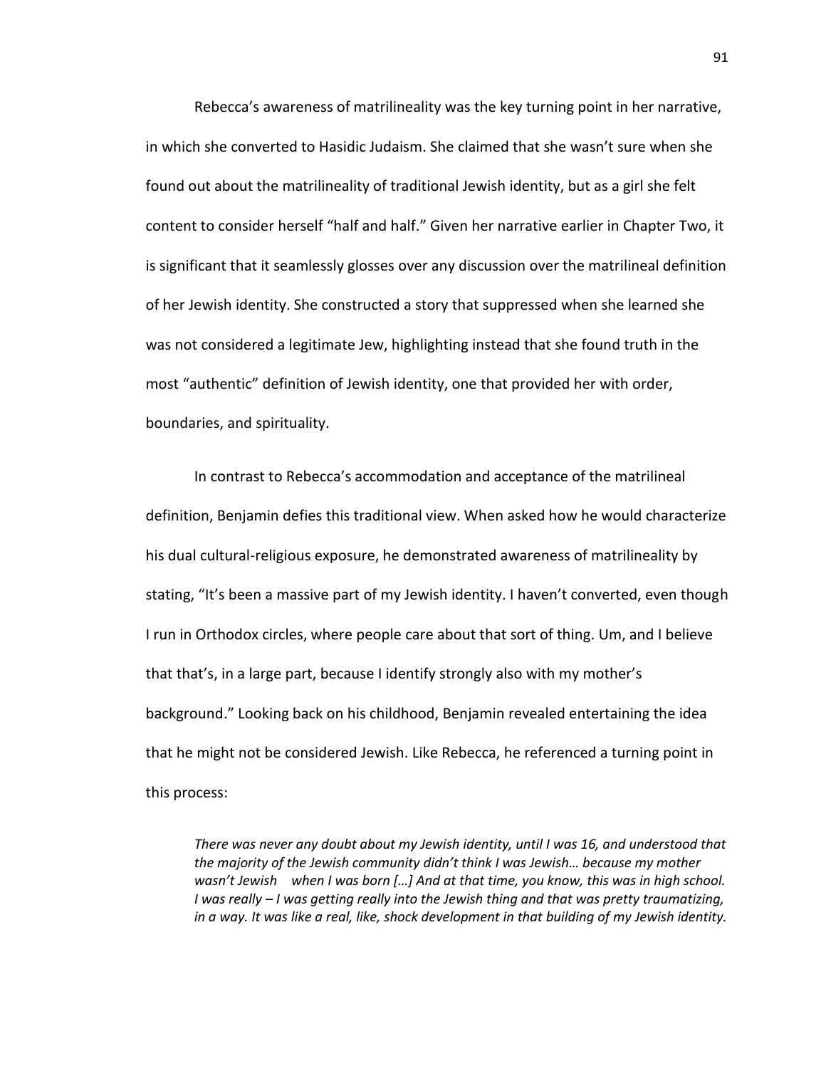Rebecca's awareness of matrilineality was the key turning point in her narrative, in which she converted to Hasidic Judaism. She claimed that she wasn't sure when she found out about the matrilineality of traditional Jewish identity, but as a girl she felt content to consider herself "half and half." Given her narrative earlier in Chapter Two, it is significant that it seamlessly glosses over any discussion over the matrilineal definition of her Jewish identity. She constructed a story that suppressed when she learned she was not considered a legitimate Jew, highlighting instead that she found truth in the most "authentic" definition of Jewish identity, one that provided her with order, boundaries, and spirituality.

In contrast to Rebecca's accommodation and acceptance of the matrilineal definition, Benjamin defies this traditional view. When asked how he would characterize his dual cultural-religious exposure, he demonstrated awareness of matrilineality by stating, "It's been a massive part of my Jewish identity. I haven't converted, even though I run in Orthodox circles, where people care about that sort of thing. Um, and I believe that that's, in a large part, because I identify strongly also with my mother's background." Looking back on his childhood, Benjamin revealed entertaining the idea that he might not be considered Jewish. Like Rebecca, he referenced a turning point in this process:

> *There was never any doubt about my Jewish identity, until I was 16, and understood that the majority of the Jewish community didn't think I was Jewish… because my mother wasn't Jewish when I was born […] And at that time, you know, this was in high school. I was really – I was getting really into the Jewish thing and that was pretty traumatizing, in a way. It was like a real, like, shock development in that building of my Jewish identity.*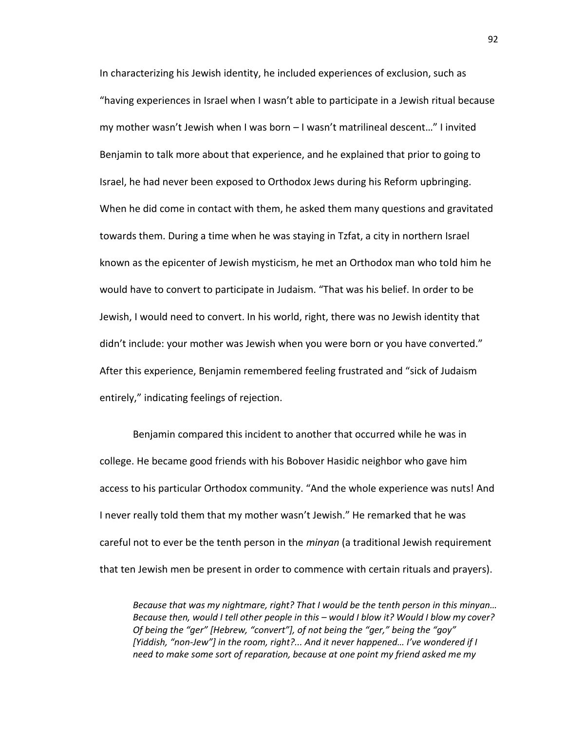In characterizing his Jewish identity, he included experiences of exclusion, such as "having experiences in Israel when I wasn't able to participate in a Jewish ritual because my mother wasn't Jewish when I was born – I wasn't matrilineal descent…" I invited Benjamin to talk more about that experience, and he explained that prior to going to Israel, he had never been exposed to Orthodox Jews during his Reform upbringing. When he did come in contact with them, he asked them many questions and gravitated towards them. During a time when he was staying in Tzfat, a city in northern Israel known as the epicenter of Jewish mysticism, he met an Orthodox man who told him he would have to convert to participate in Judaism. "That was his belief. In order to be Jewish, I would need to convert. In his world, right, there was no Jewish identity that didn't include: your mother was Jewish when you were born or you have converted." After this experience, Benjamin remembered feeling frustrated and "sick of Judaism entirely," indicating feelings of rejection.

Benjamin compared this incident to another that occurred while he was in college. He became good friends with his Bobover Hasidic neighbor who gave him access to his particular Orthodox community. "And the whole experience was nuts! And I never really told them that my mother wasn't Jewish." He remarked that he was careful not to ever be the tenth person in the *minyan* (a traditional Jewish requirement that ten Jewish men be present in order to commence with certain rituals and prayers).

> *Because that was my nightmare, right? That I would be the tenth person in this minyan… Because then, would I tell other people in this – would I blow it? Would I blow my cover? Of being the "ger" [Hebrew, "convert"], of not being the "ger," being the "goy" [Yiddish, "non-Jew"] in the room, right?... And it never happened… I've wondered if I need to make some sort of reparation, because at one point my friend asked me my*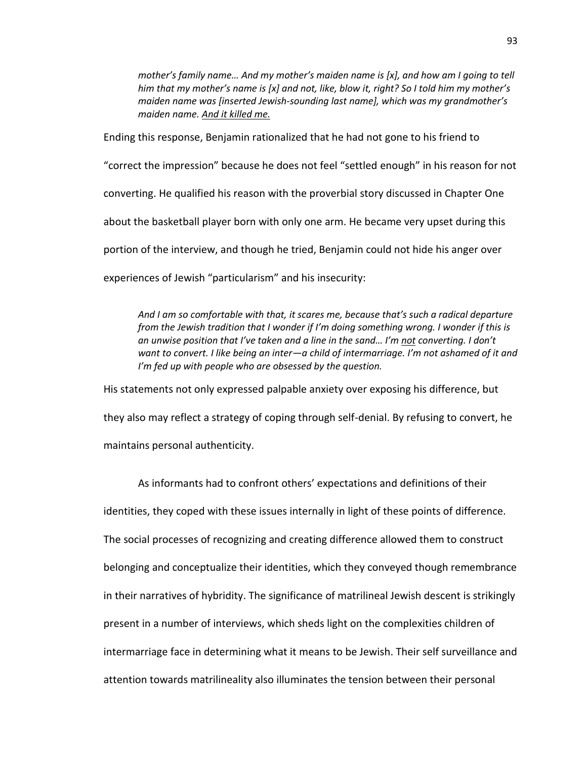*mother's family name… And my mother's maiden name is [x], and how am I going to tell him that my mother's name is [x] and not, like, blow it, right? So I told him my mother's maiden name was [inserted Jewish-sounding last name], which was my grandmother's maiden name. <u>And it killed me.</u>*

Ending this response, Benjamin rationalized that he had not gone to his friend to "correct the impression" because he does not feel "settled enough" in his reason for not converting. He qualified his reason with the proverbial story discussed in Chapter One about the basketball player born with only one arm. He became very upset during this portion of the interview, and though he tried, Benjamin could not hide his anger over experiences of Jewish "particularism" and his insecurity:

> *And I am so comfortable with that, it scares me, because that's such a radical departure from the Jewish tradition that I wonder if I'm doing something wrong. I wonder if this is an unwise position that I've taken and a line in the sand… I'm <u>not</u> converting. I don't want to convert. I like being an inter—a child of intermarriage. I'm not ashamed of it and I'm fed up with people who are obsessed by the question.*

His statements not only expressed palpable anxiety over exposing his difference, but they also may reflect a strategy of coping through self-denial. By refusing to convert, he maintains personal authenticity.

As informants had to confront others' expectations and definitions of their identities, they coped with these issues internally in light of these points of difference. The social processes of recognizing and creating difference allowed them to construct belonging and conceptualize their identities, which they conveyed though remembrance in their narratives of hybridity. The significance of matrilineal Jewish descent is strikingly present in a number of interviews, which sheds light on the complexities children of intermarriage face in determining what it means to be Jewish. Their self surveillance and attention towards matrilineality also illuminates the tension between their personal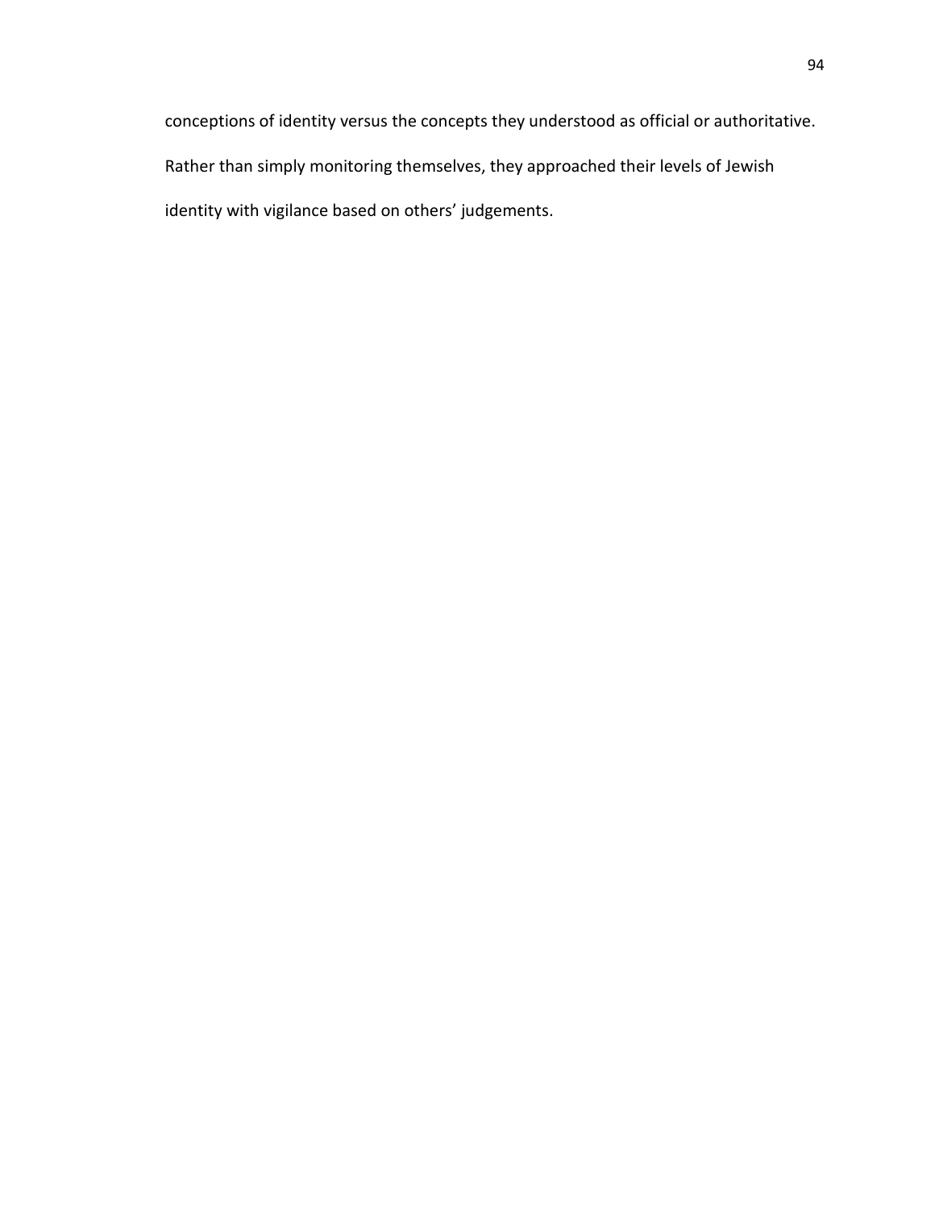conceptions of identity versus the concepts they understood as official or authoritative. Rather than simply monitoring themselves, they approached their levels of Jewish identity with vigilance based on others' judgements.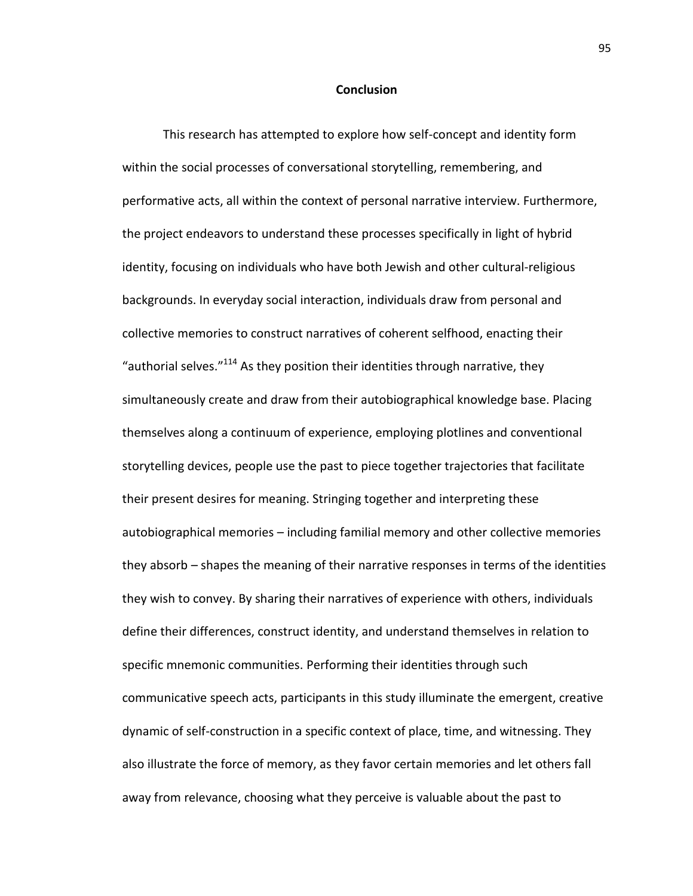# Conclusion

This research has attempted to explore how self-concept and identity form within the social processes of conversational storytelling, remembering, and performative acts, all within the context of personal narrative interview. Furthermore, the project endeavors to understand these processes specifically in light of hybrid identity, focusing on individuals who have both Jewish and other cultural-religious backgrounds. In everyday social interaction, individuals draw from personal and collective memories to construct narratives of coherent selfhood, enacting their "authorial selves."[114] As they position their identities through narrative, they simultaneously create and draw from their autobiographical knowledge base. Placing themselves along a continuum of experience, employing plotlines and conventional storytelling devices, people use the past to piece together trajectories that facilitate their present desires for meaning. Stringing together and interpreting these autobiographical memories – including familial memory and other collective memories they absorb – shapes the meaning of their narrative responses in terms of the identities they wish to convey. By sharing their narratives of experience with others, individuals define their differences, construct identity, and understand themselves in relation to specific mnemonic communities. Performing their identities through such communicative speech acts, participants in this study illuminate the emergent, creative dynamic of self-construction in a specific context of place, time, and witnessing. They also illustrate the force of memory, as they favor certain memories and let others fall away from relevance, choosing what they perceive is valuable about the past to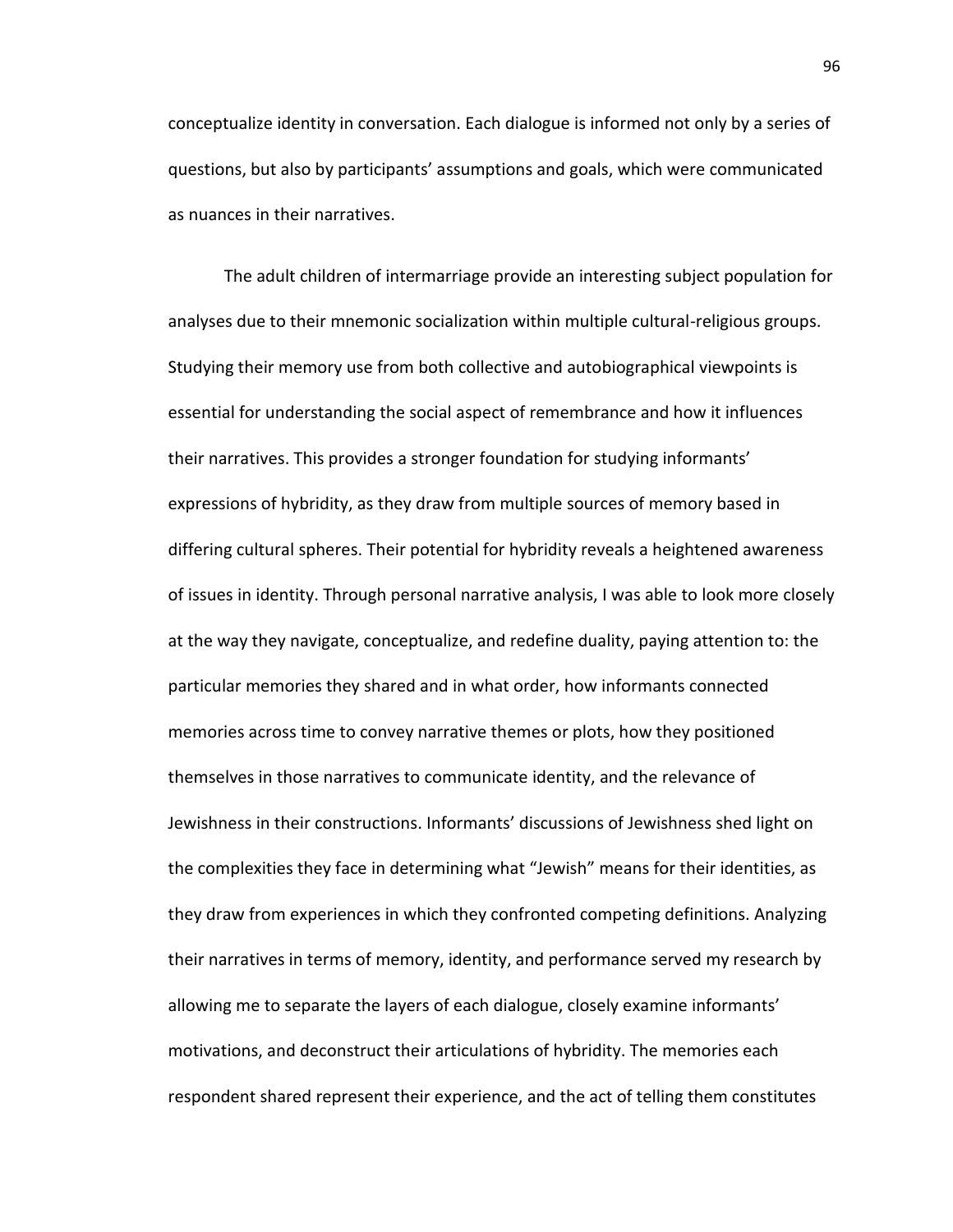conceptualize identity in conversation. Each dialogue is informed not only by a series of questions, but also by participants' assumptions and goals, which were communicated as nuances in their narratives.

The adult children of intermarriage provide an interesting subject population for analyses due to their mnemonic socialization within multiple cultural-religious groups. Studying their memory use from both collective and autobiographical viewpoints is essential for understanding the social aspect of remembrance and how it influences their narratives. This provides a stronger foundation for studying informants' expressions of hybridity, as they draw from multiple sources of memory based in differing cultural spheres. Their potential for hybridity reveals a heightened awareness of issues in identity. Through personal narrative analysis, I was able to look more closely at the way they navigate, conceptualize, and redefine duality, paying attention to: the particular memories they shared and in what order, how informants connected memories across time to convey narrative themes or plots, how they positioned themselves in those narratives to communicate identity, and the relevance of Jewishness in their constructions. Informants' discussions of Jewishness shed light on the complexities they face in determining what "Jewish" means for their identities, as they draw from experiences in which they confronted competing definitions. Analyzing their narratives in terms of memory, identity, and performance served my research by allowing me to separate the layers of each dialogue, closely examine informants' motivations, and deconstruct their articulations of hybridity. The memories each respondent shared represent their experience, and the act of telling them constitutes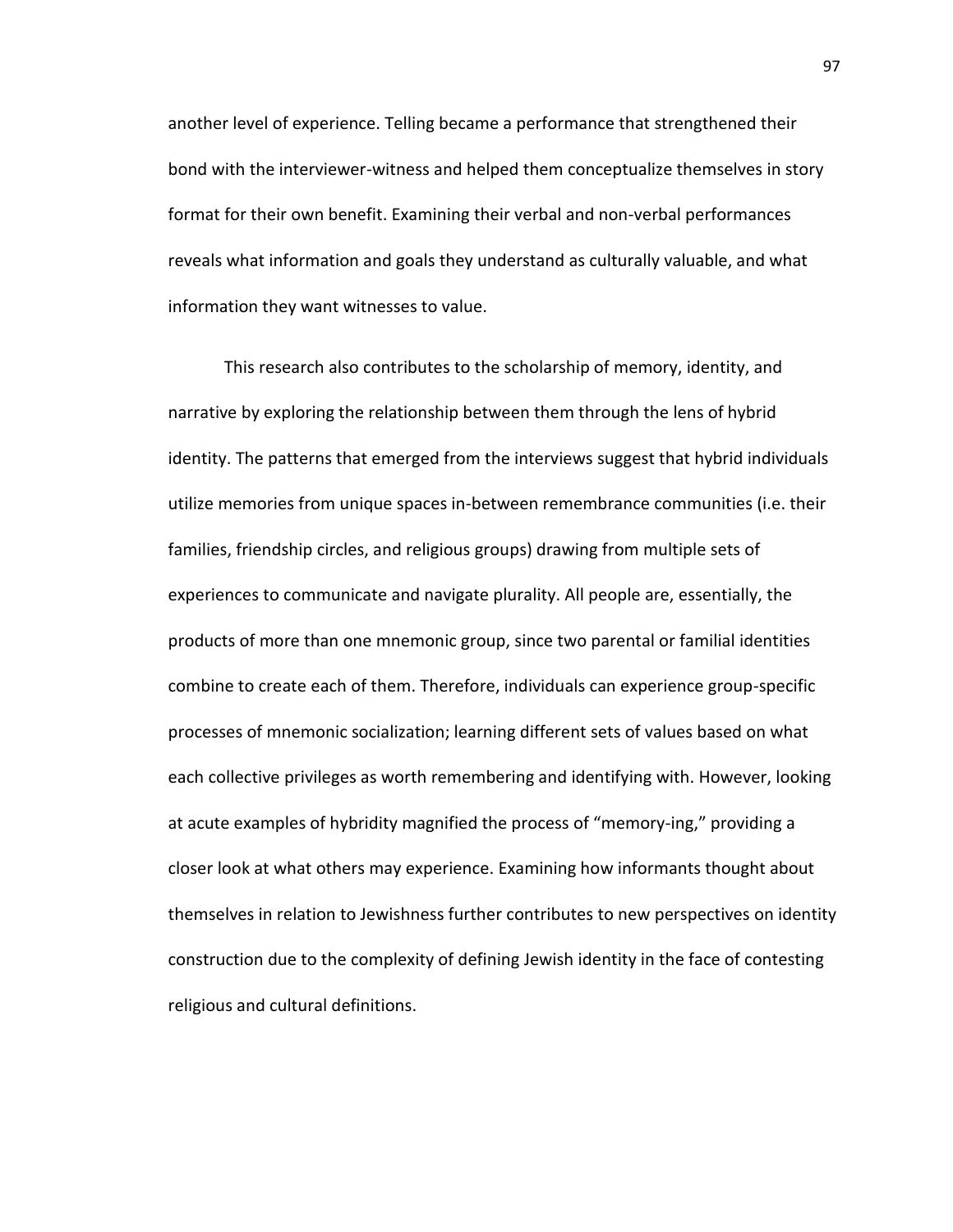another level of experience. Telling became a performance that strengthened their bond with the interviewer-witness and helped them conceptualize themselves in story format for their own benefit. Examining their verbal and non-verbal performances reveals what information and goals they understand as culturally valuable, and what information they want witnesses to value.

This research also contributes to the scholarship of memory, identity, and narrative by exploring the relationship between them through the lens of hybrid identity. The patterns that emerged from the interviews suggest that hybrid individuals utilize memories from unique spaces in-between remembrance communities (i.e. their families, friendship circles, and religious groups) drawing from multiple sets of experiences to communicate and navigate plurality. All people are, essentially, the products of more than one mnemonic group, since two parental or familial identities combine to create each of them. Therefore, individuals can experience group-specific processes of mnemonic socialization; learning different sets of values based on what each collective privileges as worth remembering and identifying with. However, looking at acute examples of hybridity magnified the process of "memory-ing," providing a closer look at what others may experience. Examining how informants thought about themselves in relation to Jewishness further contributes to new perspectives on identity construction due to the complexity of defining Jewish identity in the face of contesting religious and cultural definitions.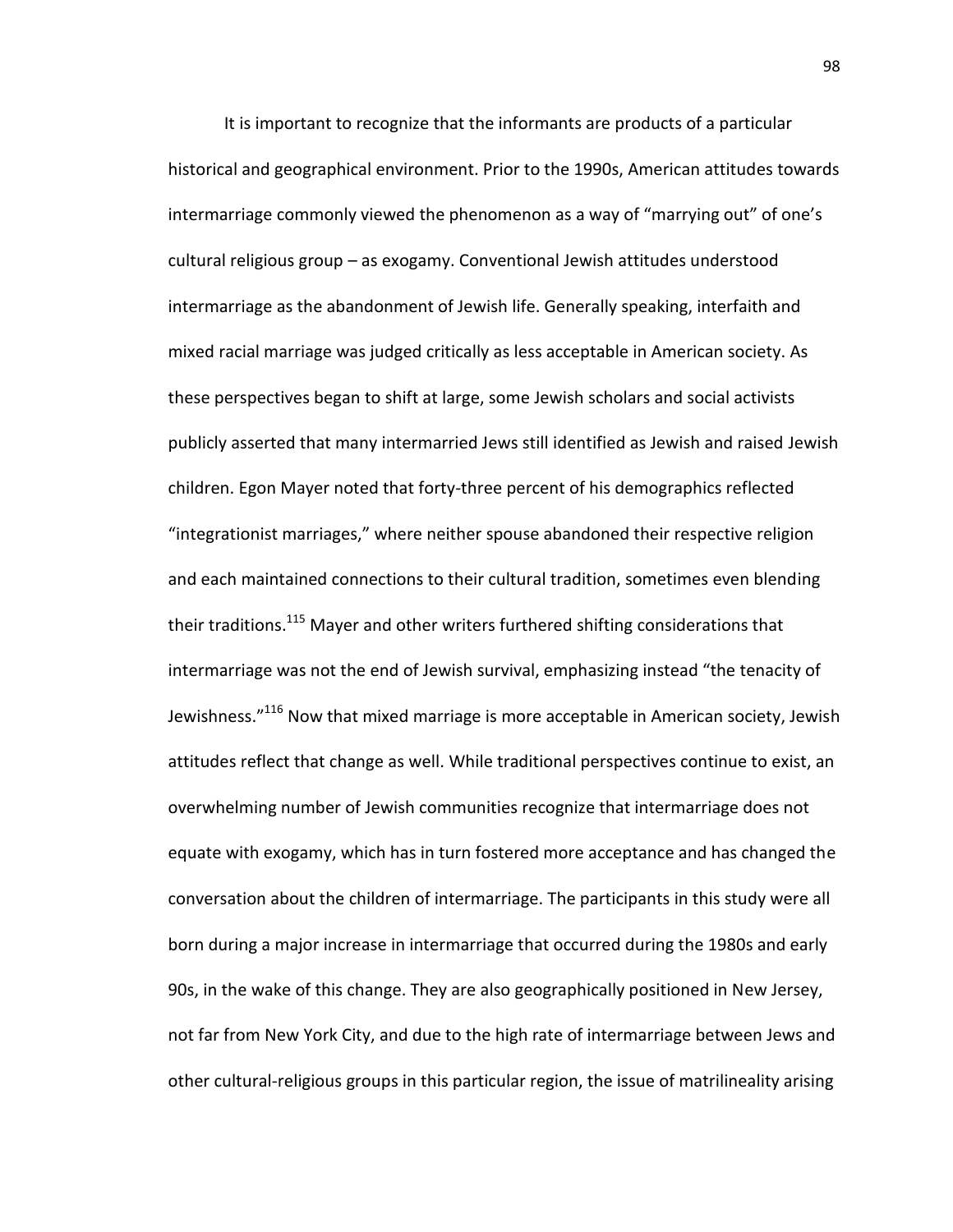It is important to recognize that the informants are products of a particular historical and geographical environment. Prior to the 1990s, American attitudes towards intermarriage commonly viewed the phenomenon as a way of "marrying out" of one's cultural religious group – as exogamy. Conventional Jewish attitudes understood intermarriage as the abandonment of Jewish life. Generally speaking, interfaith and mixed racial marriage was judged critically as less acceptable in American society. As these perspectives began to shift at large, some Jewish scholars and social activists publicly asserted that many intermarried Jews still identified as Jewish and raised Jewish children. Egon Mayer noted that forty-three percent of his demographics reflected "integrationist marriages," where neither spouse abandoned their respective religion and each maintained connections to their cultural tradition, sometimes even blending their traditions.[115] Mayer and other writers furthered shifting considerations that intermarriage was not the end of Jewish survival, emphasizing instead "the tenacity of Jewishness."[116] Now that mixed marriage is more acceptable in American society, Jewish attitudes reflect that change as well. While traditional perspectives continue to exist, an overwhelming number of Jewish communities recognize that intermarriage does not equate with exogamy, which has in turn fostered more acceptance and has changed the conversation about the children of intermarriage. The participants in this study were all born during a major increase in intermarriage that occurred during the 1980s and early 90s, in the wake of this change. They are also geographically positioned in New Jersey, not far from New York City, and due to the high rate of intermarriage between Jews and other cultural-religious groups in this particular region, the issue of matrilineality arising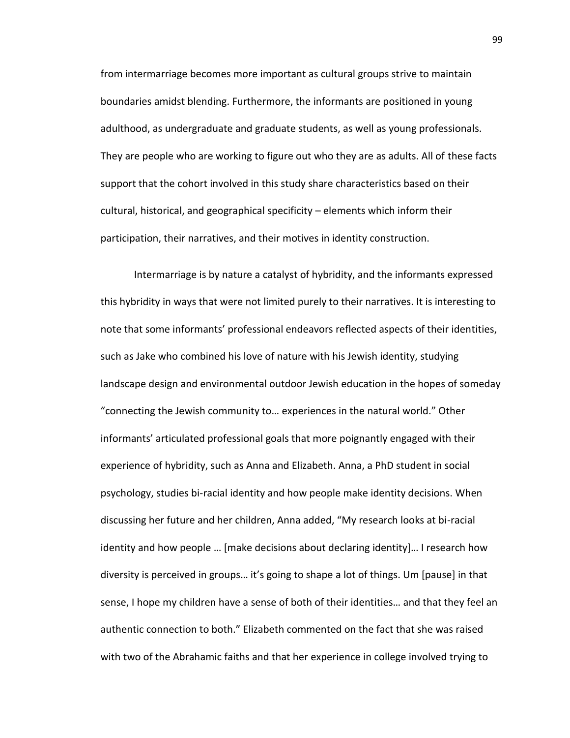from intermarriage becomes more important as cultural groups strive to maintain boundaries amidst blending. Furthermore, the informants are positioned in young adulthood, as undergraduate and graduate students, as well as young professionals. They are people who are working to figure out who they are as adults. All of these facts support that the cohort involved in this study share characteristics based on their cultural, historical, and geographical specificity – elements which inform their participation, their narratives, and their motives in identity construction.

Intermarriage is by nature a catalyst of hybridity, and the informants expressed this hybridity in ways that were not limited purely to their narratives. It is interesting to note that some informants' professional endeavors reflected aspects of their identities, such as Jake who combined his love of nature with his Jewish identity, studying landscape design and environmental outdoor Jewish education in the hopes of someday "connecting the Jewish community to… experiences in the natural world." Other informants' articulated professional goals that more poignantly engaged with their experience of hybridity, such as Anna and Elizabeth. Anna, a PhD student in social psychology, studies bi-racial identity and how people make identity decisions. When discussing her future and her children, Anna added, "My research looks at bi-racial identity and how people … [make decisions about declaring identity]… I research how diversity is perceived in groups… it's going to shape a lot of things. Um [pause] in that sense, I hope my children have a sense of both of their identities… and that they feel an authentic connection to both." Elizabeth commented on the fact that she was raised with two of the Abrahamic faiths and that her experience in college involved trying to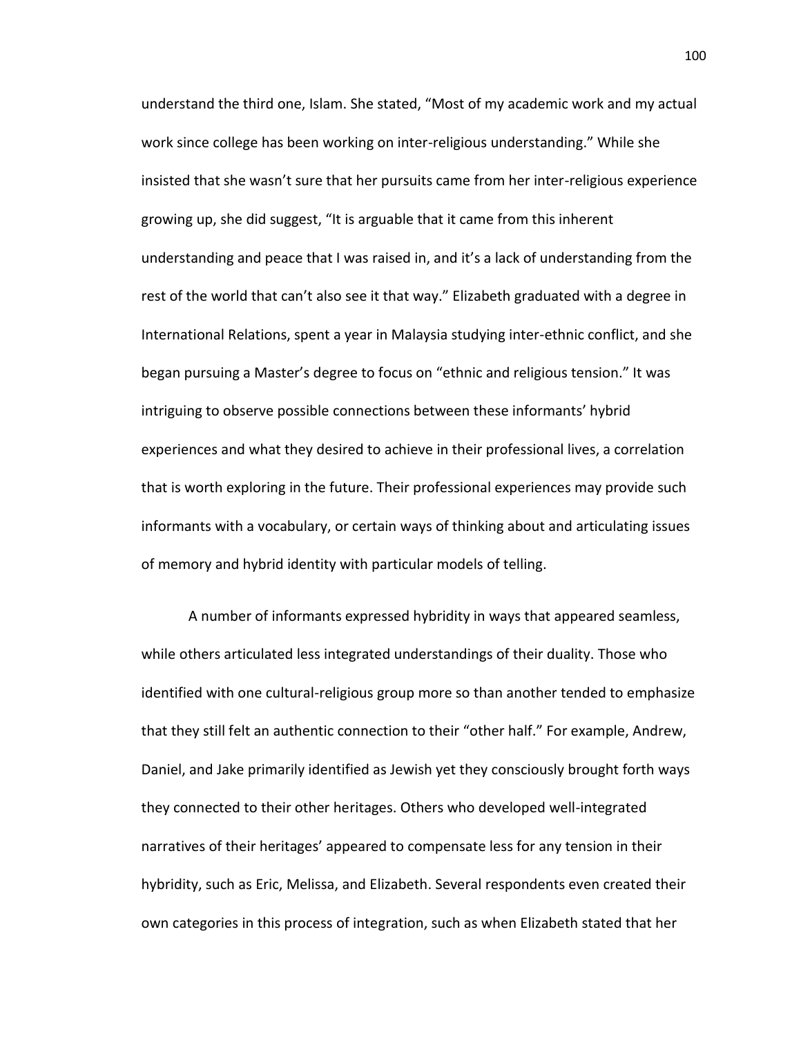understand the third one, Islam. She stated, "Most of my academic work and my actual work since college has been working on inter-religious understanding." While she insisted that she wasn't sure that her pursuits came from her inter-religious experience growing up, she did suggest, "It is arguable that it came from this inherent understanding and peace that I was raised in, and it's a lack of understanding from the rest of the world that can't also see it that way." Elizabeth graduated with a degree in International Relations, spent a year in Malaysia studying inter-ethnic conflict, and she began pursuing a Master's degree to focus on "ethnic and religious tension." It was intriguing to observe possible connections between these informants' hybrid experiences and what they desired to achieve in their professional lives, a correlation that is worth exploring in the future. Their professional experiences may provide such informants with a vocabulary, or certain ways of thinking about and articulating issues of memory and hybrid identity with particular models of telling.

A number of informants expressed hybridity in ways that appeared seamless, while others articulated less integrated understandings of their duality. Those who identified with one cultural-religious group more so than another tended to emphasize that they still felt an authentic connection to their "other half." For example, Andrew, Daniel, and Jake primarily identified as Jewish yet they consciously brought forth ways they connected to their other heritages. Others who developed well-integrated narratives of their heritages' appeared to compensate less for any tension in their hybridity, such as Eric, Melissa, and Elizabeth. Several respondents even created their own categories in this process of integration, such as when Elizabeth stated that her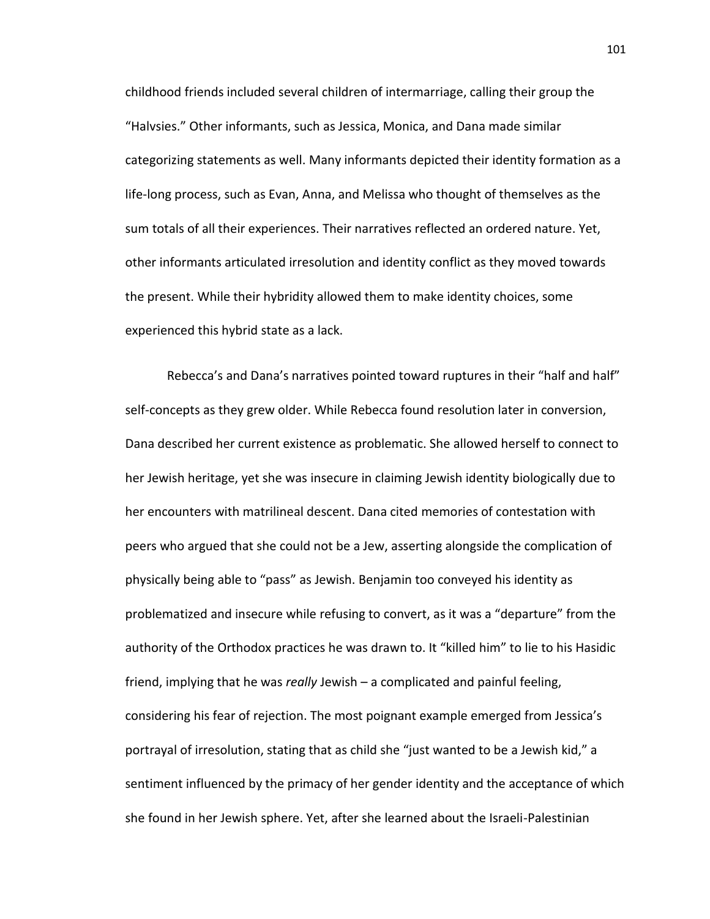childhood friends included several children of intermarriage, calling their group the "Halvsies." Other informants, such as Jessica, Monica, and Dana made similar categorizing statements as well. Many informants depicted their identity formation as a life-long process, such as Evan, Anna, and Melissa who thought of themselves as the sum totals of all their experiences. Their narratives reflected an ordered nature. Yet, other informants articulated irresolution and identity conflict as they moved towards the present. While their hybridity allowed them to make identity choices, some experienced this hybrid state as a lack.

Rebecca's and Dana's narratives pointed toward ruptures in their "half and half" self-concepts as they grew older. While Rebecca found resolution later in conversion, Dana described her current existence as problematic. She allowed herself to connect to her Jewish heritage, yet she was insecure in claiming Jewish identity biologically due to her encounters with matrilineal descent. Dana cited memories of contestation with peers who argued that she could not be a Jew, asserting alongside the complication of physically being able to "pass" as Jewish. Benjamin too conveyed his identity as problematized and insecure while refusing to convert, as it was a "departure" from the authority of the Orthodox practices he was drawn to. It "killed him" to lie to his Hasidic friend, implying that he was *really* Jewish – a complicated and painful feeling, considering his fear of rejection. The most poignant example emerged from Jessica's portrayal of irresolution, stating that as child she "just wanted to be a Jewish kid," a sentiment influenced by the primacy of her gender identity and the acceptance of which she found in her Jewish sphere. Yet, after she learned about the Israeli-Palestinian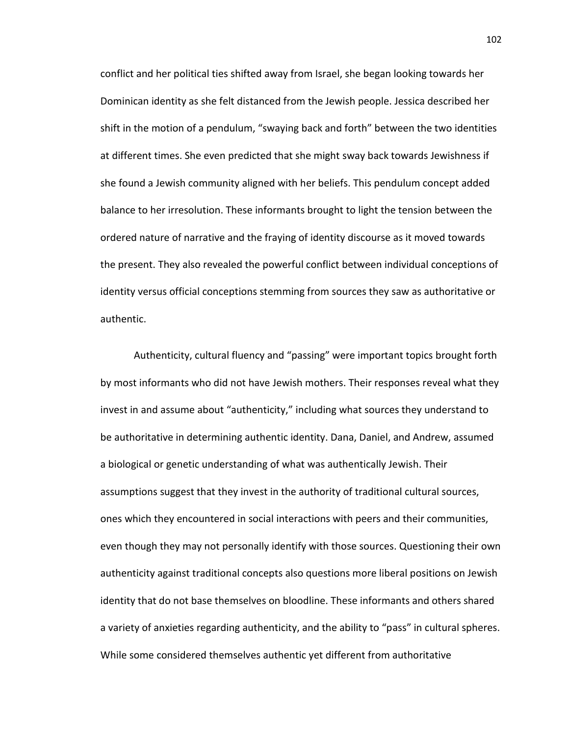conflict and her political ties shifted away from Israel, she began looking towards her Dominican identity as she felt distanced from the Jewish people. Jessica described her shift in the motion of a pendulum, "swaying back and forth" between the two identities at different times. She even predicted that she might sway back towards Jewishness if she found a Jewish community aligned with her beliefs. This pendulum concept added balance to her irresolution. These informants brought to light the tension between the ordered nature of narrative and the fraying of identity discourse as it moved towards the present. They also revealed the powerful conflict between individual conceptions of identity versus official conceptions stemming from sources they saw as authoritative or authentic.

Authenticity, cultural fluency and "passing" were important topics brought forth by most informants who did not have Jewish mothers. Their responses reveal what they invest in and assume about "authenticity," including what sources they understand to be authoritative in determining authentic identity. Dana, Daniel, and Andrew, assumed a biological or genetic understanding of what was authentically Jewish. Their assumptions suggest that they invest in the authority of traditional cultural sources, ones which they encountered in social interactions with peers and their communities, even though they may not personally identify with those sources. Questioning their own authenticity against traditional concepts also questions more liberal positions on Jewish identity that do not base themselves on bloodline. These informants and others shared a variety of anxieties regarding authenticity, and the ability to "pass" in cultural spheres. While some considered themselves authentic yet different from authoritative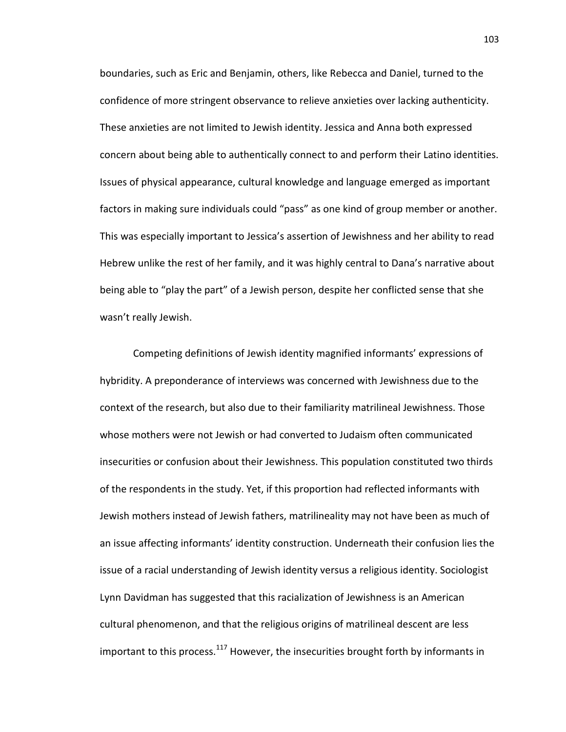boundaries, such as Eric and Benjamin, others, like Rebecca and Daniel, turned to the confidence of more stringent observance to relieve anxieties over lacking authenticity. These anxieties are not limited to Jewish identity. Jessica and Anna both expressed concern about being able to authentically connect to and perform their Latino identities. Issues of physical appearance, cultural knowledge and language emerged as important factors in making sure individuals could "pass" as one kind of group member or another. This was especially important to Jessica's assertion of Jewishness and her ability to read Hebrew unlike the rest of her family, and it was highly central to Dana's narrative about being able to "play the part" of a Jewish person, despite her conflicted sense that she wasn't really Jewish.

Competing definitions of Jewish identity magnified informants' expressions of hybridity. A preponderance of interviews was concerned with Jewishness due to the context of the research, but also due to their familiarity matrilineal Jewishness. Those whose mothers were not Jewish or had converted to Judaism often communicated insecurities or confusion about their Jewishness. This population constituted two thirds of the respondents in the study. Yet, if this proportion had reflected informants with Jewish mothers instead of Jewish fathers, matrilineality may not have been as much of an issue affecting informants' identity construction. Underneath their confusion lies the issue of a racial understanding of Jewish identity versus a religious identity. Sociologist Lynn Davidman has suggested that this racialization of Jewishness is an American cultural phenomenon, and that the religious origins of matrilineal descent are less important to this process.[117] However, the insecurities brought forth by informants in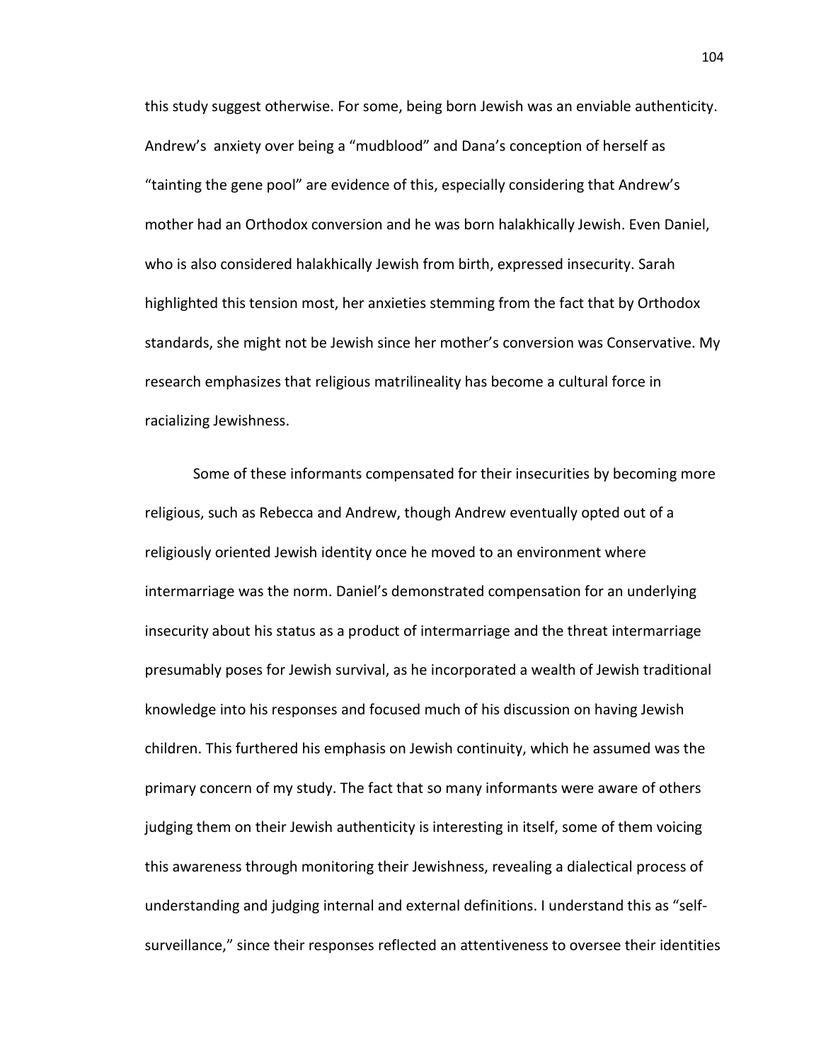this study suggest otherwise. For some, being born Jewish was an enviable authenticity. Andrew's anxiety over being a "mudblood" and Dana's conception of herself as "tainting the gene pool" are evidence of this, especially considering that Andrew's mother had an Orthodox conversion and he was born halakhically Jewish. Even Daniel, who is also considered halakhically Jewish from birth, expressed insecurity. Sarah highlighted this tension most, her anxieties stemming from the fact that by Orthodox standards, she might not be Jewish since her mother's conversion was Conservative. My research emphasizes that religious matrilineality has become a cultural force in racializing Jewishness.

Some of these informants compensated for their insecurities by becoming more religious, such as Rebecca and Andrew, though Andrew eventually opted out of a religiously oriented Jewish identity once he moved to an environment where intermarriage was the norm. Daniel's demonstrated compensation for an underlying insecurity about his status as a product of intermarriage and the threat intermarriage presumably poses for Jewish survival, as he incorporated a wealth of Jewish traditional knowledge into his responses and focused much of his discussion on having Jewish children. This furthered his emphasis on Jewish continuity, which he assumed was the primary concern of my study. The fact that so many informants were aware of others judging them on their Jewish authenticity is interesting in itself, some of them voicing this awareness through monitoring their Jewishness, revealing a dialectical process of understanding and judging internal and external definitions. I understand this as "self-surveillance," since their responses reflected an attentiveness to oversee their identities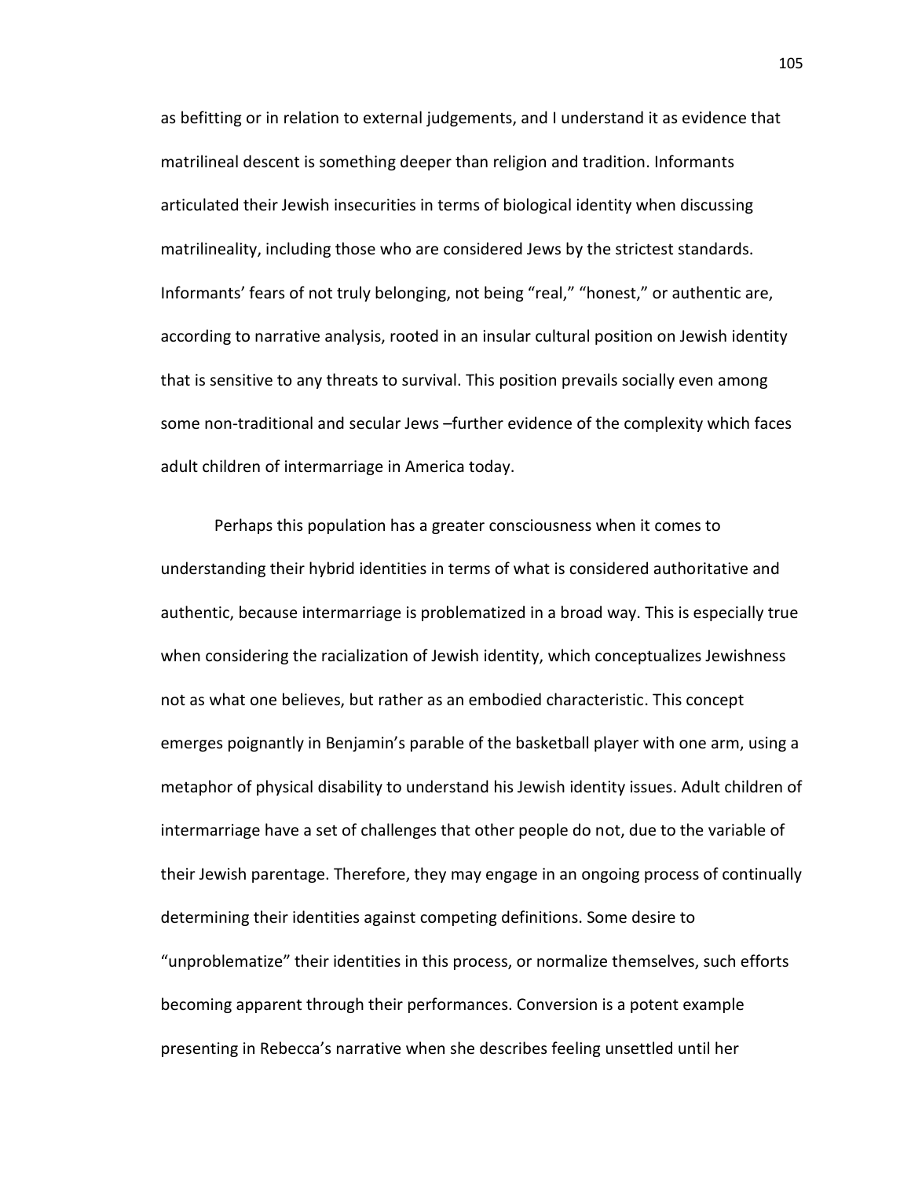as befitting or in relation to external judgements, and I understand it as evidence that matrilineal descent is something deeper than religion and tradition. Informants articulated their Jewish insecurities in terms of biological identity when discussing matrilineality, including those who are considered Jews by the strictest standards. Informants' fears of not truly belonging, not being "real," "honest," or authentic are, according to narrative analysis, rooted in an insular cultural position on Jewish identity that is sensitive to any threats to survival. This position prevails socially even among some non-traditional and secular Jews –further evidence of the complexity which faces adult children of intermarriage in America today.

Perhaps this population has a greater consciousness when it comes to understanding their hybrid identities in terms of what is considered authoritative and authentic, because intermarriage is problematized in a broad way. This is especially true when considering the racialization of Jewish identity, which conceptualizes Jewishness not as what one believes, but rather as an embodied characteristic. This concept emerges poignantly in Benjamin's parable of the basketball player with one arm, using a metaphor of physical disability to understand his Jewish identity issues. Adult children of intermarriage have a set of challenges that other people do not, due to the variable of their Jewish parentage. Therefore, they may engage in an ongoing process of continually determining their identities against competing definitions. Some desire to "unproblematize" their identities in this process, or normalize themselves, such efforts becoming apparent through their performances. Conversion is a potent example presenting in Rebecca's narrative when she describes feeling unsettled until her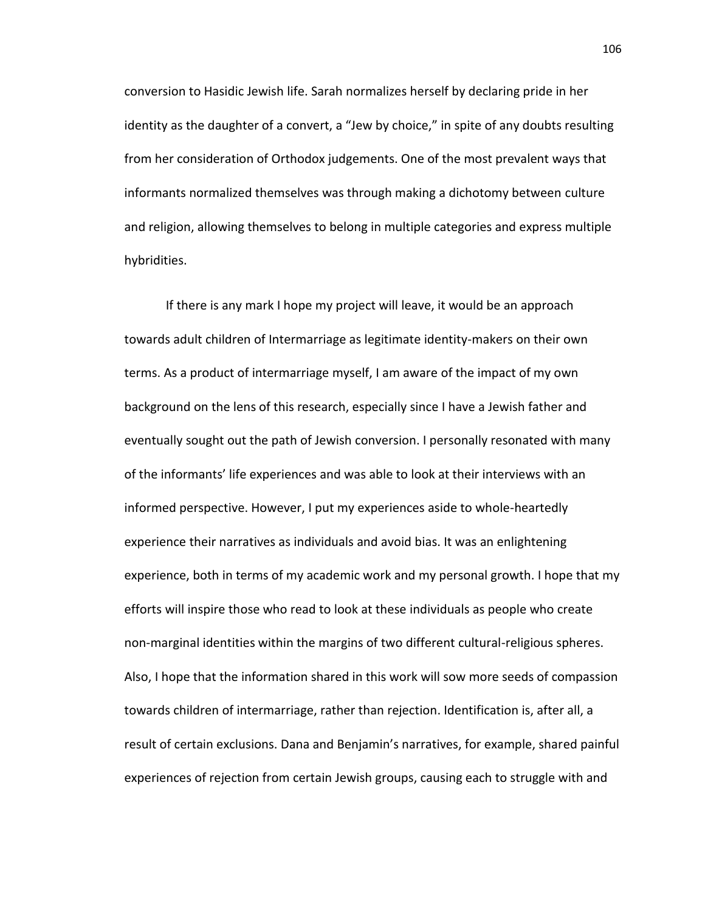conversion to Hasidic Jewish life. Sarah normalizes herself by declaring pride in her identity as the daughter of a convert, a "Jew by choice," in spite of any doubts resulting from her consideration of Orthodox judgements. One of the most prevalent ways that informants normalized themselves was through making a dichotomy between culture and religion, allowing themselves to belong in multiple categories and express multiple hybridities.

If there is any mark I hope my project will leave, it would be an approach towards adult children of Intermarriage as legitimate identity-makers on their own terms. As a product of intermarriage myself, I am aware of the impact of my own background on the lens of this research, especially since I have a Jewish father and eventually sought out the path of Jewish conversion. I personally resonated with many of the informants' life experiences and was able to look at their interviews with an informed perspective. However, I put my experiences aside to whole-heartedly experience their narratives as individuals and avoid bias. It was an enlightening experience, both in terms of my academic work and my personal growth. I hope that my efforts will inspire those who read to look at these individuals as people who create non-marginal identities within the margins of two different cultural-religious spheres. Also, I hope that the information shared in this work will sow more seeds of compassion towards children of intermarriage, rather than rejection. Identification is, after all, a result of certain exclusions. Dana and Benjamin's narratives, for example, shared painful experiences of rejection from certain Jewish groups, causing each to struggle with and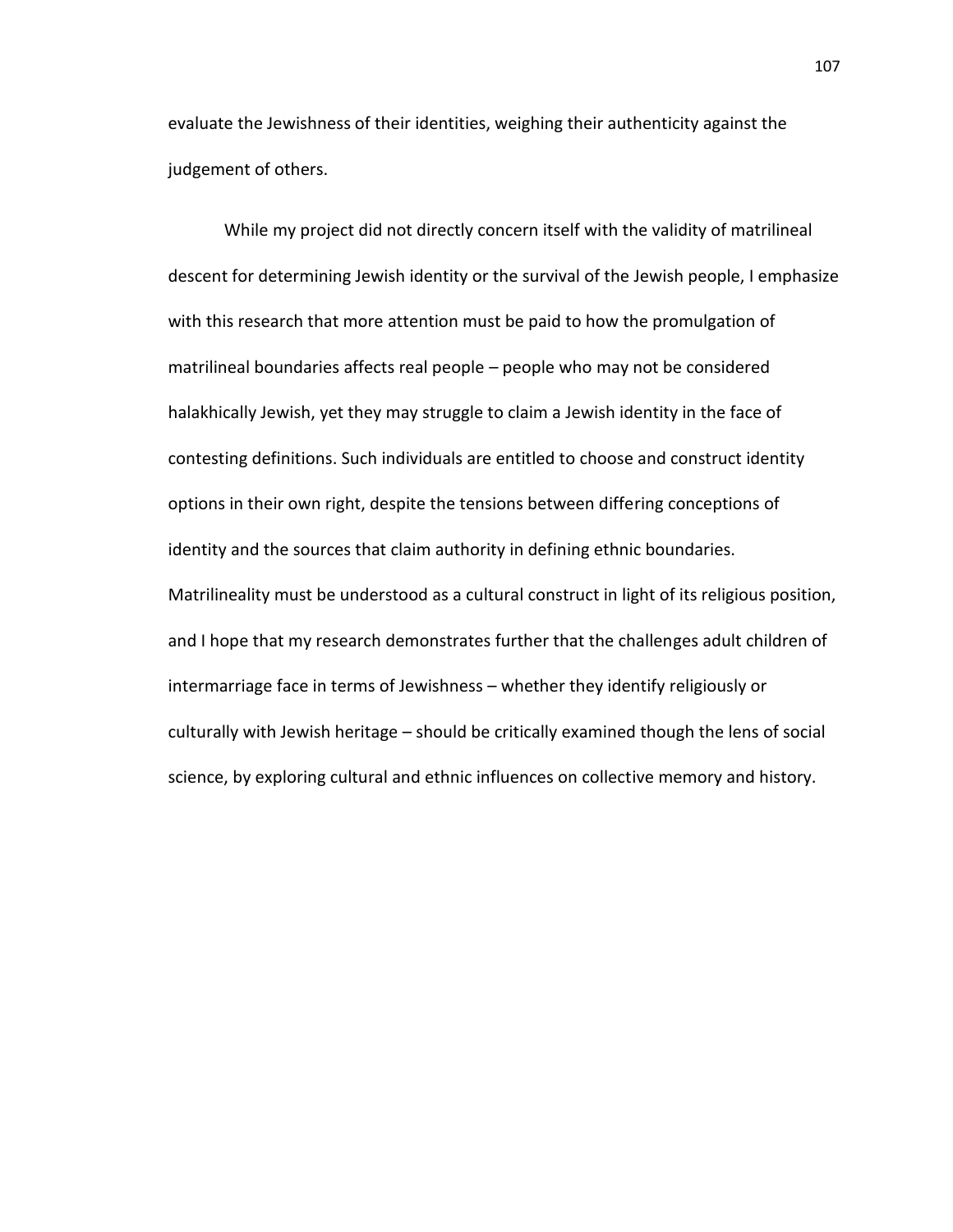evaluate the Jewishness of their identities, weighing their authenticity against the judgement of others.

While my project did not directly concern itself with the validity of matrilineal descent for determining Jewish identity or the survival of the Jewish people, I emphasize with this research that more attention must be paid to how the promulgation of matrilineal boundaries affects real people – people who may not be considered halakhically Jewish, yet they may struggle to claim a Jewish identity in the face of contesting definitions. Such individuals are entitled to choose and construct identity options in their own right, despite the tensions between differing conceptions of identity and the sources that claim authority in defining ethnic boundaries. Matrilineality must be understood as a cultural construct in light of its religious position, and I hope that my research demonstrates further that the challenges adult children of intermarriage face in terms of Jewishness – whether they identify religiously or culturally with Jewish heritage – should be critically examined though the lens of social science, by exploring cultural and ethnic influences on collective memory and history.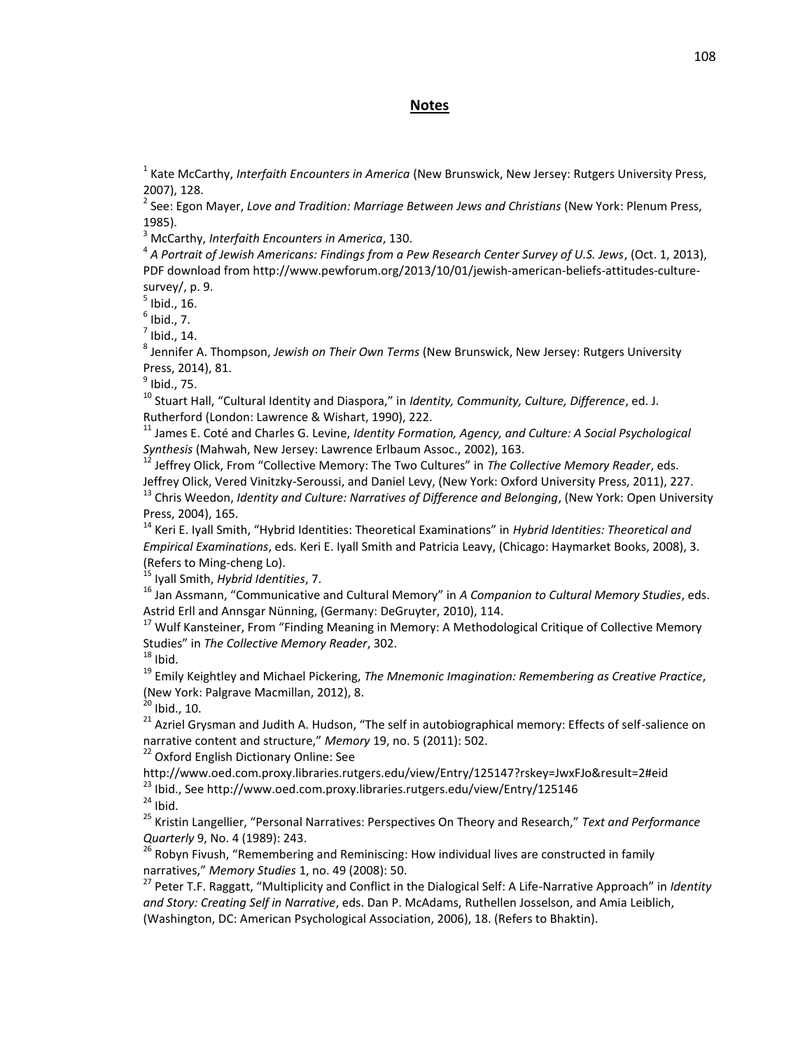## Notes

[1] Kate McCarthy, *Interfaith Encounters in America* (New Brunswick, New Jersey: Rutgers University Press, 2007), 128.
[2] See: Egon Mayer, *Love and Tradition: Marriage Between Jews and Christians* (New York: Plenum Press, 1985).
[3] McCarthy, *Interfaith Encounters in America*, 130.
[4] *A Portrait of Jewish Americans: Findings from a Pew Research Center Survey of U.S. Jews*, (Oct. 1, 2013), PDF download from http://www.pewforum.org/2013/10/01/jewish-american-beliefs-attitudes-culture-survey/, p. 9.
[5] Ibid., 16.
[6] Ibid., 7.
[7] Ibid., 14.
[8] Jennifer A. Thompson, *Jewish on Their Own Terms* (New Brunswick, New Jersey: Rutgers University Press, 2014), 81.
[9] Ibid., 75.
[10] Stuart Hall, "Cultural Identity and Diaspora," in *Identity, Community, Culture, Difference*, ed. J. Rutherford (London: Lawrence & Wishart, 1990), 222.
[11] James E. Coté and Charles G. Levine, *Identity Formation, Agency, and Culture: A Social Psychological Synthesis* (Mahwah, New Jersey: Lawrence Erlbaum Assoc., 2002), 163.
[12] Jeffrey Olick, From "Collective Memory: The Two Cultures" in *The Collective Memory Reader*, eds. Jeffrey Olick, Vered Vinitzky-Seroussi, and Daniel Levy, (New York: Oxford University Press, 2011), 227.
[13] Chris Weedon, *Identity and Culture: Narratives of Difference and Belonging*, (New York: Open University Press, 2004), 165.
[14] Keri E. Iyall Smith, "Hybrid Identities: Theoretical Examinations" in *Hybrid Identities: Theoretical and Empirical Examinations*, eds. Keri E. Iyall Smith and Patricia Leavy, (Chicago: Haymarket Books, 2008), 3. (Refers to Ming-cheng Lo).
[15] Iyall Smith, *Hybrid Identities*, 7.
[16] Jan Assmann, "Communicative and Cultural Memory" in *A Companion to Cultural Memory Studies*, eds. Astrid Erll and Annsgar Nünning, (Germany: DeGruyter, 2010), 114.
[17] Wulf Kansteiner, From "Finding Meaning in Memory: A Methodological Critique of Collective Memory Studies" in *The Collective Memory Reader*, 302.
[18] Ibid.
[19] Emily Keightley and Michael Pickering, *The Mnemonic Imagination: Remembering as Creative Practice*, (New York: Palgrave Macmillan, 2012), 8.
[20] Ibid., 10.
[21] Azriel Grysman and Judith A. Hudson, "The self in autobiographical memory: Effects of self-salience on narrative content and structure," *Memory* 19, no. 5 (2011): 502.
[22] Oxford English Dictionary Online: See http://www.oed.com.proxy.libraries.rutgers.edu/view/Entry/125147?rskey=JwxFJo&result=2#eid
[23] Ibid., See http://www.oed.com.proxy.libraries.rutgers.edu/view/Entry/125146
[24] Ibid.
[25] Kristin Langellier, "Personal Narratives: Perspectives On Theory and Research," *Text and Performance Quarterly* 9, No. 4 (1989): 243.
[26] Robyn Fivush, "Remembering and Reminiscing: How individual lives are constructed in family narratives," *Memory Studies* 1, no. 49 (2008): 50.
[27] Peter T.F. Raggatt, "Multiplicity and Conflict in the Dialogical Self: A Life-Narrative Approach" in *Identity and Story: Creating Self in Narrative*, eds. Dan P. McAdams, Ruthellen Josselson, and Amia Leiblich, (Washington, DC: American Psychological Association, 2006), 18. (Refers to Bhaktin).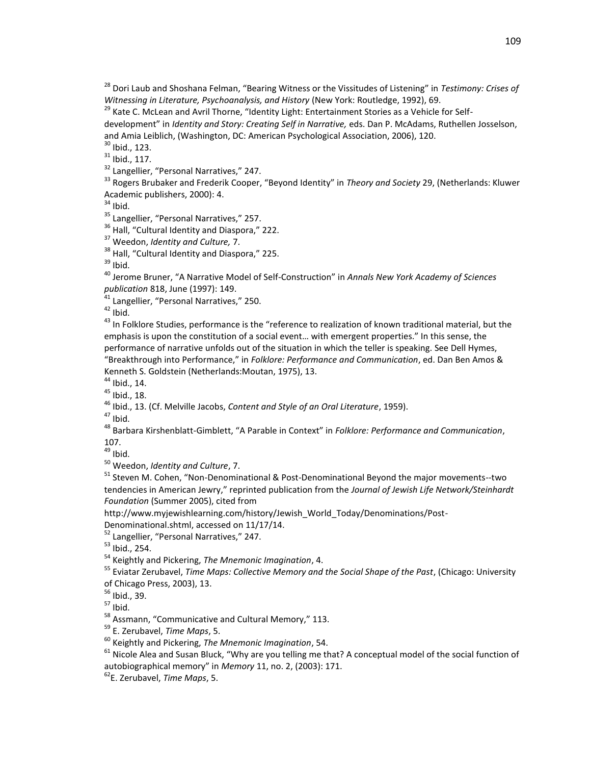[28] Dori Laub and Shoshana Felman, "Bearing Witness or the Vissitudes of Listening" in *Testimony: Crises of Witnessing in Literature, Psychoanalysis, and History* (New York: Routledge, 1992), 69.
[29] Kate C. McLean and Avril Thorne, "Identity Light: Entertainment Stories as a Vehicle for Self-development" in *Identity and Story: Creating Self in Narrative,* eds. Dan P. McAdams, Ruthellen Josselson, and Amia Leiblich, (Washington, DC: American Psychological Association, 2006), 120.
[30] Ibid., 123.
[31] Ibid., 117.
[32] Langellier, "Personal Narratives," 247.
[33] Rogers Brubaker and Frederik Cooper, "Beyond Identity" in *Theory and Society* 29, (Netherlands: Kluwer Academic publishers, 2000): 4.
[34] Ibid.
[35] Langellier, "Personal Narratives," 257.
[36] Hall, "Cultural Identity and Diaspora," 222.
[37] Weedon, *Identity and Culture,* 7.
[38] Hall, "Cultural Identity and Diaspora," 225.
[39] Ibid.
[40] Jerome Bruner, "A Narrative Model of Self-Construction" in *Annals New York Academy of Sciences publication* 818, June (1997): 149.
[41] Langellier, "Personal Narratives," 250.
[42] Ibid.
[43] In Folklore Studies, performance is the "reference to realization of known traditional material, but the emphasis is upon the constitution of a social event… with emergent properties." In this sense, the performance of narrative unfolds out of the situation in which the teller is speaking. See Dell Hymes, "Breakthrough into Performance," in *Folklore: Performance and Communication*, ed. Dan Ben Amos & Kenneth S. Goldstein (Netherlands:Moutan, 1975), 13.
[44] Ibid., 14.
[45] Ibid., 18.
[46] Ibid., 13. (Cf. Melville Jacobs, *Content and Style of an Oral Literature*, 1959).
[47] Ibid.
[48] Barbara Kirshenblatt-Gimblett, "A Parable in Context" in *Folklore: Performance and Communication*, 107.
[49] Ibid.
[50] Weedon, *Identity and Culture*, 7.
[51] Steven M. Cohen, "Non-Denominational & Post-Denominational Beyond the major movements--two tendencies in American Jewry," reprinted publication from the *Journal of Jewish Life Network/Steinhardt Foundation* (Summer 2005), cited from http://www.myjewishlearning.com/history/Jewish_World_Today/Denominations/Post-Denominational.shtml, accessed on 11/17/14.
[52] Langellier, "Personal Narratives," 247.
[53] Ibid., 254.
[54] Keightly and Pickering, *The Mnemonic Imagination*, 4.
[55] Eviatar Zerubavel, *Time Maps: Collective Memory and the Social Shape of the Past*, (Chicago: University of Chicago Press, 2003), 13.
[56] Ibid., 39.
[57] Ibid.
[58] Assmann, "Communicative and Cultural Memory," 113.
[59] E. Zerubavel, *Time Maps*, 5.
[60] Keightly and Pickering, *The Mnemonic Imagination*, 54.
[61] Nicole Alea and Susan Bluck, "Why are you telling me that? A conceptual model of the social function of autobiographical memory" in *Memory* 11, no. 2, (2003): 171.
[62] E. Zerubavel, *Time Maps*, 5.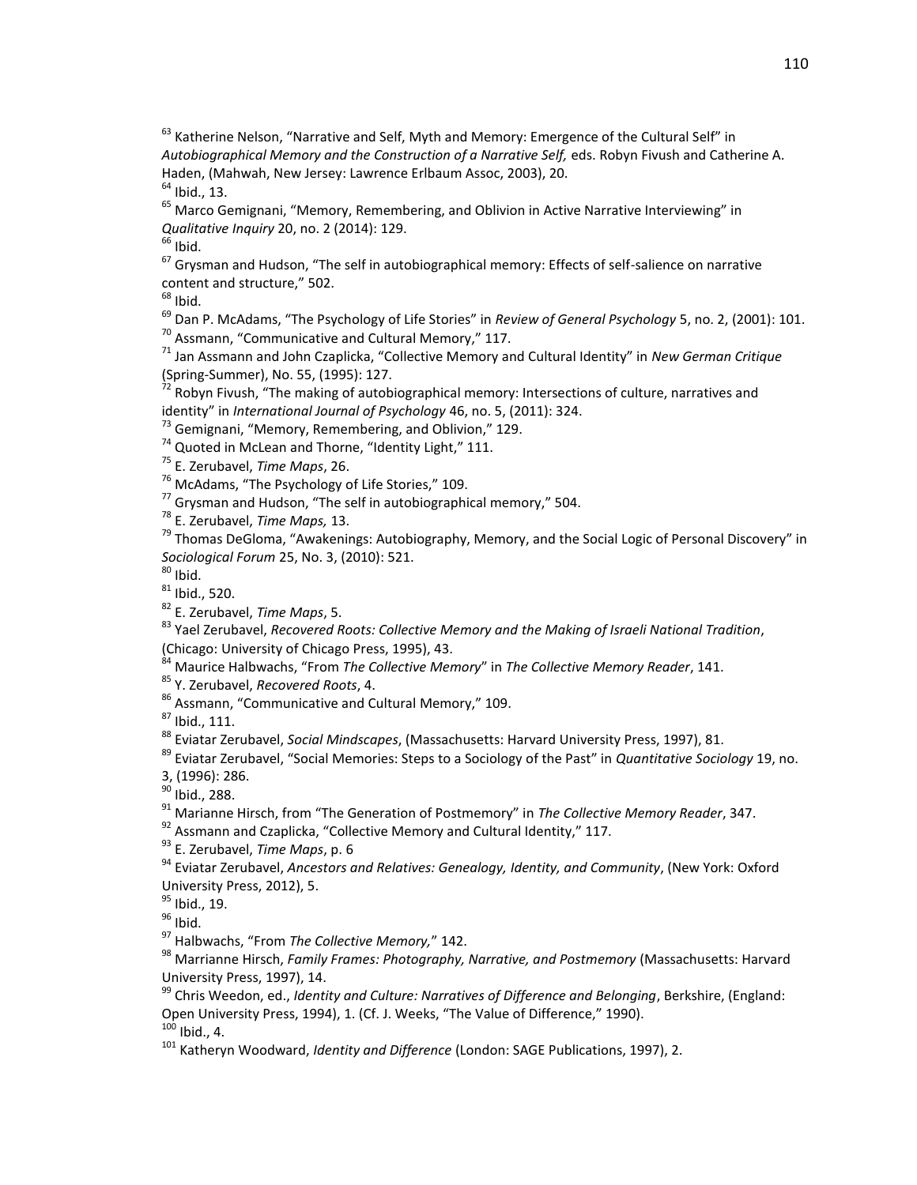[63] Katherine Nelson, "Narrative and Self, Myth and Memory: Emergence of the Cultural Self" in *Autobiographical Memory and the Construction of a Narrative Self,* eds. Robyn Fivush and Catherine A. Haden, (Mahwah, New Jersey: Lawrence Erlbaum Assoc, 2003), 20.
[64] Ibid., 13.
[65] Marco Gemignani, "Memory, Remembering, and Oblivion in Active Narrative Interviewing" in *Qualitative Inquiry* 20, no. 2 (2014): 129.
[66] Ibid.
[67] Grysman and Hudson, "The self in autobiographical memory: Effects of self-salience on narrative content and structure," 502.
[68] Ibid.
[69] Dan P. McAdams, "The Psychology of Life Stories" in *Review of General Psychology* 5, no. 2, (2001): 101.
[70] Assmann, "Communicative and Cultural Memory," 117.
[71] Jan Assmann and John Czaplicka, "Collective Memory and Cultural Identity" in *New German Critique* (Spring-Summer), No. 55, (1995): 127.
[72] Robyn Fivush, "The making of autobiographical memory: Intersections of culture, narratives and identity" in *International Journal of Psychology* 46, no. 5, (2011): 324.
[73] Gemignani, "Memory, Remembering, and Oblivion," 129.
[74] Quoted in McLean and Thorne, "Identity Light," 111.
[75] E. Zerubavel, *Time Maps*, 26.
[76] McAdams, "The Psychology of Life Stories," 109.
[77] Grysman and Hudson, "The self in autobiographical memory," 504.
[78] E. Zerubavel, *Time Maps,* 13.
[79] Thomas DeGloma, "Awakenings: Autobiography, Memory, and the Social Logic of Personal Discovery" in *Sociological Forum* 25, No. 3, (2010): 521.
[80] Ibid.
[81] Ibid., 520.
[82] E. Zerubavel, *Time Maps*, 5.
[83] Yael Zerubavel, *Recovered Roots: Collective Memory and the Making of Israeli National Tradition*, (Chicago: University of Chicago Press, 1995), 43.
[84] Maurice Halbwachs, "From *The Collective Memory*" in *The Collective Memory Reader*, 141.
[85] Y. Zerubavel, *Recovered Roots*, 4.
[86] Assmann, "Communicative and Cultural Memory," 109.
[87] Ibid., 111.
[88] Eviatar Zerubavel, *Social Mindscapes*, (Massachusetts: Harvard University Press, 1997), 81.
[89] Eviatar Zerubavel, "Social Memories: Steps to a Sociology of the Past" in *Quantitative Sociology* 19, no. 3, (1996): 286.
[90] Ibid., 288.
[91] Marianne Hirsch, from "The Generation of Postmemory" in *The Collective Memory Reader*, 347.
[92] Assmann and Czaplicka, "Collective Memory and Cultural Identity," 117.
[93] E. Zerubavel, *Time Maps*, p. 6
[94] Eviatar Zerubavel, *Ancestors and Relatives: Genealogy, Identity, and Community*, (New York: Oxford University Press, 2012), 5.
[95] Ibid., 19.
[96] Ibid.
[97] Halbwachs, "From *The Collective Memory,*" 142.
[98] Marrianne Hirsch, *Family Frames: Photography, Narrative, and Postmemory* (Massachusetts: Harvard University Press, 1997), 14.
[99] Chris Weedon, ed., *Identity and Culture: Narratives of Difference and Belonging*, Berkshire, (England: Open University Press, 1994), 1. (Cf. J. Weeks, "The Value of Difference," 1990).
[100] Ibid., 4.
[101] Katheryn Woodward, *Identity and Difference* (London: SAGE Publications, 1997), 2.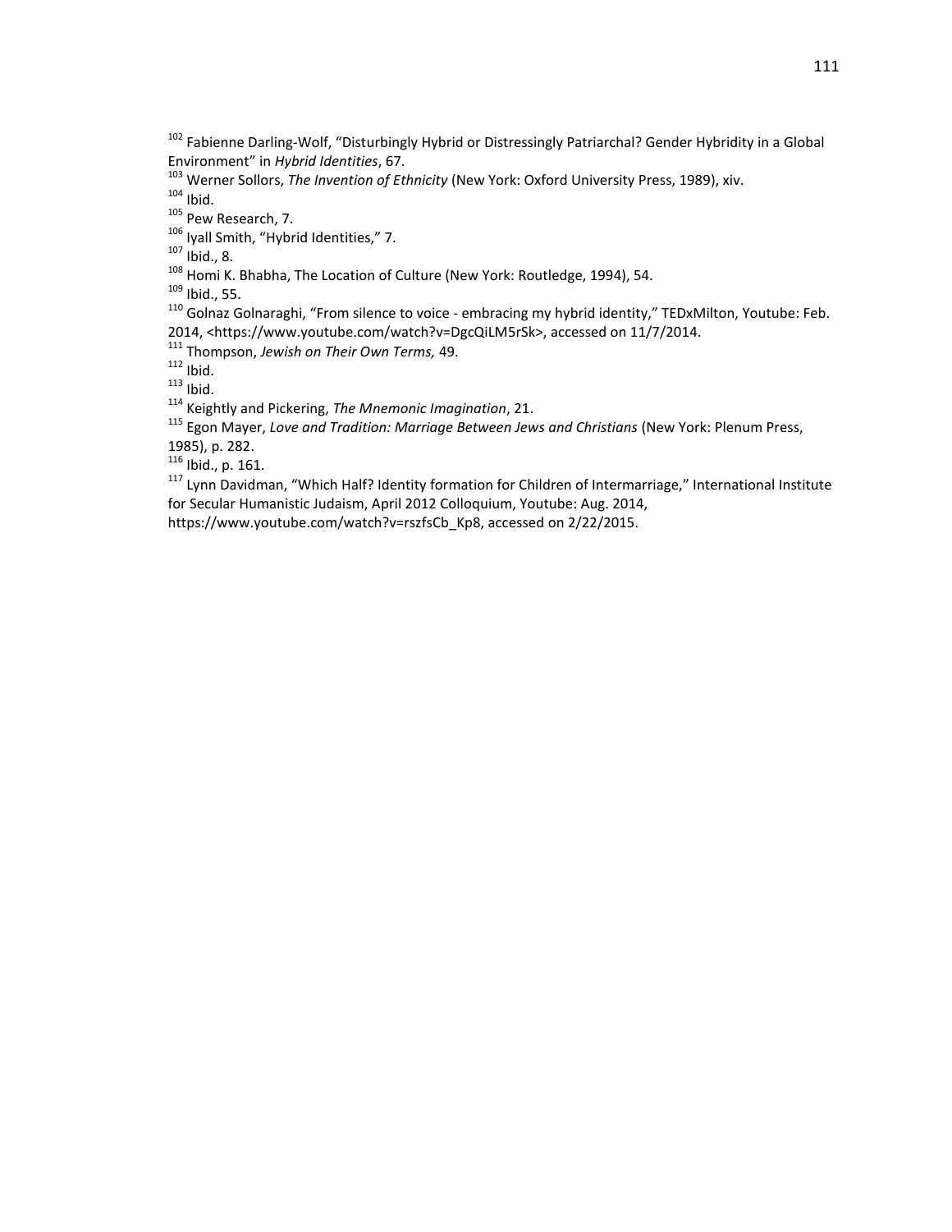[102] Fabienne Darling-Wolf, "Disturbingly Hybrid or Distressingly Patriarchal? Gender Hybridity in a Global Environment" in *Hybrid Identities*, 67.
[103] Werner Sollors, *The Invention of Ethnicity* (New York: Oxford University Press, 1989), xiv.
[104] Ibid.
[105] Pew Research, 7.
[106] Iyall Smith, "Hybrid Identities," 7.
[107] Ibid., 8.
[108] Homi K. Bhabha, The Location of Culture (New York: Routledge, 1994), 54.
[109] Ibid., 55.
[110] Golnaz Golnaraghi, "From silence to voice - embracing my hybrid identity," TEDxMilton, Youtube: Feb. 2014, <https://www.youtube.com/watch?v=DgcQiLM5rSk>, accessed on 11/7/2014.
[111] Thompson, *Jewish on Their Own Terms,* 49.
[112] Ibid.
[113] Ibid.
[114] Keightly and Pickering, *The Mnemonic Imagination*, 21.
[115] Egon Mayer, *Love and Tradition: Marriage Between Jews and Christians* (New York: Plenum Press, 1985), p. 282.
[116] Ibid., p. 161.
[117] Lynn Davidman, "Which Half? Identity formation for Children of Intermarriage," International Institute for Secular Humanistic Judaism, April 2012 Colloquium, Youtube: Aug. 2014, https://www.youtube.com/watch?v=rszfsCb_Kp8, accessed on 2/22/2015.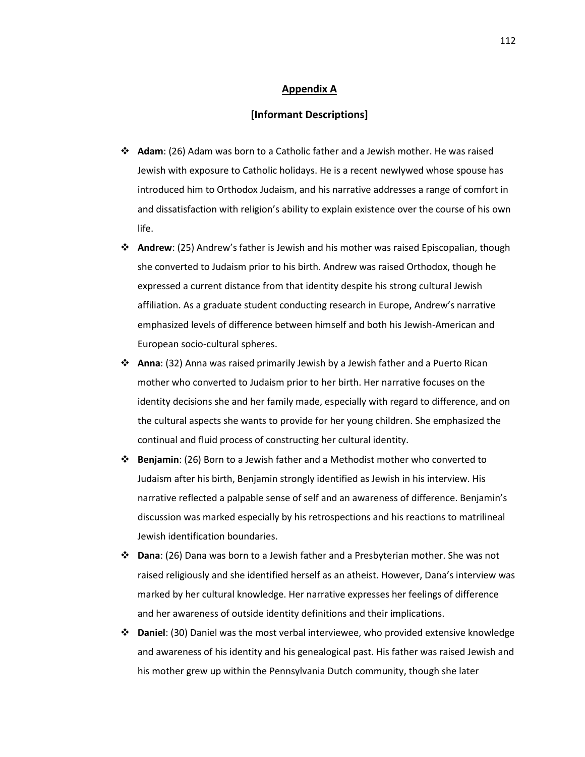## Appendix A

### [Informant Descriptions]

- **Adam**: (26) Adam was born to a Catholic father and a Jewish mother. He was raised Jewish with exposure to Catholic holidays. He is a recent newlywed whose spouse has introduced him to Orthodox Judaism, and his narrative addresses a range of comfort in and dissatisfaction with religion's ability to explain existence over the course of his own life.
- **Andrew**: (25) Andrew's father is Jewish and his mother was raised Episcopalian, though she converted to Judaism prior to his birth. Andrew was raised Orthodox, though he expressed a current distance from that identity despite his strong cultural Jewish affiliation. As a graduate student conducting research in Europe, Andrew's narrative emphasized levels of difference between himself and both his Jewish-American and European socio-cultural spheres.
- **Anna**: (32) Anna was raised primarily Jewish by a Jewish father and a Puerto Rican mother who converted to Judaism prior to her birth. Her narrative focuses on the identity decisions she and her family made, especially with regard to difference, and on the cultural aspects she wants to provide for her young children. She emphasized the continual and fluid process of constructing her cultural identity.
- **Benjamin**: (26) Born to a Jewish father and a Methodist mother who converted to Judaism after his birth, Benjamin strongly identified as Jewish in his interview. His narrative reflected a palpable sense of self and an awareness of difference. Benjamin's discussion was marked especially by his retrospections and his reactions to matrilineal Jewish identification boundaries.
- **Dana**: (26) Dana was born to a Jewish father and a Presbyterian mother. She was not raised religiously and she identified herself as an atheist. However, Dana's interview was marked by her cultural knowledge. Her narrative expresses her feelings of difference and her awareness of outside identity definitions and their implications.
- **Daniel**: (30) Daniel was the most verbal interviewee, who provided extensive knowledge and awareness of his identity and his genealogical past. His father was raised Jewish and his mother grew up within the Pennsylvania Dutch community, though she later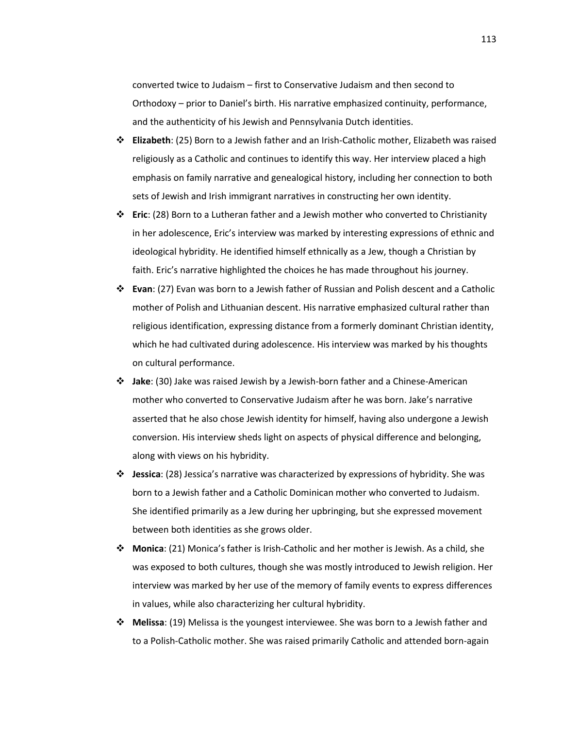converted twice to Judaism – first to Conservative Judaism and then second to Orthodoxy – prior to Daniel's birth. His narrative emphasized continuity, performance, and the authenticity of his Jewish and Pennsylvania Dutch identities.

- **Elizabeth**: (25) Born to a Jewish father and an Irish-Catholic mother, Elizabeth was raised religiously as a Catholic and continues to identify this way. Her interview placed a high emphasis on family narrative and genealogical history, including her connection to both sets of Jewish and Irish immigrant narratives in constructing her own identity.
- **Eric**: (28) Born to a Lutheran father and a Jewish mother who converted to Christianity in her adolescence, Eric's interview was marked by interesting expressions of ethnic and ideological hybridity. He identified himself ethnically as a Jew, though a Christian by faith. Eric's narrative highlighted the choices he has made throughout his journey.
- **Evan**: (27) Evan was born to a Jewish father of Russian and Polish descent and a Catholic mother of Polish and Lithuanian descent. His narrative emphasized cultural rather than religious identification, expressing distance from a formerly dominant Christian identity, which he had cultivated during adolescence. His interview was marked by his thoughts on cultural performance.
- **Jake**: (30) Jake was raised Jewish by a Jewish-born father and a Chinese-American mother who converted to Conservative Judaism after he was born. Jake's narrative asserted that he also chose Jewish identity for himself, having also undergone a Jewish conversion. His interview sheds light on aspects of physical difference and belonging, along with views on his hybridity.
- **Jessica**: (28) Jessica's narrative was characterized by expressions of hybridity. She was born to a Jewish father and a Catholic Dominican mother who converted to Judaism. She identified primarily as a Jew during her upbringing, but she expressed movement between both identities as she grows older.
- **Monica**: (21) Monica's father is Irish-Catholic and her mother is Jewish. As a child, she was exposed to both cultures, though she was mostly introduced to Jewish religion. Her interview was marked by her use of the memory of family events to express differences in values, while also characterizing her cultural hybridity.
- **Melissa**: (19) Melissa is the youngest interviewee. She was born to a Jewish father and to a Polish-Catholic mother. She was raised primarily Catholic and attended born-again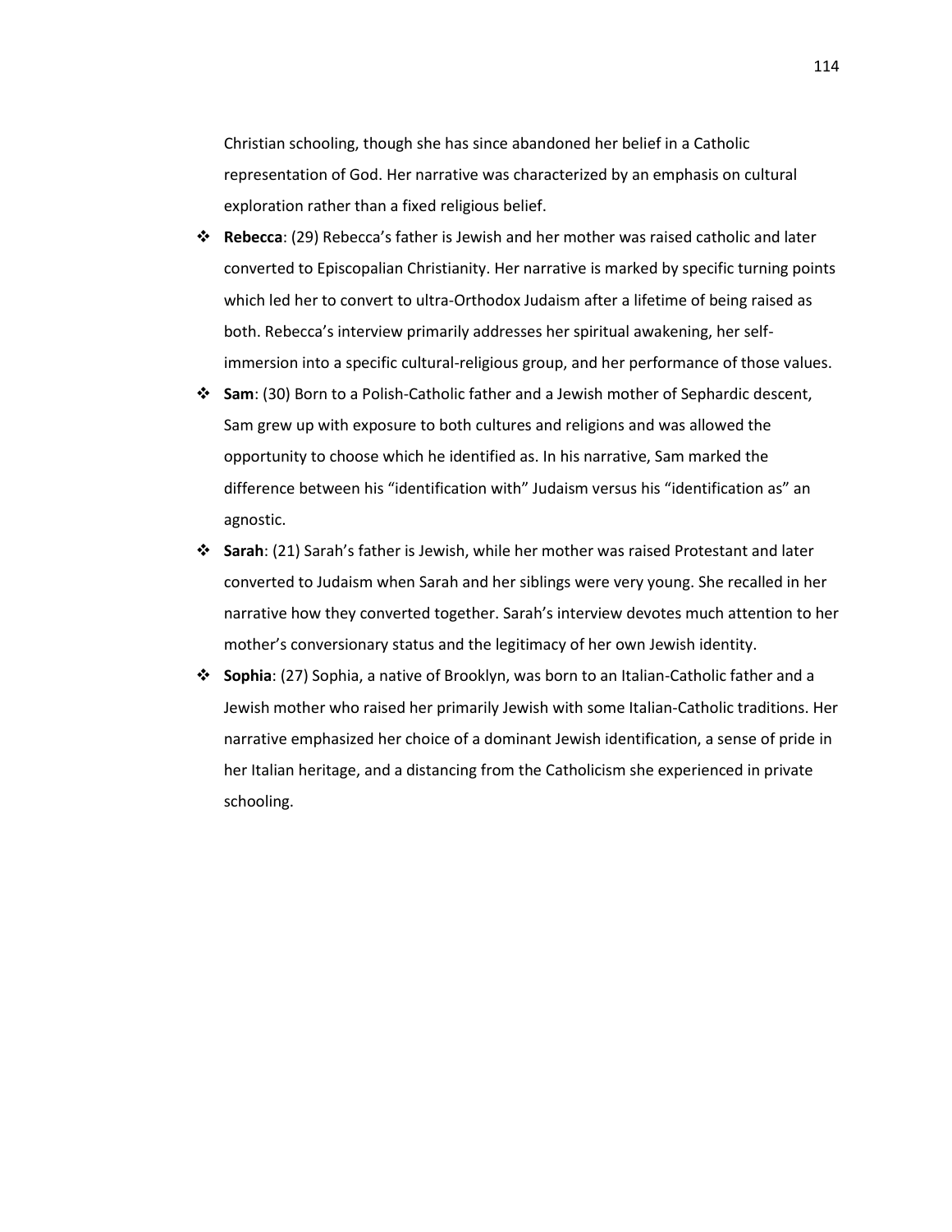Christian schooling, though she has since abandoned her belief in a Catholic representation of God. Her narrative was characterized by an emphasis on cultural exploration rather than a fixed religious belief.

- **Rebecca**: (29) Rebecca's father is Jewish and her mother was raised catholic and later converted to Episcopalian Christianity. Her narrative is marked by specific turning points which led her to convert to ultra-Orthodox Judaism after a lifetime of being raised as both. Rebecca's interview primarily addresses her spiritual awakening, her self-immersion into a specific cultural-religious group, and her performance of those values.
- **Sam**: (30) Born to a Polish-Catholic father and a Jewish mother of Sephardic descent, Sam grew up with exposure to both cultures and religions and was allowed the opportunity to choose which he identified as. In his narrative, Sam marked the difference between his "identification with" Judaism versus his "identification as" an agnostic.
- **Sarah**: (21) Sarah's father is Jewish, while her mother was raised Protestant and later converted to Judaism when Sarah and her siblings were very young. She recalled in her narrative how they converted together. Sarah's interview devotes much attention to her mother's conversionary status and the legitimacy of her own Jewish identity.
- **Sophia**: (27) Sophia, a native of Brooklyn, was born to an Italian-Catholic father and a Jewish mother who raised her primarily Jewish with some Italian-Catholic traditions. Her narrative emphasized her choice of a dominant Jewish identification, a sense of pride in her Italian heritage, and a distancing from the Catholicism she experienced in private schooling.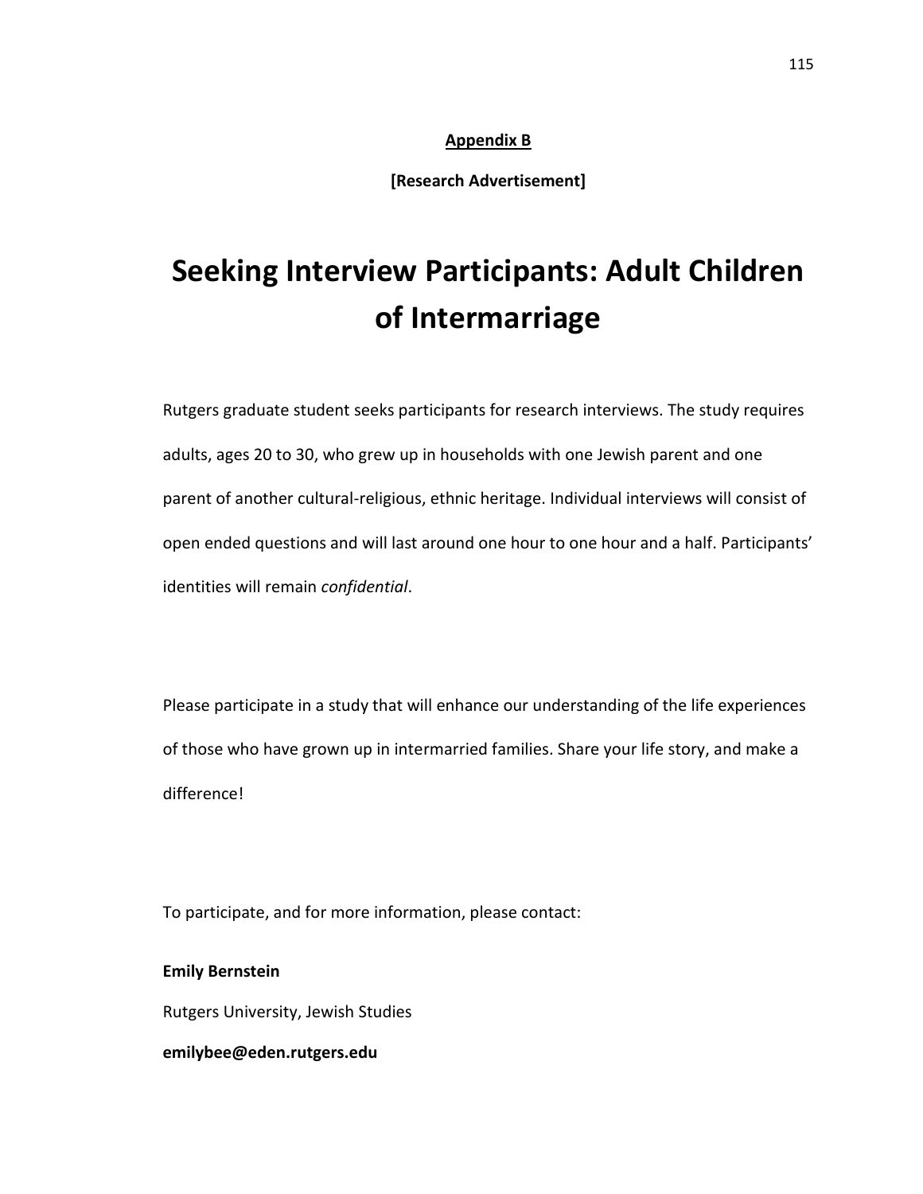**Appendix B**

**[Research Advertisement]**

# Seeking Interview Participants: Adult Children of Intermarriage

Rutgers graduate student seeks participants for research interviews. The study requires adults, ages 20 to 30, who grew up in households with one Jewish parent and one parent of another cultural-religious, ethnic heritage. Individual interviews will consist of open ended questions and will last around one hour to one hour and a half. Participants' identities will remain *confidential*.

Please participate in a study that will enhance our understanding of the life experiences of those who have grown up in intermarried families. Share your life story, and make a difference!

To participate, and for more information, please contact:

**Emily Bernstein**

Rutgers University, Jewish Studies

**emilybee@eden.rutgers.edu**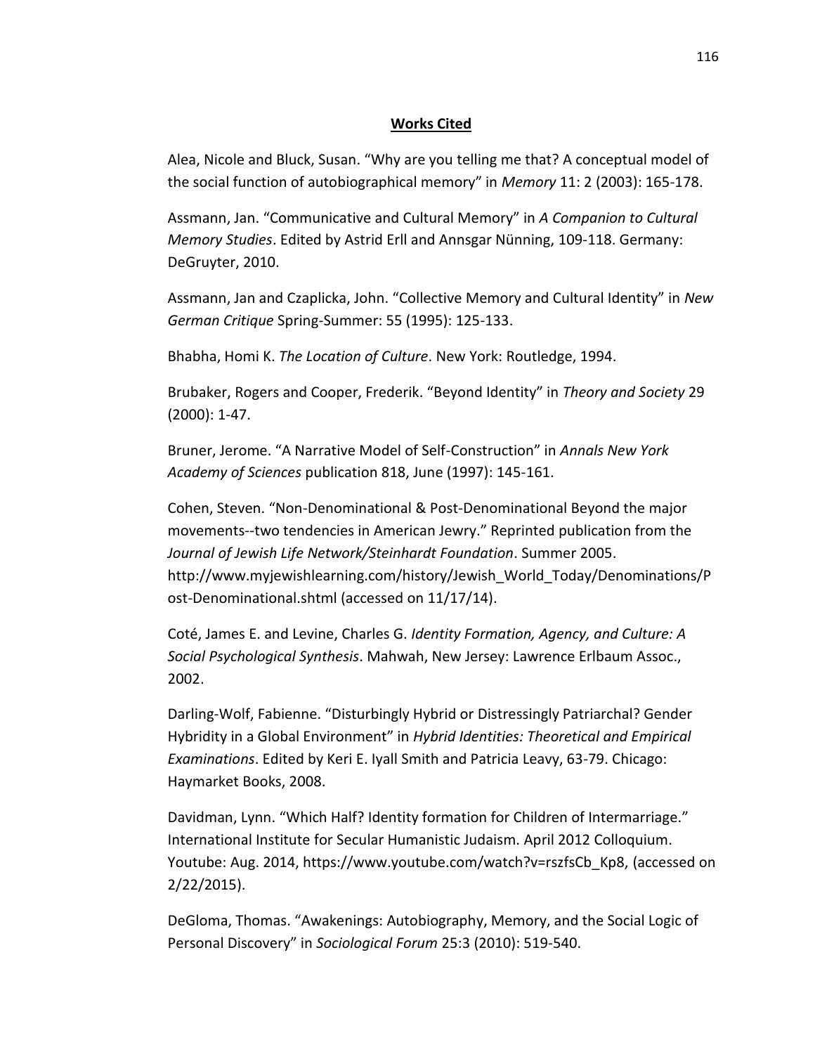## Works Cited

Alea, Nicole and Bluck, Susan. "Why are you telling me that? A conceptual model of the social function of autobiographical memory" in *Memory* 11: 2 (2003): 165-178.

Assmann, Jan. "Communicative and Cultural Memory" in *A Companion to Cultural Memory Studies*. Edited by Astrid Erll and Annsgar Nünning, 109-118. Germany: DeGruyter, 2010.

Assmann, Jan and Czaplicka, John. "Collective Memory and Cultural Identity" in *New German Critique* Spring-Summer: 55 (1995): 125-133.

Bhabha, Homi K. *The Location of Culture*. New York: Routledge, 1994.

Brubaker, Rogers and Cooper, Frederik. "Beyond Identity" in *Theory and Society* 29 (2000): 1-47.

Bruner, Jerome. "A Narrative Model of Self-Construction" in *Annals New York Academy of Sciences* publication 818, June (1997): 145-161.

Cohen, Steven. "Non-Denominational & Post-Denominational Beyond the major movements--two tendencies in American Jewry." Reprinted publication from the *Journal of Jewish Life Network/Steinhardt Foundation*. Summer 2005. http://www.myjewishlearning.com/history/Jewish_World_Today/Denominations/Post-Denominational.shtml (accessed on 11/17/14).

Coté, James E. and Levine, Charles G. *Identity Formation, Agency, and Culture: A Social Psychological Synthesis*. Mahwah, New Jersey: Lawrence Erlbaum Assoc., 2002.

Darling-Wolf, Fabienne. "Disturbingly Hybrid or Distressingly Patriarchal? Gender Hybridity in a Global Environment" in *Hybrid Identities: Theoretical and Empirical Examinations*. Edited by Keri E. Iyall Smith and Patricia Leavy, 63-79. Chicago: Haymarket Books, 2008.

Davidman, Lynn. "Which Half? Identity formation for Children of Intermarriage." International Institute for Secular Humanistic Judaism. April 2012 Colloquium. Youtube: Aug. 2014, https://www.youtube.com/watch?v=rszfsCb_Kp8, (accessed on 2/22/2015).

DeGloma, Thomas. "Awakenings: Autobiography, Memory, and the Social Logic of Personal Discovery" in *Sociological Forum* 25:3 (2010): 519-540.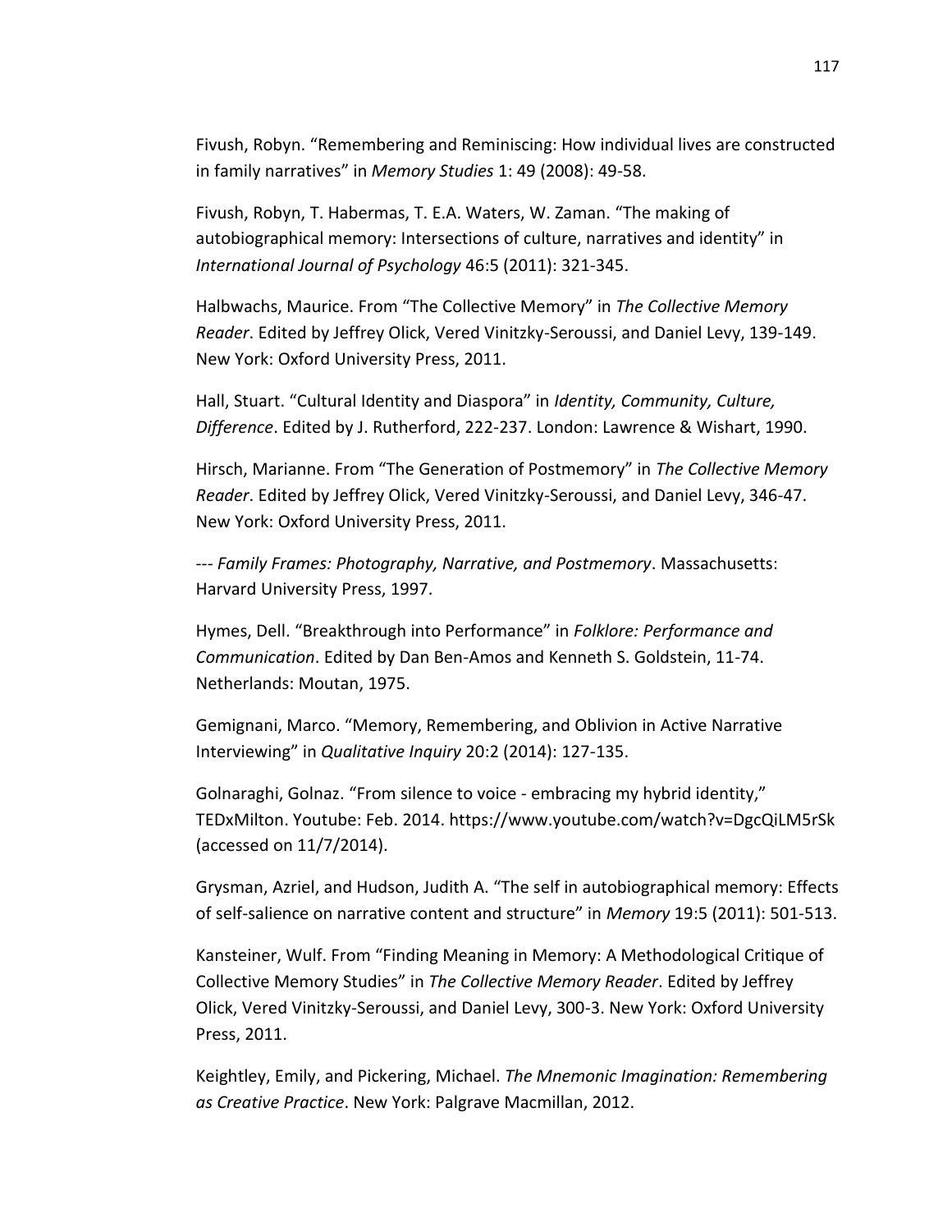Fivush, Robyn. "Remembering and Reminiscing: How individual lives are constructed in family narratives" in *Memory Studies* 1: 49 (2008): 49-58.

Fivush, Robyn, T. Habermas, T. E.A. Waters, W. Zaman. "The making of autobiographical memory: Intersections of culture, narratives and identity" in *International Journal of Psychology* 46:5 (2011): 321-345.

Halbwachs, Maurice. From "The Collective Memory" in *The Collective Memory Reader*. Edited by Jeffrey Olick, Vered Vinitzky-Seroussi, and Daniel Levy, 139-149. New York: Oxford University Press, 2011.

Hall, Stuart. "Cultural Identity and Diaspora" in *Identity, Community, Culture, Difference*. Edited by J. Rutherford, 222-237. London: Lawrence & Wishart, 1990.

Hirsch, Marianne. From "The Generation of Postmemory" in *The Collective Memory Reader*. Edited by Jeffrey Olick, Vered Vinitzky-Seroussi, and Daniel Levy, 346-47. New York: Oxford University Press, 2011.

--- *Family Frames: Photography, Narrative, and Postmemory*. Massachusetts: Harvard University Press, 1997.

Hymes, Dell. "Breakthrough into Performance" in *Folklore: Performance and Communication*. Edited by Dan Ben-Amos and Kenneth S. Goldstein, 11-74. Netherlands: Moutan, 1975.

Gemignani, Marco. "Memory, Remembering, and Oblivion in Active Narrative Interviewing" in *Qualitative Inquiry* 20:2 (2014): 127-135.

Golnaraghi, Golnaz. "From silence to voice - embracing my hybrid identity," TEDxMilton. Youtube: Feb. 2014. https://www.youtube.com/watch?v=DgcQiLM5rSk (accessed on 11/7/2014).

Grysman, Azriel, and Hudson, Judith A. "The self in autobiographical memory: Effects of self-salience on narrative content and structure" in *Memory* 19:5 (2011): 501-513.

Kansteiner, Wulf. From "Finding Meaning in Memory: A Methodological Critique of Collective Memory Studies" in *The Collective Memory Reader*. Edited by Jeffrey Olick, Vered Vinitzky-Seroussi, and Daniel Levy, 300-3. New York: Oxford University Press, 2011.

Keightley, Emily, and Pickering, Michael. *The Mnemonic Imagination: Remembering as Creative Practice*. New York: Palgrave Macmillan, 2012.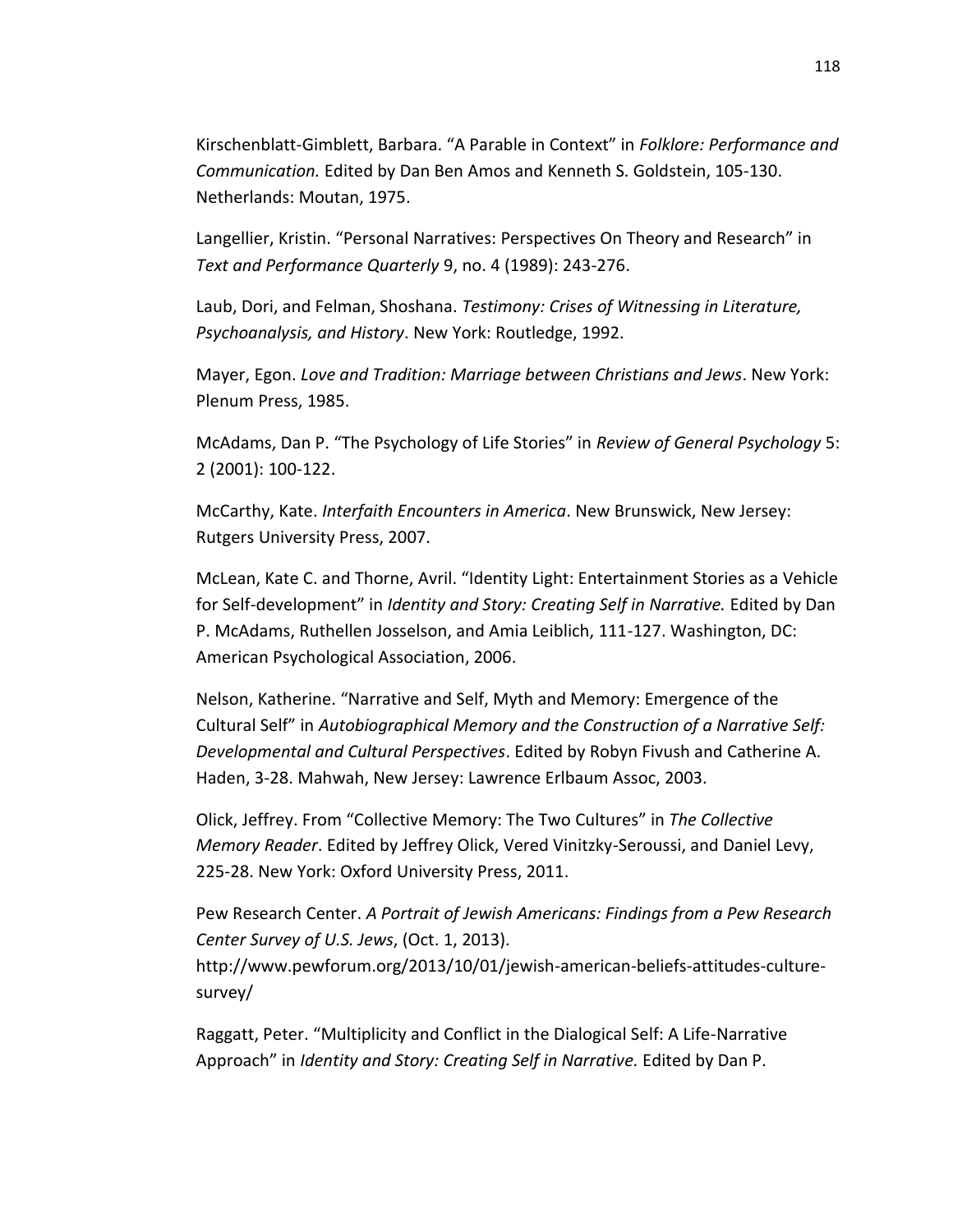Kirschenblatt-Gimblett, Barbara. “A Parable in Context” in *Folklore: Performance and Communication.* Edited by Dan Ben Amos and Kenneth S. Goldstein, 105-130. Netherlands: Moutan, 1975.

Langellier, Kristin. “Personal Narratives: Perspectives On Theory and Research” in *Text and Performance Quarterly* 9, no. 4 (1989): 243-276.

Laub, Dori, and Felman, Shoshana. *Testimony: Crises of Witnessing in Literature, Psychoanalysis, and History*. New York: Routledge, 1992.

Mayer, Egon. *Love and Tradition: Marriage between Christians and Jews*. New York: Plenum Press, 1985.

McAdams, Dan P. “The Psychology of Life Stories” in *Review of General Psychology* 5: 2 (2001): 100-122.

McCarthy, Kate. *Interfaith Encounters in America*. New Brunswick, New Jersey: Rutgers University Press, 2007.

McLean, Kate C. and Thorne, Avril. “Identity Light: Entertainment Stories as a Vehicle for Self-development” in *Identity and Story: Creating Self in Narrative.* Edited by Dan P. McAdams, Ruthellen Josselson, and Amia Leiblich, 111-127. Washington, DC: American Psychological Association, 2006.

Nelson, Katherine. “Narrative and Self, Myth and Memory: Emergence of the Cultural Self” in *Autobiographical Memory and the Construction of a Narrative Self: Developmental and Cultural Perspectives*. Edited by Robyn Fivush and Catherine A. Haden, 3-28. Mahwah, New Jersey: Lawrence Erlbaum Assoc, 2003.

Olick, Jeffrey. From “Collective Memory: The Two Cultures” in *The Collective Memory Reader*. Edited by Jeffrey Olick, Vered Vinitzky-Seroussi, and Daniel Levy, 225-28. New York: Oxford University Press, 2011.

Pew Research Center. *A Portrait of Jewish Americans: Findings from a Pew Research Center Survey of U.S. Jews*, (Oct. 1, 2013). http://www.pewforum.org/2013/10/01/jewish-american-beliefs-attitudes-culture-survey/

Raggatt, Peter. “Multiplicity and Conflict in the Dialogical Self: A Life-Narrative Approach” in *Identity and Story: Creating Self in Narrative.* Edited by Dan P.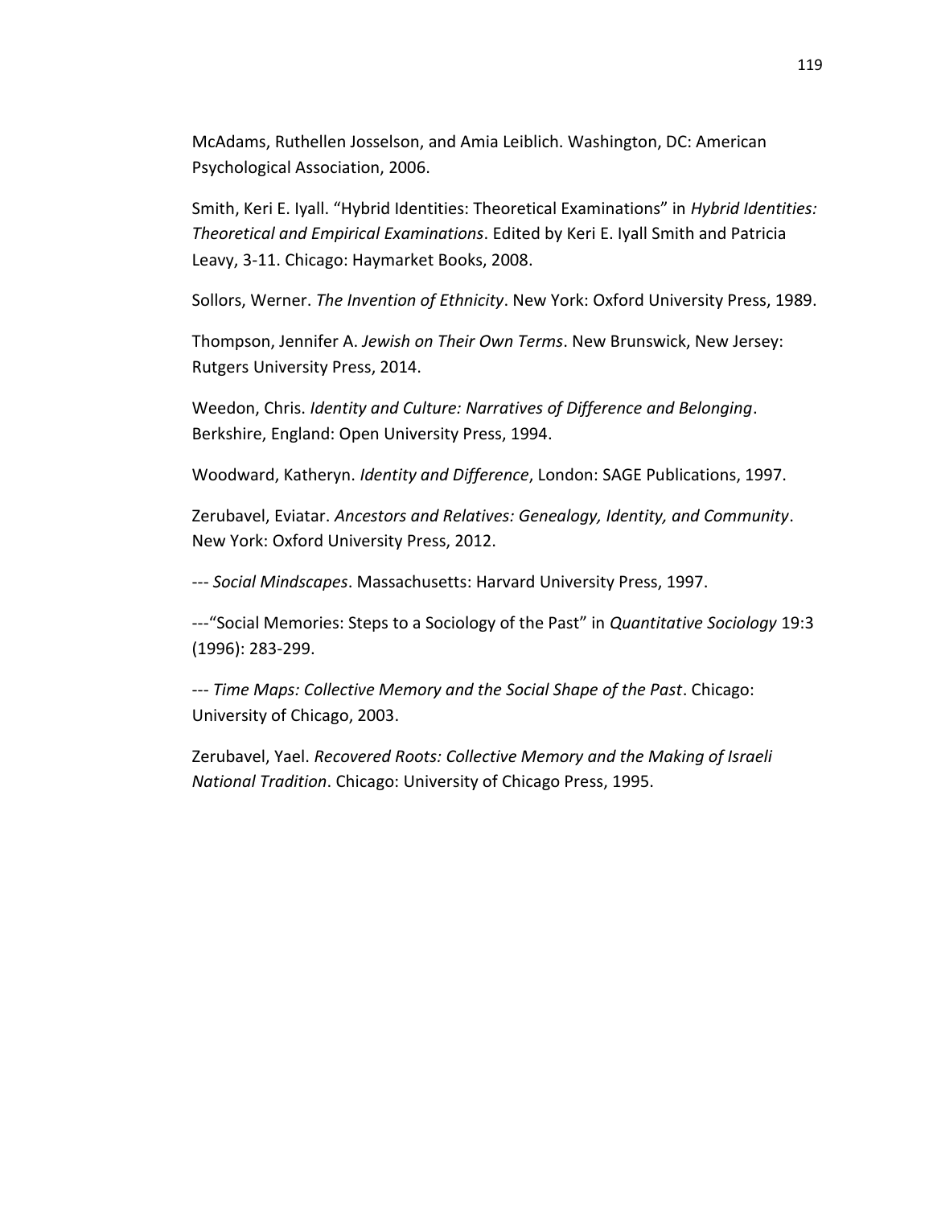McAdams, Ruthellen Josselson, and Amia Leiblich. Washington, DC: American Psychological Association, 2006.

Smith, Keri E. Iyall. "Hybrid Identities: Theoretical Examinations" in *Hybrid Identities: Theoretical and Empirical Examinations*. Edited by Keri E. Iyall Smith and Patricia Leavy, 3-11. Chicago: Haymarket Books, 2008.

Sollors, Werner. *The Invention of Ethnicity*. New York: Oxford University Press, 1989.

Thompson, Jennifer A. *Jewish on Their Own Terms*. New Brunswick, New Jersey: Rutgers University Press, 2014.

Weedon, Chris. *Identity and Culture: Narratives of Difference and Belonging*. Berkshire, England: Open University Press, 1994.

Woodward, Katheryn. *Identity and Difference*, London: SAGE Publications, 1997.

Zerubavel, Eviatar. *Ancestors and Relatives: Genealogy, Identity, and Community*. New York: Oxford University Press, 2012.

--- *Social Mindscapes*. Massachusetts: Harvard University Press, 1997.

---"Social Memories: Steps to a Sociology of the Past" in *Quantitative Sociology* 19:3 (1996): 283-299.

--- *Time Maps: Collective Memory and the Social Shape of the Past*. Chicago: University of Chicago, 2003.

Zerubavel, Yael. *Recovered Roots: Collective Memory and the Making of Israeli National Tradition*. Chicago: University of Chicago Press, 1995.